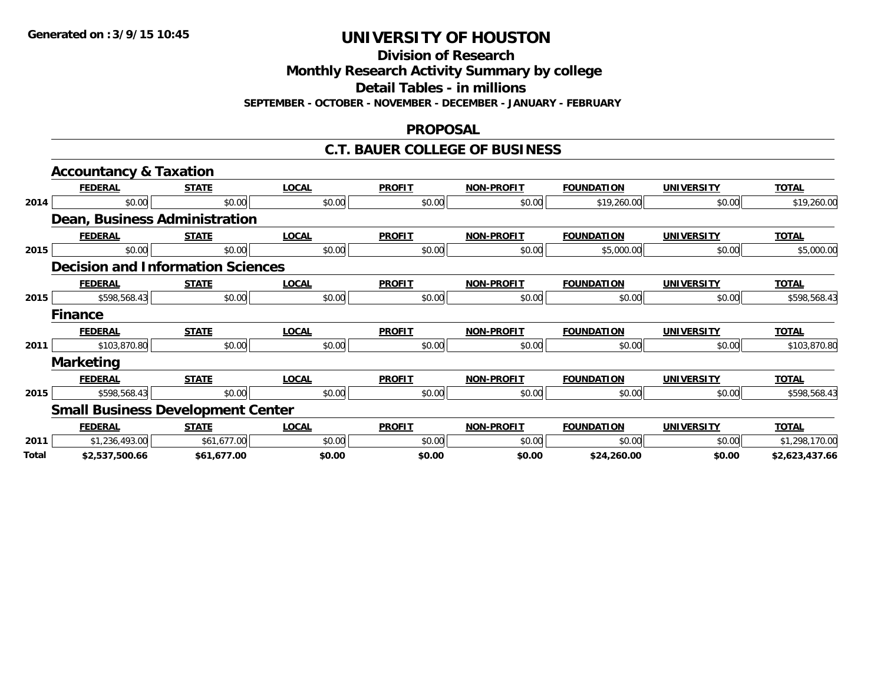**Generated on :3/9/15 10:45**

# UNIVERSITY OF HOUSTON

## Division of Research

## Monthly Research Activity Summary by college

## Detail Tables - in millions

**SEPTEMBER - OCTOBER - NOVEMBER - DECEMBER - JANUARY - FEBRUARY**

## PROPOSAL

## C.T. BAUER COLLEGE OF BUSINESS

### Accountancy & Taxation

| | FEDERAL | STATE | LOCAL | PROFIT | NON-PROFIT | FOUNDATION | UNIVERSITY | TOTAL |
|---|---|---|---|---|---|---|---|---|
| 2014 | $0.00 | $0.00 | $0.00 | $0.00 | $0.00 | $19,260.00 | $0.00 | $19,260.00 |

### Dean, Business Administration

| | FEDERAL | STATE | LOCAL | PROFIT | NON-PROFIT | FOUNDATION | UNIVERSITY | TOTAL |
|---|---|---|---|---|---|---|---|---|
| 2015 | $0.00 | $0.00 | $0.00 | $0.00 | $0.00 | $5,000.00 | $0.00 | $5,000.00 |

### Decision and Information Sciences

| | FEDERAL | STATE | LOCAL | PROFIT | NON-PROFIT | FOUNDATION | UNIVERSITY | TOTAL |
|---|---|---|---|---|---|---|---|---|
| 2015 | $598,568.43 | $0.00 | $0.00 | $0.00 | $0.00 | $0.00 | $0.00 | $598,568.43 |

### Finance

| | FEDERAL | STATE | LOCAL | PROFIT | NON-PROFIT | FOUNDATION | UNIVERSITY | TOTAL |
|---|---|---|---|---|---|---|---|---|
| 2011 | $103,870.80 | $0.00 | $0.00 | $0.00 | $0.00 | $0.00 | $0.00 | $103,870.80 |

### Marketing

| | FEDERAL | STATE | LOCAL | PROFIT | NON-PROFIT | FOUNDATION | UNIVERSITY | TOTAL |
|---|---|---|---|---|---|---|---|---|
| 2015 | $598,568.43 | $0.00 | $0.00 | $0.00 | $0.00 | $0.00 | $0.00 | $598,568.43 |

### Small Business Development Center

| | FEDERAL | STATE | LOCAL | PROFIT | NON-PROFIT | FOUNDATION | UNIVERSITY | TOTAL |
|---|---|---|---|---|---|---|---|---|
| 2011 | $1,236,493.00 | $61,677.00 | $0.00 | $0.00 | $0.00 | $0.00 | $0.00 | $1,298,170.00 |
| **Total** | **$2,537,500.66** | **$61,677.00** | **$0.00** | **$0.00** | **$0.00** | **$24,260.00** | **$0.00** | **$2,623,437.66** |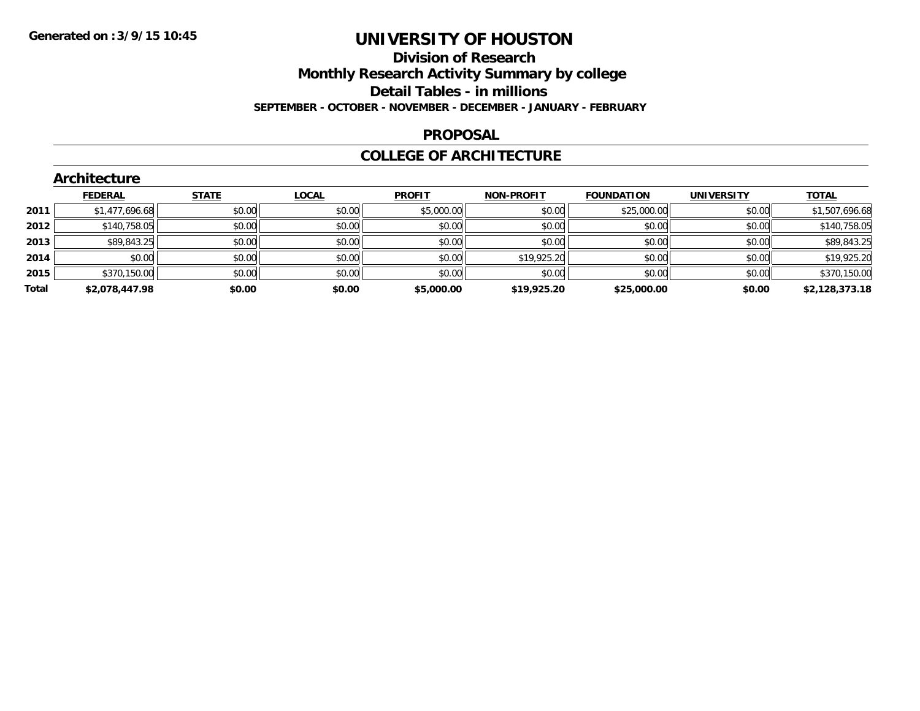# UNIVERSITY OF HOUSTON

## Division of Research

## Monthly Research Activity Summary by college

## Detail Tables - in millions

**SEPTEMBER - OCTOBER - NOVEMBER - DECEMBER - JANUARY - FEBRUARY**

## PROPOSAL

## COLLEGE OF ARCHITECTURE

### Architecture

| | FEDERAL | STATE | LOCAL | PROFIT | NON-PROFIT | FOUNDATION | UNIVERSITY | TOTAL |
|---|---|---|---|---|---|---|---|---|
| 2011 | $1,477,696.68 | $0.00 | $0.00 | $5,000.00 | $0.00 | $25,000.00 | $0.00 | $1,507,696.68 |
| 2012 | $140,758.05 | $0.00 | $0.00 | $0.00 | $0.00 | $0.00 | $0.00 | $140,758.05 |
| 2013 | $89,843.25 | $0.00 | $0.00 | $0.00 | $0.00 | $0.00 | $0.00 | $89,843.25 |
| 2014 | $0.00 | $0.00 | $0.00 | $0.00 | $19,925.20 | $0.00 | $0.00 | $19,925.20 |
| 2015 | $370,150.00 | $0.00 | $0.00 | $0.00 | $0.00 | $0.00 | $0.00 | $370,150.00 |
| **Total** | **$2,078,447.98** | **$0.00** | **$0.00** | **$5,000.00** | **$19,925.20** | **$25,000.00** | **$0.00** | **$2,128,373.18** |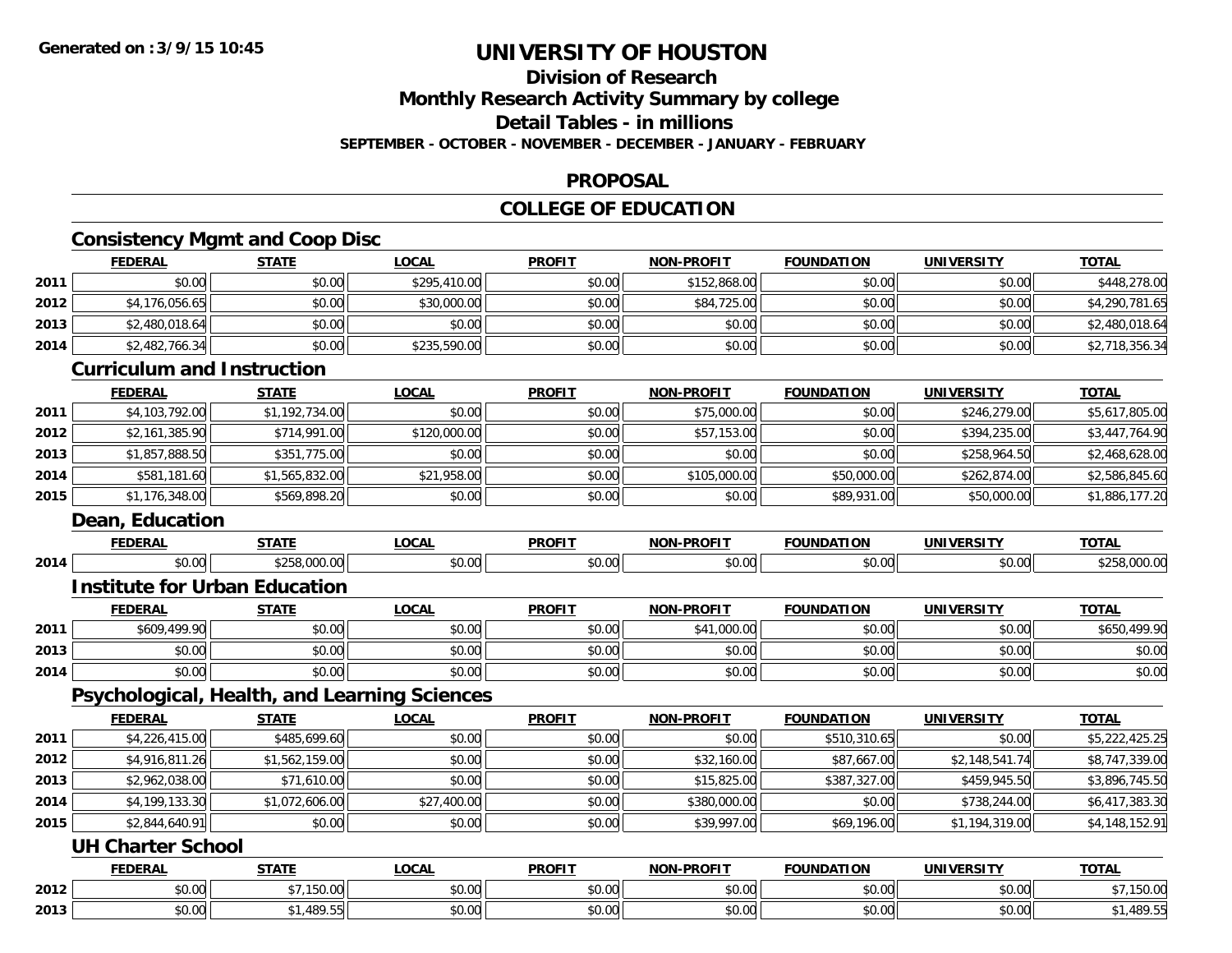# UNIVERSITY OF HOUSTON

## Division of Research

## Monthly Research Activity Summary by college

## Detail Tables - in millions

**SEPTEMBER - OCTOBER - NOVEMBER - DECEMBER - JANUARY - FEBRUARY**

## PROPOSAL

## COLLEGE OF EDUCATION

### Consistency Mgmt and Coop Disc

| | FEDERAL | STATE | LOCAL | PROFIT | NON-PROFIT | FOUNDATION | UNIVERSITY | TOTAL |
|---|---|---|---|---|---|---|---|---|
| 2011 | $0.00 | $0.00 | $295,410.00 | $0.00 | $152,868.00 | $0.00 | $0.00 | $448,278.00 |
| 2012 | $4,176,056.65 | $0.00 | $30,000.00 | $0.00 | $84,725.00 | $0.00 | $0.00 | $4,290,781.65 |
| 2013 | $2,480,018.64 | $0.00 | $0.00 | $0.00 | $0.00 | $0.00 | $0.00 | $2,480,018.64 |
| 2014 | $2,482,766.34 | $0.00 | $235,590.00 | $0.00 | $0.00 | $0.00 | $0.00 | $2,718,356.34 |

### Curriculum and Instruction

| | FEDERAL | STATE | LOCAL | PROFIT | NON-PROFIT | FOUNDATION | UNIVERSITY | TOTAL |
|---|---|---|---|---|---|---|---|---|
| 2011 | $4,103,792.00 | $1,192,734.00 | $0.00 | $0.00 | $75,000.00 | $0.00 | $246,279.00 | $5,617,805.00 |
| 2012 | $2,161,385.90 | $714,991.00 | $120,000.00 | $0.00 | $57,153.00 | $0.00 | $394,235.00 | $3,447,764.90 |
| 2013 | $1,857,888.50 | $351,775.00 | $0.00 | $0.00 | $0.00 | $0.00 | $258,964.50 | $2,468,628.00 |
| 2014 | $581,181.60 | $1,565,832.00 | $21,958.00 | $0.00 | $105,000.00 | $50,000.00 | $262,874.00 | $2,586,845.60 |
| 2015 | $1,176,348.00 | $569,898.20 | $0.00 | $0.00 | $0.00 | $89,931.00 | $50,000.00 | $1,886,177.20 |

### Dean, Education

| | FEDERAL | STATE | LOCAL | PROFIT | NON-PROFIT | FOUNDATION | UNIVERSITY | TOTAL |
|---|---|---|---|---|---|---|---|---|
| 2014 | $0.00 | $258,000.00 | $0.00 | $0.00 | $0.00 | $0.00 | $0.00 | $258,000.00 |

### Institute for Urban Education

| | FEDERAL | STATE | LOCAL | PROFIT | NON-PROFIT | FOUNDATION | UNIVERSITY | TOTAL |
|---|---|---|---|---|---|---|---|---|
| 2011 | $609,499.90 | $0.00 | $0.00 | $0.00 | $41,000.00 | $0.00 | $0.00 | $650,499.90 |
| 2013 | $0.00 | $0.00 | $0.00 | $0.00 | $0.00 | $0.00 | $0.00 | $0.00 |
| 2014 | $0.00 | $0.00 | $0.00 | $0.00 | $0.00 | $0.00 | $0.00 | $0.00 |

### Psychological, Health, and Learning Sciences

| | FEDERAL | STATE | LOCAL | PROFIT | NON-PROFIT | FOUNDATION | UNIVERSITY | TOTAL |
|---|---|---|---|---|---|---|---|---|
| 2011 | $4,226,415.00 | $485,699.60 | $0.00 | $0.00 | $0.00 | $510,310.65 | $0.00 | $5,222,425.25 |
| 2012 | $4,916,811.26 | $1,562,159.00 | $0.00 | $0.00 | $32,160.00 | $87,667.00 | $2,148,541.74 | $8,747,339.00 |
| 2013 | $2,962,038.00 | $71,610.00 | $0.00 | $0.00 | $15,825.00 | $387,327.00 | $459,945.50 | $3,896,745.50 |
| 2014 | $4,199,133.30 | $1,072,606.00 | $27,400.00 | $0.00 | $380,000.00 | $0.00 | $738,244.00 | $6,417,383.30 |
| 2015 | $2,844,640.91 | $0.00 | $0.00 | $0.00 | $39,997.00 | $69,196.00 | $1,194,319.00 | $4,148,152.91 |

### UH Charter School

| | FEDERAL | STATE | LOCAL | PROFIT | NON-PROFIT | FOUNDATION | UNIVERSITY | TOTAL |
|---|---|---|---|---|---|---|---|---|
| 2012 | $0.00 | $7,150.00 | $0.00 | $0.00 | $0.00 | $0.00 | $0.00 | $7,150.00 |
| 2013 | $0.00 | $1,489.55 | $0.00 | $0.00 | $0.00 | $0.00 | $0.00 | $1,489.55 |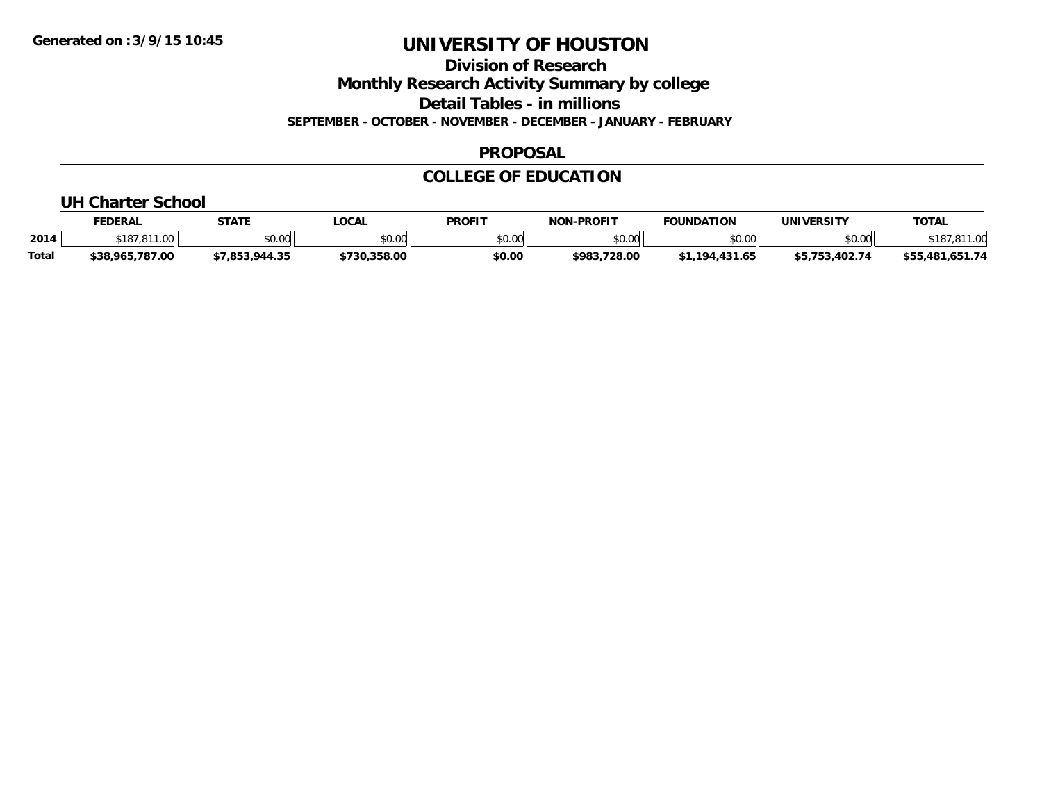# UNIVERSITY OF HOUSTON

## Division of Research

## Monthly Research Activity Summary by college

## Detail Tables - in millions

**SEPTEMBER - OCTOBER - NOVEMBER - DECEMBER - JANUARY - FEBRUARY**

**Generated on :3/9/15 10:45**

## PROPOSAL

## COLLEGE OF EDUCATION

### UH Charter School

| | FEDERAL | STATE | LOCAL | PROFIT | NON-PROFIT | FOUNDATION | UNIVERSITY | TOTAL |
|---|---|---|---|---|---|---|---|---|
| 2014 | $187,811.00 | $0.00 | $0.00 | $0.00 | $0.00 | $0.00 | $0.00 | $187,811.00 |
| **Total** | **$38,965,787.00** | **$7,853,944.35** | **$730,358.00** | **$0.00** | **$983,728.00** | **$1,194,431.65** | **$5,753,402.74** | **$55,481,651.74** |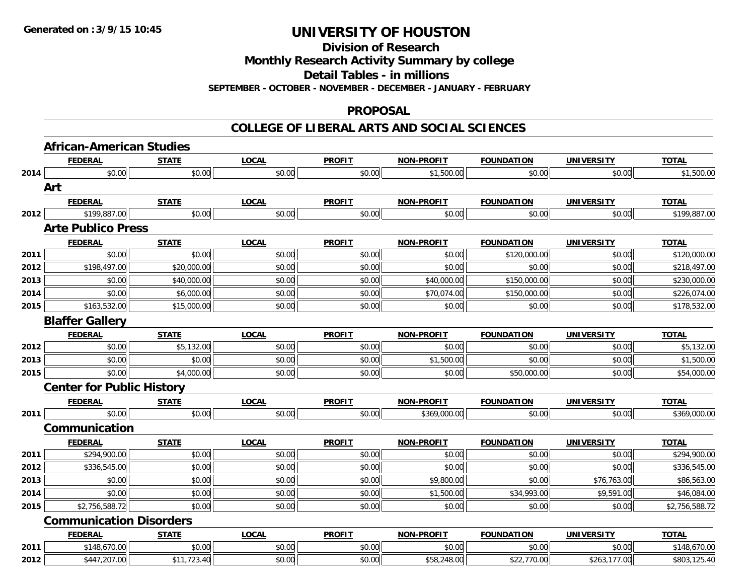**Generated on :3/9/15 10:45**

# UNIVERSITY OF HOUSTON

## Division of Research
## Monthly Research Activity Summary by college
## Detail Tables - in millions
**SEPTEMBER - OCTOBER - NOVEMBER - DECEMBER - JANUARY - FEBRUARY**

## PROPOSAL

## COLLEGE OF LIBERAL ARTS AND SOCIAL SCIENCES

### African-American Studies

| | FEDERAL | STATE | LOCAL | PROFIT | NON-PROFIT | FOUNDATION | UNIVERSITY | TOTAL |
|---|---|---|---|---|---|---|---|---|
| 2014 | $0.00 | $0.00 | $0.00 | $0.00 | $1,500.00 | $0.00 | $0.00 | $1,500.00 |

### Art

| | FEDERAL | STATE | LOCAL | PROFIT | NON-PROFIT | FOUNDATION | UNIVERSITY | TOTAL |
|---|---|---|---|---|---|---|---|---|
| 2012 | $199,887.00 | $0.00 | $0.00 | $0.00 | $0.00 | $0.00 | $0.00 | $199,887.00 |

### Arte Publico Press

| | FEDERAL | STATE | LOCAL | PROFIT | NON-PROFIT | FOUNDATION | UNIVERSITY | TOTAL |
|---|---|---|---|---|---|---|---|---|
| 2011 | $0.00 | $0.00 | $0.00 | $0.00 | $0.00 | $120,000.00 | $0.00 | $120,000.00 |
| 2012 | $198,497.00 | $20,000.00 | $0.00 | $0.00 | $0.00 | $0.00 | $0.00 | $218,497.00 |
| 2013 | $0.00 | $40,000.00 | $0.00 | $0.00 | $40,000.00 | $150,000.00 | $0.00 | $230,000.00 |
| 2014 | $0.00 | $6,000.00 | $0.00 | $0.00 | $70,074.00 | $150,000.00 | $0.00 | $226,074.00 |
| 2015 | $163,532.00 | $15,000.00 | $0.00 | $0.00 | $0.00 | $0.00 | $0.00 | $178,532.00 |

### Blaffer Gallery

| | FEDERAL | STATE | LOCAL | PROFIT | NON-PROFIT | FOUNDATION | UNIVERSITY | TOTAL |
|---|---|---|---|---|---|---|---|---|
| 2012 | $0.00 | $5,132.00 | $0.00 | $0.00 | $0.00 | $0.00 | $0.00 | $5,132.00 |
| 2013 | $0.00 | $0.00 | $0.00 | $0.00 | $1,500.00 | $0.00 | $0.00 | $1,500.00 |
| 2015 | $0.00 | $4,000.00 | $0.00 | $0.00 | $0.00 | $50,000.00 | $0.00 | $54,000.00 |

### Center for Public History

| | FEDERAL | STATE | LOCAL | PROFIT | NON-PROFIT | FOUNDATION | UNIVERSITY | TOTAL |
|---|---|---|---|---|---|---|---|---|
| 2011 | $0.00 | $0.00 | $0.00 | $0.00 | $369,000.00 | $0.00 | $0.00 | $369,000.00 |

### Communication

| | FEDERAL | STATE | LOCAL | PROFIT | NON-PROFIT | FOUNDATION | UNIVERSITY | TOTAL |
|---|---|---|---|---|---|---|---|---|
| 2011 | $294,900.00 | $0.00 | $0.00 | $0.00 | $0.00 | $0.00 | $0.00 | $294,900.00 |
| 2012 | $336,545.00 | $0.00 | $0.00 | $0.00 | $0.00 | $0.00 | $0.00 | $336,545.00 |
| 2013 | $0.00 | $0.00 | $0.00 | $0.00 | $9,800.00 | $0.00 | $76,763.00 | $86,563.00 |
| 2014 | $0.00 | $0.00 | $0.00 | $0.00 | $1,500.00 | $34,993.00 | $9,591.00 | $46,084.00 |
| 2015 | $2,756,588.72 | $0.00 | $0.00 | $0.00 | $0.00 | $0.00 | $0.00 | $2,756,588.72 |

### Communication Disorders

| | FEDERAL | STATE | LOCAL | PROFIT | NON-PROFIT | FOUNDATION | UNIVERSITY | TOTAL |
|---|---|---|---|---|---|---|---|---|
| 2011 | $148,670.00 | $0.00 | $0.00 | $0.00 | $0.00 | $0.00 | $0.00 | $148,670.00 |
| 2012 | $447,207.00 | $11,723.40 | $0.00 | $0.00 | $58,248.00 | $22,770.00 | $263,177.00 | $803,125.40 |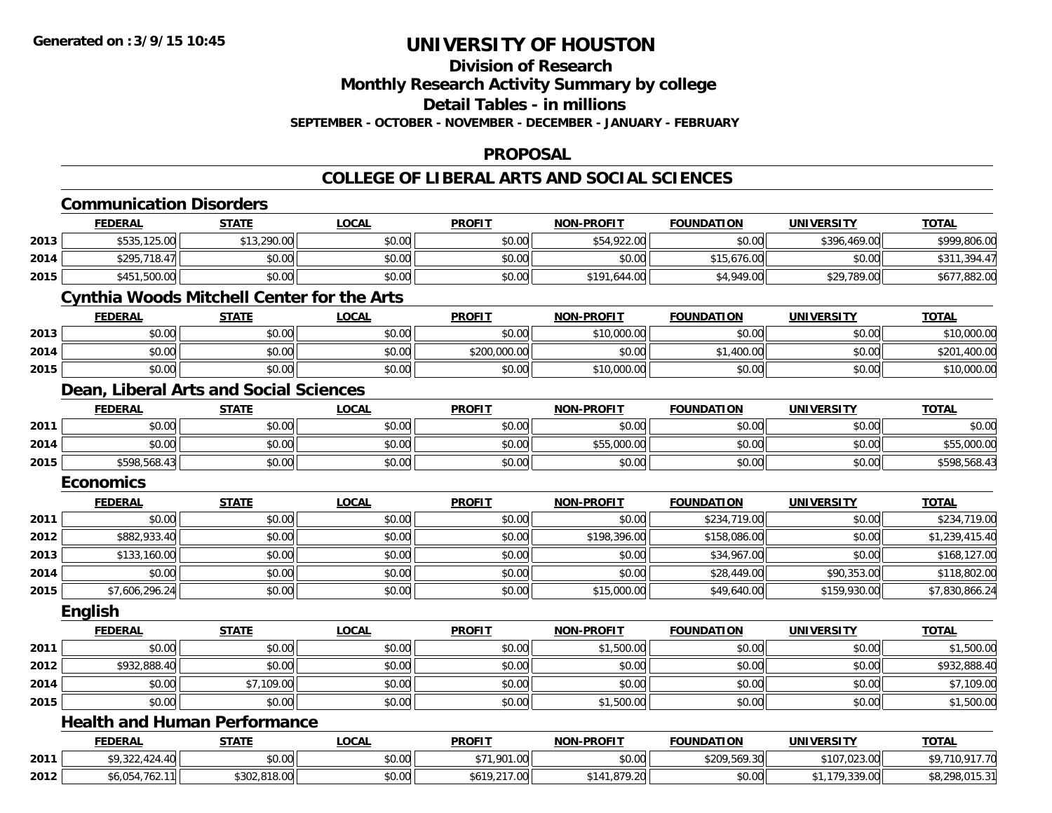**Generated on :3/9/15 10:45**

# UNIVERSITY OF HOUSTON

## Division of Research
## Monthly Research Activity Summary by college
## Detail Tables - in millions
### SEPTEMBER - OCTOBER - NOVEMBER - DECEMBER - JANUARY - FEBRUARY

## PROPOSAL

## COLLEGE OF LIBERAL ARTS AND SOCIAL SCIENCES

### Communication Disorders

| | FEDERAL | STATE | LOCAL | PROFIT | NON-PROFIT | FOUNDATION | UNIVERSITY | TOTAL |
|---|---|---|---|---|---|---|---|---|
| 2013 | $535,125.00 | $13,290.00 | $0.00 | $0.00 | $54,922.00 | $0.00 | $396,469.00 | $999,806.00 |
| 2014 | $295,718.47 | $0.00 | $0.00 | $0.00 | $0.00 | $15,676.00 | $0.00 | $311,394.47 |
| 2015 | $451,500.00 | $0.00 | $0.00 | $0.00 | $191,644.00 | $4,949.00 | $29,789.00 | $677,882.00 |

### Cynthia Woods Mitchell Center for the Arts

| | FEDERAL | STATE | LOCAL | PROFIT | NON-PROFIT | FOUNDATION | UNIVERSITY | TOTAL |
|---|---|---|---|---|---|---|---|---|
| 2013 | $0.00 | $0.00 | $0.00 | $0.00 | $10,000.00 | $0.00 | $0.00 | $10,000.00 |
| 2014 | $0.00 | $0.00 | $0.00 | $200,000.00 | $0.00 | $1,400.00 | $0.00 | $201,400.00 |
| 2015 | $0.00 | $0.00 | $0.00 | $0.00 | $10,000.00 | $0.00 | $0.00 | $10,000.00 |

### Dean, Liberal Arts and Social Sciences

| | FEDERAL | STATE | LOCAL | PROFIT | NON-PROFIT | FOUNDATION | UNIVERSITY | TOTAL |
|---|---|---|---|---|---|---|---|---|
| 2011 | $0.00 | $0.00 | $0.00 | $0.00 | $0.00 | $0.00 | $0.00 | $0.00 |
| 2014 | $0.00 | $0.00 | $0.00 | $0.00 | $55,000.00 | $0.00 | $0.00 | $55,000.00 |
| 2015 | $598,568.43 | $0.00 | $0.00 | $0.00 | $0.00 | $0.00 | $0.00 | $598,568.43 |

### Economics

| | FEDERAL | STATE | LOCAL | PROFIT | NON-PROFIT | FOUNDATION | UNIVERSITY | TOTAL |
|---|---|---|---|---|---|---|---|---|
| 2011 | $0.00 | $0.00 | $0.00 | $0.00 | $0.00 | $234,719.00 | $0.00 | $234,719.00 |
| 2012 | $882,933.40 | $0.00 | $0.00 | $0.00 | $198,396.00 | $158,086.00 | $0.00 | $1,239,415.40 |
| 2013 | $133,160.00 | $0.00 | $0.00 | $0.00 | $0.00 | $34,967.00 | $0.00 | $168,127.00 |
| 2014 | $0.00 | $0.00 | $0.00 | $0.00 | $0.00 | $28,449.00 | $90,353.00 | $118,802.00 |
| 2015 | $7,606,296.24 | $0.00 | $0.00 | $0.00 | $15,000.00 | $49,640.00 | $159,930.00 | $7,830,866.24 |

### English

| | FEDERAL | STATE | LOCAL | PROFIT | NON-PROFIT | FOUNDATION | UNIVERSITY | TOTAL |
|---|---|---|---|---|---|---|---|---|
| 2011 | $0.00 | $0.00 | $0.00 | $0.00 | $1,500.00 | $0.00 | $0.00 | $1,500.00 |
| 2012 | $932,888.40 | $0.00 | $0.00 | $0.00 | $0.00 | $0.00 | $0.00 | $932,888.40 |
| 2014 | $0.00 | $7,109.00 | $0.00 | $0.00 | $0.00 | $0.00 | $0.00 | $7,109.00 |
| 2015 | $0.00 | $0.00 | $0.00 | $0.00 | $1,500.00 | $0.00 | $0.00 | $1,500.00 |

### Health and Human Performance

| | FEDERAL | STATE | LOCAL | PROFIT | NON-PROFIT | FOUNDATION | UNIVERSITY | TOTAL |
|---|---|---|---|---|---|---|---|---|
| 2011 | $9,322,424.40 | $0.00 | $0.00 | $71,901.00 | $0.00 | $209,569.30 | $107,023.00 | $9,710,917.70 |
| 2012 | $6,054,762.11 | $302,818.00 | $0.00 | $619,217.00 | $141,879.20 | $0.00 | $1,179,339.00 | $8,298,015.31 |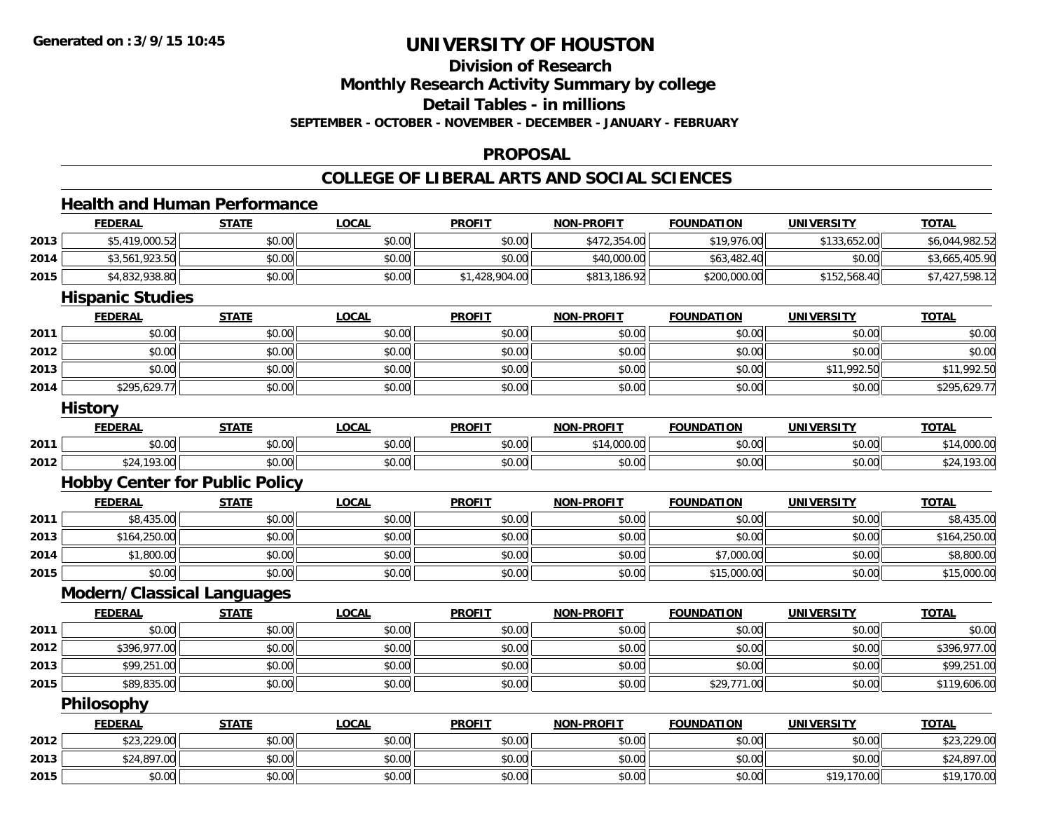# UNIVERSITY OF HOUSTON

## Division of Research
## Monthly Research Activity Summary by college
## Detail Tables - in millions
### SEPTEMBER - OCTOBER - NOVEMBER - DECEMBER - JANUARY - FEBRUARY

## PROPOSAL

## COLLEGE OF LIBERAL ARTS AND SOCIAL SCIENCES

### Health and Human Performance

| | FEDERAL | STATE | LOCAL | PROFIT | NON-PROFIT | FOUNDATION | UNIVERSITY | TOTAL |
|---|---|---|---|---|---|---|---|---|
| 2013 | $5,419,000.52 | $0.00 | $0.00 | $0.00 | $472,354.00 | $19,976.00 | $133,652.00 | $6,044,982.52 |
| 2014 | $3,561,923.50 | $0.00 | $0.00 | $0.00 | $40,000.00 | $63,482.40 | $0.00 | $3,665,405.90 |
| 2015 | $4,832,938.80 | $0.00 | $0.00 | $1,428,904.00 | $813,186.92 | $200,000.00 | $152,568.40 | $7,427,598.12 |

### Hispanic Studies

| | FEDERAL | STATE | LOCAL | PROFIT | NON-PROFIT | FOUNDATION | UNIVERSITY | TOTAL |
|---|---|---|---|---|---|---|---|---|
| 2011 | $0.00 | $0.00 | $0.00 | $0.00 | $0.00 | $0.00 | $0.00 | $0.00 |
| 2012 | $0.00 | $0.00 | $0.00 | $0.00 | $0.00 | $0.00 | $0.00 | $0.00 |
| 2013 | $0.00 | $0.00 | $0.00 | $0.00 | $0.00 | $0.00 | $11,992.50 | $11,992.50 |
| 2014 | $295,629.77 | $0.00 | $0.00 | $0.00 | $0.00 | $0.00 | $0.00 | $295,629.77 |

### History

| | FEDERAL | STATE | LOCAL | PROFIT | NON-PROFIT | FOUNDATION | UNIVERSITY | TOTAL |
|---|---|---|---|---|---|---|---|---|
| 2011 | $0.00 | $0.00 | $0.00 | $0.00 | $14,000.00 | $0.00 | $0.00 | $14,000.00 |
| 2012 | $24,193.00 | $0.00 | $0.00 | $0.00 | $0.00 | $0.00 | $0.00 | $24,193.00 |

### Hobby Center for Public Policy

| | FEDERAL | STATE | LOCAL | PROFIT | NON-PROFIT | FOUNDATION | UNIVERSITY | TOTAL |
|---|---|---|---|---|---|---|---|---|
| 2011 | $8,435.00 | $0.00 | $0.00 | $0.00 | $0.00 | $0.00 | $0.00 | $8,435.00 |
| 2013 | $164,250.00 | $0.00 | $0.00 | $0.00 | $0.00 | $0.00 | $0.00 | $164,250.00 |
| 2014 | $1,800.00 | $0.00 | $0.00 | $0.00 | $0.00 | $7,000.00 | $0.00 | $8,800.00 |
| 2015 | $0.00 | $0.00 | $0.00 | $0.00 | $0.00 | $15,000.00 | $0.00 | $15,000.00 |

### Modern/Classical Languages

| | FEDERAL | STATE | LOCAL | PROFIT | NON-PROFIT | FOUNDATION | UNIVERSITY | TOTAL |
|---|---|---|---|---|---|---|---|---|
| 2011 | $0.00 | $0.00 | $0.00 | $0.00 | $0.00 | $0.00 | $0.00 | $0.00 |
| 2012 | $396,977.00 | $0.00 | $0.00 | $0.00 | $0.00 | $0.00 | $0.00 | $396,977.00 |
| 2013 | $99,251.00 | $0.00 | $0.00 | $0.00 | $0.00 | $0.00 | $0.00 | $99,251.00 |
| 2015 | $89,835.00 | $0.00 | $0.00 | $0.00 | $0.00 | $29,771.00 | $0.00 | $119,606.00 |

### Philosophy

| | FEDERAL | STATE | LOCAL | PROFIT | NON-PROFIT | FOUNDATION | UNIVERSITY | TOTAL |
|---|---|---|---|---|---|---|---|---|
| 2012 | $23,229.00 | $0.00 | $0.00 | $0.00 | $0.00 | $0.00 | $0.00 | $23,229.00 |
| 2013 | $24,897.00 | $0.00 | $0.00 | $0.00 | $0.00 | $0.00 | $0.00 | $24,897.00 |
| 2015 | $0.00 | $0.00 | $0.00 | $0.00 | $0.00 | $0.00 | $19,170.00 | $19,170.00 |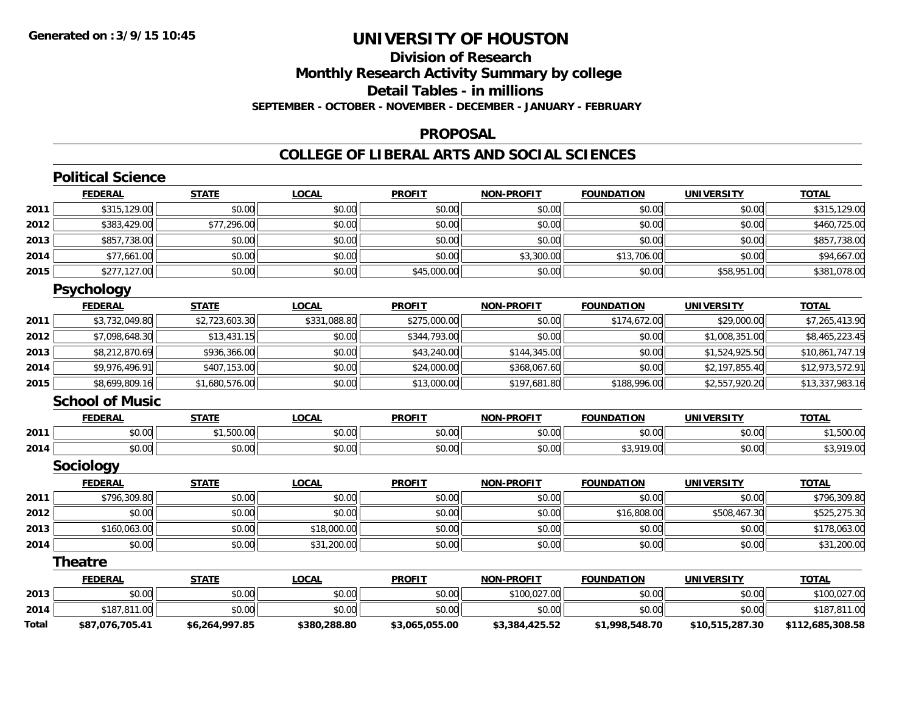**Generated on :3/9/15 10:45**

# UNIVERSITY OF HOUSTON

## Division of Research
## Monthly Research Activity Summary by college
## Detail Tables - in millions
### SEPTEMBER - OCTOBER - NOVEMBER - DECEMBER - JANUARY - FEBRUARY

## PROPOSAL

## COLLEGE OF LIBERAL ARTS AND SOCIAL SCIENCES

### Political Science

| | FEDERAL | STATE | LOCAL | PROFIT | NON-PROFIT | FOUNDATION | UNIVERSITY | TOTAL |
|---|---|---|---|---|---|---|---|---|
| 2011 | $315,129.00 | $0.00 | $0.00 | $0.00 | $0.00 | $0.00 | $0.00 | $315,129.00 |
| 2012 | $383,429.00 | $77,296.00 | $0.00 | $0.00 | $0.00 | $0.00 | $0.00 | $460,725.00 |
| 2013 | $857,738.00 | $0.00 | $0.00 | $0.00 | $0.00 | $0.00 | $0.00 | $857,738.00 |
| 2014 | $77,661.00 | $0.00 | $0.00 | $0.00 | $3,300.00 | $13,706.00 | $0.00 | $94,667.00 |
| 2015 | $277,127.00 | $0.00 | $0.00 | $45,000.00 | $0.00 | $0.00 | $58,951.00 | $381,078.00 |

### Psychology

| | FEDERAL | STATE | LOCAL | PROFIT | NON-PROFIT | FOUNDATION | UNIVERSITY | TOTAL |
|---|---|---|---|---|---|---|---|---|
| 2011 | $3,732,049.80 | $2,723,603.30 | $331,088.80 | $275,000.00 | $0.00 | $174,672.00 | $29,000.00 | $7,265,413.90 |
| 2012 | $7,098,648.30 | $13,431.15 | $0.00 | $344,793.00 | $0.00 | $0.00 | $1,008,351.00 | $8,465,223.45 |
| 2013 | $8,212,870.69 | $936,366.00 | $0.00 | $43,240.00 | $144,345.00 | $0.00 | $1,524,925.50 | $10,861,747.19 |
| 2014 | $9,976,496.91 | $407,153.00 | $0.00 | $24,000.00 | $368,067.60 | $0.00 | $2,197,855.40 | $12,973,572.91 |
| 2015 | $8,699,809.16 | $1,680,576.00 | $0.00 | $13,000.00 | $197,681.80 | $188,996.00 | $2,557,920.20 | $13,337,983.16 |

### School of Music

| | FEDERAL | STATE | LOCAL | PROFIT | NON-PROFIT | FOUNDATION | UNIVERSITY | TOTAL |
|---|---|---|---|---|---|---|---|---|
| 2011 | $0.00 | $1,500.00 | $0.00 | $0.00 | $0.00 | $0.00 | $0.00 | $1,500.00 |
| 2014 | $0.00 | $0.00 | $0.00 | $0.00 | $0.00 | $3,919.00 | $0.00 | $3,919.00 |

### Sociology

| | FEDERAL | STATE | LOCAL | PROFIT | NON-PROFIT | FOUNDATION | UNIVERSITY | TOTAL |
|---|---|---|---|---|---|---|---|---|
| 2011 | $796,309.80 | $0.00 | $0.00 | $0.00 | $0.00 | $0.00 | $0.00 | $796,309.80 |
| 2012 | $0.00 | $0.00 | $0.00 | $0.00 | $0.00 | $16,808.00 | $508,467.30 | $525,275.30 |
| 2013 | $160,063.00 | $0.00 | $18,000.00 | $0.00 | $0.00 | $0.00 | $0.00 | $178,063.00 |
| 2014 | $0.00 | $0.00 | $31,200.00 | $0.00 | $0.00 | $0.00 | $0.00 | $31,200.00 |

### Theatre

| | FEDERAL | STATE | LOCAL | PROFIT | NON-PROFIT | FOUNDATION | UNIVERSITY | TOTAL |
|---|---|---|---|---|---|---|---|---|
| 2013 | $0.00 | $0.00 | $0.00 | $0.00 | $100,027.00 | $0.00 | $0.00 | $100,027.00 |
| 2014 | $187,811.00 | $0.00 | $0.00 | $0.00 | $0.00 | $0.00 | $0.00 | $187,811.00 |
| **Total** | **$87,076,705.41** | **$6,264,997.85** | **$380,288.80** | **$3,065,055.00** | **$3,384,425.52** | **$1,998,548.70** | **$10,515,287.30** | **$112,685,308.58** |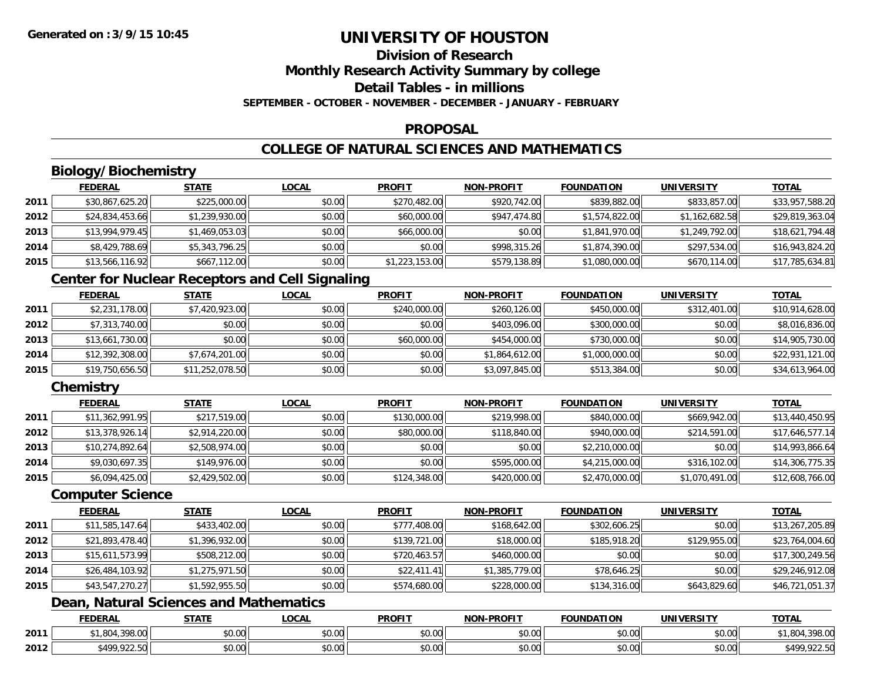**Generated on :3/9/15 10:45**

# UNIVERSITY OF HOUSTON

## Division of Research
## Monthly Research Activity Summary by college
## Detail Tables - in millions
### SEPTEMBER - OCTOBER - NOVEMBER - DECEMBER - JANUARY - FEBRUARY

## PROPOSAL

## COLLEGE OF NATURAL SCIENCES AND MATHEMATICS

### Biology/Biochemistry

| | FEDERAL | STATE | LOCAL | PROFIT | NON-PROFIT | FOUNDATION | UNIVERSITY | TOTAL |
|---|---|---|---|---|---|---|---|---|
| 2011 | $30,867,625.20 | $225,000.00 | $0.00 | $270,482.00 | $920,742.00 | $839,882.00 | $833,857.00 | $33,957,588.20 |
| 2012 | $24,834,453.66 | $1,239,930.00 | $0.00 | $60,000.00 | $947,474.80 | $1,574,822.00 | $1,162,682.58 | $29,819,363.04 |
| 2013 | $13,994,979.45 | $1,469,053.03 | $0.00 | $66,000.00 | $0.00 | $1,841,970.00 | $1,249,792.00 | $18,621,794.48 |
| 2014 | $8,429,788.69 | $5,343,796.25 | $0.00 | $0.00 | $998,315.26 | $1,874,390.00 | $297,534.00 | $16,943,824.20 |
| 2015 | $13,566,116.92 | $667,112.00 | $0.00 | $1,223,153.00 | $579,138.89 | $1,080,000.00 | $670,114.00 | $17,785,634.81 |

### Center for Nuclear Receptors and Cell Signaling

| | FEDERAL | STATE | LOCAL | PROFIT | NON-PROFIT | FOUNDATION | UNIVERSITY | TOTAL |
|---|---|---|---|---|---|---|---|---|
| 2011 | $2,231,178.00 | $7,420,923.00 | $0.00 | $240,000.00 | $260,126.00 | $450,000.00 | $312,401.00 | $10,914,628.00 |
| 2012 | $7,313,740.00 | $0.00 | $0.00 | $0.00 | $403,096.00 | $300,000.00 | $0.00 | $8,016,836.00 |
| 2013 | $13,661,730.00 | $0.00 | $0.00 | $60,000.00 | $454,000.00 | $730,000.00 | $0.00 | $14,905,730.00 |
| 2014 | $12,392,308.00 | $7,674,201.00 | $0.00 | $0.00 | $1,864,612.00 | $1,000,000.00 | $0.00 | $22,931,121.00 |
| 2015 | $19,750,656.50 | $11,252,078.50 | $0.00 | $0.00 | $3,097,845.00 | $513,384.00 | $0.00 | $34,613,964.00 |

### Chemistry

| | FEDERAL | STATE | LOCAL | PROFIT | NON-PROFIT | FOUNDATION | UNIVERSITY | TOTAL |
|---|---|---|---|---|---|---|---|---|
| 2011 | $11,362,991.95 | $217,519.00 | $0.00 | $130,000.00 | $219,998.00 | $840,000.00 | $669,942.00 | $13,440,450.95 |
| 2012 | $13,378,926.14 | $2,914,220.00 | $0.00 | $80,000.00 | $118,840.00 | $940,000.00 | $214,591.00 | $17,646,577.14 |
| 2013 | $10,274,892.64 | $2,508,974.00 | $0.00 | $0.00 | $0.00 | $2,210,000.00 | $0.00 | $14,993,866.64 |
| 2014 | $9,030,697.35 | $149,976.00 | $0.00 | $0.00 | $595,000.00 | $4,215,000.00 | $316,102.00 | $14,306,775.35 |
| 2015 | $6,094,425.00 | $2,429,502.00 | $0.00 | $124,348.00 | $420,000.00 | $2,470,000.00 | $1,070,491.00 | $12,608,766.00 |

### Computer Science

| | FEDERAL | STATE | LOCAL | PROFIT | NON-PROFIT | FOUNDATION | UNIVERSITY | TOTAL |
|---|---|---|---|---|---|---|---|---|
| 2011 | $11,585,147.64 | $433,402.00 | $0.00 | $777,408.00 | $168,642.00 | $302,606.25 | $0.00 | $13,267,205.89 |
| 2012 | $21,893,478.40 | $1,396,932.00 | $0.00 | $139,721.00 | $18,000.00 | $185,918.20 | $129,955.00 | $23,764,004.60 |
| 2013 | $15,611,573.99 | $508,212.00 | $0.00 | $720,463.57 | $460,000.00 | $0.00 | $0.00 | $17,300,249.56 |
| 2014 | $26,484,103.92 | $1,275,971.50 | $0.00 | $22,411.41 | $1,385,779.00 | $78,646.25 | $0.00 | $29,246,912.08 |
| 2015 | $43,547,270.27 | $1,592,955.50 | $0.00 | $574,680.00 | $228,000.00 | $134,316.00 | $643,829.60 | $46,721,051.37 |

### Dean, Natural Sciences and Mathematics

| | FEDERAL | STATE | LOCAL | PROFIT | NON-PROFIT | FOUNDATION | UNIVERSITY | TOTAL |
|---|---|---|---|---|---|---|---|---|
| 2011 | $1,804,398.00 | $0.00 | $0.00 | $0.00 | $0.00 | $0.00 | $0.00 | $1,804,398.00 |
| 2012 | $499,922.50 | $0.00 | $0.00 | $0.00 | $0.00 | $0.00 | $0.00 | $499,922.50 |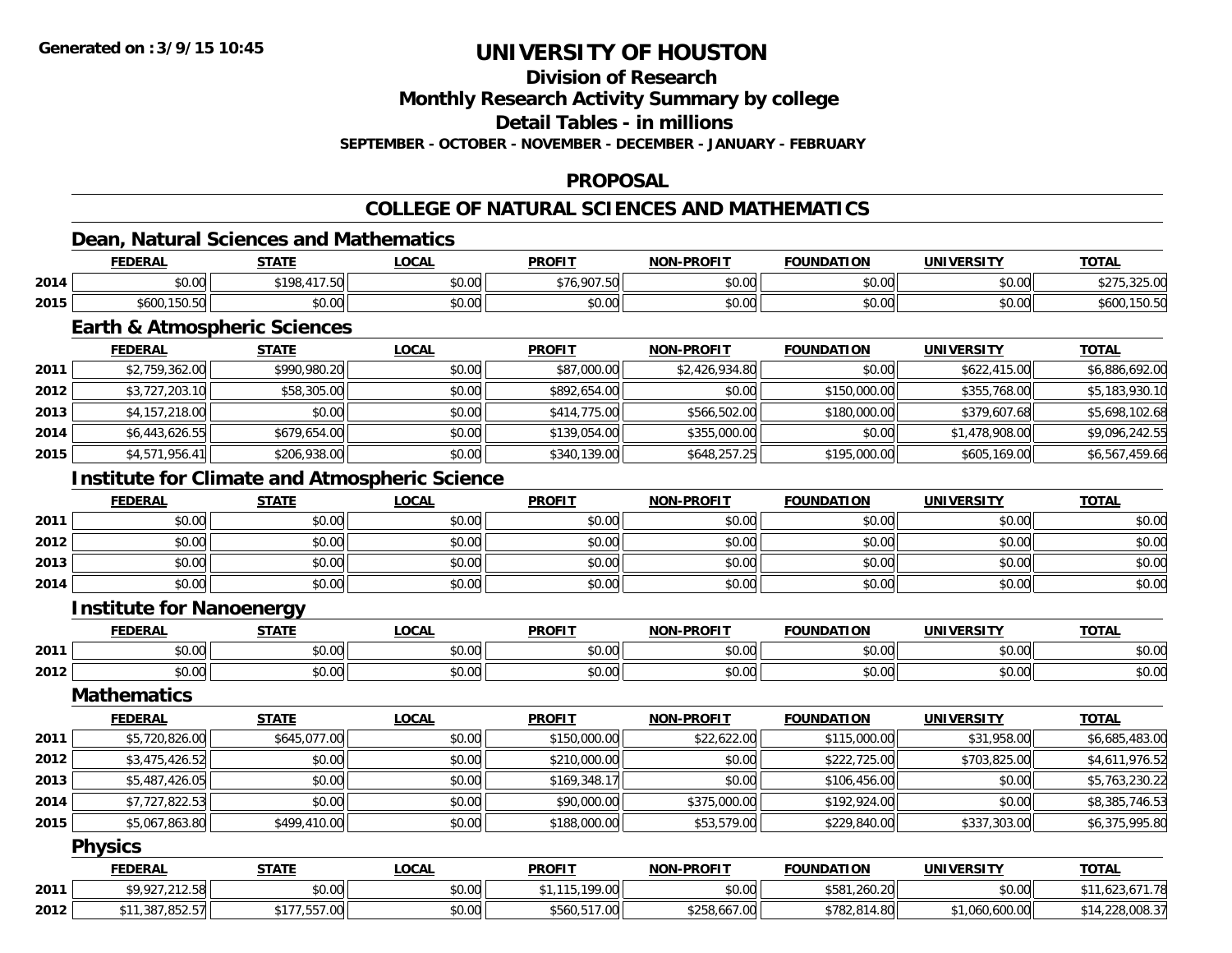**Generated on :3/9/15 10:45**

# UNIVERSITY OF HOUSTON

## Division of Research

## Monthly Research Activity Summary by college

## Detail Tables - in millions

**SEPTEMBER - OCTOBER - NOVEMBER - DECEMBER - JANUARY - FEBRUARY**

## PROPOSAL

## COLLEGE OF NATURAL SCIENCES AND MATHEMATICS

### Dean, Natural Sciences and Mathematics

| | FEDERAL | STATE | LOCAL | PROFIT | NON-PROFIT | FOUNDATION | UNIVERSITY | TOTAL |
|---|---|---|---|---|---|---|---|---|
| 2014 | $0.00 | $198,417.50 | $0.00 | $76,907.50 | $0.00 | $0.00 | $0.00 | $275,325.00 |
| 2015 | $600,150.50 | $0.00 | $0.00 | $0.00 | $0.00 | $0.00 | $0.00 | $600,150.50 |

### Earth & Atmospheric Sciences

| | FEDERAL | STATE | LOCAL | PROFIT | NON-PROFIT | FOUNDATION | UNIVERSITY | TOTAL |
|---|---|---|---|---|---|---|---|---|
| 2011 | $2,759,362.00 | $990,980.20 | $0.00 | $87,000.00 | $2,426,934.80 | $0.00 | $622,415.00 | $6,886,692.00 |
| 2012 | $3,727,203.10 | $58,305.00 | $0.00 | $892,654.00 | $0.00 | $150,000.00 | $355,768.00 | $5,183,930.10 |
| 2013 | $4,157,218.00 | $0.00 | $0.00 | $414,775.00 | $566,502.00 | $180,000.00 | $379,607.68 | $5,698,102.68 |
| 2014 | $6,443,626.55 | $679,654.00 | $0.00 | $139,054.00 | $355,000.00 | $0.00 | $1,478,908.00 | $9,096,242.55 |
| 2015 | $4,571,956.41 | $206,938.00 | $0.00 | $340,139.00 | $648,257.25 | $195,000.00 | $605,169.00 | $6,567,459.66 |

### Institute for Climate and Atmospheric Science

| | FEDERAL | STATE | LOCAL | PROFIT | NON-PROFIT | FOUNDATION | UNIVERSITY | TOTAL |
|---|---|---|---|---|---|---|---|---|
| 2011 | $0.00 | $0.00 | $0.00 | $0.00 | $0.00 | $0.00 | $0.00 | $0.00 |
| 2012 | $0.00 | $0.00 | $0.00 | $0.00 | $0.00 | $0.00 | $0.00 | $0.00 |
| 2013 | $0.00 | $0.00 | $0.00 | $0.00 | $0.00 | $0.00 | $0.00 | $0.00 |
| 2014 | $0.00 | $0.00 | $0.00 | $0.00 | $0.00 | $0.00 | $0.00 | $0.00 |

### Institute for Nanoenergy

| | FEDERAL | STATE | LOCAL | PROFIT | NON-PROFIT | FOUNDATION | UNIVERSITY | TOTAL |
|---|---|---|---|---|---|---|---|---|
| 2011 | $0.00 | $0.00 | $0.00 | $0.00 | $0.00 | $0.00 | $0.00 | $0.00 |
| 2012 | $0.00 | $0.00 | $0.00 | $0.00 | $0.00 | $0.00 | $0.00 | $0.00 |

### Mathematics

| | FEDERAL | STATE | LOCAL | PROFIT | NON-PROFIT | FOUNDATION | UNIVERSITY | TOTAL |
|---|---|---|---|---|---|---|---|---|
| 2011 | $5,720,826.00 | $645,077.00 | $0.00 | $150,000.00 | $22,622.00 | $115,000.00 | $31,958.00 | $6,685,483.00 |
| 2012 | $3,475,426.52 | $0.00 | $0.00 | $210,000.00 | $0.00 | $222,725.00 | $703,825.00 | $4,611,976.52 |
| 2013 | $5,487,426.05 | $0.00 | $0.00 | $169,348.17 | $0.00 | $106,456.00 | $0.00 | $5,763,230.22 |
| 2014 | $7,727,822.53 | $0.00 | $0.00 | $90,000.00 | $375,000.00 | $192,924.00 | $0.00 | $8,385,746.53 |
| 2015 | $5,067,863.80 | $499,410.00 | $0.00 | $188,000.00 | $53,579.00 | $229,840.00 | $337,303.00 | $6,375,995.80 |

### Physics

| | FEDERAL | STATE | LOCAL | PROFIT | NON-PROFIT | FOUNDATION | UNIVERSITY | TOTAL |
|---|---|---|---|---|---|---|---|---|
| 2011 | $9,927,212.58 | $0.00 | $0.00 | $1,115,199.00 | $0.00 | $581,260.20 | $0.00 | $11,623,671.78 |
| 2012 | $11,387,852.57 | $177,557.00 | $0.00 | $560,517.00 | $258,667.00 | $782,814.80 | $1,060,600.00 | $14,228,008.37 |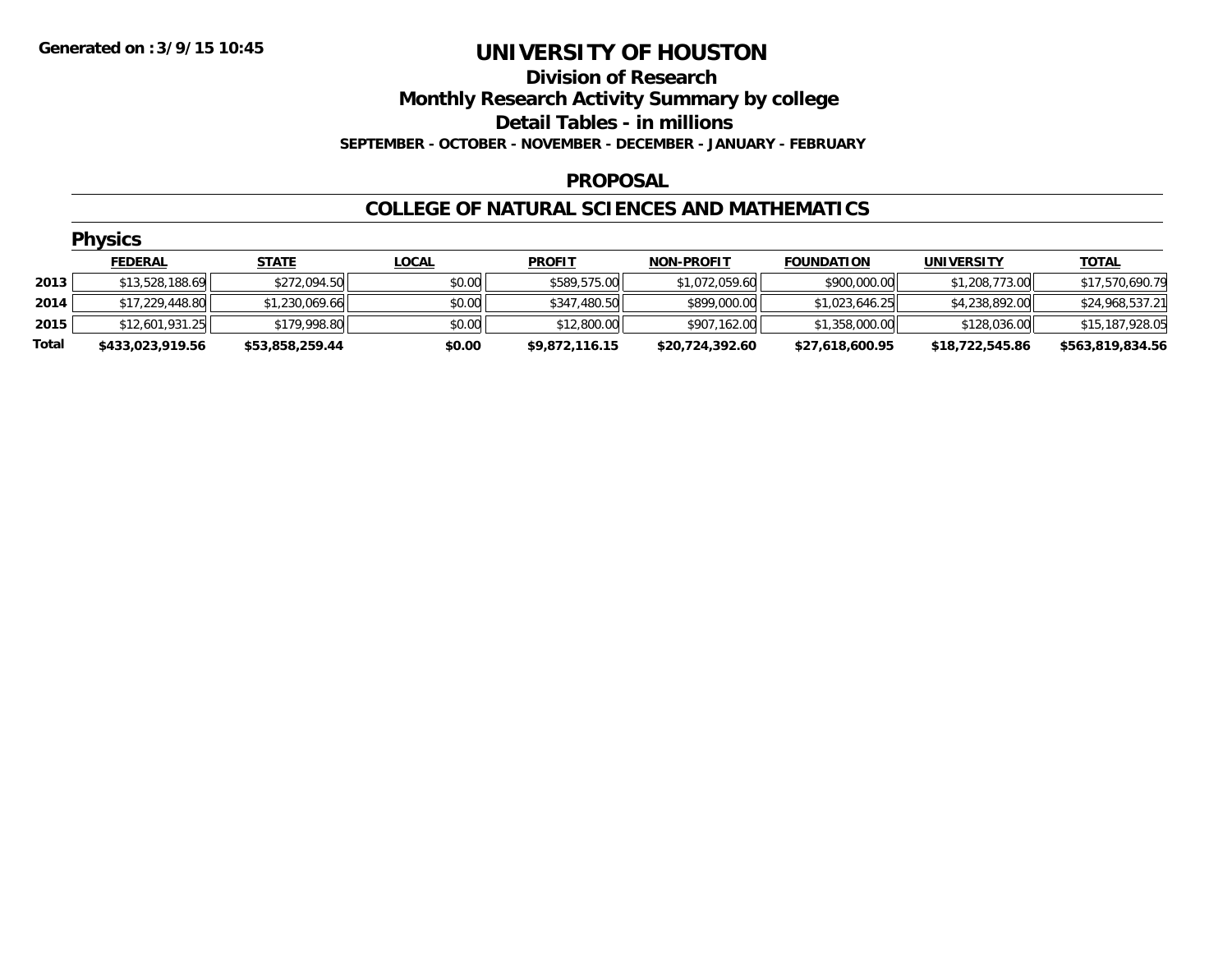**Generated on :3/9/15 10:45**

# UNIVERSITY OF HOUSTON

## Division of Research

## Monthly Research Activity Summary by college

## Detail Tables - in millions

**SEPTEMBER - OCTOBER - NOVEMBER - DECEMBER - JANUARY - FEBRUARY**

### PROPOSAL

### COLLEGE OF NATURAL SCIENCES AND MATHEMATICS

#### Physics

| | FEDERAL | STATE | LOCAL | PROFIT | NON-PROFIT | FOUNDATION | UNIVERSITY | TOTAL |
|---|---|---|---|---|---|---|---|---|
| 2013 | $13,528,188.69 | $272,094.50 | $0.00 | $589,575.00 | $1,072,059.60 | $900,000.00 | $1,208,773.00 | $17,570,690.79 |
| 2014 | $17,229,448.80 | $1,230,069.66 | $0.00 | $347,480.50 | $899,000.00 | $1,023,646.25 | $4,238,892.00 | $24,968,537.21 |
| 2015 | $12,601,931.25 | $179,998.80 | $0.00 | $12,800.00 | $907,162.00 | $1,358,000.00 | $128,036.00 | $15,187,928.05 |
| **Total** | **$433,023,919.56** | **$53,858,259.44** | **$0.00** | **$9,872,116.15** | **$20,724,392.60** | **$27,618,600.95** | **$18,722,545.86** | **$563,819,834.56** |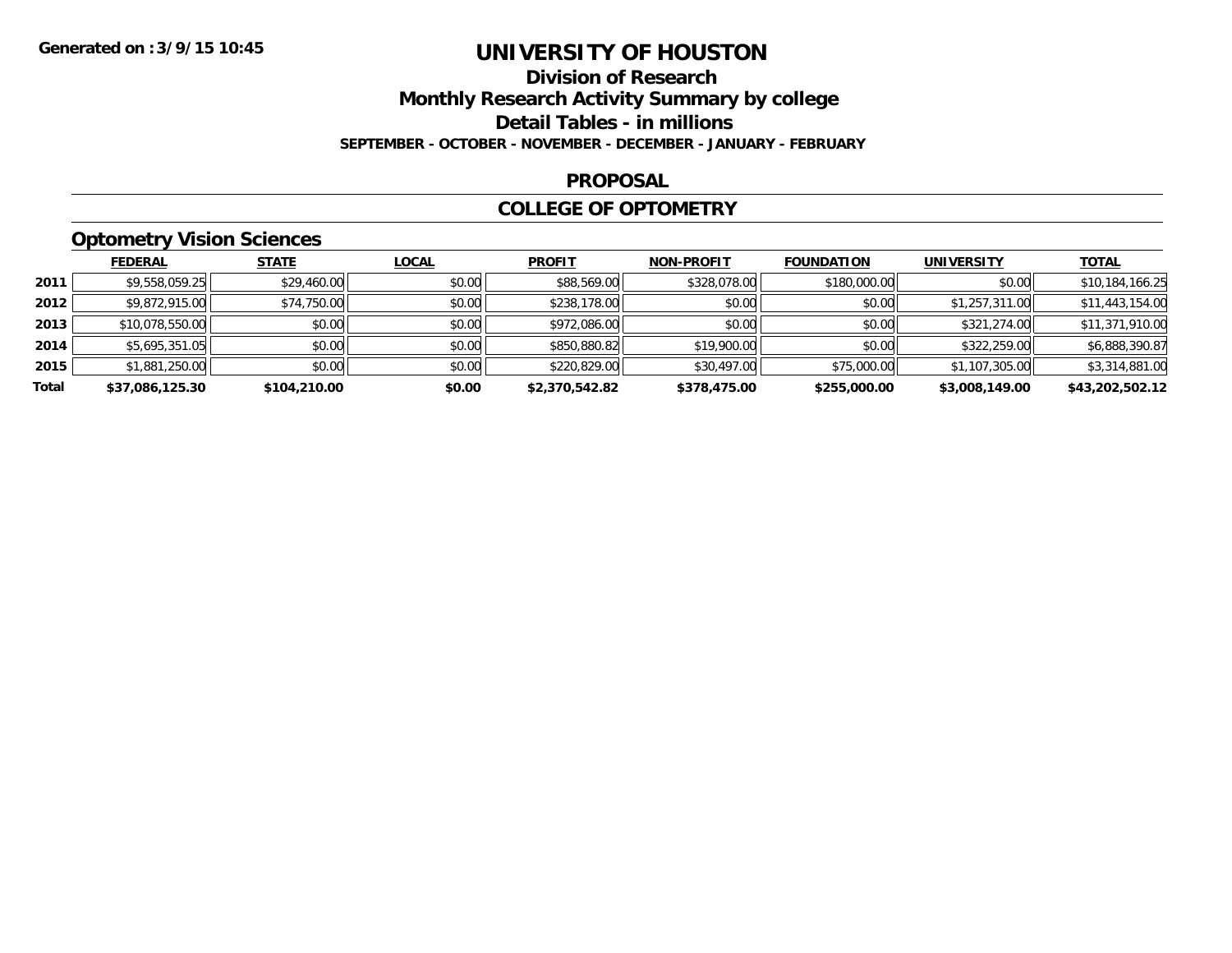# UNIVERSITY OF HOUSTON

## Division of Research

## Monthly Research Activity Summary by college

## Detail Tables - in millions

**SEPTEMBER - OCTOBER - NOVEMBER - DECEMBER - JANUARY - FEBRUARY**

### PROPOSAL

### COLLEGE OF OPTOMETRY

#### Optometry Vision Sciences

| | FEDERAL | STATE | LOCAL | PROFIT | NON-PROFIT | FOUNDATION | UNIVERSITY | TOTAL |
|---|---|---|---|---|---|---|---|---|
| **2011** | $9,558,059.25 | $29,460.00 | $0.00 | $88,569.00 | $328,078.00 | $180,000.00 | $0.00 | $10,184,166.25 |
| **2012** | $9,872,915.00 | $74,750.00 | $0.00 | $238,178.00 | $0.00 | $0.00 | $1,257,311.00 | $11,443,154.00 |
| **2013** | $10,078,550.00 | $0.00 | $0.00 | $972,086.00 | $0.00 | $0.00 | $321,274.00 | $11,371,910.00 |
| **2014** | $5,695,351.05 | $0.00 | $0.00 | $850,880.82 | $19,900.00 | $0.00 | $322,259.00 | $6,888,390.87 |
| **2015** | $1,881,250.00 | $0.00 | $0.00 | $220,829.00 | $30,497.00 | $75,000.00 | $1,107,305.00 | $3,314,881.00 |
| **Total** | **$37,086,125.30** | **$104,210.00** | **$0.00** | **$2,370,542.82** | **$378,475.00** | **$255,000.00** | **$3,008,149.00** | **$43,202,502.12** |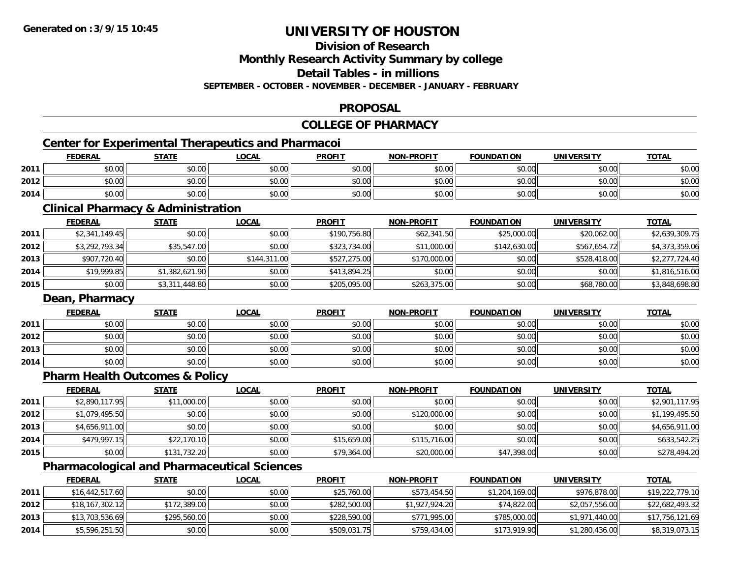# UNIVERSITY OF HOUSTON

## Division of Research
## Monthly Research Activity Summary by college
## Detail Tables - in millions
### SEPTEMBER - OCTOBER - NOVEMBER - DECEMBER - JANUARY - FEBRUARY

## PROPOSAL

## COLLEGE OF PHARMACY

### Center for Experimental Therapeutics and Pharmacoi

| | FEDERAL | STATE | LOCAL | PROFIT | NON-PROFIT | FOUNDATION | UNIVERSITY | TOTAL |
|---|---|---|---|---|---|---|---|---|
| 2011 | $0.00 | $0.00 | $0.00 | $0.00 | $0.00 | $0.00 | $0.00 | $0.00 |
| 2012 | $0.00 | $0.00 | $0.00 | $0.00 | $0.00 | $0.00 | $0.00 | $0.00 |
| 2014 | $0.00 | $0.00 | $0.00 | $0.00 | $0.00 | $0.00 | $0.00 | $0.00 |

### Clinical Pharmacy & Administration

| | FEDERAL | STATE | LOCAL | PROFIT | NON-PROFIT | FOUNDATION | UNIVERSITY | TOTAL |
|---|---|---|---|---|---|---|---|---|
| 2011 | $2,341,149.45 | $0.00 | $0.00 | $190,756.80 | $62,341.50 | $25,000.00 | $20,062.00 | $2,639,309.75 |
| 2012 | $3,292,793.34 | $35,547.00 | $0.00 | $323,734.00 | $11,000.00 | $142,630.00 | $567,654.72 | $4,373,359.06 |
| 2013 | $907,720.40 | $0.00 | $144,311.00 | $527,275.00 | $170,000.00 | $0.00 | $528,418.00 | $2,277,724.40 |
| 2014 | $19,999.85 | $1,382,621.90 | $0.00 | $413,894.25 | $0.00 | $0.00 | $0.00 | $1,816,516.00 |
| 2015 | $0.00 | $3,311,448.80 | $0.00 | $205,095.00 | $263,375.00 | $0.00 | $68,780.00 | $3,848,698.80 |

### Dean, Pharmacy

| | FEDERAL | STATE | LOCAL | PROFIT | NON-PROFIT | FOUNDATION | UNIVERSITY | TOTAL |
|---|---|---|---|---|---|---|---|---|
| 2011 | $0.00 | $0.00 | $0.00 | $0.00 | $0.00 | $0.00 | $0.00 | $0.00 |
| 2012 | $0.00 | $0.00 | $0.00 | $0.00 | $0.00 | $0.00 | $0.00 | $0.00 |
| 2013 | $0.00 | $0.00 | $0.00 | $0.00 | $0.00 | $0.00 | $0.00 | $0.00 |
| 2014 | $0.00 | $0.00 | $0.00 | $0.00 | $0.00 | $0.00 | $0.00 | $0.00 |

### Pharm Health Outcomes & Policy

| | FEDERAL | STATE | LOCAL | PROFIT | NON-PROFIT | FOUNDATION | UNIVERSITY | TOTAL |
|---|---|---|---|---|---|---|---|---|
| 2011 | $2,890,117.95 | $11,000.00 | $0.00 | $0.00 | $0.00 | $0.00 | $0.00 | $2,901,117.95 |
| 2012 | $1,079,495.50 | $0.00 | $0.00 | $0.00 | $120,000.00 | $0.00 | $0.00 | $1,199,495.50 |
| 2013 | $4,656,911.00 | $0.00 | $0.00 | $0.00 | $0.00 | $0.00 | $0.00 | $4,656,911.00 |
| 2014 | $479,997.15 | $22,170.10 | $0.00 | $15,659.00 | $115,716.00 | $0.00 | $0.00 | $633,542.25 |
| 2015 | $0.00 | $131,732.20 | $0.00 | $79,364.00 | $20,000.00 | $47,398.00 | $0.00 | $278,494.20 |

### Pharmacological and Pharmaceutical Sciences

| | FEDERAL | STATE | LOCAL | PROFIT | NON-PROFIT | FOUNDATION | UNIVERSITY | TOTAL |
|---|---|---|---|---|---|---|---|---|
| 2011 | $16,442,517.60 | $0.00 | $0.00 | $25,760.00 | $573,454.50 | $1,204,169.00 | $976,878.00 | $19,222,779.10 |
| 2012 | $18,167,302.12 | $172,389.00 | $0.00 | $282,500.00 | $1,927,924.20 | $74,822.00 | $2,057,556.00 | $22,682,493.32 |
| 2013 | $13,703,536.69 | $295,560.00 | $0.00 | $228,590.00 | $771,995.00 | $785,000.00 | $1,971,440.00 | $17,756,121.69 |
| 2014 | $5,596,251.50 | $0.00 | $0.00 | $509,031.75 | $759,434.00 | $173,919.90 | $1,280,436.00 | $8,319,073.15 |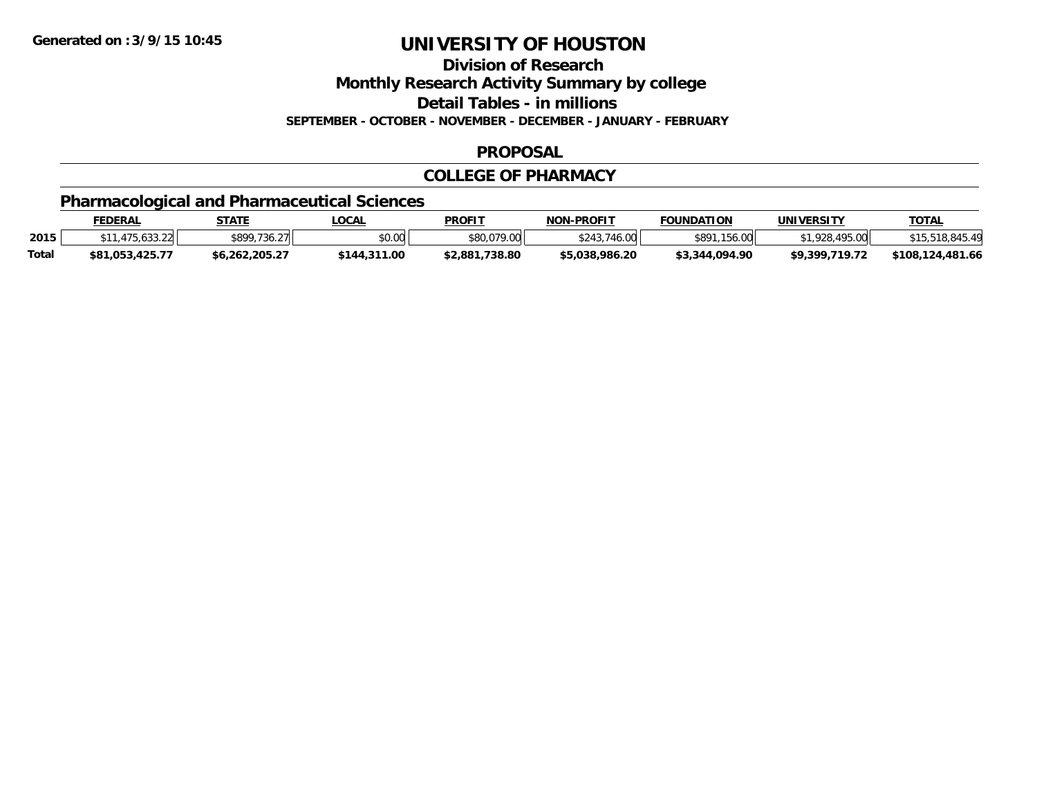# UNIVERSITY OF HOUSTON

## Division of Research

## Monthly Research Activity Summary by college

## Detail Tables - in millions

**SEPTEMBER - OCTOBER - NOVEMBER - DECEMBER - JANUARY - FEBRUARY**

## PROPOSAL

## COLLEGE OF PHARMACY

### Pharmacological and Pharmaceutical Sciences

| | FEDERAL | STATE | LOCAL | PROFIT | NON-PROFIT | FOUNDATION | UNIVERSITY | TOTAL |
|---|---|---|---|---|---|---|---|---|
| 2015 | $11,475,633.22 | $899,736.27 | $0.00 | $80,079.00 | $243,746.00 | $891,156.00 | $1,928,495.00 | $15,518,845.49 |
| **Total** | **$81,053,425.77** | **$6,262,205.27** | **$144,311.00** | **$2,881,738.80** | **$5,038,986.20** | **$3,344,094.90** | **$9,399,719.72** | **$108,124,481.66** |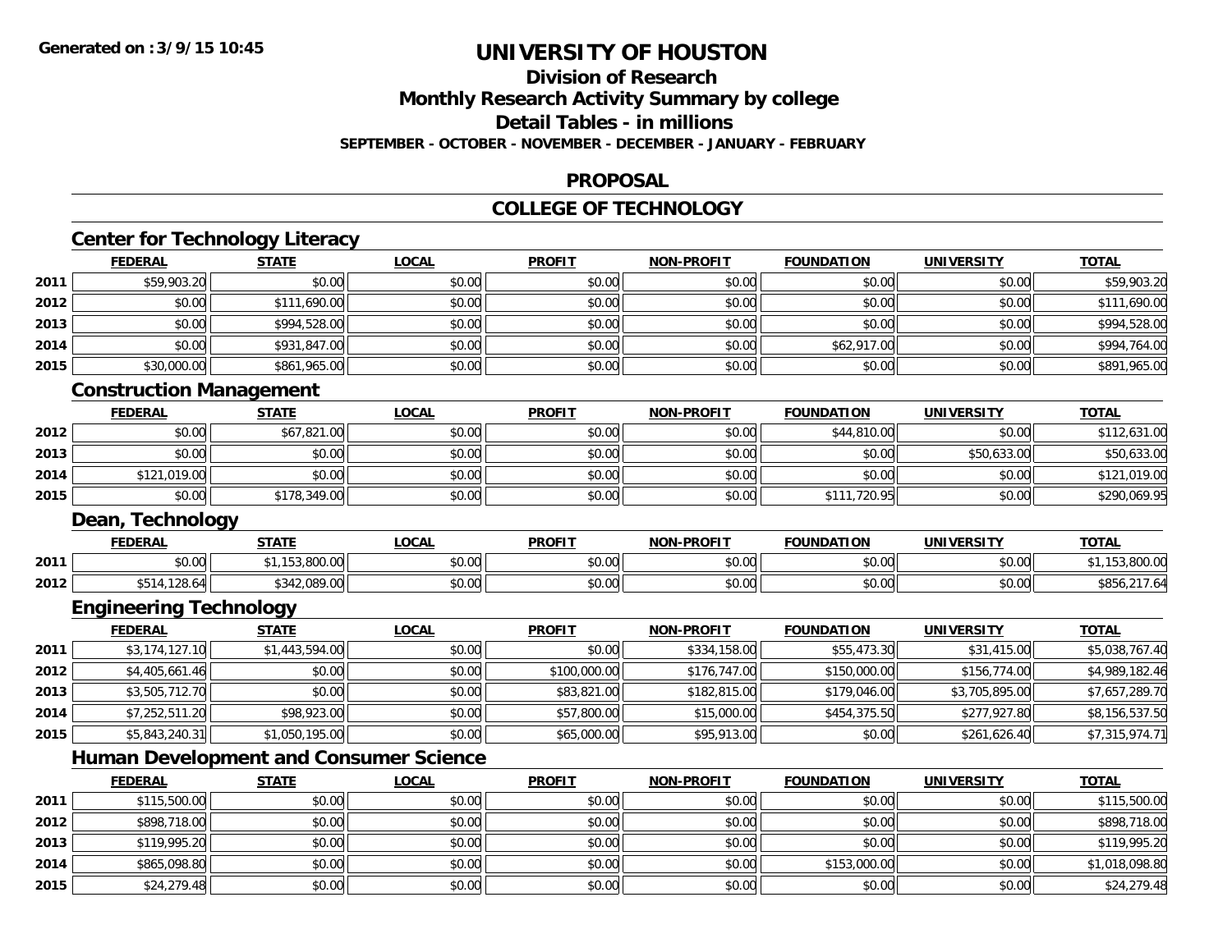**Generated on :3/9/15 10:45**

# UNIVERSITY OF HOUSTON

## Division of Research
## Monthly Research Activity Summary by college
## Detail Tables - in millions
### SEPTEMBER - OCTOBER - NOVEMBER - DECEMBER - JANUARY - FEBRUARY

## PROPOSAL

## COLLEGE OF TECHNOLOGY

### Center for Technology Literacy

| | FEDERAL | STATE | LOCAL | PROFIT | NON-PROFIT | FOUNDATION | UNIVERSITY | TOTAL |
|---|---|---|---|---|---|---|---|---|
| 2011 | $59,903.20 | $0.00 | $0.00 | $0.00 | $0.00 | $0.00 | $0.00 | $59,903.20 |
| 2012 | $0.00 | $111,690.00 | $0.00 | $0.00 | $0.00 | $0.00 | $0.00 | $111,690.00 |
| 2013 | $0.00 | $994,528.00 | $0.00 | $0.00 | $0.00 | $0.00 | $0.00 | $994,528.00 |
| 2014 | $0.00 | $931,847.00 | $0.00 | $0.00 | $0.00 | $62,917.00 | $0.00 | $994,764.00 |
| 2015 | $30,000.00 | $861,965.00 | $0.00 | $0.00 | $0.00 | $0.00 | $0.00 | $891,965.00 |

### Construction Management

| | FEDERAL | STATE | LOCAL | PROFIT | NON-PROFIT | FOUNDATION | UNIVERSITY | TOTAL |
|---|---|---|---|---|---|---|---|---|
| 2012 | $0.00 | $67,821.00 | $0.00 | $0.00 | $0.00 | $44,810.00 | $0.00 | $112,631.00 |
| 2013 | $0.00 | $0.00 | $0.00 | $0.00 | $0.00 | $0.00 | $50,633.00 | $50,633.00 |
| 2014 | $121,019.00 | $0.00 | $0.00 | $0.00 | $0.00 | $0.00 | $0.00 | $121,019.00 |
| 2015 | $0.00 | $178,349.00 | $0.00 | $0.00 | $0.00 | $111,720.95 | $0.00 | $290,069.95 |

### Dean, Technology

| | FEDERAL | STATE | LOCAL | PROFIT | NON-PROFIT | FOUNDATION | UNIVERSITY | TOTAL |
|---|---|---|---|---|---|---|---|---|
| 2011 | $0.00 | $1,153,800.00 | $0.00 | $0.00 | $0.00 | $0.00 | $0.00 | $1,153,800.00 |
| 2012 | $514,128.64 | $342,089.00 | $0.00 | $0.00 | $0.00 | $0.00 | $0.00 | $856,217.64 |

### Engineering Technology

| | FEDERAL | STATE | LOCAL | PROFIT | NON-PROFIT | FOUNDATION | UNIVERSITY | TOTAL |
|---|---|---|---|---|---|---|---|---|
| 2011 | $3,174,127.10 | $1,443,594.00 | $0.00 | $0.00 | $334,158.00 | $55,473.30 | $31,415.00 | $5,038,767.40 |
| 2012 | $4,405,661.46 | $0.00 | $0.00 | $100,000.00 | $176,747.00 | $150,000.00 | $156,774.00 | $4,989,182.46 |
| 2013 | $3,505,712.70 | $0.00 | $0.00 | $83,821.00 | $182,815.00 | $179,046.00 | $3,705,895.00 | $7,657,289.70 |
| 2014 | $7,252,511.20 | $98,923.00 | $0.00 | $57,800.00 | $15,000.00 | $454,375.50 | $277,927.80 | $8,156,537.50 |
| 2015 | $5,843,240.31 | $1,050,195.00 | $0.00 | $65,000.00 | $95,913.00 | $0.00 | $261,626.40 | $7,315,974.71 |

### Human Development and Consumer Science

| | FEDERAL | STATE | LOCAL | PROFIT | NON-PROFIT | FOUNDATION | UNIVERSITY | TOTAL |
|---|---|---|---|---|---|---|---|---|
| 2011 | $115,500.00 | $0.00 | $0.00 | $0.00 | $0.00 | $0.00 | $0.00 | $115,500.00 |
| 2012 | $898,718.00 | $0.00 | $0.00 | $0.00 | $0.00 | $0.00 | $0.00 | $898,718.00 |
| 2013 | $119,995.20 | $0.00 | $0.00 | $0.00 | $0.00 | $0.00 | $0.00 | $119,995.20 |
| 2014 | $865,098.80 | $0.00 | $0.00 | $0.00 | $0.00 | $153,000.00 | $0.00 | $1,018,098.80 |
| 2015 | $24,279.48 | $0.00 | $0.00 | $0.00 | $0.00 | $0.00 | $0.00 | $24,279.48 |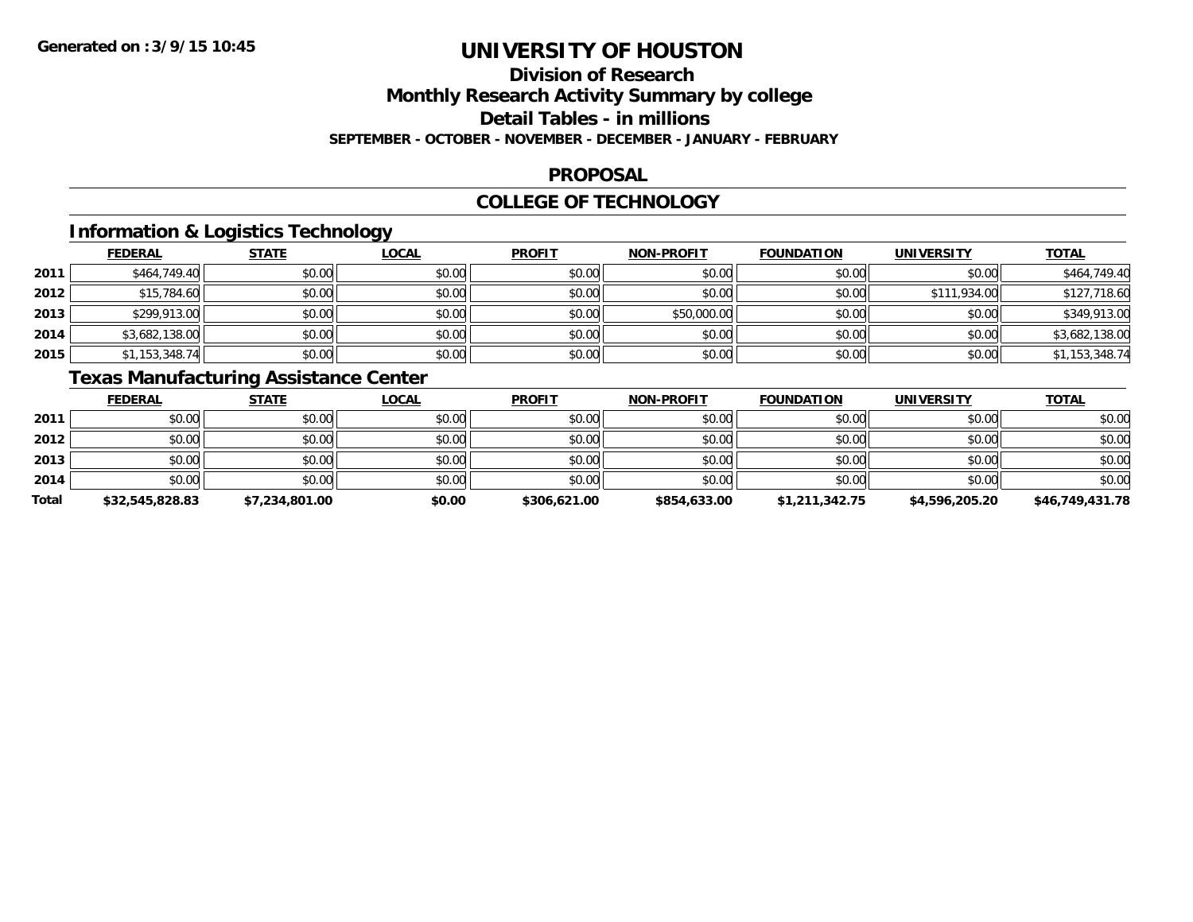**Generated on :3/9/15 10:45**

# UNIVERSITY OF HOUSTON

## Division of Research

## Monthly Research Activity Summary by college

## Detail Tables - in millions

**SEPTEMBER - OCTOBER - NOVEMBER - DECEMBER - JANUARY - FEBRUARY**

## PROPOSAL

## COLLEGE OF TECHNOLOGY

### Information & Logistics Technology

| | FEDERAL | STATE | LOCAL | PROFIT | NON-PROFIT | FOUNDATION | UNIVERSITY | TOTAL |
|---|---|---|---|---|---|---|---|---|
| 2011 | $464,749.40 | $0.00 | $0.00 | $0.00 | $0.00 | $0.00 | $0.00 | $464,749.40 |
| 2012 | $15,784.60 | $0.00 | $0.00 | $0.00 | $0.00 | $0.00 | $111,934.00 | $127,718.60 |
| 2013 | $299,913.00 | $0.00 | $0.00 | $0.00 | $50,000.00 | $0.00 | $0.00 | $349,913.00 |
| 2014 | $3,682,138.00 | $0.00 | $0.00 | $0.00 | $0.00 | $0.00 | $0.00 | $3,682,138.00 |
| 2015 | $1,153,348.74 | $0.00 | $0.00 | $0.00 | $0.00 | $0.00 | $0.00 | $1,153,348.74 |

### Texas Manufacturing Assistance Center

| | FEDERAL | STATE | LOCAL | PROFIT | NON-PROFIT | FOUNDATION | UNIVERSITY | TOTAL |
|---|---|---|---|---|---|---|---|---|
| 2011 | $0.00 | $0.00 | $0.00 | $0.00 | $0.00 | $0.00 | $0.00 | $0.00 |
| 2012 | $0.00 | $0.00 | $0.00 | $0.00 | $0.00 | $0.00 | $0.00 | $0.00 |
| 2013 | $0.00 | $0.00 | $0.00 | $0.00 | $0.00 | $0.00 | $0.00 | $0.00 |
| 2014 | $0.00 | $0.00 | $0.00 | $0.00 | $0.00 | $0.00 | $0.00 | $0.00 |
| **Total** | **$32,545,828.83** | **$7,234,801.00** | **$0.00** | **$306,621.00** | **$854,633.00** | **$1,211,342.75** | **$4,596,205.20** | **$46,749,431.78** |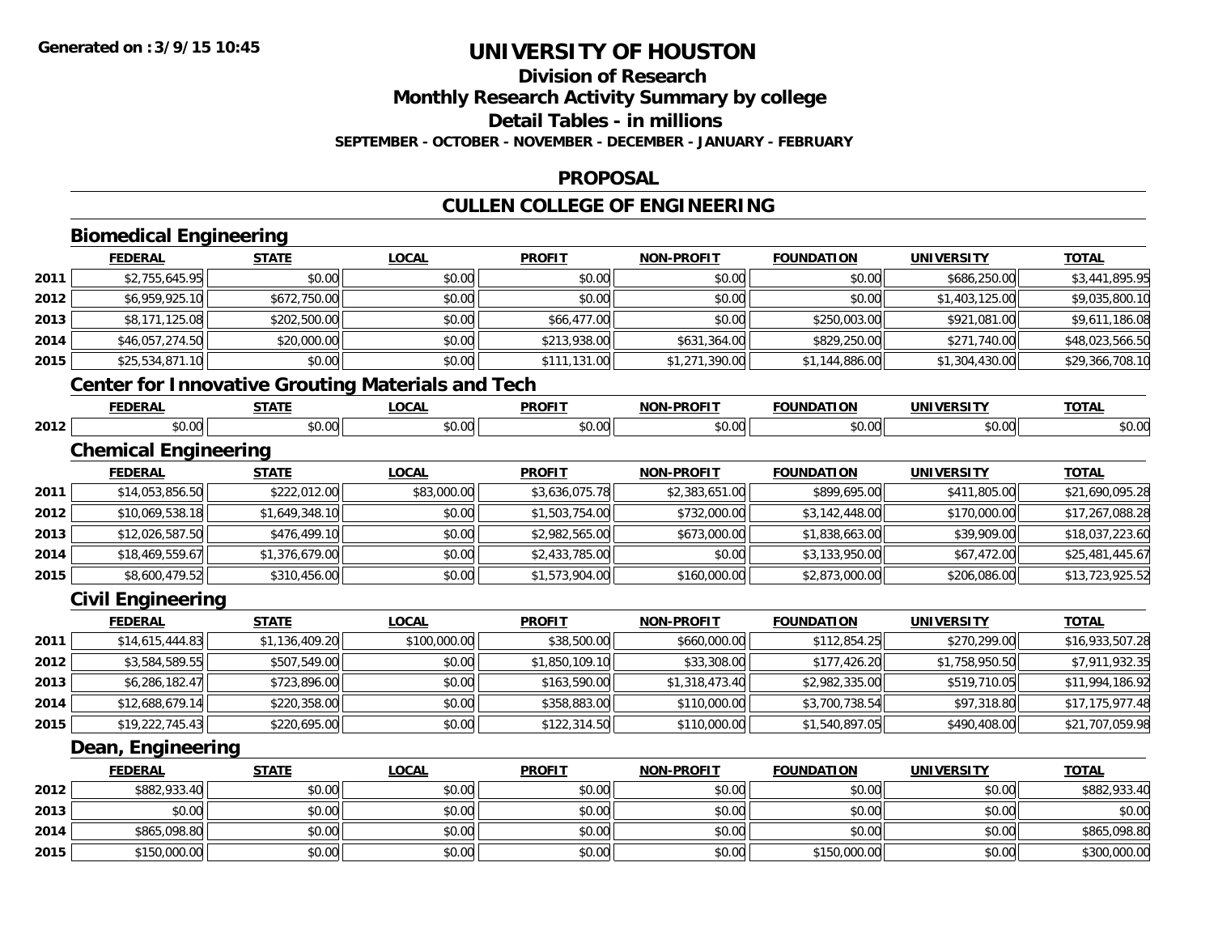**Generated on :3/9/15 10:45**

# UNIVERSITY OF HOUSTON

## Division of Research
## Monthly Research Activity Summary by college
## Detail Tables - in millions
### SEPTEMBER - OCTOBER - NOVEMBER - DECEMBER - JANUARY - FEBRUARY

## PROPOSAL

## CULLEN COLLEGE OF ENGINEERING

### Biomedical Engineering

| | FEDERAL | STATE | LOCAL | PROFIT | NON-PROFIT | FOUNDATION | UNIVERSITY | TOTAL |
|---|---|---|---|---|---|---|---|---|
| 2011 | $2,755,645.95 | $0.00 | $0.00 | $0.00 | $0.00 | $0.00 | $686,250.00 | $3,441,895.95 |
| 2012 | $6,959,925.10 | $672,750.00 | $0.00 | $0.00 | $0.00 | $0.00 | $1,403,125.00 | $9,035,800.10 |
| 2013 | $8,171,125.08 | $202,500.00 | $0.00 | $66,477.00 | $0.00 | $250,003.00 | $921,081.00 | $9,611,186.08 |
| 2014 | $46,057,274.50 | $20,000.00 | $0.00 | $213,938.00 | $631,364.00 | $829,250.00 | $271,740.00 | $48,023,566.50 |
| 2015 | $25,534,871.10 | $0.00 | $0.00 | $111,131.00 | $1,271,390.00 | $1,144,886.00 | $1,304,430.00 | $29,366,708.10 |

### Center for Innovative Grouting Materials and Tech

| | FEDERAL | STATE | LOCAL | PROFIT | NON-PROFIT | FOUNDATION | UNIVERSITY | TOTAL |
|---|---|---|---|---|---|---|---|---|
| 2012 | $0.00 | $0.00 | $0.00 | $0.00 | $0.00 | $0.00 | $0.00 | $0.00 |

### Chemical Engineering

| | FEDERAL | STATE | LOCAL | PROFIT | NON-PROFIT | FOUNDATION | UNIVERSITY | TOTAL |
|---|---|---|---|---|---|---|---|---|
| 2011 | $14,053,856.50 | $222,012.00 | $83,000.00 | $3,636,075.78 | $2,383,651.00 | $899,695.00 | $411,805.00 | $21,690,095.28 |
| 2012 | $10,069,538.18 | $1,649,348.10 | $0.00 | $1,503,754.00 | $732,000.00 | $3,142,448.00 | $170,000.00 | $17,267,088.28 |
| 2013 | $12,026,587.50 | $476,499.10 | $0.00 | $2,982,565.00 | $673,000.00 | $1,838,663.00 | $39,909.00 | $18,037,223.60 |
| 2014 | $18,469,559.67 | $1,376,679.00 | $0.00 | $2,433,785.00 | $0.00 | $3,133,950.00 | $67,472.00 | $25,481,445.67 |
| 2015 | $8,600,479.52 | $310,456.00 | $0.00 | $1,573,904.00 | $160,000.00 | $2,873,000.00 | $206,086.00 | $13,723,925.52 |

### Civil Engineering

| | FEDERAL | STATE | LOCAL | PROFIT | NON-PROFIT | FOUNDATION | UNIVERSITY | TOTAL |
|---|---|---|---|---|---|---|---|---|
| 2011 | $14,615,444.83 | $1,136,409.20 | $100,000.00 | $38,500.00 | $660,000.00 | $112,854.25 | $270,299.00 | $16,933,507.28 |
| 2012 | $3,584,589.55 | $507,549.00 | $0.00 | $1,850,109.10 | $33,308.00 | $177,426.20 | $1,758,950.50 | $7,911,932.35 |
| 2013 | $6,286,182.47 | $723,896.00 | $0.00 | $163,590.00 | $1,318,473.40 | $2,982,335.00 | $519,710.05 | $11,994,186.92 |
| 2014 | $12,688,679.14 | $220,358.00 | $0.00 | $358,883.00 | $110,000.00 | $3,700,738.54 | $97,318.80 | $17,175,977.48 |
| 2015 | $19,222,745.43 | $220,695.00 | $0.00 | $122,314.50 | $110,000.00 | $1,540,897.05 | $490,408.00 | $21,707,059.98 |

### Dean, Engineering

| | FEDERAL | STATE | LOCAL | PROFIT | NON-PROFIT | FOUNDATION | UNIVERSITY | TOTAL |
|---|---|---|---|---|---|---|---|---|
| 2012 | $882,933.40 | $0.00 | $0.00 | $0.00 | $0.00 | $0.00 | $0.00 | $882,933.40 |
| 2013 | $0.00 | $0.00 | $0.00 | $0.00 | $0.00 | $0.00 | $0.00 | $0.00 |
| 2014 | $865,098.80 | $0.00 | $0.00 | $0.00 | $0.00 | $0.00 | $0.00 | $865,098.80 |
| 2015 | $150,000.00 | $0.00 | $0.00 | $0.00 | $0.00 | $150,000.00 | $0.00 | $300,000.00 |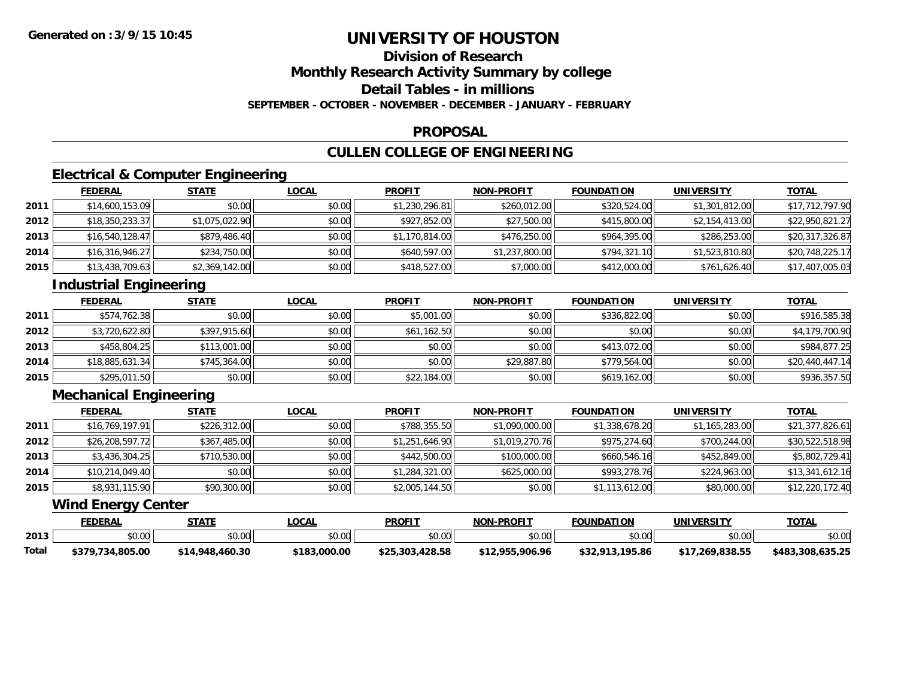Generated on :3/9/15 10:45

# UNIVERSITY OF HOUSTON

## Division of Research

## Monthly Research Activity Summary by college

## Detail Tables - in millions

**SEPTEMBER - OCTOBER - NOVEMBER - DECEMBER - JANUARY - FEBRUARY**

## PROPOSAL

## CULLEN COLLEGE OF ENGINEERING

### Electrical & Computer Engineering

| | FEDERAL | STATE | LOCAL | PROFIT | NON-PROFIT | FOUNDATION | UNIVERSITY | TOTAL |
|---|---|---|---|---|---|---|---|---|
| 2011 | $14,600,153.09 | $0.00 | $0.00 | $1,230,296.81 | $260,012.00 | $320,524.00 | $1,301,812.00 | $17,712,797.90 |
| 2012 | $18,350,233.37 | $1,075,022.90 | $0.00 | $927,852.00 | $27,500.00 | $415,800.00 | $2,154,413.00 | $22,950,821.27 |
| 2013 | $16,540,128.47 | $879,486.40 | $0.00 | $1,170,814.00 | $476,250.00 | $964,395.00 | $286,253.00 | $20,317,326.87 |
| 2014 | $16,316,946.27 | $234,750.00 | $0.00 | $640,597.00 | $1,237,800.00 | $794,321.10 | $1,523,810.80 | $20,748,225.17 |
| 2015 | $13,438,709.63 | $2,369,142.00 | $0.00 | $418,527.00 | $7,000.00 | $412,000.00 | $761,626.40 | $17,407,005.03 |

### Industrial Engineering

| | FEDERAL | STATE | LOCAL | PROFIT | NON-PROFIT | FOUNDATION | UNIVERSITY | TOTAL |
|---|---|---|---|---|---|---|---|---|
| 2011 | $574,762.38 | $0.00 | $0.00 | $5,001.00 | $0.00 | $336,822.00 | $0.00 | $916,585.38 |
| 2012 | $3,720,622.80 | $397,915.60 | $0.00 | $61,162.50 | $0.00 | $0.00 | $0.00 | $4,179,700.90 |
| 2013 | $458,804.25 | $113,001.00 | $0.00 | $0.00 | $0.00 | $413,072.00 | $0.00 | $984,877.25 |
| 2014 | $18,885,631.34 | $745,364.00 | $0.00 | $0.00 | $29,887.80 | $779,564.00 | $0.00 | $20,440,447.14 |
| 2015 | $295,011.50 | $0.00 | $0.00 | $22,184.00 | $0.00 | $619,162.00 | $0.00 | $936,357.50 |

### Mechanical Engineering

| | FEDERAL | STATE | LOCAL | PROFIT | NON-PROFIT | FOUNDATION | UNIVERSITY | TOTAL |
|---|---|---|---|---|---|---|---|---|
| 2011 | $16,769,197.91 | $226,312.00 | $0.00 | $788,355.50 | $1,090,000.00 | $1,338,678.20 | $1,165,283.00 | $21,377,826.61 |
| 2012 | $26,208,597.72 | $367,485.00 | $0.00 | $1,251,646.90 | $1,019,270.76 | $975,274.60 | $700,244.00 | $30,522,518.98 |
| 2013 | $3,436,304.25 | $710,530.00 | $0.00 | $442,500.00 | $100,000.00 | $660,546.16 | $452,849.00 | $5,802,729.41 |
| 2014 | $10,214,049.40 | $0.00 | $0.00 | $1,284,321.00 | $625,000.00 | $993,278.76 | $224,963.00 | $13,341,612.16 |
| 2015 | $8,931,115.90 | $90,300.00 | $0.00 | $2,005,144.50 | $0.00 | $1,113,612.00 | $80,000.00 | $12,220,172.40 |

### Wind Energy Center

| | FEDERAL | STATE | LOCAL | PROFIT | NON-PROFIT | FOUNDATION | UNIVERSITY | TOTAL |
|---|---|---|---|---|---|---|---|---|
| 2013 | $0.00 | $0.00 | $0.00 | $0.00 | $0.00 | $0.00 | $0.00 | $0.00 |
| **Total** | **$379,734,805.00** | **$14,948,460.30** | **$183,000.00** | **$25,303,428.58** | **$12,955,906.96** | **$32,913,195.86** | **$17,269,838.55** | **$483,308,635.25** |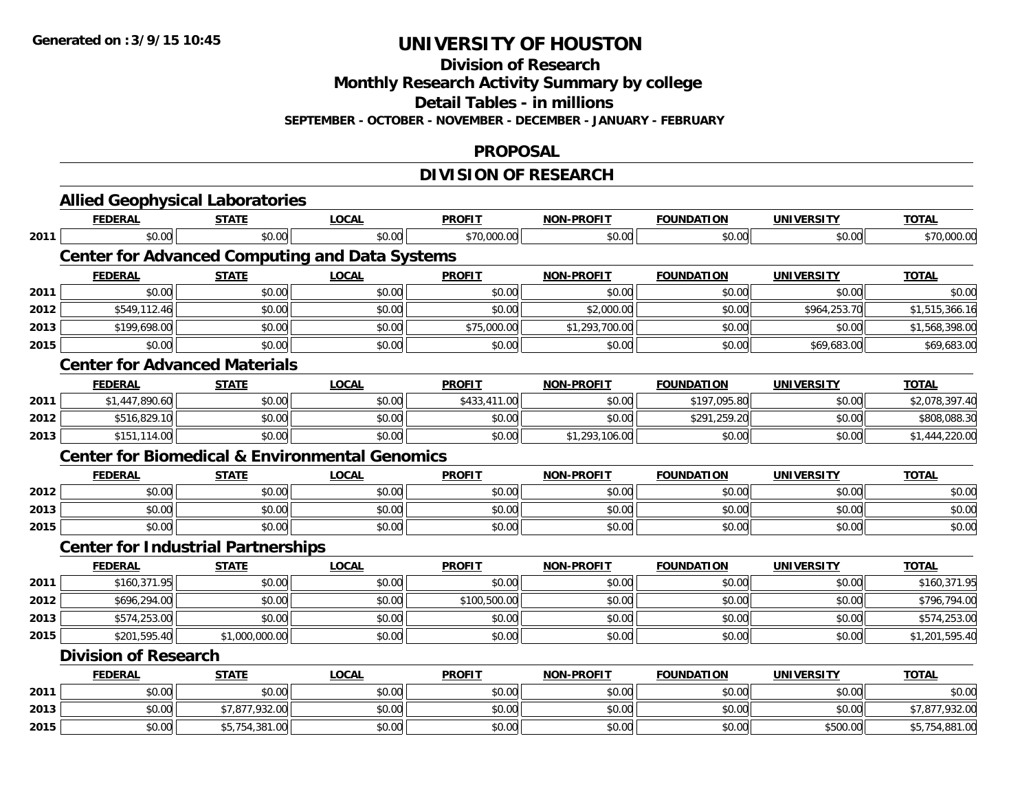# UNIVERSITY OF HOUSTON

## Division of Research

## Monthly Research Activity Summary by college

## Detail Tables - in millions

**SEPTEMBER - OCTOBER - NOVEMBER - DECEMBER - JANUARY - FEBRUARY**

## PROPOSAL

## DIVISION OF RESEARCH

### Allied Geophysical Laboratories

| | FEDERAL | STATE | LOCAL | PROFIT | NON-PROFIT | FOUNDATION | UNIVERSITY | TOTAL |
|---|---|---|---|---|---|---|---|---|
| 2011 | $0.00 | $0.00 | $0.00 | $70,000.00 | $0.00 | $0.00 | $0.00 | $70,000.00 |

### Center for Advanced Computing and Data Systems

| | FEDERAL | STATE | LOCAL | PROFIT | NON-PROFIT | FOUNDATION | UNIVERSITY | TOTAL |
|---|---|---|---|---|---|---|---|---|
| 2011 | $0.00 | $0.00 | $0.00 | $0.00 | $0.00 | $0.00 | $0.00 | $0.00 |
| 2012 | $549,112.46 | $0.00 | $0.00 | $0.00 | $2,000.00 | $0.00 | $964,253.70 | $1,515,366.16 |
| 2013 | $199,698.00 | $0.00 | $0.00 | $75,000.00 | $1,293,700.00 | $0.00 | $0.00 | $1,568,398.00 |
| 2015 | $0.00 | $0.00 | $0.00 | $0.00 | $0.00 | $0.00 | $69,683.00 | $69,683.00 |

### Center for Advanced Materials

| | FEDERAL | STATE | LOCAL | PROFIT | NON-PROFIT | FOUNDATION | UNIVERSITY | TOTAL |
|---|---|---|---|---|---|---|---|---|
| 2011 | $1,447,890.60 | $0.00 | $0.00 | $433,411.00 | $0.00 | $197,095.80 | $0.00 | $2,078,397.40 |
| 2012 | $516,829.10 | $0.00 | $0.00 | $0.00 | $0.00 | $291,259.20 | $0.00 | $808,088.30 |
| 2013 | $151,114.00 | $0.00 | $0.00 | $0.00 | $1,293,106.00 | $0.00 | $0.00 | $1,444,220.00 |

### Center for Biomedical & Environmental Genomics

| | FEDERAL | STATE | LOCAL | PROFIT | NON-PROFIT | FOUNDATION | UNIVERSITY | TOTAL |
|---|---|---|---|---|---|---|---|---|
| 2012 | $0.00 | $0.00 | $0.00 | $0.00 | $0.00 | $0.00 | $0.00 | $0.00 |
| 2013 | $0.00 | $0.00 | $0.00 | $0.00 | $0.00 | $0.00 | $0.00 | $0.00 |
| 2015 | $0.00 | $0.00 | $0.00 | $0.00 | $0.00 | $0.00 | $0.00 | $0.00 |

### Center for Industrial Partnerships

| | FEDERAL | STATE | LOCAL | PROFIT | NON-PROFIT | FOUNDATION | UNIVERSITY | TOTAL |
|---|---|---|---|---|---|---|---|---|
| 2011 | $160,371.95 | $0.00 | $0.00 | $0.00 | $0.00 | $0.00 | $0.00 | $160,371.95 |
| 2012 | $696,294.00 | $0.00 | $0.00 | $100,500.00 | $0.00 | $0.00 | $0.00 | $796,794.00 |
| 2013 | $574,253.00 | $0.00 | $0.00 | $0.00 | $0.00 | $0.00 | $0.00 | $574,253.00 |
| 2015 | $201,595.40 | $1,000,000.00 | $0.00 | $0.00 | $0.00 | $0.00 | $0.00 | $1,201,595.40 |

### Division of Research

| | FEDERAL | STATE | LOCAL | PROFIT | NON-PROFIT | FOUNDATION | UNIVERSITY | TOTAL |
|---|---|---|---|---|---|---|---|---|
| 2011 | $0.00 | $0.00 | $0.00 | $0.00 | $0.00 | $0.00 | $0.00 | $0.00 |
| 2013 | $0.00 | $7,877,932.00 | $0.00 | $0.00 | $0.00 | $0.00 | $0.00 | $7,877,932.00 |
| 2015 | $0.00 | $5,754,381.00 | $0.00 | $0.00 | $0.00 | $0.00 | $500.00 | $5,754,881.00 |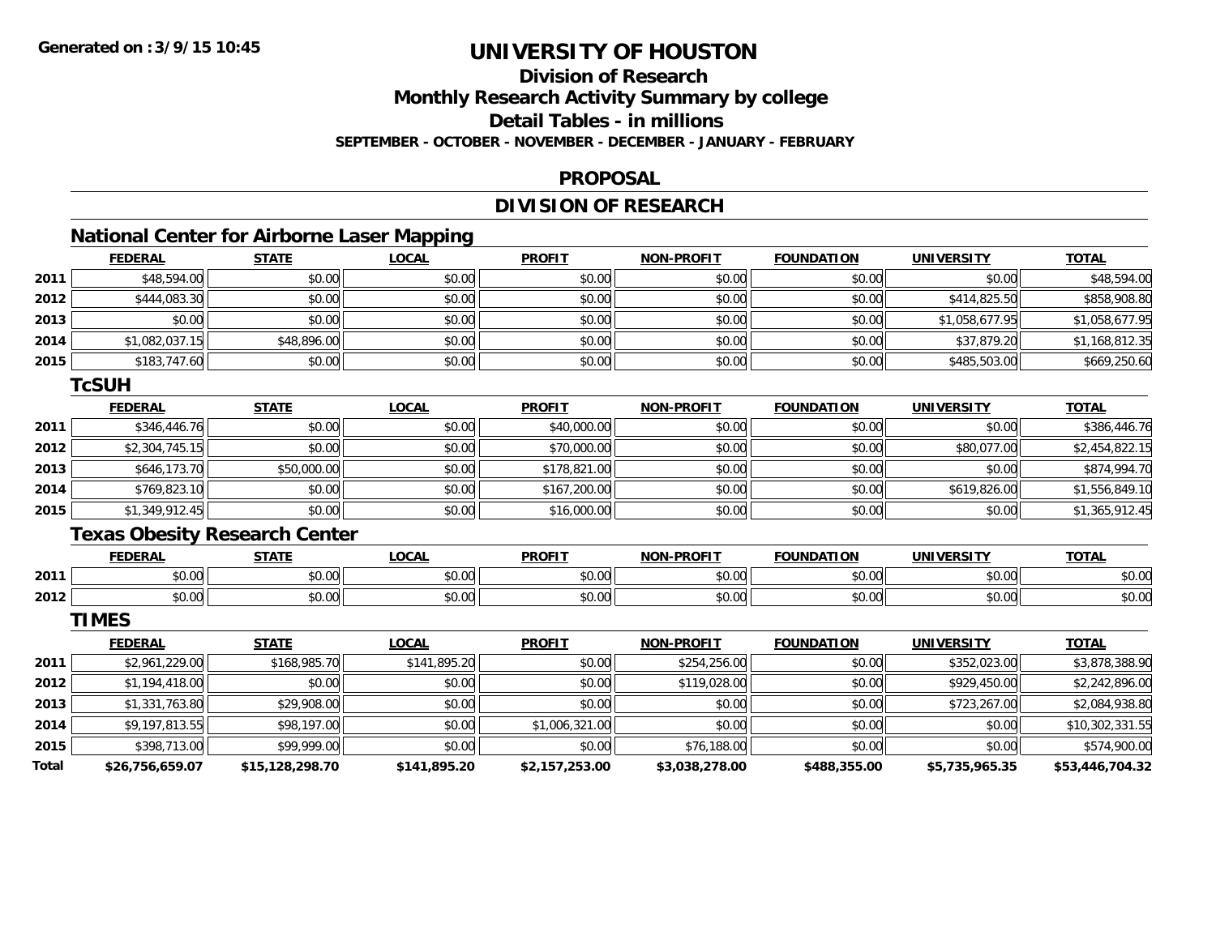**Generated on :3/9/15 10:45**

# UNIVERSITY OF HOUSTON

## Division of Research
## Monthly Research Activity Summary by college
## Detail Tables - in millions
### SEPTEMBER - OCTOBER - NOVEMBER - DECEMBER - JANUARY - FEBRUARY

## PROPOSAL

## DIVISION OF RESEARCH

### National Center for Airborne Laser Mapping

| | FEDERAL | STATE | LOCAL | PROFIT | NON-PROFIT | FOUNDATION | UNIVERSITY | TOTAL |
|---|---|---|---|---|---|---|---|---|
| 2011 | $48,594.00 | $0.00 | $0.00 | $0.00 | $0.00 | $0.00 | $0.00 | $48,594.00 |
| 2012 | $444,083.30 | $0.00 | $0.00 | $0.00 | $0.00 | $0.00 | $414,825.50 | $858,908.80 |
| 2013 | $0.00 | $0.00 | $0.00 | $0.00 | $0.00 | $0.00 | $1,058,677.95 | $1,058,677.95 |
| 2014 | $1,082,037.15 | $48,896.00 | $0.00 | $0.00 | $0.00 | $0.00 | $37,879.20 | $1,168,812.35 |
| 2015 | $183,747.60 | $0.00 | $0.00 | $0.00 | $0.00 | $0.00 | $485,503.00 | $669,250.60 |

### TcSUH

| | FEDERAL | STATE | LOCAL | PROFIT | NON-PROFIT | FOUNDATION | UNIVERSITY | TOTAL |
|---|---|---|---|---|---|---|---|---|
| 2011 | $346,446.76 | $0.00 | $0.00 | $40,000.00 | $0.00 | $0.00 | $0.00 | $386,446.76 |
| 2012 | $2,304,745.15 | $0.00 | $0.00 | $70,000.00 | $0.00 | $0.00 | $80,077.00 | $2,454,822.15 |
| 2013 | $646,173.70 | $50,000.00 | $0.00 | $178,821.00 | $0.00 | $0.00 | $0.00 | $874,994.70 |
| 2014 | $769,823.10 | $0.00 | $0.00 | $167,200.00 | $0.00 | $0.00 | $619,826.00 | $1,556,849.10 |
| 2015 | $1,349,912.45 | $0.00 | $0.00 | $16,000.00 | $0.00 | $0.00 | $0.00 | $1,365,912.45 |

### Texas Obesity Research Center

| | FEDERAL | STATE | LOCAL | PROFIT | NON-PROFIT | FOUNDATION | UNIVERSITY | TOTAL |
|---|---|---|---|---|---|---|---|---|
| 2011 | $0.00 | $0.00 | $0.00 | $0.00 | $0.00 | $0.00 | $0.00 | $0.00 |
| 2012 | $0.00 | $0.00 | $0.00 | $0.00 | $0.00 | $0.00 | $0.00 | $0.00 |

### TIMES

| | FEDERAL | STATE | LOCAL | PROFIT | NON-PROFIT | FOUNDATION | UNIVERSITY | TOTAL |
|---|---|---|---|---|---|---|---|---|
| 2011 | $2,961,229.00 | $168,985.70 | $141,895.20 | $0.00 | $254,256.00 | $0.00 | $352,023.00 | $3,878,388.90 |
| 2012 | $1,194,418.00 | $0.00 | $0.00 | $0.00 | $119,028.00 | $0.00 | $929,450.00 | $2,242,896.00 |
| 2013 | $1,331,763.80 | $29,908.00 | $0.00 | $0.00 | $0.00 | $0.00 | $723,267.00 | $2,084,938.80 |
| 2014 | $9,197,813.55 | $98,197.00 | $0.00 | $1,006,321.00 | $0.00 | $0.00 | $0.00 | $10,302,331.55 |
| 2015 | $398,713.00 | $99,999.00 | $0.00 | $0.00 | $76,188.00 | $0.00 | $0.00 | $574,900.00 |
| **Total** | **$26,756,659.07** | **$15,128,298.70** | **$141,895.20** | **$2,157,253.00** | **$3,038,278.00** | **$488,355.00** | **$5,735,965.35** | **$53,446,704.32** |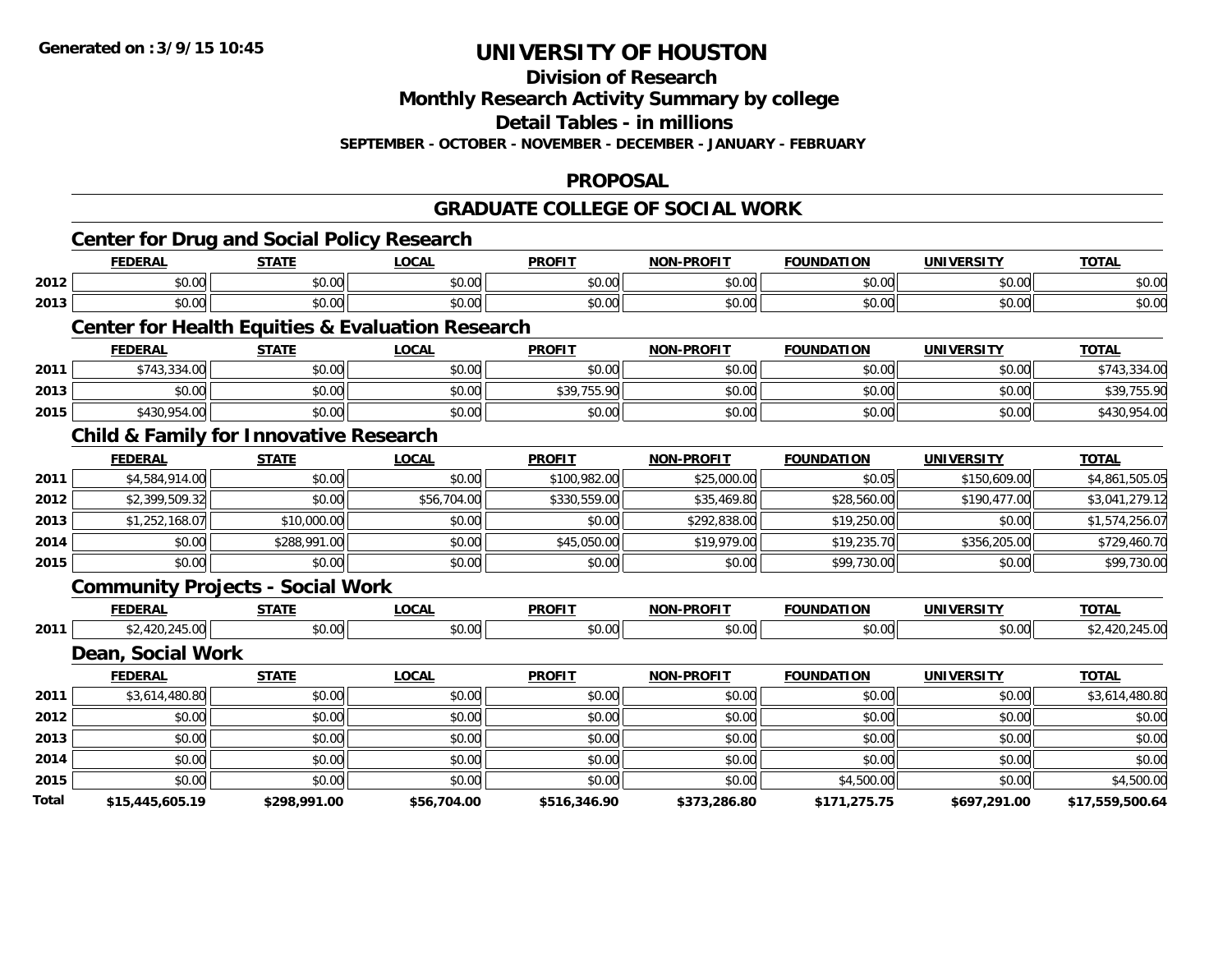**Generated on :3/9/15 10:45**

# UNIVERSITY OF HOUSTON

## Division of Research
## Monthly Research Activity Summary by college
## Detail Tables - in millions
**SEPTEMBER - OCTOBER - NOVEMBER - DECEMBER - JANUARY - FEBRUARY**

## PROPOSAL

## GRADUATE COLLEGE OF SOCIAL WORK

### Center for Drug and Social Policy Research

| | FEDERAL | STATE | LOCAL | PROFIT | NON-PROFIT | FOUNDATION | UNIVERSITY | TOTAL |
|---|---|---|---|---|---|---|---|---|
| 2012 | $0.00 | $0.00 | $0.00 | $0.00 | $0.00 | $0.00 | $0.00 | $0.00 |
| 2013 | $0.00 | $0.00 | $0.00 | $0.00 | $0.00 | $0.00 | $0.00 | $0.00 |

### Center for Health Equities & Evaluation Research

| | FEDERAL | STATE | LOCAL | PROFIT | NON-PROFIT | FOUNDATION | UNIVERSITY | TOTAL |
|---|---|---|---|---|---|---|---|---|
| 2011 | $743,334.00 | $0.00 | $0.00 | $0.00 | $0.00 | $0.00 | $0.00 | $743,334.00 |
| 2013 | $0.00 | $0.00 | $0.00 | $39,755.90 | $0.00 | $0.00 | $0.00 | $39,755.90 |
| 2015 | $430,954.00 | $0.00 | $0.00 | $0.00 | $0.00 | $0.00 | $0.00 | $430,954.00 |

### Child & Family for Innovative Research

| | FEDERAL | STATE | LOCAL | PROFIT | NON-PROFIT | FOUNDATION | UNIVERSITY | TOTAL |
|---|---|---|---|---|---|---|---|---|
| 2011 | $4,584,914.00 | $0.00 | $0.00 | $100,982.00 | $25,000.00 | $0.05 | $150,609.00 | $4,861,505.05 |
| 2012 | $2,399,509.32 | $0.00 | $56,704.00 | $330,559.00 | $35,469.80 | $28,560.00 | $190,477.00 | $3,041,279.12 |
| 2013 | $1,252,168.07 | $10,000.00 | $0.00 | $0.00 | $292,838.00 | $19,250.00 | $0.00 | $1,574,256.07 |
| 2014 | $0.00 | $288,991.00 | $0.00 | $45,050.00 | $19,979.00 | $19,235.70 | $356,205.00 | $729,460.70 |
| 2015 | $0.00 | $0.00 | $0.00 | $0.00 | $0.00 | $99,730.00 | $0.00 | $99,730.00 |

### Community Projects - Social Work

| | FEDERAL | STATE | LOCAL | PROFIT | NON-PROFIT | FOUNDATION | UNIVERSITY | TOTAL |
|---|---|---|---|---|---|---|---|---|
| 2011 | $2,420,245.00 | $0.00 | $0.00 | $0.00 | $0.00 | $0.00 | $0.00 | $2,420,245.00 |

### Dean, Social Work

| | FEDERAL | STATE | LOCAL | PROFIT | NON-PROFIT | FOUNDATION | UNIVERSITY | TOTAL |
|---|---|---|---|---|---|---|---|---|
| 2011 | $3,614,480.80 | $0.00 | $0.00 | $0.00 | $0.00 | $0.00 | $0.00 | $3,614,480.80 |
| 2012 | $0.00 | $0.00 | $0.00 | $0.00 | $0.00 | $0.00 | $0.00 | $0.00 |
| 2013 | $0.00 | $0.00 | $0.00 | $0.00 | $0.00 | $0.00 | $0.00 | $0.00 |
| 2014 | $0.00 | $0.00 | $0.00 | $0.00 | $0.00 | $0.00 | $0.00 | $0.00 |
| 2015 | $0.00 | $0.00 | $0.00 | $0.00 | $0.00 | $4,500.00 | $0.00 | $4,500.00 |
| **Total** | **$15,445,605.19** | **$298,991.00** | **$56,704.00** | **$516,346.90** | **$373,286.80** | **$171,275.75** | **$697,291.00** | **$17,559,500.64** |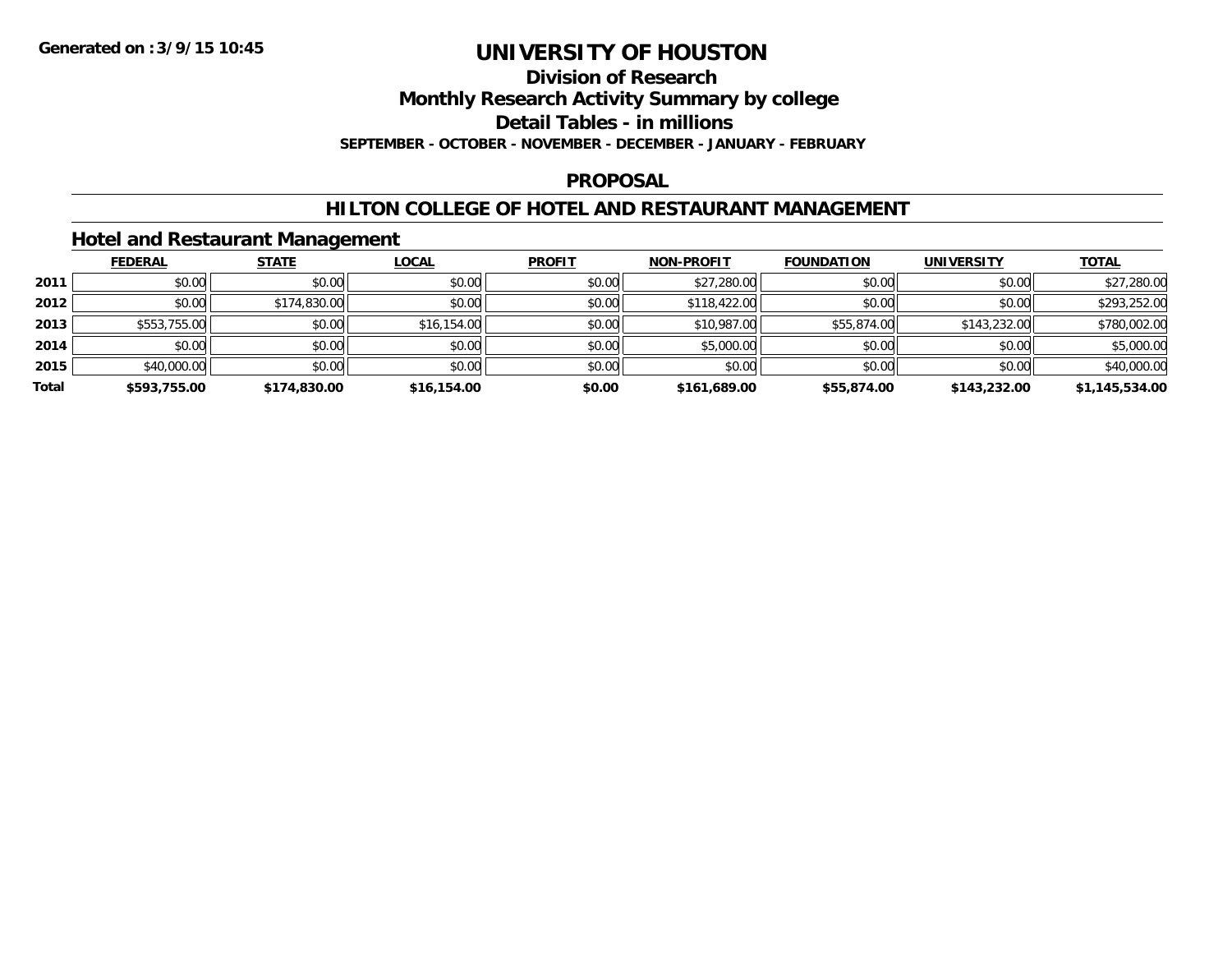**Generated on :3/9/15 10:45**

# UNIVERSITY OF HOUSTON

## Division of Research

## Monthly Research Activity Summary by college

## Detail Tables - in millions

**SEPTEMBER - OCTOBER - NOVEMBER - DECEMBER - JANUARY - FEBRUARY**

## PROPOSAL

## HILTON COLLEGE OF HOTEL AND RESTAURANT MANAGEMENT

### Hotel and Restaurant Management

| | FEDERAL | STATE | LOCAL | PROFIT | NON-PROFIT | FOUNDATION | UNIVERSITY | TOTAL |
|---|---|---|---|---|---|---|---|---|
| 2011 | $0.00 | $0.00 | $0.00 | $0.00 | $27,280.00 | $0.00 | $0.00 | $27,280.00 |
| 2012 | $0.00 | $174,830.00 | $0.00 | $0.00 | $118,422.00 | $0.00 | $0.00 | $293,252.00 |
| 2013 | $553,755.00 | $0.00 | $16,154.00 | $0.00 | $10,987.00 | $55,874.00 | $143,232.00 | $780,002.00 |
| 2014 | $0.00 | $0.00 | $0.00 | $0.00 | $5,000.00 | $0.00 | $0.00 | $5,000.00 |
| 2015 | $40,000.00 | $0.00 | $0.00 | $0.00 | $0.00 | $0.00 | $0.00 | $40,000.00 |
| **Total** | **$593,755.00** | **$174,830.00** | **$16,154.00** | **$0.00** | **$161,689.00** | **$55,874.00** | **$143,232.00** | **$1,145,534.00** |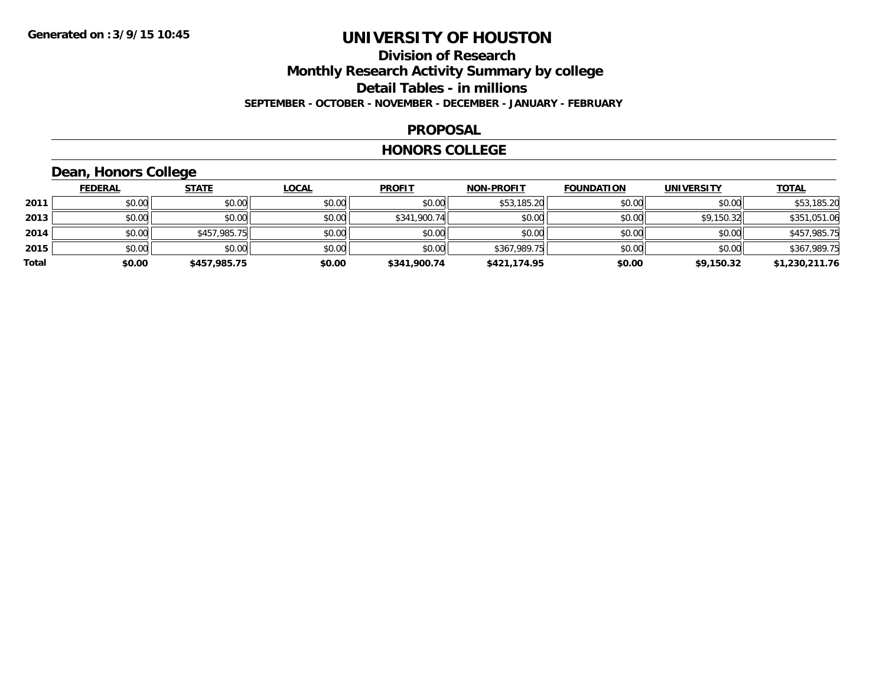Generated on :3/9/15 10:45

# UNIVERSITY OF HOUSTON

## Division of Research

## Monthly Research Activity Summary by college

## Detail Tables - in millions

### SEPTEMBER - OCTOBER - NOVEMBER - DECEMBER - JANUARY - FEBRUARY

### PROPOSAL

### HONORS COLLEGE

### Dean, Honors College

| | FEDERAL | STATE | LOCAL | PROFIT | NON-PROFIT | FOUNDATION | UNIVERSITY | TOTAL |
|---|---|---|---|---|---|---|---|---|
| 2011 | $0.00 | $0.00 | $0.00 | $0.00 | $53,185.20 | $0.00 | $0.00 | $53,185.20 |
| 2013 | $0.00 | $0.00 | $0.00 | $341,900.74 | $0.00 | $0.00 | $9,150.32 | $351,051.06 |
| 2014 | $0.00 | $457,985.75 | $0.00 | $0.00 | $0.00 | $0.00 | $0.00 | $457,985.75 |
| 2015 | $0.00 | $0.00 | $0.00 | $0.00 | $367,989.75 | $0.00 | $0.00 | $367,989.75 |
| **Total** | **$0.00** | **$457,985.75** | **$0.00** | **$341,900.74** | **$421,174.95** | **$0.00** | **$9,150.32** | **$1,230,211.76** |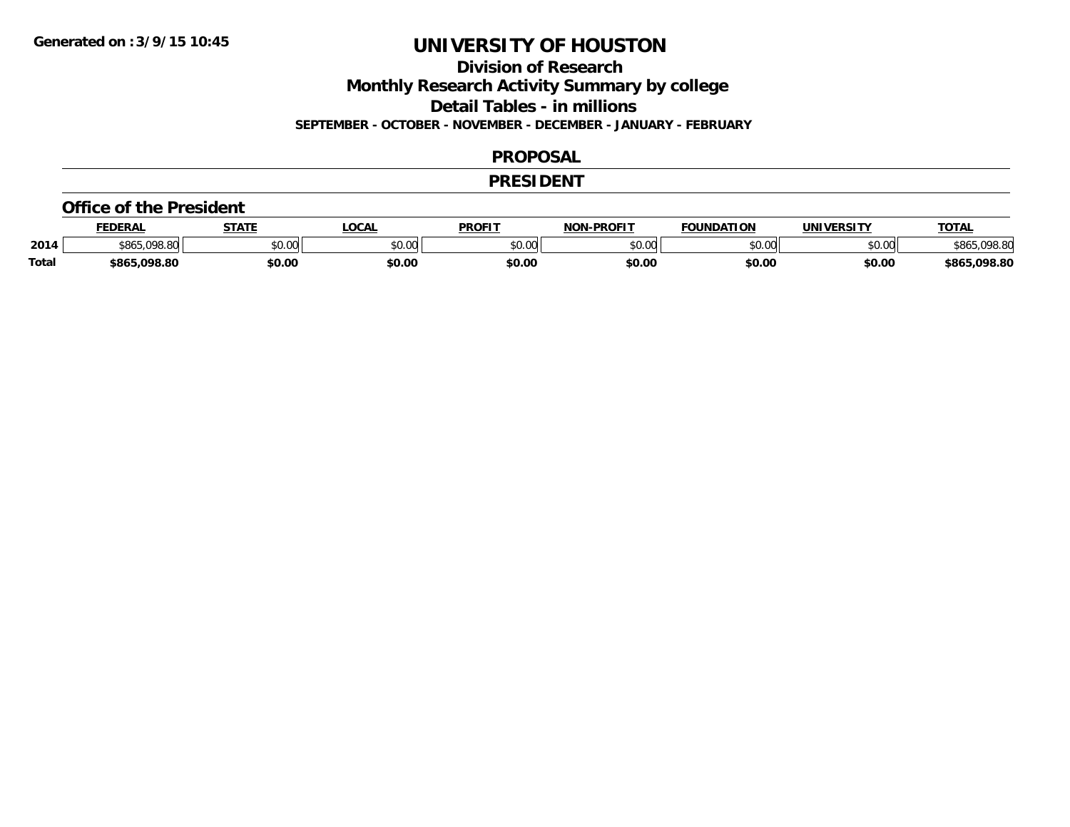# UNIVERSITY OF HOUSTON

## Division of Research

## Monthly Research Activity Summary by college

## Detail Tables - in millions

**SEPTEMBER - OCTOBER - NOVEMBER - DECEMBER - JANUARY - FEBRUARY**

## PROPOSAL

## PRESIDENT

### Office of the President

| | FEDERAL | STATE | LOCAL | PROFIT | NON-PROFIT | FOUNDATION | UNIVERSITY | TOTAL |
|---|---|---|---|---|---|---|---|---|
| 2014 | $865,098.80 | $0.00 | $0.00 | $0.00 | $0.00 | $0.00 | $0.00 | $865,098.80 |
| **Total** | **$865,098.80** | **$0.00** | **$0.00** | **$0.00** | **$0.00** | **$0.00** | **$0.00** | **$865,098.80** |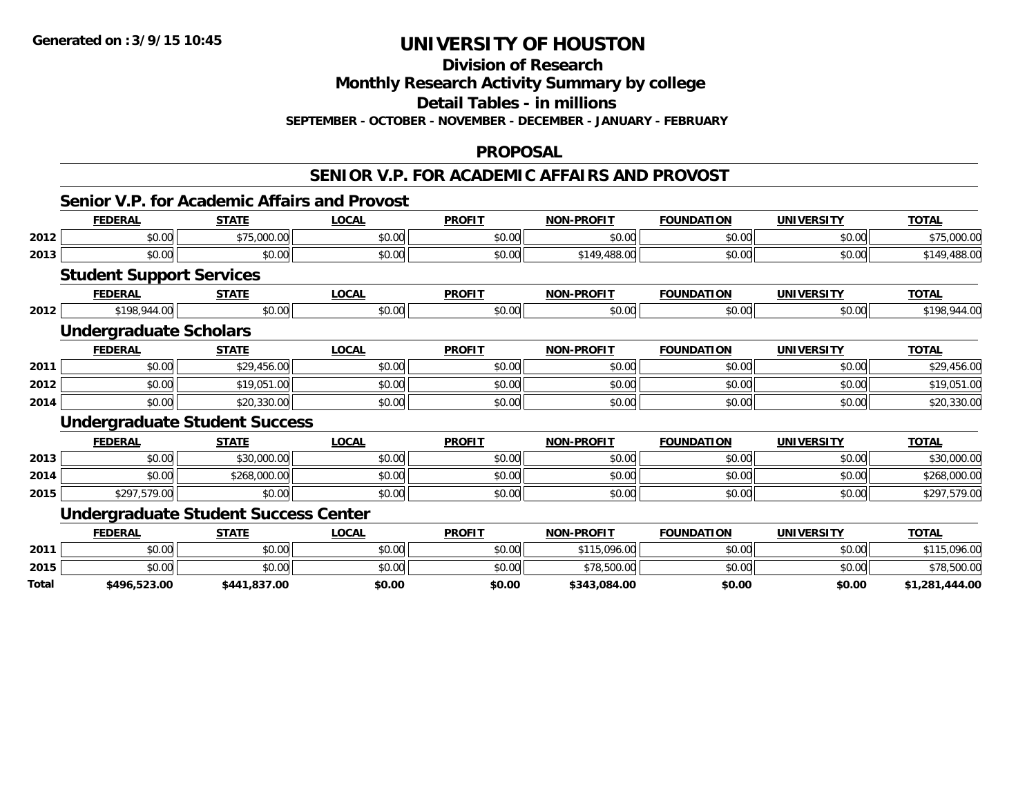**Generated on :3/9/15 10:45**

# UNIVERSITY OF HOUSTON

## Division of Research

## Monthly Research Activity Summary by college

## Detail Tables - in millions

**SEPTEMBER - OCTOBER - NOVEMBER - DECEMBER - JANUARY - FEBRUARY**

## PROPOSAL

## SENIOR V.P. FOR ACADEMIC AFFAIRS AND PROVOST

### Senior V.P. for Academic Affairs and Provost

| | FEDERAL | STATE | LOCAL | PROFIT | NON-PROFIT | FOUNDATION | UNIVERSITY | TOTAL |
|---|---|---|---|---|---|---|---|---|
| 2012 | $0.00 | $75,000.00 | $0.00 | $0.00 | $0.00 | $0.00 | $0.00 | $75,000.00 |
| 2013 | $0.00 | $0.00 | $0.00 | $0.00 | $149,488.00 | $0.00 | $0.00 | $149,488.00 |

### Student Support Services

| | FEDERAL | STATE | LOCAL | PROFIT | NON-PROFIT | FOUNDATION | UNIVERSITY | TOTAL |
|---|---|---|---|---|---|---|---|---|
| 2012 | $198,944.00 | $0.00 | $0.00 | $0.00 | $0.00 | $0.00 | $0.00 | $198,944.00 |

### Undergraduate Scholars

| | FEDERAL | STATE | LOCAL | PROFIT | NON-PROFIT | FOUNDATION | UNIVERSITY | TOTAL |
|---|---|---|---|---|---|---|---|---|
| 2011 | $0.00 | $29,456.00 | $0.00 | $0.00 | $0.00 | $0.00 | $0.00 | $29,456.00 |
| 2012 | $0.00 | $19,051.00 | $0.00 | $0.00 | $0.00 | $0.00 | $0.00 | $19,051.00 |
| 2014 | $0.00 | $20,330.00 | $0.00 | $0.00 | $0.00 | $0.00 | $0.00 | $20,330.00 |

### Undergraduate Student Success

| | FEDERAL | STATE | LOCAL | PROFIT | NON-PROFIT | FOUNDATION | UNIVERSITY | TOTAL |
|---|---|---|---|---|---|---|---|---|
| 2013 | $0.00 | $30,000.00 | $0.00 | $0.00 | $0.00 | $0.00 | $0.00 | $30,000.00 |
| 2014 | $0.00 | $268,000.00 | $0.00 | $0.00 | $0.00 | $0.00 | $0.00 | $268,000.00 |
| 2015 | $297,579.00 | $0.00 | $0.00 | $0.00 | $0.00 | $0.00 | $0.00 | $297,579.00 |

### Undergraduate Student Success Center

| | FEDERAL | STATE | LOCAL | PROFIT | NON-PROFIT | FOUNDATION | UNIVERSITY | TOTAL |
|---|---|---|---|---|---|---|---|---|
| 2011 | $0.00 | $0.00 | $0.00 | $0.00 | $115,096.00 | $0.00 | $0.00 | $115,096.00 |
| 2015 | $0.00 | $0.00 | $0.00 | $0.00 | $78,500.00 | $0.00 | $0.00 | $78,500.00 |
| **Total** | **$496,523.00** | **$441,837.00** | **$0.00** | **$0.00** | **$343,084.00** | **$0.00** | **$0.00** | **$1,281,444.00** |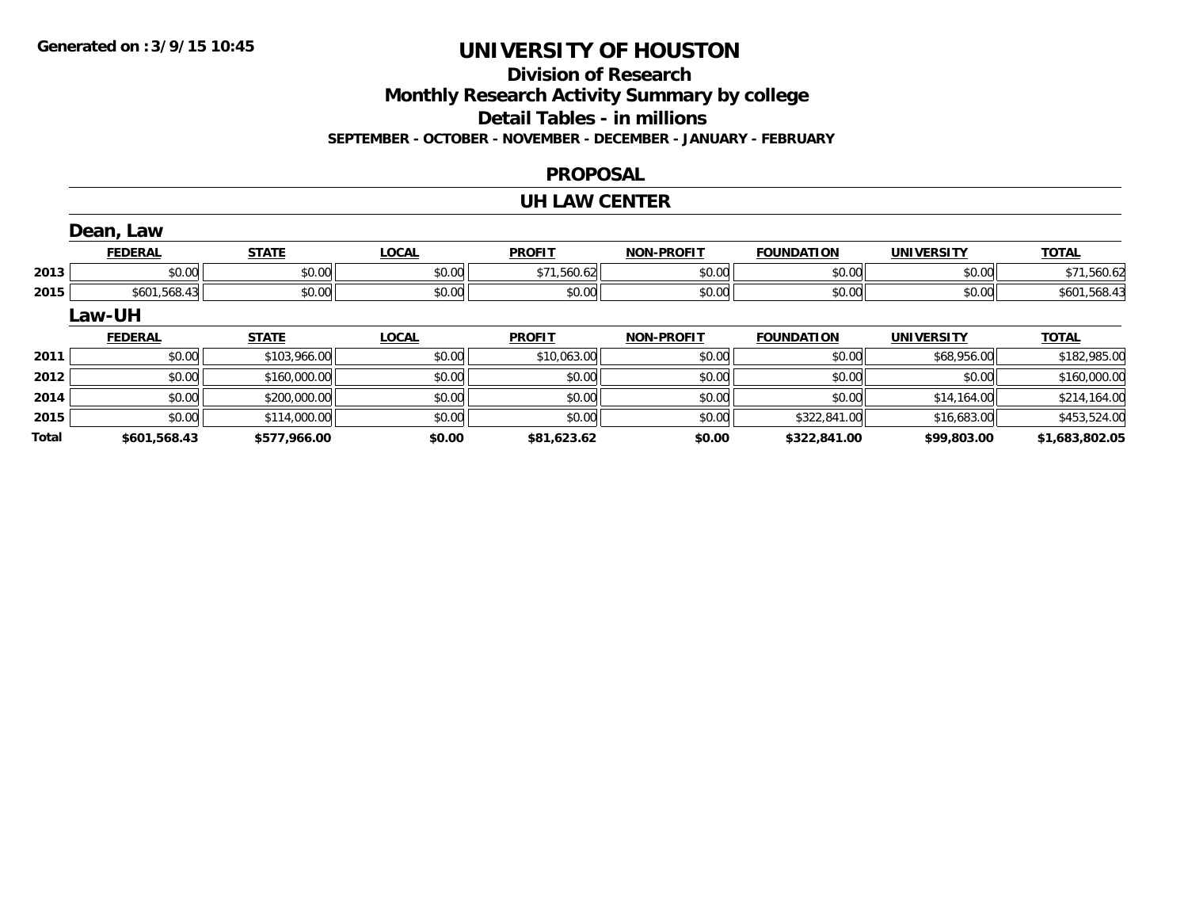**Generated on :3/9/15 10:45**

# UNIVERSITY OF HOUSTON

## Division of Research

## Monthly Research Activity Summary by college

## Detail Tables - in millions

**SEPTEMBER - OCTOBER - NOVEMBER - DECEMBER - JANUARY - FEBRUARY**

### PROPOSAL

### UH LAW CENTER

#### Dean, Law

| | FEDERAL | STATE | LOCAL | PROFIT | NON-PROFIT | FOUNDATION | UNIVERSITY | TOTAL |
|---|---|---|---|---|---|---|---|---|
| 2013 | $0.00 | $0.00 | $0.00 | $71,560.62 | $0.00 | $0.00 | $0.00 | $71,560.62 |
| 2015 | $601,568.43 | $0.00 | $0.00 | $0.00 | $0.00 | $0.00 | $0.00 | $601,568.43 |

#### Law-UH

| | FEDERAL | STATE | LOCAL | PROFIT | NON-PROFIT | FOUNDATION | UNIVERSITY | TOTAL |
|---|---|---|---|---|---|---|---|---|
| 2011 | $0.00 | $103,966.00 | $0.00 | $10,063.00 | $0.00 | $0.00 | $68,956.00 | $182,985.00 |
| 2012 | $0.00 | $160,000.00 | $0.00 | $0.00 | $0.00 | $0.00 | $0.00 | $160,000.00 |
| 2014 | $0.00 | $200,000.00 | $0.00 | $0.00 | $0.00 | $0.00 | $14,164.00 | $214,164.00 |
| 2015 | $0.00 | $114,000.00 | $0.00 | $0.00 | $0.00 | $322,841.00 | $16,683.00 | $453,524.00 |
| **Total** | **$601,568.43** | **$577,966.00** | **$0.00** | **$81,623.62** | **$0.00** | **$322,841.00** | **$99,803.00** | **$1,683,802.05** |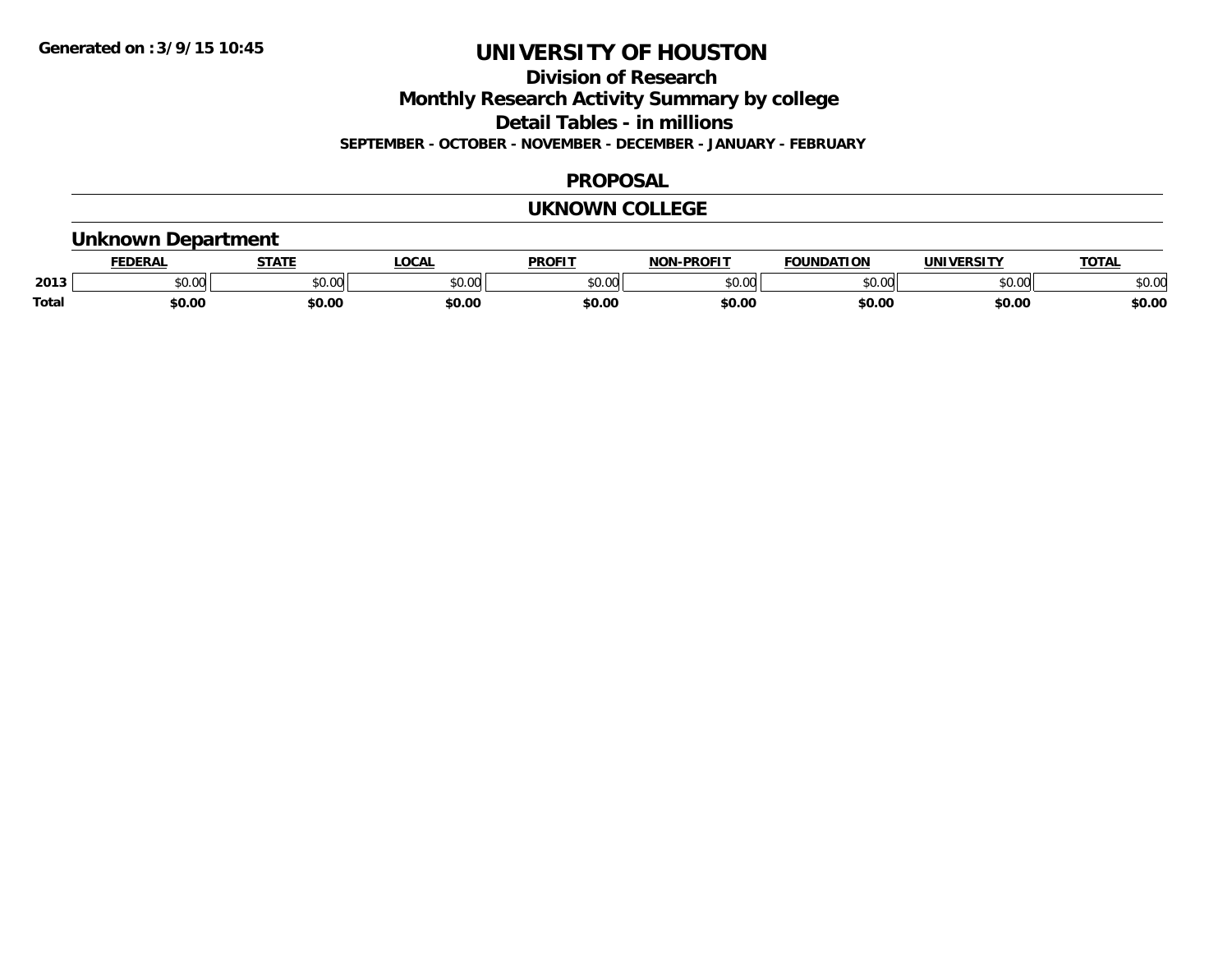Generated on :3/9/15 10:45

# UNIVERSITY OF HOUSTON

## Division of Research

## Monthly Research Activity Summary by college

## Detail Tables - in millions

**SEPTEMBER - OCTOBER - NOVEMBER - DECEMBER - JANUARY - FEBRUARY**

## PROPOSAL

## UKNOWN COLLEGE

### Unknown Department

| | FEDERAL | STATE | LOCAL | PROFIT | NON-PROFIT | FOUNDATION | UNIVERSITY | TOTAL |
|---|---|---|---|---|---|---|---|---|
| 2013 | $0.00 | $0.00 | $0.00 | $0.00 | $0.00 | $0.00 | $0.00 | $0.00 |
| **Total** | **$0.00** | **$0.00** | **$0.00** | **$0.00** | **$0.00** | **$0.00** | **$0.00** | **$0.00** |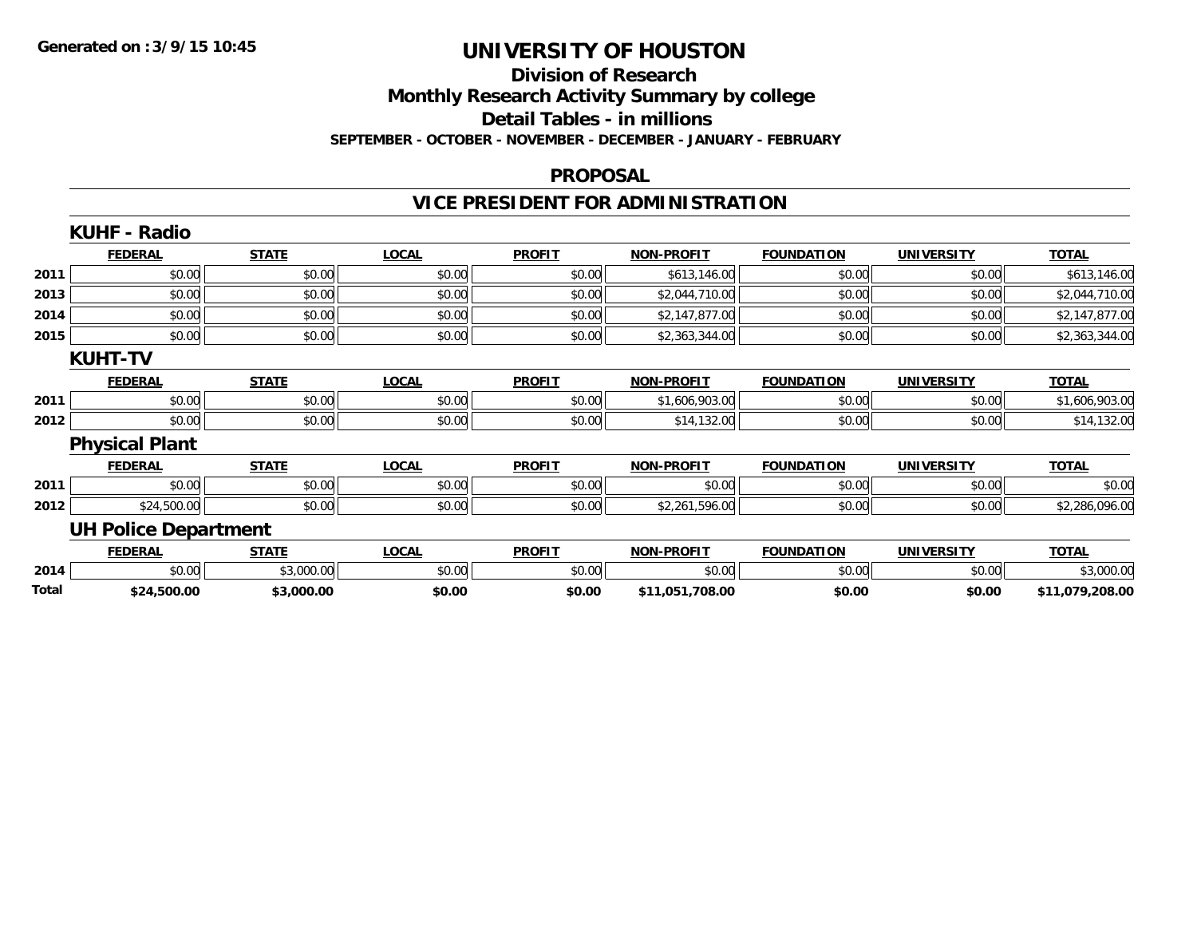**Generated on :3/9/15 10:45**

# UNIVERSITY OF HOUSTON

## Division of Research
## Monthly Research Activity Summary by college
## Detail Tables - in millions
### SEPTEMBER - OCTOBER - NOVEMBER - DECEMBER - JANUARY - FEBRUARY

## PROPOSAL

## VICE PRESIDENT FOR ADMINISTRATION

### KUHF - Radio

| | FEDERAL | STATE | LOCAL | PROFIT | NON-PROFIT | FOUNDATION | UNIVERSITY | TOTAL |
|---|---|---|---|---|---|---|---|---|
| 2011 | $0.00 | $0.00 | $0.00 | $0.00 | $613,146.00 | $0.00 | $0.00 | $613,146.00 |
| 2013 | $0.00 | $0.00 | $0.00 | $0.00 | $2,044,710.00 | $0.00 | $0.00 | $2,044,710.00 |
| 2014 | $0.00 | $0.00 | $0.00 | $0.00 | $2,147,877.00 | $0.00 | $0.00 | $2,147,877.00 |
| 2015 | $0.00 | $0.00 | $0.00 | $0.00 | $2,363,344.00 | $0.00 | $0.00 | $2,363,344.00 |

### KUHT-TV

| | FEDERAL | STATE | LOCAL | PROFIT | NON-PROFIT | FOUNDATION | UNIVERSITY | TOTAL |
|---|---|---|---|---|---|---|---|---|
| 2011 | $0.00 | $0.00 | $0.00 | $0.00 | $1,606,903.00 | $0.00 | $0.00 | $1,606,903.00 |
| 2012 | $0.00 | $0.00 | $0.00 | $0.00 | $14,132.00 | $0.00 | $0.00 | $14,132.00 |

### Physical Plant

| | FEDERAL | STATE | LOCAL | PROFIT | NON-PROFIT | FOUNDATION | UNIVERSITY | TOTAL |
|---|---|---|---|---|---|---|---|---|
| 2011 | $0.00 | $0.00 | $0.00 | $0.00 | $0.00 | $0.00 | $0.00 | $0.00 |
| 2012 | $24,500.00 | $0.00 | $0.00 | $0.00 | $2,261,596.00 | $0.00 | $0.00 | $2,286,096.00 |

### UH Police Department

| | FEDERAL | STATE | LOCAL | PROFIT | NON-PROFIT | FOUNDATION | UNIVERSITY | TOTAL |
|---|---|---|---|---|---|---|---|---|
| 2014 | $0.00 | $3,000.00 | $0.00 | $0.00 | $0.00 | $0.00 | $0.00 | $3,000.00 |
| **Total** | **$24,500.00** | **$3,000.00** | **$0.00** | **$0.00** | **$11,051,708.00** | **$0.00** | **$0.00** | **$11,079,208.00** |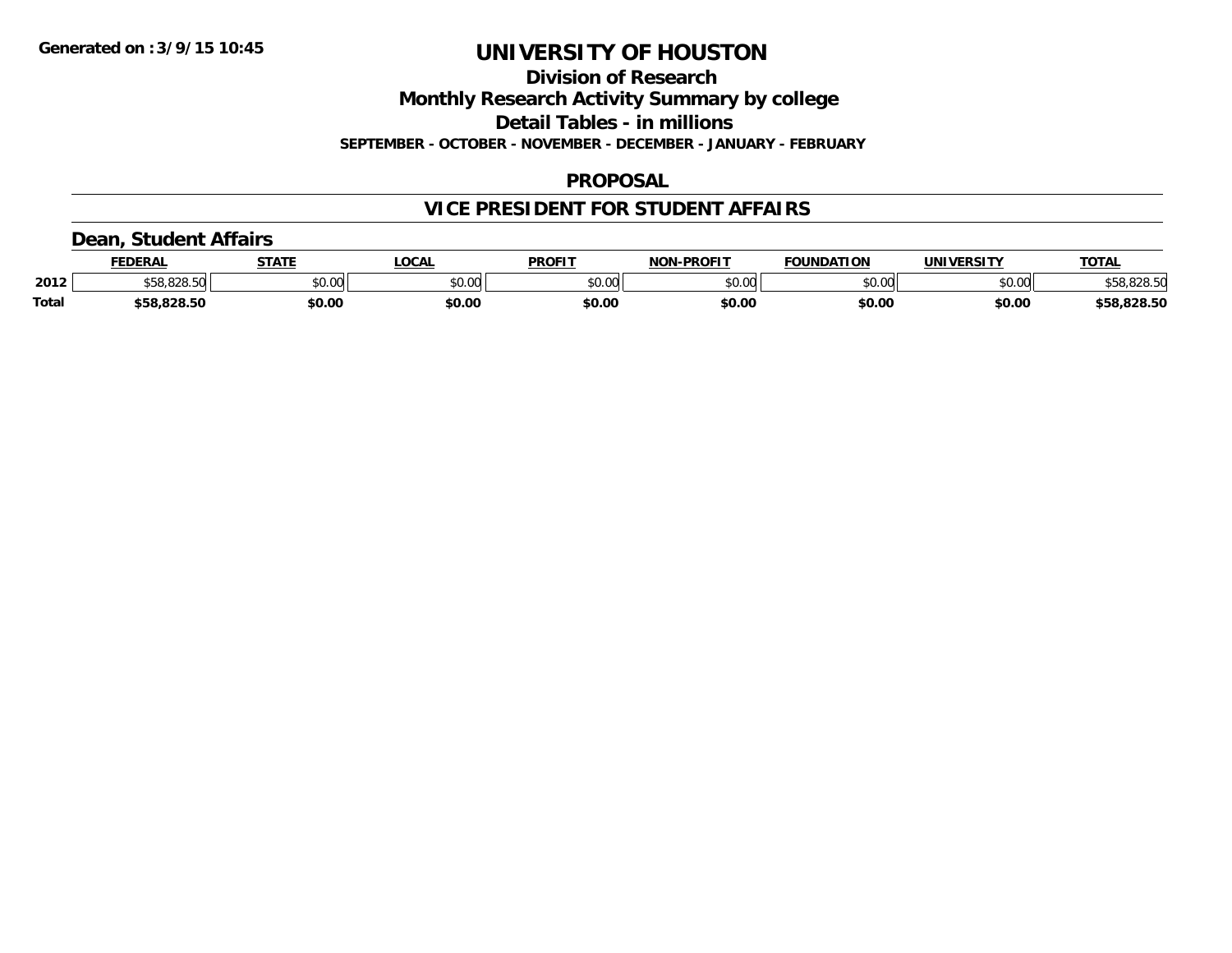# UNIVERSITY OF HOUSTON

## Division of Research

## Monthly Research Activity Summary by college

## Detail Tables - in millions

**SEPTEMBER - OCTOBER - NOVEMBER - DECEMBER - JANUARY - FEBRUARY**

## PROPOSAL

## VICE PRESIDENT FOR STUDENT AFFAIRS

### Dean, Student Affairs

| | FEDERAL | STATE | LOCAL | PROFIT | NON-PROFIT | FOUNDATION | UNIVERSITY | TOTAL |
|---|---|---|---|---|---|---|---|---|
| 2012 | $58,828.50 | $0.00 | $0.00 | $0.00 | $0.00 | $0.00 | $0.00 | $58,828.50 |
| **Total** | **$58,828.50** | **$0.00** | **$0.00** | **$0.00** | **$0.00** | **$0.00** | **$0.00** | **$58,828.50** |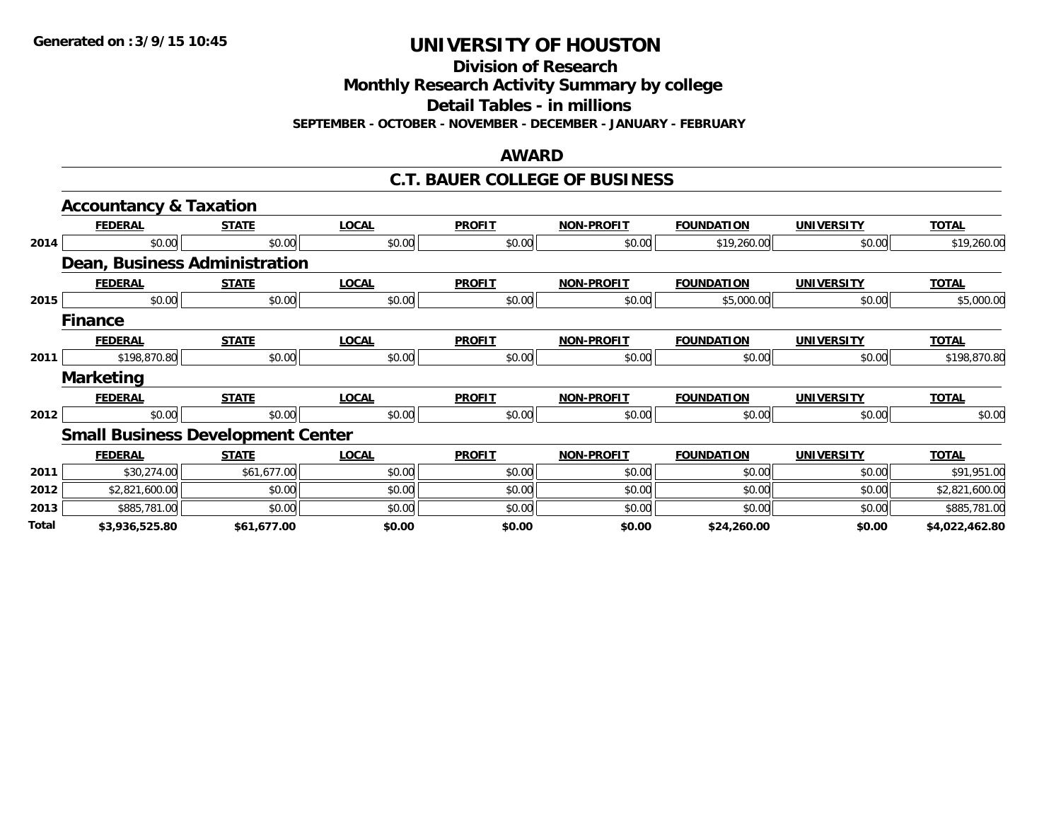**Generated on :3/9/15 10:45**

# UNIVERSITY OF HOUSTON

## Division of Research

## Monthly Research Activity Summary by college

## Detail Tables - in millions

**SEPTEMBER - OCTOBER - NOVEMBER - DECEMBER - JANUARY - FEBRUARY**

## AWARD

## C.T. BAUER COLLEGE OF BUSINESS

### Accountancy & Taxation

| | FEDERAL | STATE | LOCAL | PROFIT | NON-PROFIT | FOUNDATION | UNIVERSITY | TOTAL |
|---|---|---|---|---|---|---|---|---|
| 2014 | $0.00 | $0.00 | $0.00 | $0.00 | $0.00 | $19,260.00 | $0.00 | $19,260.00 |

### Dean, Business Administration

| | FEDERAL | STATE | LOCAL | PROFIT | NON-PROFIT | FOUNDATION | UNIVERSITY | TOTAL |
|---|---|---|---|---|---|---|---|---|
| 2015 | $0.00 | $0.00 | $0.00 | $0.00 | $0.00 | $5,000.00 | $0.00 | $5,000.00 |

### Finance

| | FEDERAL | STATE | LOCAL | PROFIT | NON-PROFIT | FOUNDATION | UNIVERSITY | TOTAL |
|---|---|---|---|---|---|---|---|---|
| 2011 | $198,870.80 | $0.00 | $0.00 | $0.00 | $0.00 | $0.00 | $0.00 | $198,870.80 |

### Marketing

| | FEDERAL | STATE | LOCAL | PROFIT | NON-PROFIT | FOUNDATION | UNIVERSITY | TOTAL |
|---|---|---|---|---|---|---|---|---|
| 2012 | $0.00 | $0.00 | $0.00 | $0.00 | $0.00 | $0.00 | $0.00 | $0.00 |

### Small Business Development Center

| | FEDERAL | STATE | LOCAL | PROFIT | NON-PROFIT | FOUNDATION | UNIVERSITY | TOTAL |
|---|---|---|---|---|---|---|---|---|
| 2011 | $30,274.00 | $61,677.00 | $0.00 | $0.00 | $0.00 | $0.00 | $0.00 | $91,951.00 |
| 2012 | $2,821,600.00 | $0.00 | $0.00 | $0.00 | $0.00 | $0.00 | $0.00 | $2,821,600.00 |
| 2013 | $885,781.00 | $0.00 | $0.00 | $0.00 | $0.00 | $0.00 | $0.00 | $885,781.00 |
| **Total** | **$3,936,525.80** | **$61,677.00** | **$0.00** | **$0.00** | **$0.00** | **$24,260.00** | **$0.00** | **$4,022,462.80** |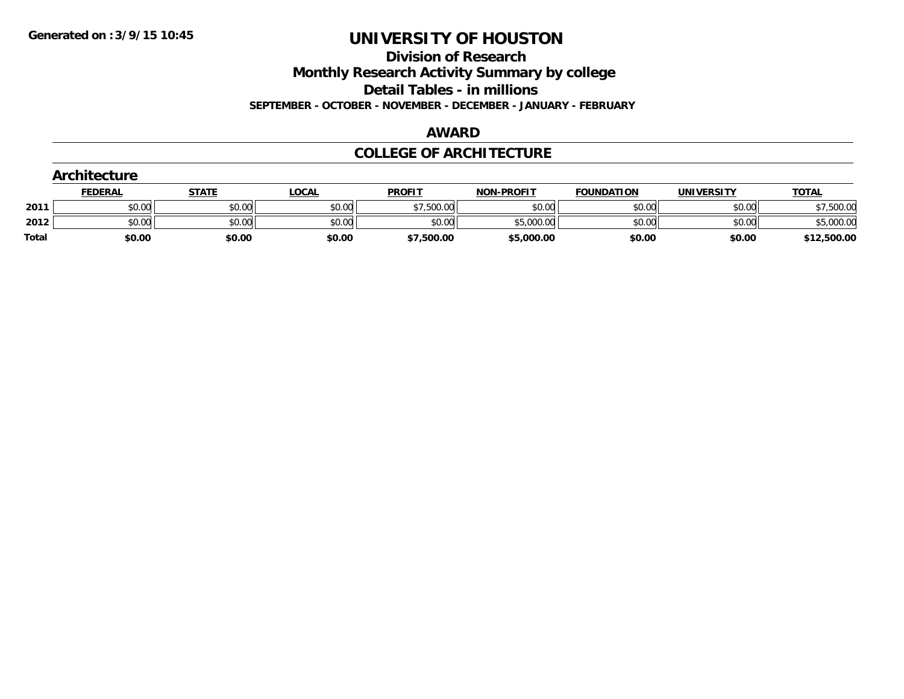Generated on :3/9/15 10:45

# UNIVERSITY OF HOUSTON

## Division of Research

## Monthly Research Activity Summary by college

## Detail Tables - in millions

**SEPTEMBER - OCTOBER - NOVEMBER - DECEMBER - JANUARY - FEBRUARY**

## AWARD

## COLLEGE OF ARCHITECTURE

### Architecture

| | FEDERAL | STATE | LOCAL | PROFIT | NON-PROFIT | FOUNDATION | UNIVERSITY | TOTAL |
|---|---|---|---|---|---|---|---|---|
| 2011 | $0.00 | $0.00 | $0.00 | $7,500.00 | $0.00 | $0.00 | $0.00 | $7,500.00 |
| 2012 | $0.00 | $0.00 | $0.00 | $0.00 | $5,000.00 | $0.00 | $0.00 | $5,000.00 |
| **Total** | **$0.00** | **$0.00** | **$0.00** | **$7,500.00** | **$5,000.00** | **$0.00** | **$0.00** | **$12,500.00** |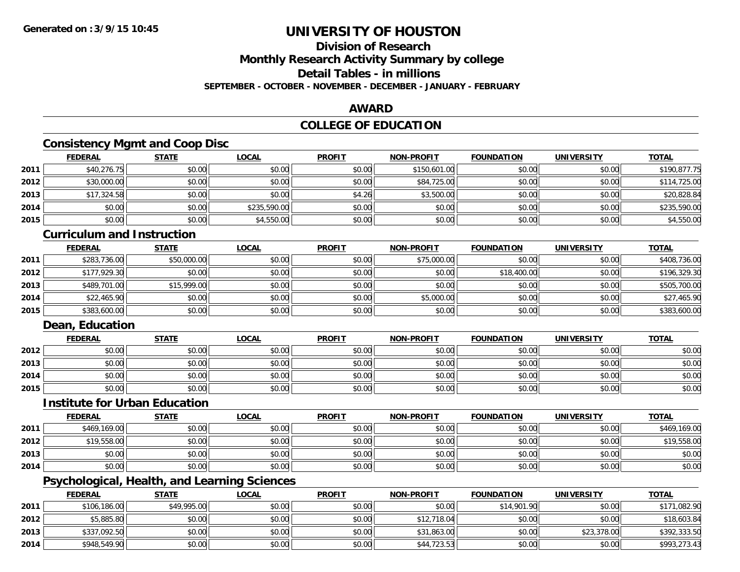# UNIVERSITY OF HOUSTON

## Division of Research
## Monthly Research Activity Summary by college
## Detail Tables - in millions
### SEPTEMBER - OCTOBER - NOVEMBER - DECEMBER - JANUARY - FEBRUARY

## AWARD

## COLLEGE OF EDUCATION

### Consistency Mgmt and Coop Disc

| | FEDERAL | STATE | LOCAL | PROFIT | NON-PROFIT | FOUNDATION | UNIVERSITY | TOTAL |
|---|---|---|---|---|---|---|---|---|
| 2011 | $40,276.75 | $0.00 | $0.00 | $0.00 | $150,601.00 | $0.00 | $0.00 | $190,877.75 |
| 2012 | $30,000.00 | $0.00 | $0.00 | $0.00 | $84,725.00 | $0.00 | $0.00 | $114,725.00 |
| 2013 | $17,324.58 | $0.00 | $0.00 | $4.26 | $3,500.00 | $0.00 | $0.00 | $20,828.84 |
| 2014 | $0.00 | $0.00 | $235,590.00 | $0.00 | $0.00 | $0.00 | $0.00 | $235,590.00 |
| 2015 | $0.00 | $0.00 | $4,550.00 | $0.00 | $0.00 | $0.00 | $0.00 | $4,550.00 |

### Curriculum and Instruction

| | FEDERAL | STATE | LOCAL | PROFIT | NON-PROFIT | FOUNDATION | UNIVERSITY | TOTAL |
|---|---|---|---|---|---|---|---|---|
| 2011 | $283,736.00 | $50,000.00 | $0.00 | $0.00 | $75,000.00 | $0.00 | $0.00 | $408,736.00 |
| 2012 | $177,929.30 | $0.00 | $0.00 | $0.00 | $0.00 | $18,400.00 | $0.00 | $196,329.30 |
| 2013 | $489,701.00 | $15,999.00 | $0.00 | $0.00 | $0.00 | $0.00 | $0.00 | $505,700.00 |
| 2014 | $22,465.90 | $0.00 | $0.00 | $0.00 | $5,000.00 | $0.00 | $0.00 | $27,465.90 |
| 2015 | $383,600.00 | $0.00 | $0.00 | $0.00 | $0.00 | $0.00 | $0.00 | $383,600.00 |

### Dean, Education

| | FEDERAL | STATE | LOCAL | PROFIT | NON-PROFIT | FOUNDATION | UNIVERSITY | TOTAL |
|---|---|---|---|---|---|---|---|---|
| 2012 | $0.00 | $0.00 | $0.00 | $0.00 | $0.00 | $0.00 | $0.00 | $0.00 |
| 2013 | $0.00 | $0.00 | $0.00 | $0.00 | $0.00 | $0.00 | $0.00 | $0.00 |
| 2014 | $0.00 | $0.00 | $0.00 | $0.00 | $0.00 | $0.00 | $0.00 | $0.00 |
| 2015 | $0.00 | $0.00 | $0.00 | $0.00 | $0.00 | $0.00 | $0.00 | $0.00 |

### Institute for Urban Education

| | FEDERAL | STATE | LOCAL | PROFIT | NON-PROFIT | FOUNDATION | UNIVERSITY | TOTAL |
|---|---|---|---|---|---|---|---|---|
| 2011 | $469,169.00 | $0.00 | $0.00 | $0.00 | $0.00 | $0.00 | $0.00 | $469,169.00 |
| 2012 | $19,558.00 | $0.00 | $0.00 | $0.00 | $0.00 | $0.00 | $0.00 | $19,558.00 |
| 2013 | $0.00 | $0.00 | $0.00 | $0.00 | $0.00 | $0.00 | $0.00 | $0.00 |
| 2014 | $0.00 | $0.00 | $0.00 | $0.00 | $0.00 | $0.00 | $0.00 | $0.00 |

### Psychological, Health, and Learning Sciences

| | FEDERAL | STATE | LOCAL | PROFIT | NON-PROFIT | FOUNDATION | UNIVERSITY | TOTAL |
|---|---|---|---|---|---|---|---|---|
| 2011 | $106,186.00 | $49,995.00 | $0.00 | $0.00 | $0.00 | $14,901.90 | $0.00 | $171,082.90 |
| 2012 | $5,885.80 | $0.00 | $0.00 | $0.00 | $12,718.04 | $0.00 | $0.00 | $18,603.84 |
| 2013 | $337,092.50 | $0.00 | $0.00 | $0.00 | $31,863.00 | $0.00 | $23,378.00 | $392,333.50 |
| 2014 | $948,549.90 | $0.00 | $0.00 | $0.00 | $44,723.53 | $0.00 | $0.00 | $993,273.43 |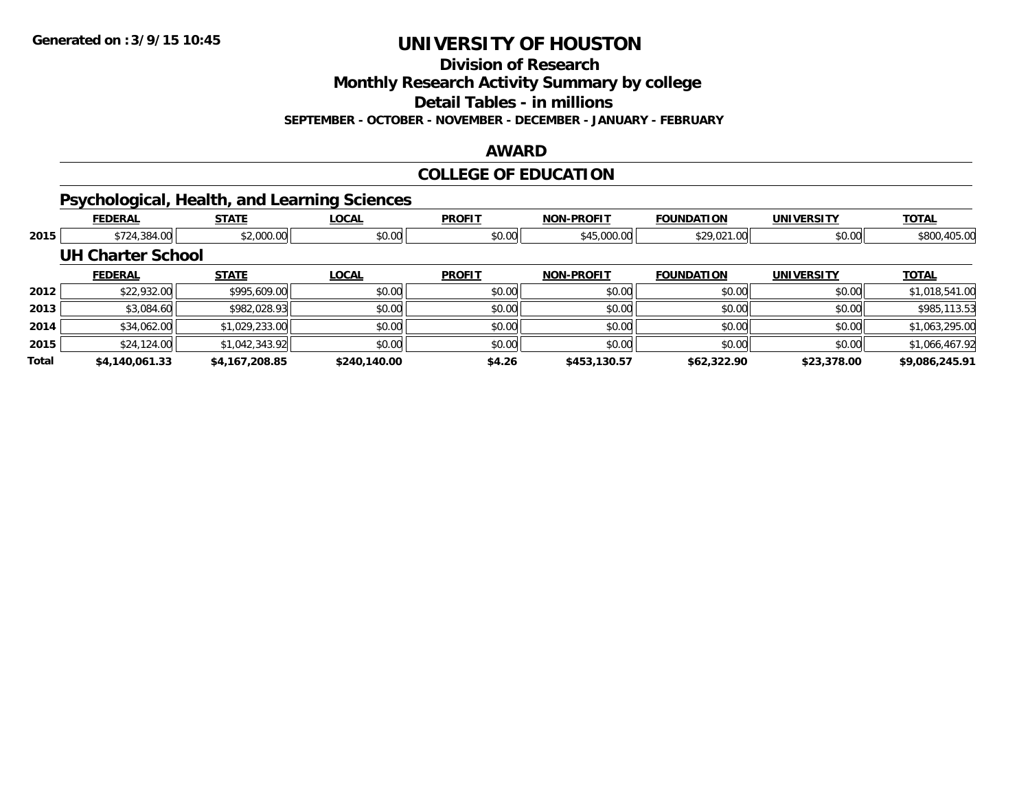# UNIVERSITY OF HOUSTON

## Division of Research

## Monthly Research Activity Summary by college

## Detail Tables - in millions

**SEPTEMBER - OCTOBER - NOVEMBER - DECEMBER - JANUARY - FEBRUARY**

## AWARD

## COLLEGE OF EDUCATION

### Psychological, Health, and Learning Sciences

| | FEDERAL | STATE | LOCAL | PROFIT | NON-PROFIT | FOUNDATION | UNIVERSITY | TOTAL |
|---|---|---|---|---|---|---|---|---|
| 2015 | $724,384.00 | $2,000.00 | $0.00 | $0.00 | $45,000.00 | $29,021.00 | $0.00 | $800,405.00 |

### UH Charter School

| | FEDERAL | STATE | LOCAL | PROFIT | NON-PROFIT | FOUNDATION | UNIVERSITY | TOTAL |
|---|---|---|---|---|---|---|---|---|
| 2012 | $22,932.00 | $995,609.00 | $0.00 | $0.00 | $0.00 | $0.00 | $0.00 | $1,018,541.00 |
| 2013 | $3,084.60 | $982,028.93 | $0.00 | $0.00 | $0.00 | $0.00 | $0.00 | $985,113.53 |
| 2014 | $34,062.00 | $1,029,233.00 | $0.00 | $0.00 | $0.00 | $0.00 | $0.00 | $1,063,295.00 |
| 2015 | $24,124.00 | $1,042,343.92 | $0.00 | $0.00 | $0.00 | $0.00 | $0.00 | $1,066,467.92 |
| **Total** | **$4,140,061.33** | **$4,167,208.85** | **$240,140.00** | **$4.26** | **$453,130.57** | **$62,322.90** | **$23,378.00** | **$9,086,245.91** |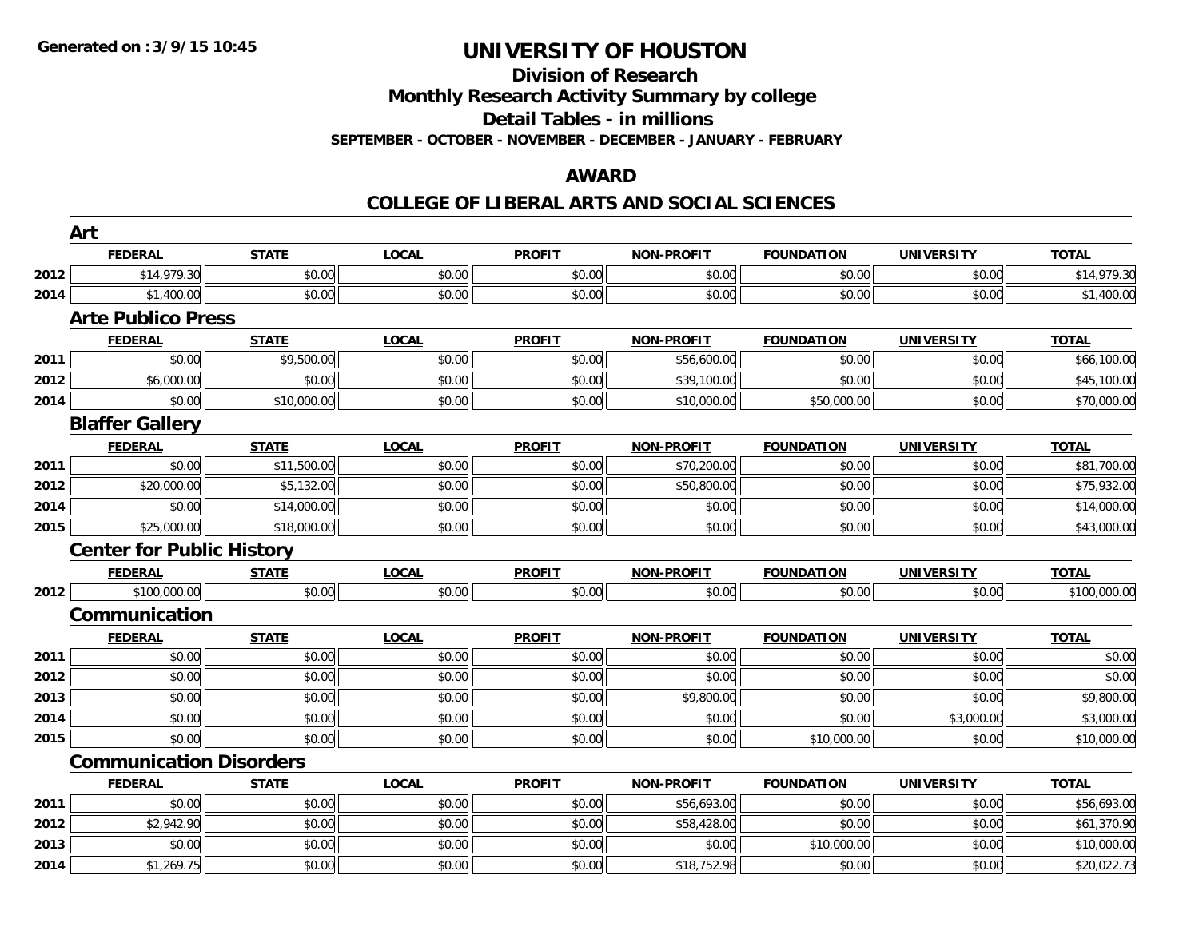# UNIVERSITY OF HOUSTON

## Division of Research
## Monthly Research Activity Summary by college
## Detail Tables - in millions
### SEPTEMBER - OCTOBER - NOVEMBER - DECEMBER - JANUARY - FEBRUARY

## AWARD

## COLLEGE OF LIBERAL ARTS AND SOCIAL SCIENCES

### Art

| | FEDERAL | STATE | LOCAL | PROFIT | NON-PROFIT | FOUNDATION | UNIVERSITY | TOTAL |
|---|---|---|---|---|---|---|---|---|
| 2012 | $14,979.30 | $0.00 | $0.00 | $0.00 | $0.00 | $0.00 | $0.00 | $14,979.30 |
| 2014 | $1,400.00 | $0.00 | $0.00 | $0.00 | $0.00 | $0.00 | $0.00 | $1,400.00 |

### Arte Publico Press

| | FEDERAL | STATE | LOCAL | PROFIT | NON-PROFIT | FOUNDATION | UNIVERSITY | TOTAL |
|---|---|---|---|---|---|---|---|---|
| 2011 | $0.00 | $9,500.00 | $0.00 | $0.00 | $56,600.00 | $0.00 | $0.00 | $66,100.00 |
| 2012 | $6,000.00 | $0.00 | $0.00 | $0.00 | $39,100.00 | $0.00 | $0.00 | $45,100.00 |
| 2014 | $0.00 | $10,000.00 | $0.00 | $0.00 | $10,000.00 | $50,000.00 | $0.00 | $70,000.00 |

### Blaffer Gallery

| | FEDERAL | STATE | LOCAL | PROFIT | NON-PROFIT | FOUNDATION | UNIVERSITY | TOTAL |
|---|---|---|---|---|---|---|---|---|
| 2011 | $0.00 | $11,500.00 | $0.00 | $0.00 | $70,200.00 | $0.00 | $0.00 | $81,700.00 |
| 2012 | $20,000.00 | $5,132.00 | $0.00 | $0.00 | $50,800.00 | $0.00 | $0.00 | $75,932.00 |
| 2014 | $0.00 | $14,000.00 | $0.00 | $0.00 | $0.00 | $0.00 | $0.00 | $14,000.00 |
| 2015 | $25,000.00 | $18,000.00 | $0.00 | $0.00 | $0.00 | $0.00 | $0.00 | $43,000.00 |

### Center for Public History

| | FEDERAL | STATE | LOCAL | PROFIT | NON-PROFIT | FOUNDATION | UNIVERSITY | TOTAL |
|---|---|---|---|---|---|---|---|---|
| 2012 | $100,000.00 | $0.00 | $0.00 | $0.00 | $0.00 | $0.00 | $0.00 | $100,000.00 |

### Communication

| | FEDERAL | STATE | LOCAL | PROFIT | NON-PROFIT | FOUNDATION | UNIVERSITY | TOTAL |
|---|---|---|---|---|---|---|---|---|
| 2011 | $0.00 | $0.00 | $0.00 | $0.00 | $0.00 | $0.00 | $0.00 | $0.00 |
| 2012 | $0.00 | $0.00 | $0.00 | $0.00 | $0.00 | $0.00 | $0.00 | $0.00 |
| 2013 | $0.00 | $0.00 | $0.00 | $0.00 | $9,800.00 | $0.00 | $0.00 | $9,800.00 |
| 2014 | $0.00 | $0.00 | $0.00 | $0.00 | $0.00 | $0.00 | $3,000.00 | $3,000.00 |
| 2015 | $0.00 | $0.00 | $0.00 | $0.00 | $0.00 | $10,000.00 | $0.00 | $10,000.00 |

### Communication Disorders

| | FEDERAL | STATE | LOCAL | PROFIT | NON-PROFIT | FOUNDATION | UNIVERSITY | TOTAL |
|---|---|---|---|---|---|---|---|---|
| 2011 | $0.00 | $0.00 | $0.00 | $0.00 | $56,693.00 | $0.00 | $0.00 | $56,693.00 |
| 2012 | $2,942.90 | $0.00 | $0.00 | $0.00 | $58,428.00 | $0.00 | $0.00 | $61,370.90 |
| 2013 | $0.00 | $0.00 | $0.00 | $0.00 | $0.00 | $10,000.00 | $0.00 | $10,000.00 |
| 2014 | $1,269.75 | $0.00 | $0.00 | $0.00 | $18,752.98 | $0.00 | $0.00 | $20,022.73 |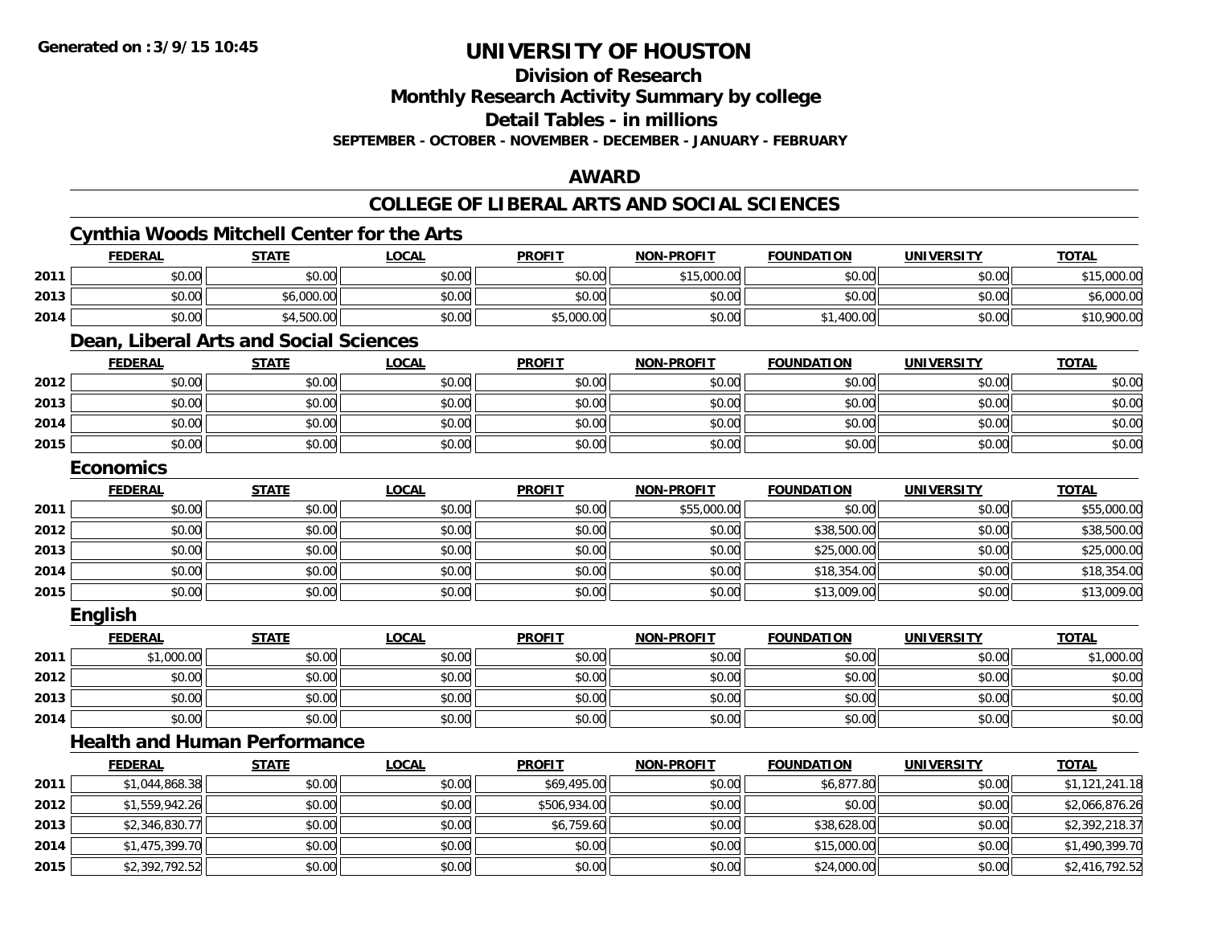# UNIVERSITY OF HOUSTON

## Division of Research

## Monthly Research Activity Summary by college

## Detail Tables - in millions

**SEPTEMBER - OCTOBER - NOVEMBER - DECEMBER - JANUARY - FEBRUARY**

## AWARD

## COLLEGE OF LIBERAL ARTS AND SOCIAL SCIENCES

### Cynthia Woods Mitchell Center for the Arts

| | FEDERAL | STATE | LOCAL | PROFIT | NON-PROFIT | FOUNDATION | UNIVERSITY | TOTAL |
|---|---|---|---|---|---|---|---|---|
| 2011 | $0.00 | $0.00 | $0.00 | $0.00 | $15,000.00 | $0.00 | $0.00 | $15,000.00 |
| 2013 | $0.00 | $6,000.00 | $0.00 | $0.00 | $0.00 | $0.00 | $0.00 | $6,000.00 |
| 2014 | $0.00 | $4,500.00 | $0.00 | $5,000.00 | $0.00 | $1,400.00 | $0.00 | $10,900.00 |

### Dean, Liberal Arts and Social Sciences

| | FEDERAL | STATE | LOCAL | PROFIT | NON-PROFIT | FOUNDATION | UNIVERSITY | TOTAL |
|---|---|---|---|---|---|---|---|---|
| 2012 | $0.00 | $0.00 | $0.00 | $0.00 | $0.00 | $0.00 | $0.00 | $0.00 |
| 2013 | $0.00 | $0.00 | $0.00 | $0.00 | $0.00 | $0.00 | $0.00 | $0.00 |
| 2014 | $0.00 | $0.00 | $0.00 | $0.00 | $0.00 | $0.00 | $0.00 | $0.00 |
| 2015 | $0.00 | $0.00 | $0.00 | $0.00 | $0.00 | $0.00 | $0.00 | $0.00 |

### Economics

| | FEDERAL | STATE | LOCAL | PROFIT | NON-PROFIT | FOUNDATION | UNIVERSITY | TOTAL |
|---|---|---|---|---|---|---|---|---|
| 2011 | $0.00 | $0.00 | $0.00 | $0.00 | $55,000.00 | $0.00 | $0.00 | $55,000.00 |
| 2012 | $0.00 | $0.00 | $0.00 | $0.00 | $0.00 | $38,500.00 | $0.00 | $38,500.00 |
| 2013 | $0.00 | $0.00 | $0.00 | $0.00 | $0.00 | $25,000.00 | $0.00 | $25,000.00 |
| 2014 | $0.00 | $0.00 | $0.00 | $0.00 | $0.00 | $18,354.00 | $0.00 | $18,354.00 |
| 2015 | $0.00 | $0.00 | $0.00 | $0.00 | $0.00 | $13,009.00 | $0.00 | $13,009.00 |

### English

| | FEDERAL | STATE | LOCAL | PROFIT | NON-PROFIT | FOUNDATION | UNIVERSITY | TOTAL |
|---|---|---|---|---|---|---|---|---|
| 2011 | $1,000.00 | $0.00 | $0.00 | $0.00 | $0.00 | $0.00 | $0.00 | $1,000.00 |
| 2012 | $0.00 | $0.00 | $0.00 | $0.00 | $0.00 | $0.00 | $0.00 | $0.00 |
| 2013 | $0.00 | $0.00 | $0.00 | $0.00 | $0.00 | $0.00 | $0.00 | $0.00 |
| 2014 | $0.00 | $0.00 | $0.00 | $0.00 | $0.00 | $0.00 | $0.00 | $0.00 |

### Health and Human Performance

| | FEDERAL | STATE | LOCAL | PROFIT | NON-PROFIT | FOUNDATION | UNIVERSITY | TOTAL |
|---|---|---|---|---|---|---|---|---|
| 2011 | $1,044,868.38 | $0.00 | $0.00 | $69,495.00 | $0.00 | $6,877.80 | $0.00 | $1,121,241.18 |
| 2012 | $1,559,942.26 | $0.00 | $0.00 | $506,934.00 | $0.00 | $0.00 | $0.00 | $2,066,876.26 |
| 2013 | $2,346,830.77 | $0.00 | $0.00 | $6,759.60 | $0.00 | $38,628.00 | $0.00 | $2,392,218.37 |
| 2014 | $1,475,399.70 | $0.00 | $0.00 | $0.00 | $0.00 | $15,000.00 | $0.00 | $1,490,399.70 |
| 2015 | $2,392,792.52 | $0.00 | $0.00 | $0.00 | $0.00 | $24,000.00 | $0.00 | $2,416,792.52 |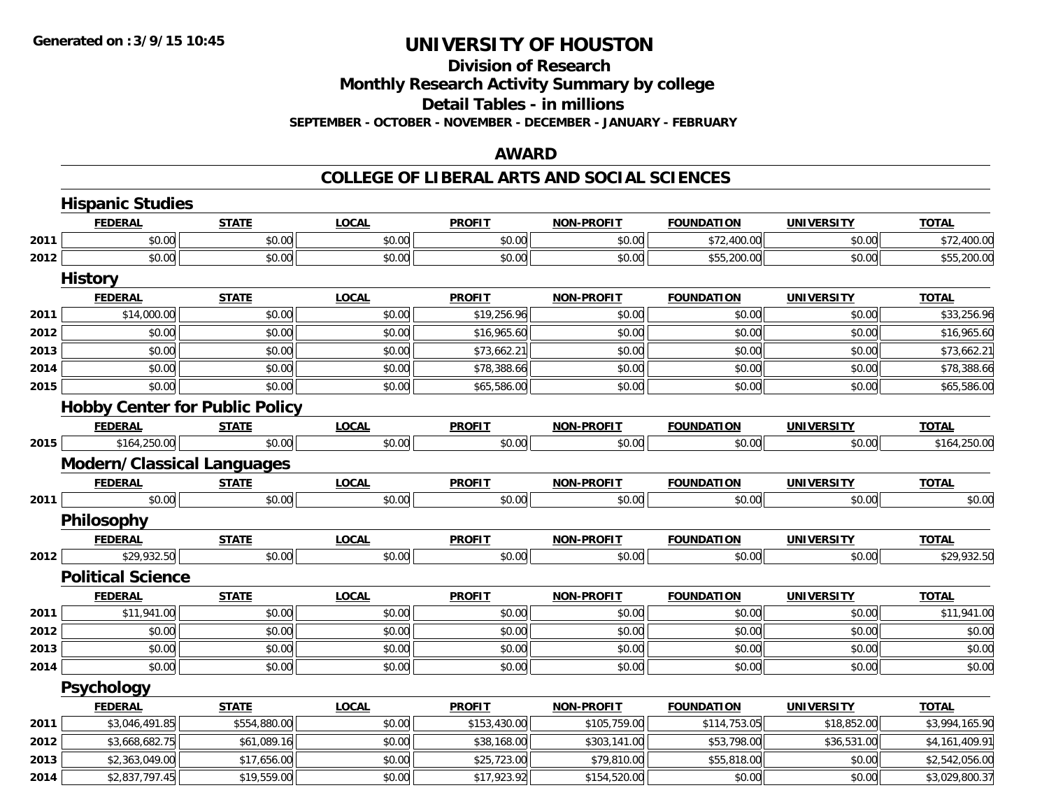# UNIVERSITY OF HOUSTON

## Division of Research
## Monthly Research Activity Summary by college
## Detail Tables - in millions
### SEPTEMBER - OCTOBER - NOVEMBER - DECEMBER - JANUARY - FEBRUARY

## AWARD

## COLLEGE OF LIBERAL ARTS AND SOCIAL SCIENCES

### Hispanic Studies

| | FEDERAL | STATE | LOCAL | PROFIT | NON-PROFIT | FOUNDATION | UNIVERSITY | TOTAL |
|---|---|---|---|---|---|---|---|---|
| 2011 | $0.00 | $0.00 | $0.00 | $0.00 | $0.00 | $72,400.00 | $0.00 | $72,400.00 |
| 2012 | $0.00 | $0.00 | $0.00 | $0.00 | $0.00 | $55,200.00 | $0.00 | $55,200.00 |

### History

| | FEDERAL | STATE | LOCAL | PROFIT | NON-PROFIT | FOUNDATION | UNIVERSITY | TOTAL |
|---|---|---|---|---|---|---|---|---|
| 2011 | $14,000.00 | $0.00 | $0.00 | $19,256.96 | $0.00 | $0.00 | $0.00 | $33,256.96 |
| 2012 | $0.00 | $0.00 | $0.00 | $16,965.60 | $0.00 | $0.00 | $0.00 | $16,965.60 |
| 2013 | $0.00 | $0.00 | $0.00 | $73,662.21 | $0.00 | $0.00 | $0.00 | $73,662.21 |
| 2014 | $0.00 | $0.00 | $0.00 | $78,388.66 | $0.00 | $0.00 | $0.00 | $78,388.66 |
| 2015 | $0.00 | $0.00 | $0.00 | $65,586.00 | $0.00 | $0.00 | $0.00 | $65,586.00 |

### Hobby Center for Public Policy

| | FEDERAL | STATE | LOCAL | PROFIT | NON-PROFIT | FOUNDATION | UNIVERSITY | TOTAL |
|---|---|---|---|---|---|---|---|---|
| 2015 | $164,250.00 | $0.00 | $0.00 | $0.00 | $0.00 | $0.00 | $0.00 | $164,250.00 |

### Modern/Classical Languages

| | FEDERAL | STATE | LOCAL | PROFIT | NON-PROFIT | FOUNDATION | UNIVERSITY | TOTAL |
|---|---|---|---|---|---|---|---|---|
| 2011 | $0.00 | $0.00 | $0.00 | $0.00 | $0.00 | $0.00 | $0.00 | $0.00 |

### Philosophy

| | FEDERAL | STATE | LOCAL | PROFIT | NON-PROFIT | FOUNDATION | UNIVERSITY | TOTAL |
|---|---|---|---|---|---|---|---|---|
| 2012 | $29,932.50 | $0.00 | $0.00 | $0.00 | $0.00 | $0.00 | $0.00 | $29,932.50 |

### Political Science

| | FEDERAL | STATE | LOCAL | PROFIT | NON-PROFIT | FOUNDATION | UNIVERSITY | TOTAL |
|---|---|---|---|---|---|---|---|---|
| 2011 | $11,941.00 | $0.00 | $0.00 | $0.00 | $0.00 | $0.00 | $0.00 | $11,941.00 |
| 2012 | $0.00 | $0.00 | $0.00 | $0.00 | $0.00 | $0.00 | $0.00 | $0.00 |
| 2013 | $0.00 | $0.00 | $0.00 | $0.00 | $0.00 | $0.00 | $0.00 | $0.00 |
| 2014 | $0.00 | $0.00 | $0.00 | $0.00 | $0.00 | $0.00 | $0.00 | $0.00 |

### Psychology

| | FEDERAL | STATE | LOCAL | PROFIT | NON-PROFIT | FOUNDATION | UNIVERSITY | TOTAL |
|---|---|---|---|---|---|---|---|---|
| 2011 | $3,046,491.85 | $554,880.00 | $0.00 | $153,430.00 | $105,759.00 | $114,753.05 | $18,852.00 | $3,994,165.90 |
| 2012 | $3,668,682.75 | $61,089.16 | $0.00 | $38,168.00 | $303,141.00 | $53,798.00 | $36,531.00 | $4,161,409.91 |
| 2013 | $2,363,049.00 | $17,656.00 | $0.00 | $25,723.00 | $79,810.00 | $55,818.00 | $0.00 | $2,542,056.00 |
| 2014 | $2,837,797.45 | $19,559.00 | $0.00 | $17,923.92 | $154,520.00 | $0.00 | $0.00 | $3,029,800.37 |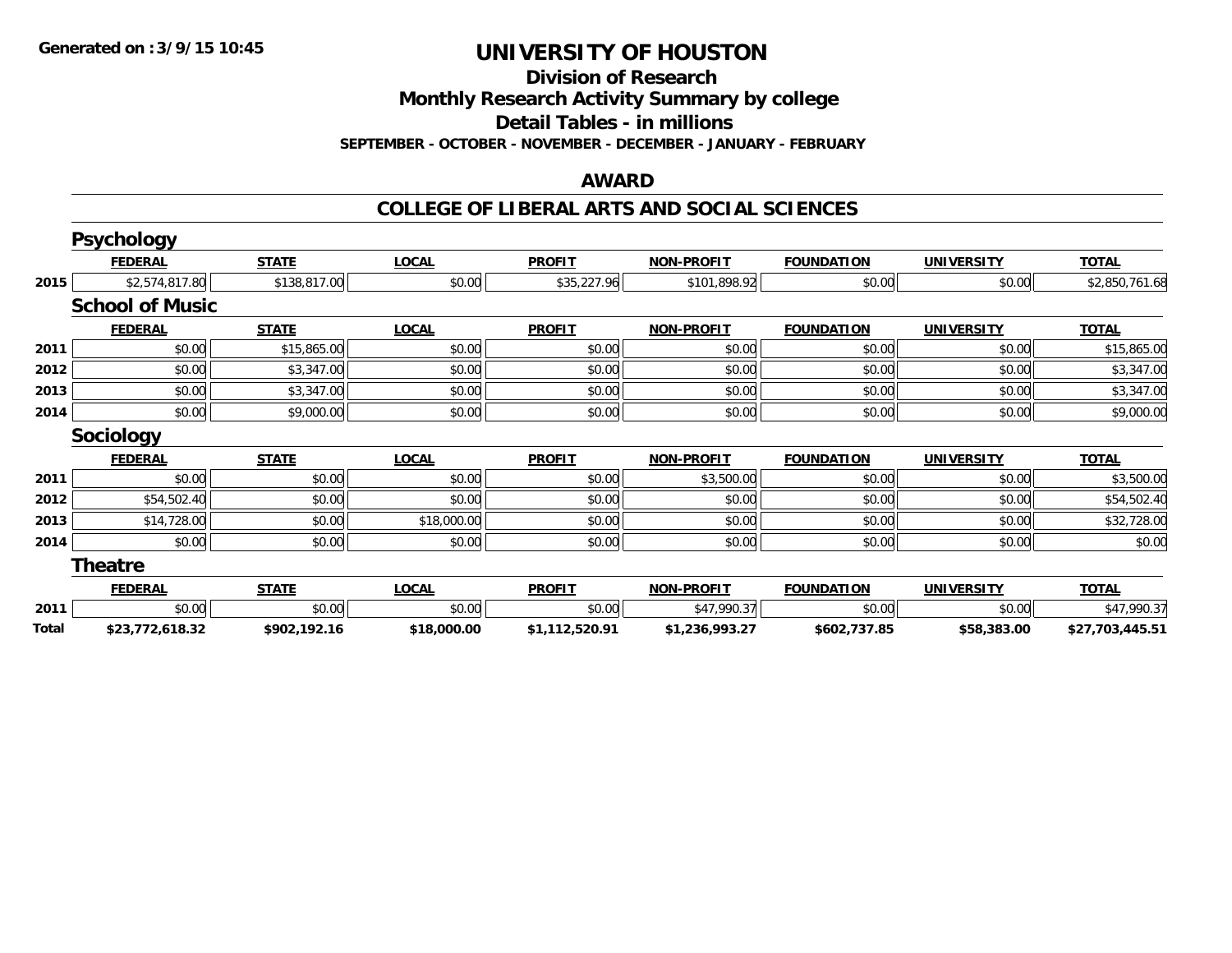# UNIVERSITY OF HOUSTON

## Division of Research
## Monthly Research Activity Summary by college
## Detail Tables - in millions

**SEPTEMBER - OCTOBER - NOVEMBER - DECEMBER - JANUARY - FEBRUARY**

## AWARD

## COLLEGE OF LIBERAL ARTS AND SOCIAL SCIENCES

### Psychology

| | FEDERAL | STATE | LOCAL | PROFIT | NON-PROFIT | FOUNDATION | UNIVERSITY | TOTAL |
|---|---|---|---|---|---|---|---|---|
| 2015 | $2,574,817.80 | $138,817.00 | $0.00 | $35,227.96 | $101,898.92 | $0.00 | $0.00 | $2,850,761.68 |

### School of Music

| | FEDERAL | STATE | LOCAL | PROFIT | NON-PROFIT | FOUNDATION | UNIVERSITY | TOTAL |
|---|---|---|---|---|---|---|---|---|
| 2011 | $0.00 | $15,865.00 | $0.00 | $0.00 | $0.00 | $0.00 | $0.00 | $15,865.00 |
| 2012 | $0.00 | $3,347.00 | $0.00 | $0.00 | $0.00 | $0.00 | $0.00 | $3,347.00 |
| 2013 | $0.00 | $3,347.00 | $0.00 | $0.00 | $0.00 | $0.00 | $0.00 | $3,347.00 |
| 2014 | $0.00 | $9,000.00 | $0.00 | $0.00 | $0.00 | $0.00 | $0.00 | $9,000.00 |

### Sociology

| | FEDERAL | STATE | LOCAL | PROFIT | NON-PROFIT | FOUNDATION | UNIVERSITY | TOTAL |
|---|---|---|---|---|---|---|---|---|
| 2011 | $0.00 | $0.00 | $0.00 | $0.00 | $3,500.00 | $0.00 | $0.00 | $3,500.00 |
| 2012 | $54,502.40 | $0.00 | $0.00 | $0.00 | $0.00 | $0.00 | $0.00 | $54,502.40 |
| 2013 | $14,728.00 | $0.00 | $18,000.00 | $0.00 | $0.00 | $0.00 | $0.00 | $32,728.00 |
| 2014 | $0.00 | $0.00 | $0.00 | $0.00 | $0.00 | $0.00 | $0.00 | $0.00 |

### Theatre

| | FEDERAL | STATE | LOCAL | PROFIT | NON-PROFIT | FOUNDATION | UNIVERSITY | TOTAL |
|---|---|---|---|---|---|---|---|---|
| 2011 | $0.00 | $0.00 | $0.00 | $0.00 | $47,990.37 | $0.00 | $0.00 | $47,990.37 |
| **Total** | **$23,772,618.32** | **$902,192.16** | **$18,000.00** | **$1,112,520.91** | **$1,236,993.27** | **$602,737.85** | **$58,383.00** | **$27,703,445.51** |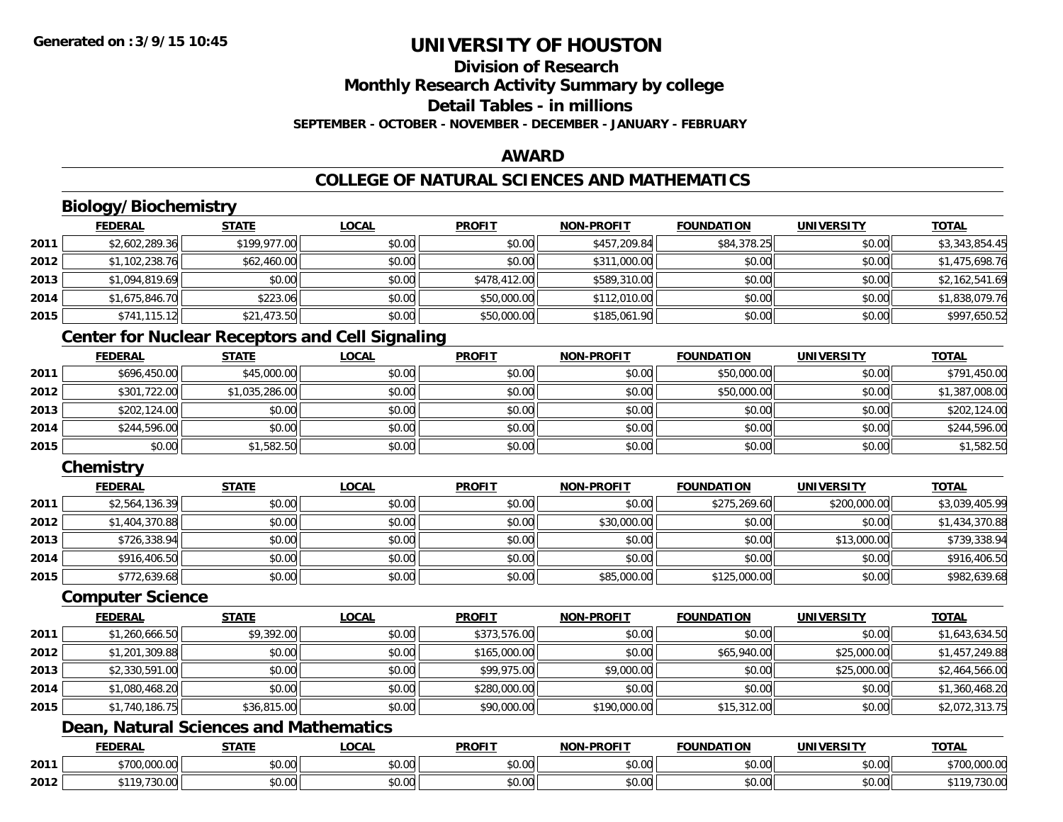# UNIVERSITY OF HOUSTON

## Division of Research

## Monthly Research Activity Summary by college

## Detail Tables - in millions

**SEPTEMBER - OCTOBER - NOVEMBER - DECEMBER - JANUARY - FEBRUARY**

## AWARD

## COLLEGE OF NATURAL SCIENCES AND MATHEMATICS

### Biology/Biochemistry

| | FEDERAL | STATE | LOCAL | PROFIT | NON-PROFIT | FOUNDATION | UNIVERSITY | TOTAL |
|---|---|---|---|---|---|---|---|---|
| 2011 | $2,602,289.36 | $199,977.00 | $0.00 | $0.00 | $457,209.84 | $84,378.25 | $0.00 | $3,343,854.45 |
| 2012 | $1,102,238.76 | $62,460.00 | $0.00 | $0.00 | $311,000.00 | $0.00 | $0.00 | $1,475,698.76 |
| 2013 | $1,094,819.69 | $0.00 | $0.00 | $478,412.00 | $589,310.00 | $0.00 | $0.00 | $2,162,541.69 |
| 2014 | $1,675,846.70 | $223.06 | $0.00 | $50,000.00 | $112,010.00 | $0.00 | $0.00 | $1,838,079.76 |
| 2015 | $741,115.12 | $21,473.50 | $0.00 | $50,000.00 | $185,061.90 | $0.00 | $0.00 | $997,650.52 |

### Center for Nuclear Receptors and Cell Signaling

| | FEDERAL | STATE | LOCAL | PROFIT | NON-PROFIT | FOUNDATION | UNIVERSITY | TOTAL |
|---|---|---|---|---|---|---|---|---|
| 2011 | $696,450.00 | $45,000.00 | $0.00 | $0.00 | $0.00 | $50,000.00 | $0.00 | $791,450.00 |
| 2012 | $301,722.00 | $1,035,286.00 | $0.00 | $0.00 | $0.00 | $50,000.00 | $0.00 | $1,387,008.00 |
| 2013 | $202,124.00 | $0.00 | $0.00 | $0.00 | $0.00 | $0.00 | $0.00 | $202,124.00 |
| 2014 | $244,596.00 | $0.00 | $0.00 | $0.00 | $0.00 | $0.00 | $0.00 | $244,596.00 |
| 2015 | $0.00 | $1,582.50 | $0.00 | $0.00 | $0.00 | $0.00 | $0.00 | $1,582.50 |

### Chemistry

| | FEDERAL | STATE | LOCAL | PROFIT | NON-PROFIT | FOUNDATION | UNIVERSITY | TOTAL |
|---|---|---|---|---|---|---|---|---|
| 2011 | $2,564,136.39 | $0.00 | $0.00 | $0.00 | $0.00 | $275,269.60 | $200,000.00 | $3,039,405.99 |
| 2012 | $1,404,370.88 | $0.00 | $0.00 | $0.00 | $30,000.00 | $0.00 | $0.00 | $1,434,370.88 |
| 2013 | $726,338.94 | $0.00 | $0.00 | $0.00 | $0.00 | $0.00 | $13,000.00 | $739,338.94 |
| 2014 | $916,406.50 | $0.00 | $0.00 | $0.00 | $0.00 | $0.00 | $0.00 | $916,406.50 |
| 2015 | $772,639.68 | $0.00 | $0.00 | $0.00 | $85,000.00 | $125,000.00 | $0.00 | $982,639.68 |

### Computer Science

| | FEDERAL | STATE | LOCAL | PROFIT | NON-PROFIT | FOUNDATION | UNIVERSITY | TOTAL |
|---|---|---|---|---|---|---|---|---|
| 2011 | $1,260,666.50 | $9,392.00 | $0.00 | $373,576.00 | $0.00 | $0.00 | $0.00 | $1,643,634.50 |
| 2012 | $1,201,309.88 | $0.00 | $0.00 | $165,000.00 | $0.00 | $65,940.00 | $25,000.00 | $1,457,249.88 |
| 2013 | $2,330,591.00 | $0.00 | $0.00 | $99,975.00 | $9,000.00 | $0.00 | $25,000.00 | $2,464,566.00 |
| 2014 | $1,080,468.20 | $0.00 | $0.00 | $280,000.00 | $0.00 | $0.00 | $0.00 | $1,360,468.20 |
| 2015 | $1,740,186.75 | $36,815.00 | $0.00 | $90,000.00 | $190,000.00 | $15,312.00 | $0.00 | $2,072,313.75 |

### Dean, Natural Sciences and Mathematics

| | FEDERAL | STATE | LOCAL | PROFIT | NON-PROFIT | FOUNDATION | UNIVERSITY | TOTAL |
|---|---|---|---|---|---|---|---|---|
| 2011 | $700,000.00 | $0.00 | $0.00 | $0.00 | $0.00 | $0.00 | $0.00 | $700,000.00 |
| 2012 | $119,730.00 | $0.00 | $0.00 | $0.00 | $0.00 | $0.00 | $0.00 | $119,730.00 |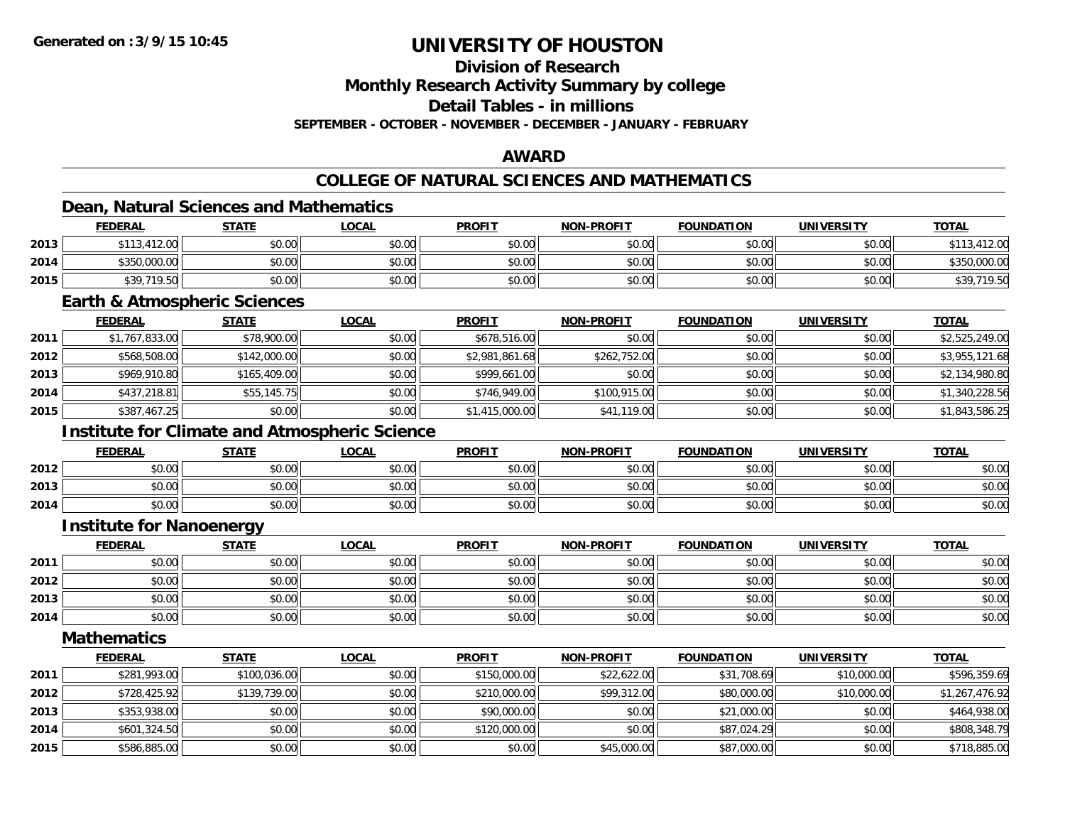**Generated on :3/9/15 10:45**

# UNIVERSITY OF HOUSTON

## Division of Research
## Monthly Research Activity Summary by college
## Detail Tables - in millions
### SEPTEMBER - OCTOBER - NOVEMBER - DECEMBER - JANUARY - FEBRUARY

## AWARD

## COLLEGE OF NATURAL SCIENCES AND MATHEMATICS

### Dean, Natural Sciences and Mathematics

| | FEDERAL | STATE | LOCAL | PROFIT | NON-PROFIT | FOUNDATION | UNIVERSITY | TOTAL |
|---|---|---|---|---|---|---|---|---|
| 2013 | $113,412.00 | $0.00 | $0.00 | $0.00 | $0.00 | $0.00 | $0.00 | $113,412.00 |
| 2014 | $350,000.00 | $0.00 | $0.00 | $0.00 | $0.00 | $0.00 | $0.00 | $350,000.00 |
| 2015 | $39,719.50 | $0.00 | $0.00 | $0.00 | $0.00 | $0.00 | $0.00 | $39,719.50 |

### Earth & Atmospheric Sciences

| | FEDERAL | STATE | LOCAL | PROFIT | NON-PROFIT | FOUNDATION | UNIVERSITY | TOTAL |
|---|---|---|---|---|---|---|---|---|
| 2011 | $1,767,833.00 | $78,900.00 | $0.00 | $678,516.00 | $0.00 | $0.00 | $0.00 | $2,525,249.00 |
| 2012 | $568,508.00 | $142,000.00 | $0.00 | $2,981,861.68 | $262,752.00 | $0.00 | $0.00 | $3,955,121.68 |
| 2013 | $969,910.80 | $165,409.00 | $0.00 | $999,661.00 | $0.00 | $0.00 | $0.00 | $2,134,980.80 |
| 2014 | $437,218.81 | $55,145.75 | $0.00 | $746,949.00 | $100,915.00 | $0.00 | $0.00 | $1,340,228.56 |
| 2015 | $387,467.25 | $0.00 | $0.00 | $1,415,000.00 | $41,119.00 | $0.00 | $0.00 | $1,843,586.25 |

### Institute for Climate and Atmospheric Science

| | FEDERAL | STATE | LOCAL | PROFIT | NON-PROFIT | FOUNDATION | UNIVERSITY | TOTAL |
|---|---|---|---|---|---|---|---|---|
| 2012 | $0.00 | $0.00 | $0.00 | $0.00 | $0.00 | $0.00 | $0.00 | $0.00 |
| 2013 | $0.00 | $0.00 | $0.00 | $0.00 | $0.00 | $0.00 | $0.00 | $0.00 |
| 2014 | $0.00 | $0.00 | $0.00 | $0.00 | $0.00 | $0.00 | $0.00 | $0.00 |

### Institute for Nanoenergy

| | FEDERAL | STATE | LOCAL | PROFIT | NON-PROFIT | FOUNDATION | UNIVERSITY | TOTAL |
|---|---|---|---|---|---|---|---|---|
| 2011 | $0.00 | $0.00 | $0.00 | $0.00 | $0.00 | $0.00 | $0.00 | $0.00 |
| 2012 | $0.00 | $0.00 | $0.00 | $0.00 | $0.00 | $0.00 | $0.00 | $0.00 |
| 2013 | $0.00 | $0.00 | $0.00 | $0.00 | $0.00 | $0.00 | $0.00 | $0.00 |
| 2014 | $0.00 | $0.00 | $0.00 | $0.00 | $0.00 | $0.00 | $0.00 | $0.00 |

### Mathematics

| | FEDERAL | STATE | LOCAL | PROFIT | NON-PROFIT | FOUNDATION | UNIVERSITY | TOTAL |
|---|---|---|---|---|---|---|---|---|
| 2011 | $281,993.00 | $100,036.00 | $0.00 | $150,000.00 | $22,622.00 | $31,708.69 | $10,000.00 | $596,359.69 |
| 2012 | $728,425.92 | $139,739.00 | $0.00 | $210,000.00 | $99,312.00 | $80,000.00 | $10,000.00 | $1,267,476.92 |
| 2013 | $353,938.00 | $0.00 | $0.00 | $90,000.00 | $0.00 | $21,000.00 | $0.00 | $464,938.00 |
| 2014 | $601,324.50 | $0.00 | $0.00 | $120,000.00 | $0.00 | $87,024.29 | $0.00 | $808,348.79 |
| 2015 | $586,885.00 | $0.00 | $0.00 | $0.00 | $45,000.00 | $87,000.00 | $0.00 | $718,885.00 |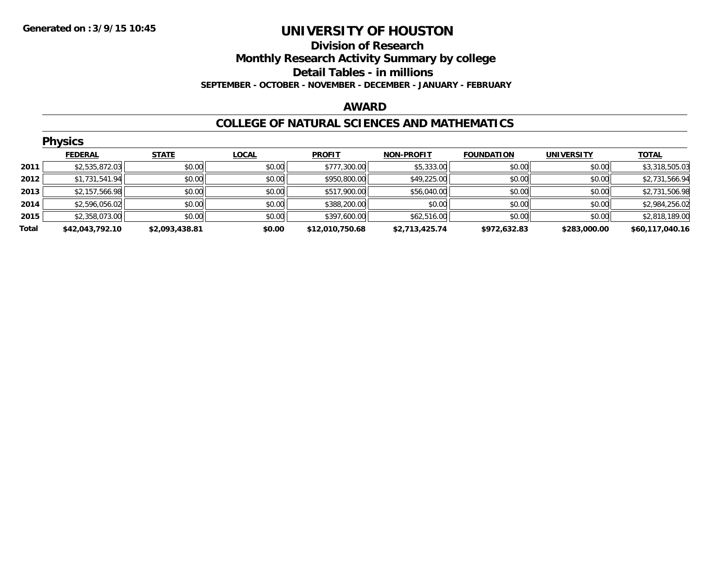# UNIVERSITY OF HOUSTON

## Division of Research

## Monthly Research Activity Summary by college

## Detail Tables - in millions

**SEPTEMBER - OCTOBER - NOVEMBER - DECEMBER - JANUARY - FEBRUARY**

**Generated on : 3/9/15 10:45**

### AWARD

### COLLEGE OF NATURAL SCIENCES AND MATHEMATICS

#### Physics

| | FEDERAL | STATE | LOCAL | PROFIT | NON-PROFIT | FOUNDATION | UNIVERSITY | TOTAL |
|---|---|---|---|---|---|---|---|---|
| 2011 | $2,535,872.03 | $0.00 | $0.00 | $777,300.00 | $5,333.00 | $0.00 | $0.00 | $3,318,505.03 |
| 2012 | $1,731,541.94 | $0.00 | $0.00 | $950,800.00 | $49,225.00 | $0.00 | $0.00 | $2,731,566.94 |
| 2013 | $2,157,566.98 | $0.00 | $0.00 | $517,900.00 | $56,040.00 | $0.00 | $0.00 | $2,731,506.98 |
| 2014 | $2,596,056.02 | $0.00 | $0.00 | $388,200.00 | $0.00 | $0.00 | $0.00 | $2,984,256.02 |
| 2015 | $2,358,073.00 | $0.00 | $0.00 | $397,600.00 | $62,516.00 | $0.00 | $0.00 | $2,818,189.00 |
| **Total** | **$42,043,792.10** | **$2,093,438.81** | **$0.00** | **$12,010,750.68** | **$2,713,425.74** | **$972,632.83** | **$283,000.00** | **$60,117,040.16** |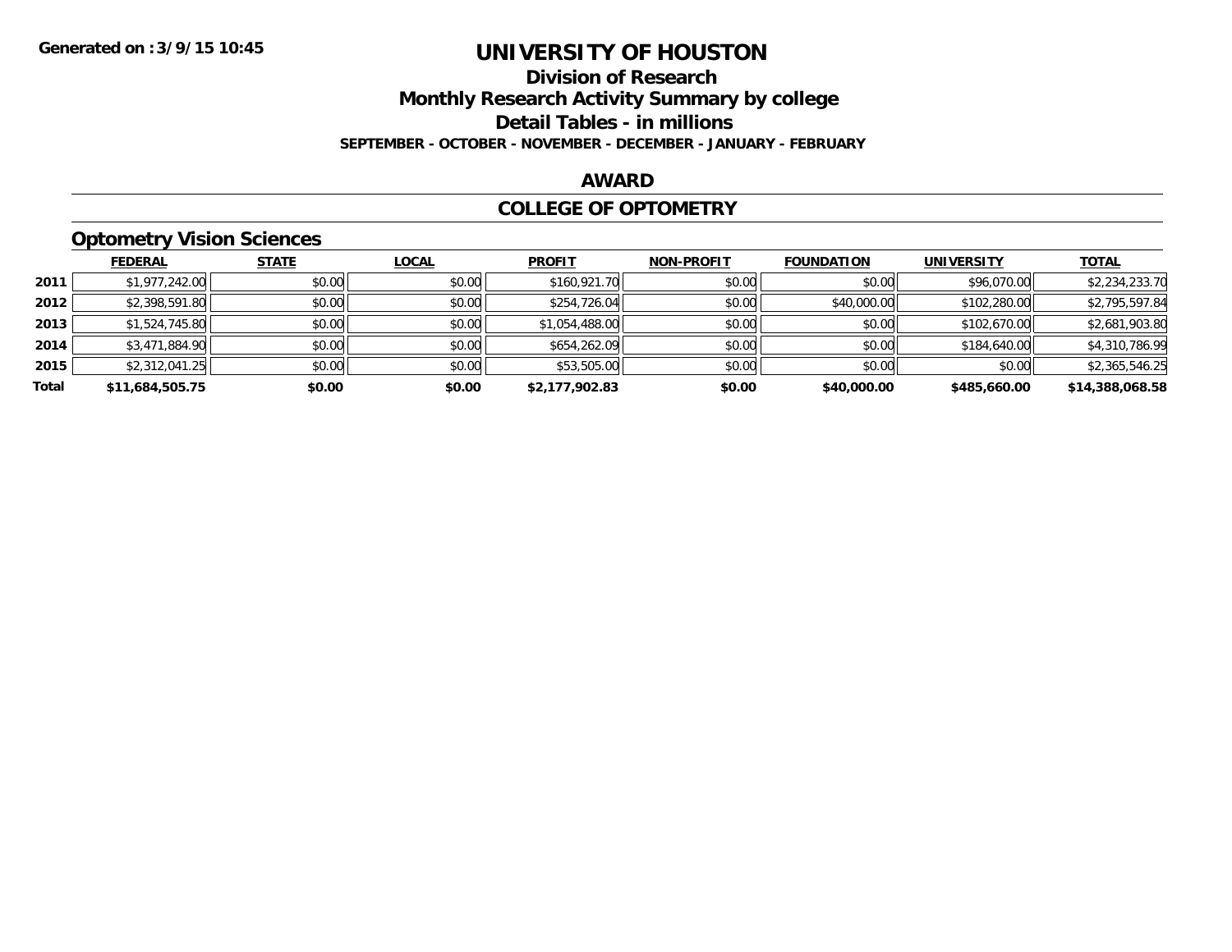Generated on :3/9/15 10:45

# UNIVERSITY OF HOUSTON

## Division of Research

## Monthly Research Activity Summary by college

## Detail Tables - in millions

**SEPTEMBER - OCTOBER - NOVEMBER - DECEMBER - JANUARY - FEBRUARY**

## AWARD

## COLLEGE OF OPTOMETRY

### Optometry Vision Sciences

| | FEDERAL | STATE | LOCAL | PROFIT | NON-PROFIT | FOUNDATION | UNIVERSITY | TOTAL |
|---|---|---|---|---|---|---|---|---|
| 2011 | $1,977,242.00 | $0.00 | $0.00 | $160,921.70 | $0.00 | $0.00 | $96,070.00 | $2,234,233.70 |
| 2012 | $2,398,591.80 | $0.00 | $0.00 | $254,726.04 | $0.00 | $40,000.00 | $102,280.00 | $2,795,597.84 |
| 2013 | $1,524,745.80 | $0.00 | $0.00 | $1,054,488.00 | $0.00 | $0.00 | $102,670.00 | $2,681,903.80 |
| 2014 | $3,471,884.90 | $0.00 | $0.00 | $654,262.09 | $0.00 | $0.00 | $184,640.00 | $4,310,786.99 |
| 2015 | $2,312,041.25 | $0.00 | $0.00 | $53,505.00 | $0.00 | $0.00 | $0.00 | $2,365,546.25 |
| **Total** | **$11,684,505.75** | **$0.00** | **$0.00** | **$2,177,902.83** | **$0.00** | **$40,000.00** | **$485,660.00** | **$14,388,068.58** |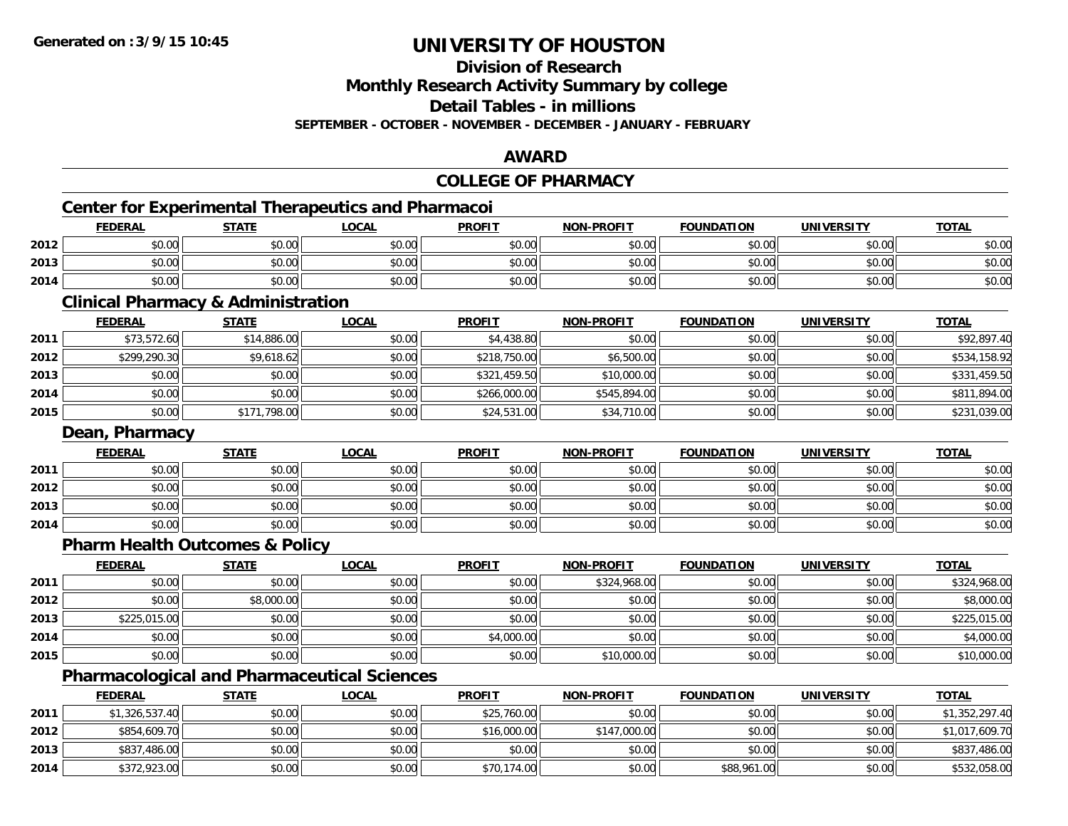# UNIVERSITY OF HOUSTON

## Division of Research
## Monthly Research Activity Summary by college
## Detail Tables - in millions

**SEPTEMBER - OCTOBER - NOVEMBER - DECEMBER - JANUARY - FEBRUARY**

## AWARD

## COLLEGE OF PHARMACY

### Center for Experimental Therapeutics and Pharmacoi

| | FEDERAL | STATE | LOCAL | PROFIT | NON-PROFIT | FOUNDATION | UNIVERSITY | TOTAL |
|---|---|---|---|---|---|---|---|---|
| 2012 | $0.00 | $0.00 | $0.00 | $0.00 | $0.00 | $0.00 | $0.00 | $0.00 |
| 2013 | $0.00 | $0.00 | $0.00 | $0.00 | $0.00 | $0.00 | $0.00 | $0.00 |
| 2014 | $0.00 | $0.00 | $0.00 | $0.00 | $0.00 | $0.00 | $0.00 | $0.00 |

### Clinical Pharmacy & Administration

| | FEDERAL | STATE | LOCAL | PROFIT | NON-PROFIT | FOUNDATION | UNIVERSITY | TOTAL |
|---|---|---|---|---|---|---|---|---|
| 2011 | $73,572.60 | $14,886.00 | $0.00 | $4,438.80 | $0.00 | $0.00 | $0.00 | $92,897.40 |
| 2012 | $299,290.30 | $9,618.62 | $0.00 | $218,750.00 | $6,500.00 | $0.00 | $0.00 | $534,158.92 |
| 2013 | $0.00 | $0.00 | $0.00 | $321,459.50 | $10,000.00 | $0.00 | $0.00 | $331,459.50 |
| 2014 | $0.00 | $0.00 | $0.00 | $266,000.00 | $545,894.00 | $0.00 | $0.00 | $811,894.00 |
| 2015 | $0.00 | $171,798.00 | $0.00 | $24,531.00 | $34,710.00 | $0.00 | $0.00 | $231,039.00 |

### Dean, Pharmacy

| | FEDERAL | STATE | LOCAL | PROFIT | NON-PROFIT | FOUNDATION | UNIVERSITY | TOTAL |
|---|---|---|---|---|---|---|---|---|
| 2011 | $0.00 | $0.00 | $0.00 | $0.00 | $0.00 | $0.00 | $0.00 | $0.00 |
| 2012 | $0.00 | $0.00 | $0.00 | $0.00 | $0.00 | $0.00 | $0.00 | $0.00 |
| 2013 | $0.00 | $0.00 | $0.00 | $0.00 | $0.00 | $0.00 | $0.00 | $0.00 |
| 2014 | $0.00 | $0.00 | $0.00 | $0.00 | $0.00 | $0.00 | $0.00 | $0.00 |

### Pharm Health Outcomes & Policy

| | FEDERAL | STATE | LOCAL | PROFIT | NON-PROFIT | FOUNDATION | UNIVERSITY | TOTAL |
|---|---|---|---|---|---|---|---|---|
| 2011 | $0.00 | $0.00 | $0.00 | $0.00 | $324,968.00 | $0.00 | $0.00 | $324,968.00 |
| 2012 | $0.00 | $8,000.00 | $0.00 | $0.00 | $0.00 | $0.00 | $0.00 | $8,000.00 |
| 2013 | $225,015.00 | $0.00 | $0.00 | $0.00 | $0.00 | $0.00 | $0.00 | $225,015.00 |
| 2014 | $0.00 | $0.00 | $0.00 | $4,000.00 | $0.00 | $0.00 | $0.00 | $4,000.00 |
| 2015 | $0.00 | $0.00 | $0.00 | $0.00 | $10,000.00 | $0.00 | $0.00 | $10,000.00 |

### Pharmacological and Pharmaceutical Sciences

| | FEDERAL | STATE | LOCAL | PROFIT | NON-PROFIT | FOUNDATION | UNIVERSITY | TOTAL |
|---|---|---|---|---|---|---|---|---|
| 2011 | $1,326,537.40 | $0.00 | $0.00 | $25,760.00 | $0.00 | $0.00 | $0.00 | $1,352,297.40 |
| 2012 | $854,609.70 | $0.00 | $0.00 | $16,000.00 | $147,000.00 | $0.00 | $0.00 | $1,017,609.70 |
| 2013 | $837,486.00 | $0.00 | $0.00 | $0.00 | $0.00 | $0.00 | $0.00 | $837,486.00 |
| 2014 | $372,923.00 | $0.00 | $0.00 | $70,174.00 | $0.00 | $88,961.00 | $0.00 | $532,058.00 |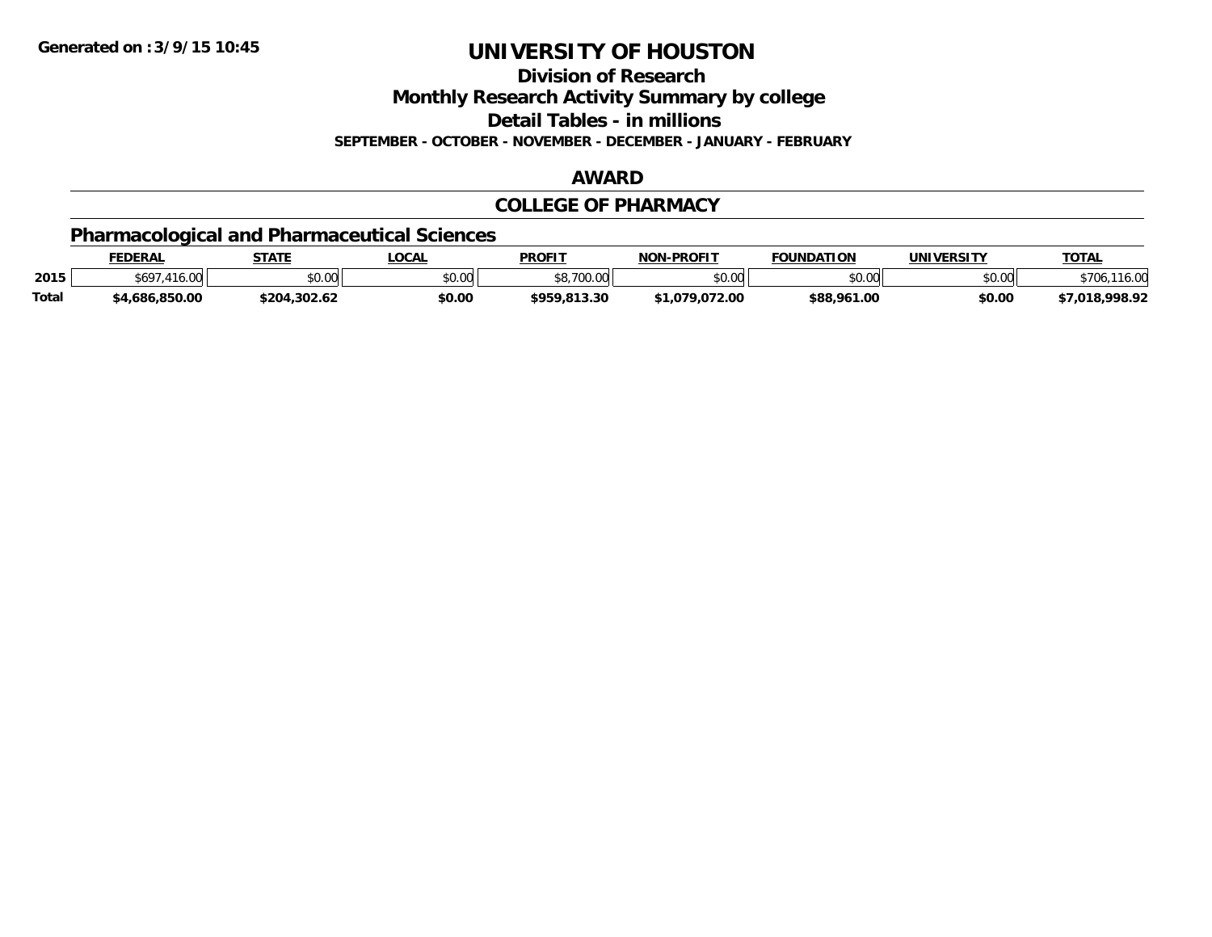# UNIVERSITY OF HOUSTON

## Division of Research

## Monthly Research Activity Summary by college

## Detail Tables - in millions

**SEPTEMBER - OCTOBER - NOVEMBER - DECEMBER - JANUARY - FEBRUARY**

## AWARD

## COLLEGE OF PHARMACY

### Pharmacological and Pharmaceutical Sciences

| | FEDERAL | STATE | LOCAL | PROFIT | NON-PROFIT | FOUNDATION | UNIVERSITY | TOTAL |
|---|---|---|---|---|---|---|---|---|
| 2015 | $697,416.00 | $0.00 | $0.00 | $8,700.00 | $0.00 | $0.00 | $0.00 | $706,116.00 |
| **Total** | **$4,686,850.00** | **$204,302.62** | **$0.00** | **$959,813.30** | **$1,079,072.00** | **$88,961.00** | **$0.00** | **$7,018,998.92** |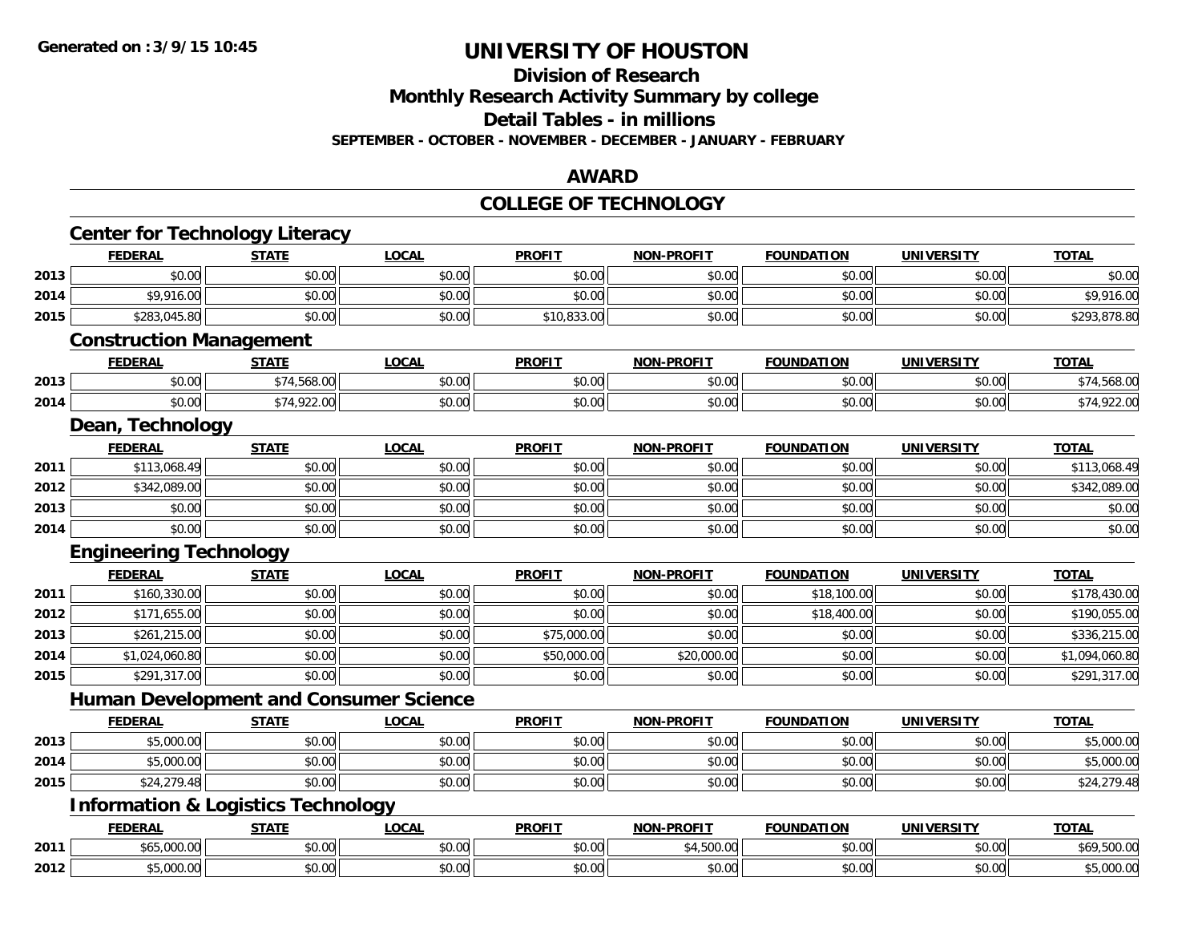# UNIVERSITY OF HOUSTON

## Division of Research
## Monthly Research Activity Summary by college
## Detail Tables - in millions
### SEPTEMBER - OCTOBER - NOVEMBER - DECEMBER - JANUARY - FEBRUARY

## AWARD

## COLLEGE OF TECHNOLOGY

### Center for Technology Literacy

| | FEDERAL | STATE | LOCAL | PROFIT | NON-PROFIT | FOUNDATION | UNIVERSITY | TOTAL |
|---|---|---|---|---|---|---|---|---|
| 2013 | $0.00 | $0.00 | $0.00 | $0.00 | $0.00 | $0.00 | $0.00 | $0.00 |
| 2014 | $9,916.00 | $0.00 | $0.00 | $0.00 | $0.00 | $0.00 | $0.00 | $9,916.00 |
| 2015 | $283,045.80 | $0.00 | $0.00 | $10,833.00 | $0.00 | $0.00 | $0.00 | $293,878.80 |

### Construction Management

| | FEDERAL | STATE | LOCAL | PROFIT | NON-PROFIT | FOUNDATION | UNIVERSITY | TOTAL |
|---|---|---|---|---|---|---|---|---|
| 2013 | $0.00 | $74,568.00 | $0.00 | $0.00 | $0.00 | $0.00 | $0.00 | $74,568.00 |
| 2014 | $0.00 | $74,922.00 | $0.00 | $0.00 | $0.00 | $0.00 | $0.00 | $74,922.00 |

### Dean, Technology

| | FEDERAL | STATE | LOCAL | PROFIT | NON-PROFIT | FOUNDATION | UNIVERSITY | TOTAL |
|---|---|---|---|---|---|---|---|---|
| 2011 | $113,068.49 | $0.00 | $0.00 | $0.00 | $0.00 | $0.00 | $0.00 | $113,068.49 |
| 2012 | $342,089.00 | $0.00 | $0.00 | $0.00 | $0.00 | $0.00 | $0.00 | $342,089.00 |
| 2013 | $0.00 | $0.00 | $0.00 | $0.00 | $0.00 | $0.00 | $0.00 | $0.00 |
| 2014 | $0.00 | $0.00 | $0.00 | $0.00 | $0.00 | $0.00 | $0.00 | $0.00 |

### Engineering Technology

| | FEDERAL | STATE | LOCAL | PROFIT | NON-PROFIT | FOUNDATION | UNIVERSITY | TOTAL |
|---|---|---|---|---|---|---|---|---|
| 2011 | $160,330.00 | $0.00 | $0.00 | $0.00 | $0.00 | $18,100.00 | $0.00 | $178,430.00 |
| 2012 | $171,655.00 | $0.00 | $0.00 | $0.00 | $0.00 | $18,400.00 | $0.00 | $190,055.00 |
| 2013 | $261,215.00 | $0.00 | $0.00 | $75,000.00 | $0.00 | $0.00 | $0.00 | $336,215.00 |
| 2014 | $1,024,060.80 | $0.00 | $0.00 | $50,000.00 | $20,000.00 | $0.00 | $0.00 | $1,094,060.80 |
| 2015 | $291,317.00 | $0.00 | $0.00 | $0.00 | $0.00 | $0.00 | $0.00 | $291,317.00 |

### Human Development and Consumer Science

| | FEDERAL | STATE | LOCAL | PROFIT | NON-PROFIT | FOUNDATION | UNIVERSITY | TOTAL |
|---|---|---|---|---|---|---|---|---|
| 2013 | $5,000.00 | $0.00 | $0.00 | $0.00 | $0.00 | $0.00 | $0.00 | $5,000.00 |
| 2014 | $5,000.00 | $0.00 | $0.00 | $0.00 | $0.00 | $0.00 | $0.00 | $5,000.00 |
| 2015 | $24,279.48 | $0.00 | $0.00 | $0.00 | $0.00 | $0.00 | $0.00 | $24,279.48 |

### Information & Logistics Technology

| | FEDERAL | STATE | LOCAL | PROFIT | NON-PROFIT | FOUNDATION | UNIVERSITY | TOTAL |
|---|---|---|---|---|---|---|---|---|
| 2011 | $65,000.00 | $0.00 | $0.00 | $0.00 | $4,500.00 | $0.00 | $0.00 | $69,500.00 |
| 2012 | $5,000.00 | $0.00 | $0.00 | $0.00 | $0.00 | $0.00 | $0.00 | $5,000.00 |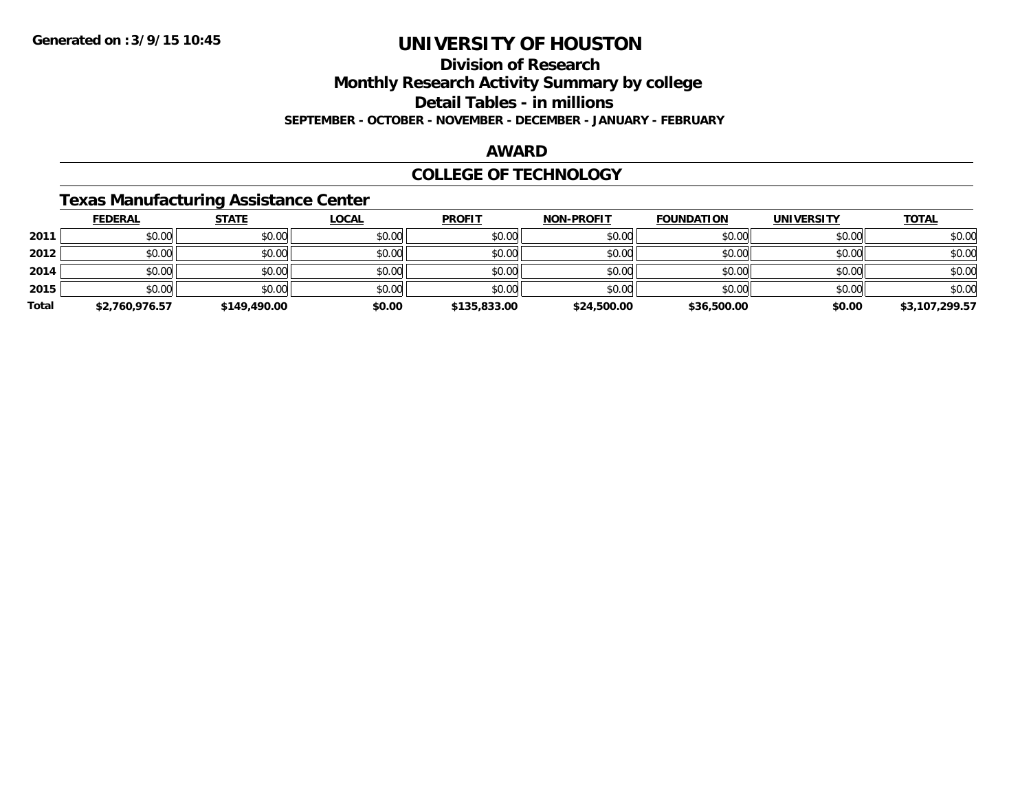**Generated on :3/9/15 10:45**

# UNIVERSITY OF HOUSTON

## Division of Research

## Monthly Research Activity Summary by college

## Detail Tables - in millions

**SEPTEMBER - OCTOBER - NOVEMBER - DECEMBER - JANUARY - FEBRUARY**

## AWARD

## COLLEGE OF TECHNOLOGY

### Texas Manufacturing Assistance Center

| | FEDERAL | STATE | LOCAL | PROFIT | NON-PROFIT | FOUNDATION | UNIVERSITY | TOTAL |
|---|---|---|---|---|---|---|---|---|
| 2011 | $0.00 | $0.00 | $0.00 | $0.00 | $0.00 | $0.00 | $0.00 | $0.00 |
| 2012 | $0.00 | $0.00 | $0.00 | $0.00 | $0.00 | $0.00 | $0.00 | $0.00 |
| 2014 | $0.00 | $0.00 | $0.00 | $0.00 | $0.00 | $0.00 | $0.00 | $0.00 |
| 2015 | $0.00 | $0.00 | $0.00 | $0.00 | $0.00 | $0.00 | $0.00 | $0.00 |
| **Total** | **$2,760,976.57** | **$149,490.00** | **$0.00** | **$135,833.00** | **$24,500.00** | **$36,500.00** | **$0.00** | **$3,107,299.57** |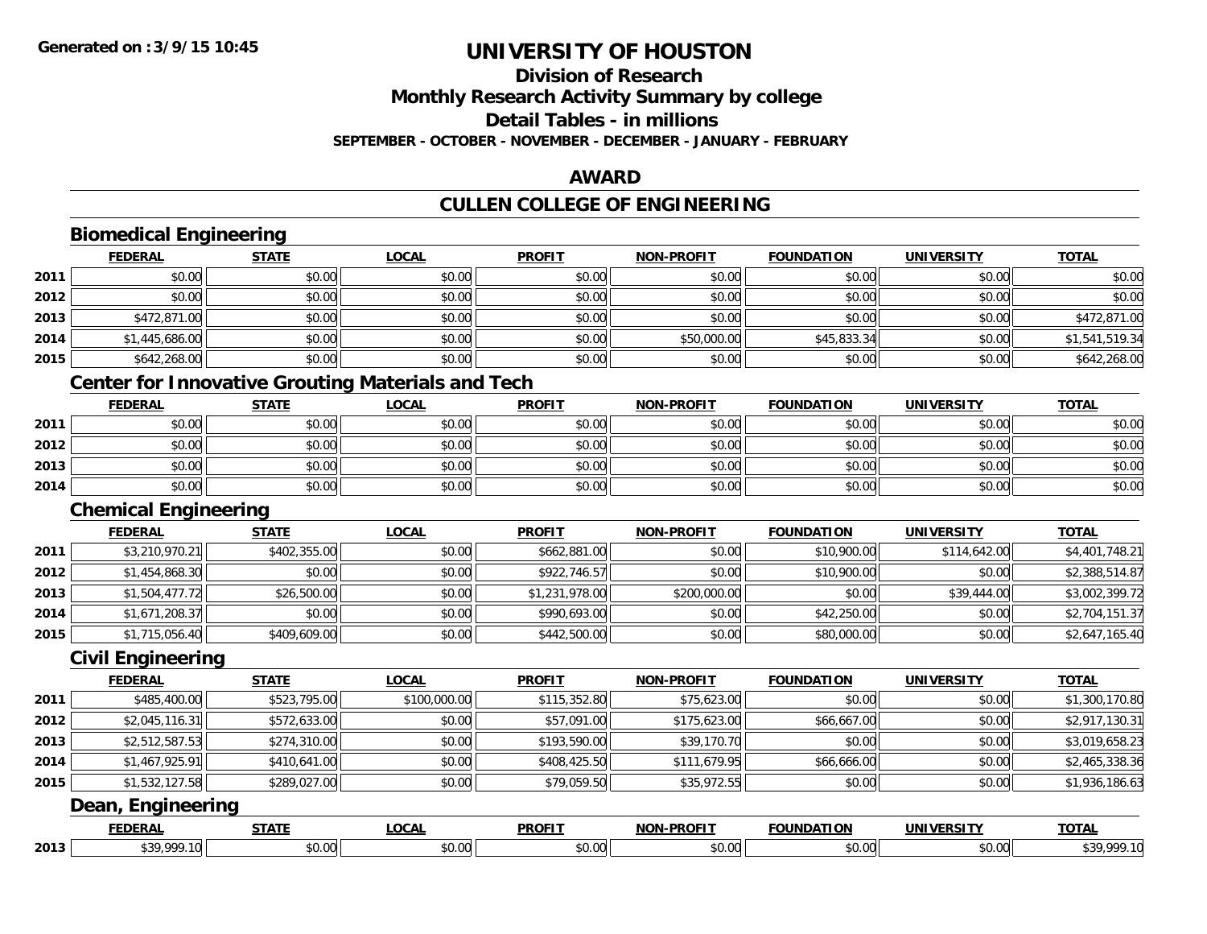**Generated on :3/9/15 10:45**

# UNIVERSITY OF HOUSTON

## Division of Research
## Monthly Research Activity Summary by college
## Detail Tables - in millions
### SEPTEMBER - OCTOBER - NOVEMBER - DECEMBER - JANUARY - FEBRUARY

## AWARD

## CULLEN COLLEGE OF ENGINEERING

### Biomedical Engineering

| | FEDERAL | STATE | LOCAL | PROFIT | NON-PROFIT | FOUNDATION | UNIVERSITY | TOTAL |
|---|---|---|---|---|---|---|---|---|
| 2011 | $0.00 | $0.00 | $0.00 | $0.00 | $0.00 | $0.00 | $0.00 | $0.00 |
| 2012 | $0.00 | $0.00 | $0.00 | $0.00 | $0.00 | $0.00 | $0.00 | $0.00 |
| 2013 | $472,871.00 | $0.00 | $0.00 | $0.00 | $0.00 | $0.00 | $0.00 | $472,871.00 |
| 2014 | $1,445,686.00 | $0.00 | $0.00 | $0.00 | $50,000.00 | $45,833.34 | $0.00 | $1,541,519.34 |
| 2015 | $642,268.00 | $0.00 | $0.00 | $0.00 | $0.00 | $0.00 | $0.00 | $642,268.00 |

### Center for Innovative Grouting Materials and Tech

| | FEDERAL | STATE | LOCAL | PROFIT | NON-PROFIT | FOUNDATION | UNIVERSITY | TOTAL |
|---|---|---|---|---|---|---|---|---|
| 2011 | $0.00 | $0.00 | $0.00 | $0.00 | $0.00 | $0.00 | $0.00 | $0.00 |
| 2012 | $0.00 | $0.00 | $0.00 | $0.00 | $0.00 | $0.00 | $0.00 | $0.00 |
| 2013 | $0.00 | $0.00 | $0.00 | $0.00 | $0.00 | $0.00 | $0.00 | $0.00 |
| 2014 | $0.00 | $0.00 | $0.00 | $0.00 | $0.00 | $0.00 | $0.00 | $0.00 |

### Chemical Engineering

| | FEDERAL | STATE | LOCAL | PROFIT | NON-PROFIT | FOUNDATION | UNIVERSITY | TOTAL |
|---|---|---|---|---|---|---|---|---|
| 2011 | $3,210,970.21 | $402,355.00 | $0.00 | $662,881.00 | $0.00 | $10,900.00 | $114,642.00 | $4,401,748.21 |
| 2012 | $1,454,868.30 | $0.00 | $0.00 | $922,746.57 | $0.00 | $10,900.00 | $0.00 | $2,388,514.87 |
| 2013 | $1,504,477.72 | $26,500.00 | $0.00 | $1,231,978.00 | $200,000.00 | $0.00 | $39,444.00 | $3,002,399.72 |
| 2014 | $1,671,208.37 | $0.00 | $0.00 | $990,693.00 | $0.00 | $42,250.00 | $0.00 | $2,704,151.37 |
| 2015 | $1,715,056.40 | $409,609.00 | $0.00 | $442,500.00 | $0.00 | $80,000.00 | $0.00 | $2,647,165.40 |

### Civil Engineering

| | FEDERAL | STATE | LOCAL | PROFIT | NON-PROFIT | FOUNDATION | UNIVERSITY | TOTAL |
|---|---|---|---|---|---|---|---|---|
| 2011 | $485,400.00 | $523,795.00 | $100,000.00 | $115,352.80 | $75,623.00 | $0.00 | $0.00 | $1,300,170.80 |
| 2012 | $2,045,116.31 | $572,633.00 | $0.00 | $57,091.00 | $175,623.00 | $66,667.00 | $0.00 | $2,917,130.31 |
| 2013 | $2,512,587.53 | $274,310.00 | $0.00 | $193,590.00 | $39,170.70 | $0.00 | $0.00 | $3,019,658.23 |
| 2014 | $1,467,925.91 | $410,641.00 | $0.00 | $408,425.50 | $111,679.95 | $66,666.00 | $0.00 | $2,465,338.36 |
| 2015 | $1,532,127.58 | $289,027.00 | $0.00 | $79,059.50 | $35,972.55 | $0.00 | $0.00 | $1,936,186.63 |

### Dean, Engineering

| | FEDERAL | STATE | LOCAL | PROFIT | NON-PROFIT | FOUNDATION | UNIVERSITY | TOTAL |
|---|---|---|---|---|---|---|---|---|
| 2013 | $39,999.10 | $0.00 | $0.00 | $0.00 | $0.00 | $0.00 | $0.00 | $39,999.10 |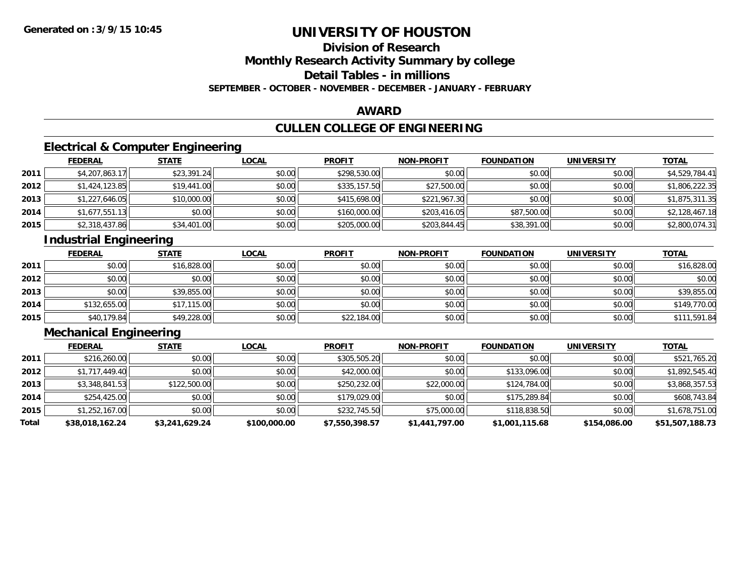**Generated on :3/9/15 10:45**

# UNIVERSITY OF HOUSTON

## Division of Research

## Monthly Research Activity Summary by college

## Detail Tables - in millions

**SEPTEMBER - OCTOBER - NOVEMBER - DECEMBER - JANUARY - FEBRUARY**

## AWARD

## CULLEN COLLEGE OF ENGINEERING

### Electrical & Computer Engineering

| | FEDERAL | STATE | LOCAL | PROFIT | NON-PROFIT | FOUNDATION | UNIVERSITY | TOTAL |
|---|---|---|---|---|---|---|---|---|
| 2011 | $4,207,863.17 | $23,391.24 | $0.00 | $298,530.00 | $0.00 | $0.00 | $0.00 | $4,529,784.41 |
| 2012 | $1,424,123.85 | $19,441.00 | $0.00 | $335,157.50 | $27,500.00 | $0.00 | $0.00 | $1,806,222.35 |
| 2013 | $1,227,646.05 | $10,000.00 | $0.00 | $415,698.00 | $221,967.30 | $0.00 | $0.00 | $1,875,311.35 |
| 2014 | $1,677,551.13 | $0.00 | $0.00 | $160,000.00 | $203,416.05 | $87,500.00 | $0.00 | $2,128,467.18 |
| 2015 | $2,318,437.86 | $34,401.00 | $0.00 | $205,000.00 | $203,844.45 | $38,391.00 | $0.00 | $2,800,074.31 |

### Industrial Engineering

| | FEDERAL | STATE | LOCAL | PROFIT | NON-PROFIT | FOUNDATION | UNIVERSITY | TOTAL |
|---|---|---|---|---|---|---|---|---|
| 2011 | $0.00 | $16,828.00 | $0.00 | $0.00 | $0.00 | $0.00 | $0.00 | $16,828.00 |
| 2012 | $0.00 | $0.00 | $0.00 | $0.00 | $0.00 | $0.00 | $0.00 | $0.00 |
| 2013 | $0.00 | $39,855.00 | $0.00 | $0.00 | $0.00 | $0.00 | $0.00 | $39,855.00 |
| 2014 | $132,655.00 | $17,115.00 | $0.00 | $0.00 | $0.00 | $0.00 | $0.00 | $149,770.00 |
| 2015 | $40,179.84 | $49,228.00 | $0.00 | $22,184.00 | $0.00 | $0.00 | $0.00 | $111,591.84 |

### Mechanical Engineering

| | FEDERAL | STATE | LOCAL | PROFIT | NON-PROFIT | FOUNDATION | UNIVERSITY | TOTAL |
|---|---|---|---|---|---|---|---|---|
| 2011 | $216,260.00 | $0.00 | $0.00 | $305,505.20 | $0.00 | $0.00 | $0.00 | $521,765.20 |
| 2012 | $1,717,449.40 | $0.00 | $0.00 | $42,000.00 | $0.00 | $133,096.00 | $0.00 | $1,892,545.40 |
| 2013 | $3,348,841.53 | $122,500.00 | $0.00 | $250,232.00 | $22,000.00 | $124,784.00 | $0.00 | $3,868,357.53 |
| 2014 | $254,425.00 | $0.00 | $0.00 | $179,029.00 | $0.00 | $175,289.84 | $0.00 | $608,743.84 |
| 2015 | $1,252,167.00 | $0.00 | $0.00 | $232,745.50 | $75,000.00 | $118,838.50 | $0.00 | $1,678,751.00 |
| **Total** | **$38,018,162.24** | **$3,241,629.24** | **$100,000.00** | **$7,550,398.57** | **$1,441,797.00** | **$1,001,115.68** | **$154,086.00** | **$51,507,188.73** |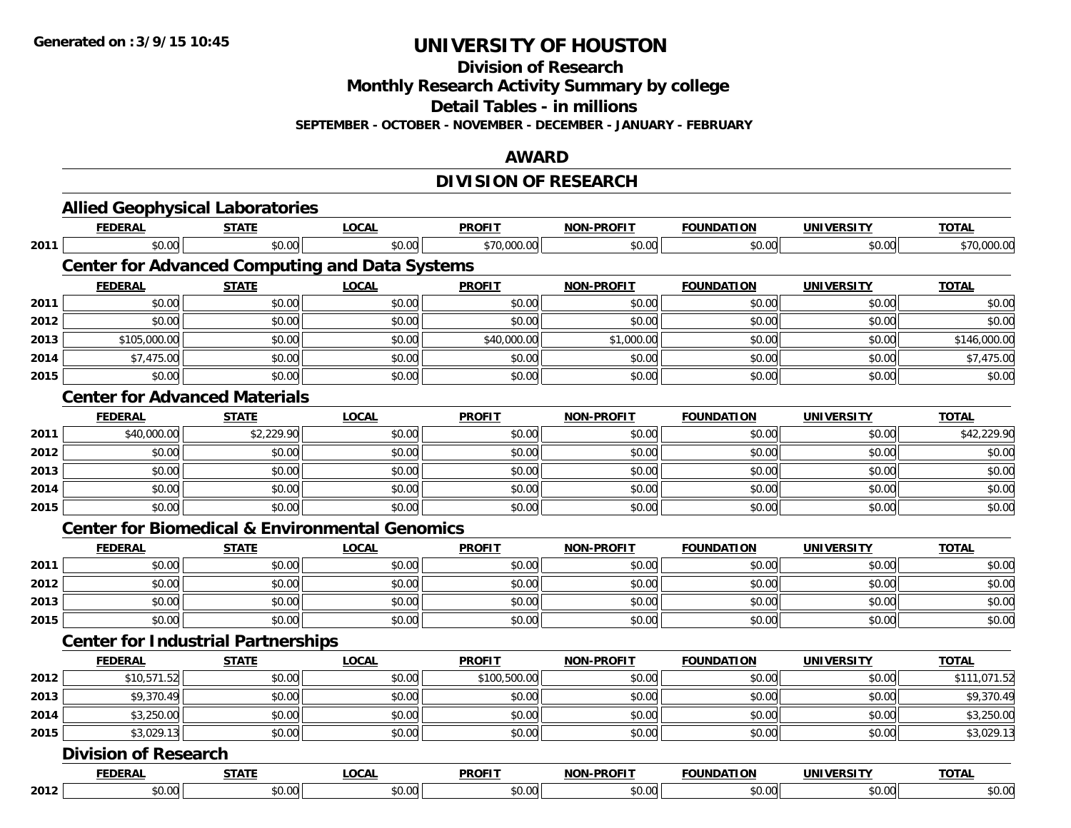# UNIVERSITY OF HOUSTON

## Division of Research

## Monthly Research Activity Summary by college

## Detail Tables - in millions

**SEPTEMBER - OCTOBER - NOVEMBER - DECEMBER - JANUARY - FEBRUARY**

## AWARD

## DIVISION OF RESEARCH

### Allied Geophysical Laboratories

| | FEDERAL | STATE | LOCAL | PROFIT | NON-PROFIT | FOUNDATION | UNIVERSITY | TOTAL |
|---|---|---|---|---|---|---|---|---|
| 2011 | $0.00 | $0.00 | $0.00 | $70,000.00 | $0.00 | $0.00 | $0.00 | $70,000.00 |

### Center for Advanced Computing and Data Systems

| | FEDERAL | STATE | LOCAL | PROFIT | NON-PROFIT | FOUNDATION | UNIVERSITY | TOTAL |
|---|---|---|---|---|---|---|---|---|
| 2011 | $0.00 | $0.00 | $0.00 | $0.00 | $0.00 | $0.00 | $0.00 | $0.00 |
| 2012 | $0.00 | $0.00 | $0.00 | $0.00 | $0.00 | $0.00 | $0.00 | $0.00 |
| 2013 | $105,000.00 | $0.00 | $0.00 | $40,000.00 | $1,000.00 | $0.00 | $0.00 | $146,000.00 |
| 2014 | $7,475.00 | $0.00 | $0.00 | $0.00 | $0.00 | $0.00 | $0.00 | $7,475.00 |
| 2015 | $0.00 | $0.00 | $0.00 | $0.00 | $0.00 | $0.00 | $0.00 | $0.00 |

### Center for Advanced Materials

| | FEDERAL | STATE | LOCAL | PROFIT | NON-PROFIT | FOUNDATION | UNIVERSITY | TOTAL |
|---|---|---|---|---|---|---|---|---|
| 2011 | $40,000.00 | $2,229.90 | $0.00 | $0.00 | $0.00 | $0.00 | $0.00 | $42,229.90 |
| 2012 | $0.00 | $0.00 | $0.00 | $0.00 | $0.00 | $0.00 | $0.00 | $0.00 |
| 2013 | $0.00 | $0.00 | $0.00 | $0.00 | $0.00 | $0.00 | $0.00 | $0.00 |
| 2014 | $0.00 | $0.00 | $0.00 | $0.00 | $0.00 | $0.00 | $0.00 | $0.00 |
| 2015 | $0.00 | $0.00 | $0.00 | $0.00 | $0.00 | $0.00 | $0.00 | $0.00 |

### Center for Biomedical & Environmental Genomics

| | FEDERAL | STATE | LOCAL | PROFIT | NON-PROFIT | FOUNDATION | UNIVERSITY | TOTAL |
|---|---|---|---|---|---|---|---|---|
| 2011 | $0.00 | $0.00 | $0.00 | $0.00 | $0.00 | $0.00 | $0.00 | $0.00 |
| 2012 | $0.00 | $0.00 | $0.00 | $0.00 | $0.00 | $0.00 | $0.00 | $0.00 |
| 2013 | $0.00 | $0.00 | $0.00 | $0.00 | $0.00 | $0.00 | $0.00 | $0.00 |
| 2015 | $0.00 | $0.00 | $0.00 | $0.00 | $0.00 | $0.00 | $0.00 | $0.00 |

### Center for Industrial Partnerships

| | FEDERAL | STATE | LOCAL | PROFIT | NON-PROFIT | FOUNDATION | UNIVERSITY | TOTAL |
|---|---|---|---|---|---|---|---|---|
| 2012 | $10,571.52 | $0.00 | $0.00 | $100,500.00 | $0.00 | $0.00 | $0.00 | $111,071.52 |
| 2013 | $9,370.49 | $0.00 | $0.00 | $0.00 | $0.00 | $0.00 | $0.00 | $9,370.49 |
| 2014 | $3,250.00 | $0.00 | $0.00 | $0.00 | $0.00 | $0.00 | $0.00 | $3,250.00 |
| 2015 | $3,029.13 | $0.00 | $0.00 | $0.00 | $0.00 | $0.00 | $0.00 | $3,029.13 |

### Division of Research

| | FEDERAL | STATE | LOCAL | PROFIT | NON-PROFIT | FOUNDATION | UNIVERSITY | TOTAL |
|---|---|---|---|---|---|---|---|---|
| 2012 | $0.00 | $0.00 | $0.00 | $0.00 | $0.00 | $0.00 | $0.00 | $0.00 |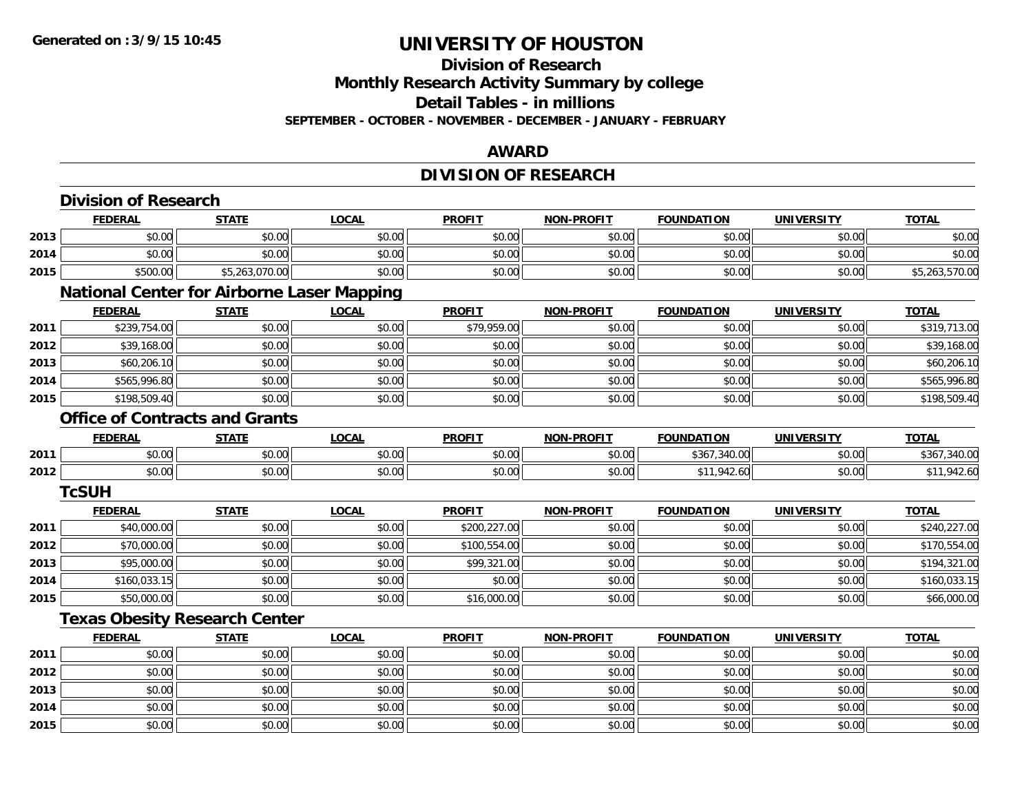# UNIVERSITY OF HOUSTON

## Division of Research
## Monthly Research Activity Summary by college
## Detail Tables - in millions
### SEPTEMBER - OCTOBER - NOVEMBER - DECEMBER - JANUARY - FEBRUARY

## AWARD

## DIVISION OF RESEARCH

### Division of Research

| | FEDERAL | STATE | LOCAL | PROFIT | NON-PROFIT | FOUNDATION | UNIVERSITY | TOTAL |
|---|---|---|---|---|---|---|---|---|
| 2013 | $0.00 | $0.00 | $0.00 | $0.00 | $0.00 | $0.00 | $0.00 | $0.00 |
| 2014 | $0.00 | $0.00 | $0.00 | $0.00 | $0.00 | $0.00 | $0.00 | $0.00 |
| 2015 | $500.00 | $5,263,070.00 | $0.00 | $0.00 | $0.00 | $0.00 | $0.00 | $5,263,570.00 |

### National Center for Airborne Laser Mapping

| | FEDERAL | STATE | LOCAL | PROFIT | NON-PROFIT | FOUNDATION | UNIVERSITY | TOTAL |
|---|---|---|---|---|---|---|---|---|
| 2011 | $239,754.00 | $0.00 | $0.00 | $79,959.00 | $0.00 | $0.00 | $0.00 | $319,713.00 |
| 2012 | $39,168.00 | $0.00 | $0.00 | $0.00 | $0.00 | $0.00 | $0.00 | $39,168.00 |
| 2013 | $60,206.10 | $0.00 | $0.00 | $0.00 | $0.00 | $0.00 | $0.00 | $60,206.10 |
| 2014 | $565,996.80 | $0.00 | $0.00 | $0.00 | $0.00 | $0.00 | $0.00 | $565,996.80 |
| 2015 | $198,509.40 | $0.00 | $0.00 | $0.00 | $0.00 | $0.00 | $0.00 | $198,509.40 |

### Office of Contracts and Grants

| | FEDERAL | STATE | LOCAL | PROFIT | NON-PROFIT | FOUNDATION | UNIVERSITY | TOTAL |
|---|---|---|---|---|---|---|---|---|
| 2011 | $0.00 | $0.00 | $0.00 | $0.00 | $0.00 | $367,340.00 | $0.00 | $367,340.00 |
| 2012 | $0.00 | $0.00 | $0.00 | $0.00 | $0.00 | $11,942.60 | $0.00 | $11,942.60 |

### TcSUH

| | FEDERAL | STATE | LOCAL | PROFIT | NON-PROFIT | FOUNDATION | UNIVERSITY | TOTAL |
|---|---|---|---|---|---|---|---|---|
| 2011 | $40,000.00 | $0.00 | $0.00 | $200,227.00 | $0.00 | $0.00 | $0.00 | $240,227.00 |
| 2012 | $70,000.00 | $0.00 | $0.00 | $100,554.00 | $0.00 | $0.00 | $0.00 | $170,554.00 |
| 2013 | $95,000.00 | $0.00 | $0.00 | $99,321.00 | $0.00 | $0.00 | $0.00 | $194,321.00 |
| 2014 | $160,033.15 | $0.00 | $0.00 | $0.00 | $0.00 | $0.00 | $0.00 | $160,033.15 |
| 2015 | $50,000.00 | $0.00 | $0.00 | $16,000.00 | $0.00 | $0.00 | $0.00 | $66,000.00 |

### Texas Obesity Research Center

| | FEDERAL | STATE | LOCAL | PROFIT | NON-PROFIT | FOUNDATION | UNIVERSITY | TOTAL |
|---|---|---|---|---|---|---|---|---|
| 2011 | $0.00 | $0.00 | $0.00 | $0.00 | $0.00 | $0.00 | $0.00 | $0.00 |
| 2012 | $0.00 | $0.00 | $0.00 | $0.00 | $0.00 | $0.00 | $0.00 | $0.00 |
| 2013 | $0.00 | $0.00 | $0.00 | $0.00 | $0.00 | $0.00 | $0.00 | $0.00 |
| 2014 | $0.00 | $0.00 | $0.00 | $0.00 | $0.00 | $0.00 | $0.00 | $0.00 |
| 2015 | $0.00 | $0.00 | $0.00 | $0.00 | $0.00 | $0.00 | $0.00 | $0.00 |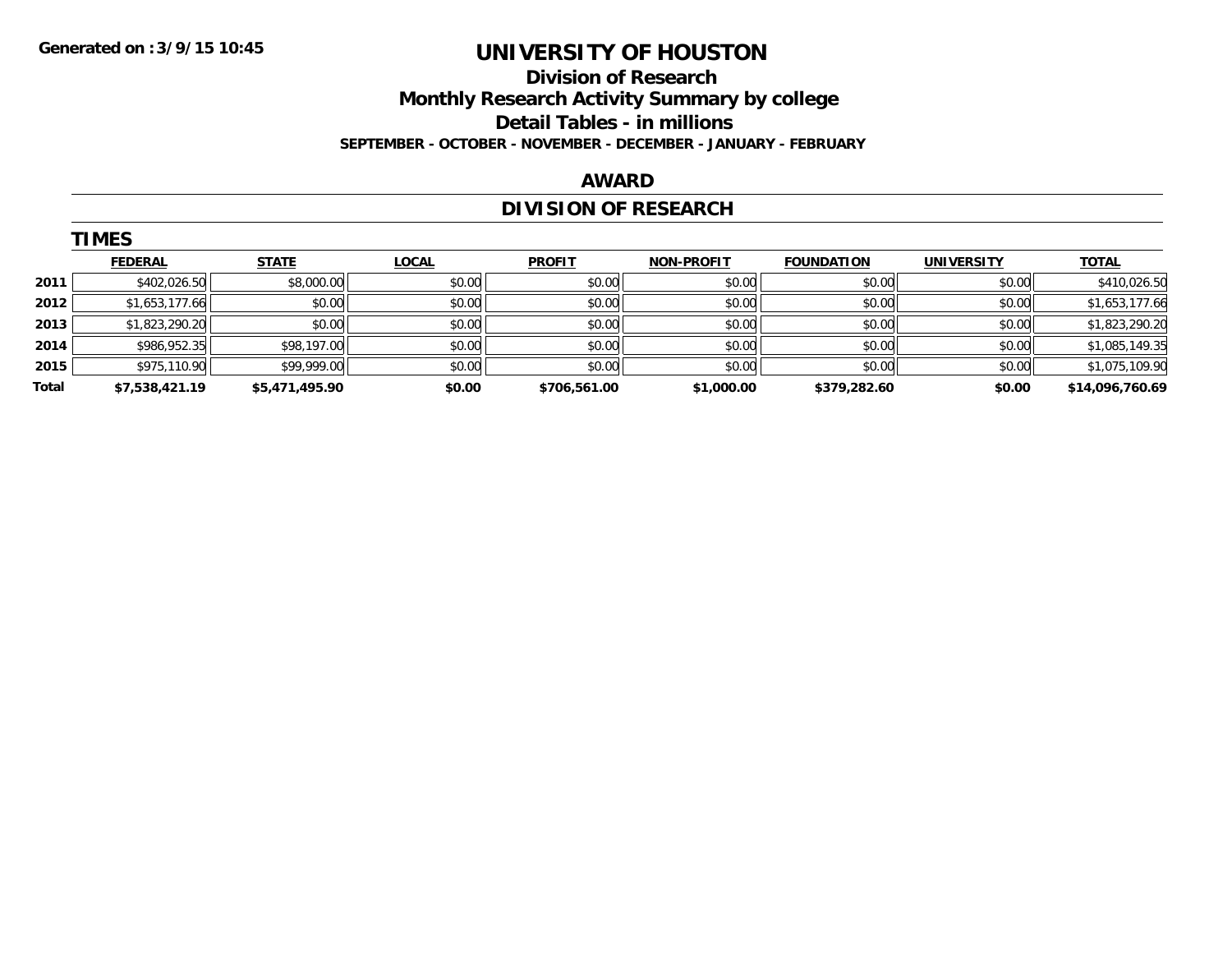Generated on :3/9/15 10:45

# UNIVERSITY OF HOUSTON

## Division of Research

## Monthly Research Activity Summary by college

## Detail Tables - in millions

**SEPTEMBER - OCTOBER - NOVEMBER - DECEMBER - JANUARY - FEBRUARY**

## AWARD

## DIVISION OF RESEARCH

### TIMES

| | FEDERAL | STATE | LOCAL | PROFIT | NON-PROFIT | FOUNDATION | UNIVERSITY | TOTAL |
|---|---|---|---|---|---|---|---|---|
| 2011 | $402,026.50 | $8,000.00 | $0.00 | $0.00 | $0.00 | $0.00 | $0.00 | $410,026.50 |
| 2012 | $1,653,177.66 | $0.00 | $0.00 | $0.00 | $0.00 | $0.00 | $0.00 | $1,653,177.66 |
| 2013 | $1,823,290.20 | $0.00 | $0.00 | $0.00 | $0.00 | $0.00 | $0.00 | $1,823,290.20 |
| 2014 | $986,952.35 | $98,197.00 | $0.00 | $0.00 | $0.00 | $0.00 | $0.00 | $1,085,149.35 |
| 2015 | $975,110.90 | $99,999.00 | $0.00 | $0.00 | $0.00 | $0.00 | $0.00 | $1,075,109.90 |
| **Total** | **$7,538,421.19** | **$5,471,495.90** | **$0.00** | **$706,561.00** | **$1,000.00** | **$379,282.60** | **$0.00** | **$14,096,760.69** |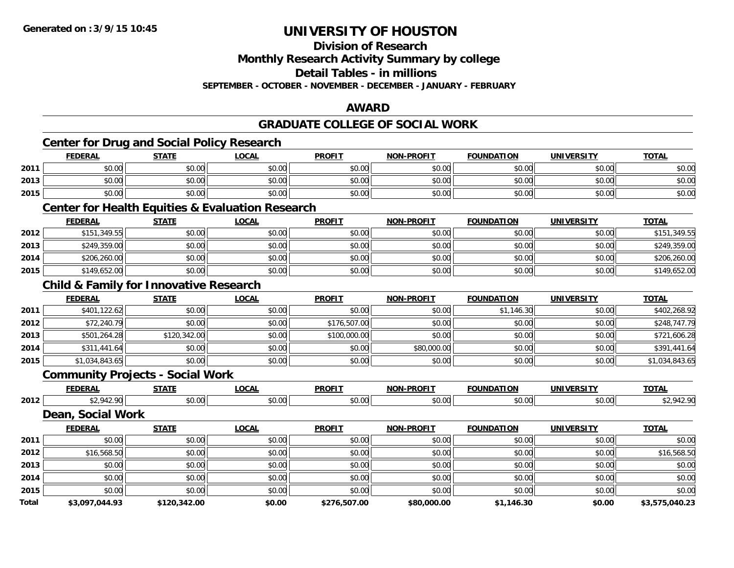Generated on :3/9/15 10:45

# UNIVERSITY OF HOUSTON

## Division of Research

## Monthly Research Activity Summary by college

## Detail Tables - in millions

**SEPTEMBER - OCTOBER - NOVEMBER - DECEMBER - JANUARY - FEBRUARY**

## AWARD

## GRADUATE COLLEGE OF SOCIAL WORK

### Center for Drug and Social Policy Research

| | FEDERAL | STATE | LOCAL | PROFIT | NON-PROFIT | FOUNDATION | UNIVERSITY | TOTAL |
|---|---|---|---|---|---|---|---|---|
| 2011 | $0.00 | $0.00 | $0.00 | $0.00 | $0.00 | $0.00 | $0.00 | $0.00 |
| 2013 | $0.00 | $0.00 | $0.00 | $0.00 | $0.00 | $0.00 | $0.00 | $0.00 |
| 2015 | $0.00 | $0.00 | $0.00 | $0.00 | $0.00 | $0.00 | $0.00 | $0.00 |

### Center for Health Equities & Evaluation Research

| | FEDERAL | STATE | LOCAL | PROFIT | NON-PROFIT | FOUNDATION | UNIVERSITY | TOTAL |
|---|---|---|---|---|---|---|---|---|
| 2012 | $151,349.55 | $0.00 | $0.00 | $0.00 | $0.00 | $0.00 | $0.00 | $151,349.55 |
| 2013 | $249,359.00 | $0.00 | $0.00 | $0.00 | $0.00 | $0.00 | $0.00 | $249,359.00 |
| 2014 | $206,260.00 | $0.00 | $0.00 | $0.00 | $0.00 | $0.00 | $0.00 | $206,260.00 |
| 2015 | $149,652.00 | $0.00 | $0.00 | $0.00 | $0.00 | $0.00 | $0.00 | $149,652.00 |

### Child & Family for Innovative Research

| | FEDERAL | STATE | LOCAL | PROFIT | NON-PROFIT | FOUNDATION | UNIVERSITY | TOTAL |
|---|---|---|---|---|---|---|---|---|
| 2011 | $401,122.62 | $0.00 | $0.00 | $0.00 | $0.00 | $1,146.30 | $0.00 | $402,268.92 |
| 2012 | $72,240.79 | $0.00 | $0.00 | $176,507.00 | $0.00 | $0.00 | $0.00 | $248,747.79 |
| 2013 | $501,264.28 | $120,342.00 | $0.00 | $100,000.00 | $0.00 | $0.00 | $0.00 | $721,606.28 |
| 2014 | $311,441.64 | $0.00 | $0.00 | $0.00 | $80,000.00 | $0.00 | $0.00 | $391,441.64 |
| 2015 | $1,034,843.65 | $0.00 | $0.00 | $0.00 | $0.00 | $0.00 | $0.00 | $1,034,843.65 |

### Community Projects - Social Work

| | FEDERAL | STATE | LOCAL | PROFIT | NON-PROFIT | FOUNDATION | UNIVERSITY | TOTAL |
|---|---|---|---|---|---|---|---|---|
| 2012 | $2,942.90 | $0.00 | $0.00 | $0.00 | $0.00 | $0.00 | $0.00 | $2,942.90 |

### Dean, Social Work

| | FEDERAL | STATE | LOCAL | PROFIT | NON-PROFIT | FOUNDATION | UNIVERSITY | TOTAL |
|---|---|---|---|---|---|---|---|---|
| 2011 | $0.00 | $0.00 | $0.00 | $0.00 | $0.00 | $0.00 | $0.00 | $0.00 |
| 2012 | $16,568.50 | $0.00 | $0.00 | $0.00 | $0.00 | $0.00 | $0.00 | $16,568.50 |
| 2013 | $0.00 | $0.00 | $0.00 | $0.00 | $0.00 | $0.00 | $0.00 | $0.00 |
| 2014 | $0.00 | $0.00 | $0.00 | $0.00 | $0.00 | $0.00 | $0.00 | $0.00 |
| 2015 | $0.00 | $0.00 | $0.00 | $0.00 | $0.00 | $0.00 | $0.00 | $0.00 |
| **Total** | **$3,097,044.93** | **$120,342.00** | **$0.00** | **$276,507.00** | **$80,000.00** | **$1,146.30** | **$0.00** | **$3,575,040.23** |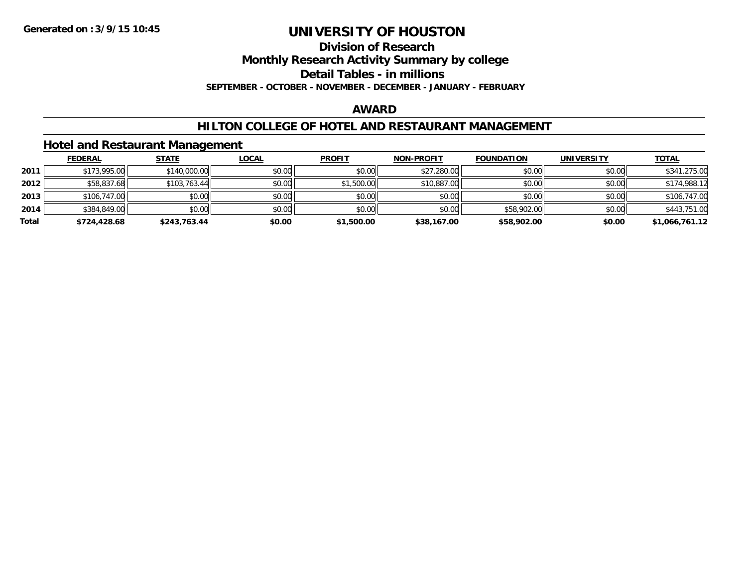# UNIVERSITY OF HOUSTON

## Division of Research

## Monthly Research Activity Summary by college

## Detail Tables - in millions

**SEPTEMBER - OCTOBER - NOVEMBER - DECEMBER - JANUARY - FEBRUARY**

## AWARD

## HILTON COLLEGE OF HOTEL AND RESTAURANT MANAGEMENT

### Hotel and Restaurant Management

| | FEDERAL | STATE | LOCAL | PROFIT | NON-PROFIT | FOUNDATION | UNIVERSITY | TOTAL |
|---|---|---|---|---|---|---|---|---|
| **2011** | $173,995.00 | $140,000.00 | $0.00 | $0.00 | $27,280.00 | $0.00 | $0.00 | $341,275.00 |
| **2012** | $58,837.68 | $103,763.44 | $0.00 | $1,500.00 | $10,887.00 | $0.00 | $0.00 | $174,988.12 |
| **2013** | $106,747.00 | $0.00 | $0.00 | $0.00 | $0.00 | $0.00 | $0.00 | $106,747.00 |
| **2014** | $384,849.00 | $0.00 | $0.00 | $0.00 | $0.00 | $58,902.00 | $0.00 | $443,751.00 |
| **Total** | **$724,428.68** | **$243,763.44** | **$0.00** | **$1,500.00** | **$38,167.00** | **$58,902.00** | **$0.00** | **$1,066,761.12** |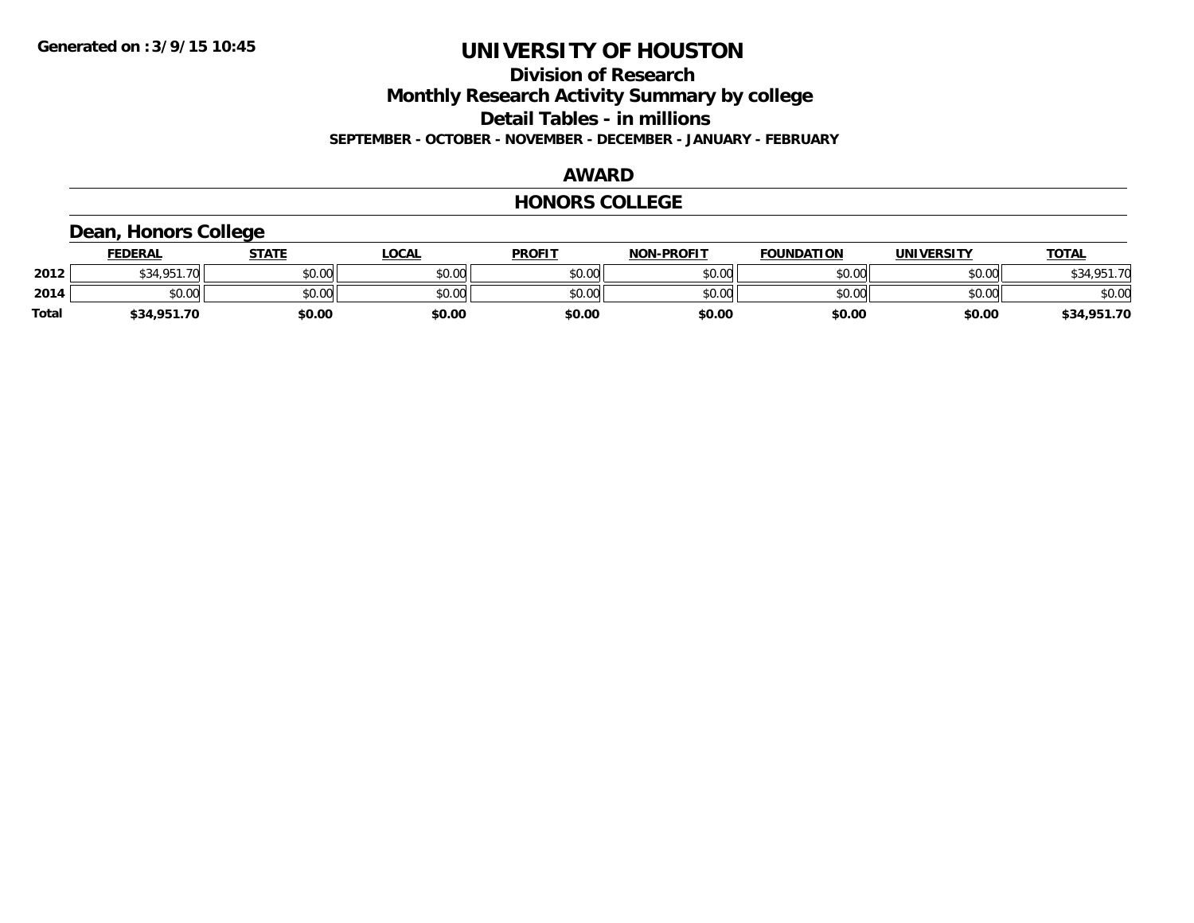# UNIVERSITY OF HOUSTON

## Division of Research

## Monthly Research Activity Summary by college

## Detail Tables - in millions

**SEPTEMBER - OCTOBER - NOVEMBER - DECEMBER - JANUARY - FEBRUARY**

## AWARD

## HONORS COLLEGE

### Dean, Honors College

| | FEDERAL | STATE | LOCAL | PROFIT | NON-PROFIT | FOUNDATION | UNIVERSITY | TOTAL |
|---|---|---|---|---|---|---|---|---|
| **2012** | $34,951.70 | $0.00 | $0.00 | $0.00 | $0.00 | $0.00 | $0.00 | $34,951.70 |
| **2014** | $0.00 | $0.00 | $0.00 | $0.00 | $0.00 | $0.00 | $0.00 | $0.00 |
| **Total** | **$34,951.70** | **$0.00** | **$0.00** | **$0.00** | **$0.00** | **$0.00** | **$0.00** | **$34,951.70** |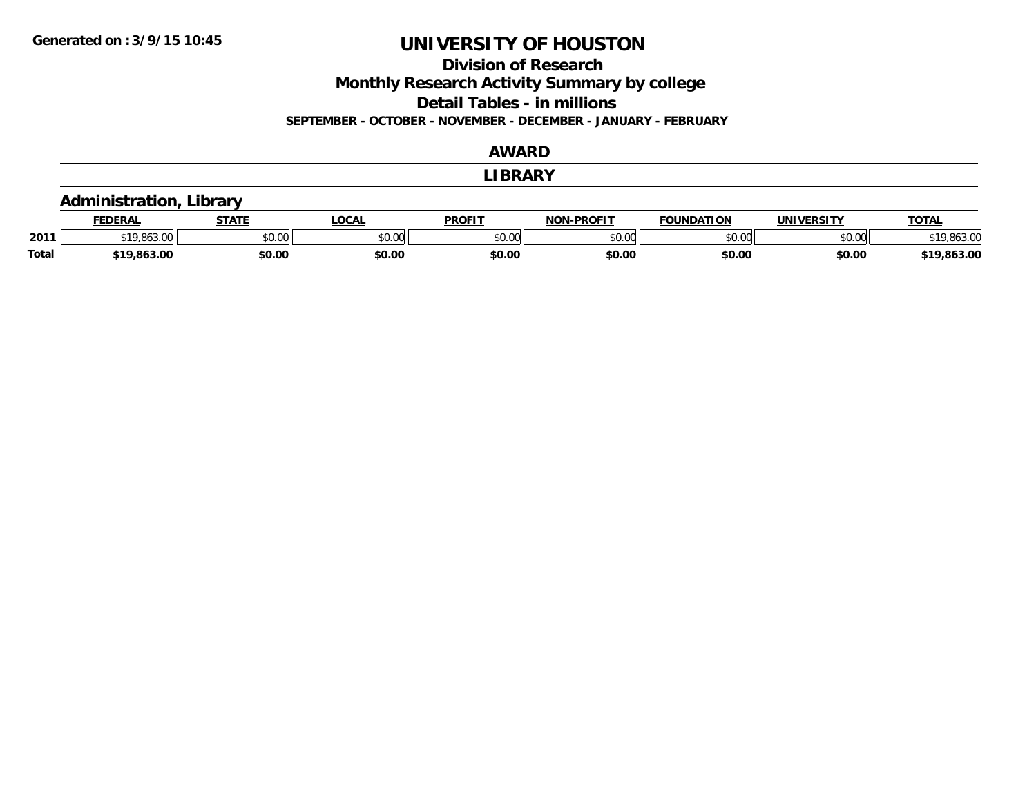# UNIVERSITY OF HOUSTON

## Division of Research

## Monthly Research Activity Summary by college

## Detail Tables - in millions

**SEPTEMBER - OCTOBER - NOVEMBER - DECEMBER - JANUARY - FEBRUARY**

## AWARD

## LIBRARY

### Administration, Library

| | FEDERAL | STATE | LOCAL | PROFIT | NON-PROFIT | FOUNDATION | UNIVERSITY | TOTAL |
|---|---|---|---|---|---|---|---|---|
| 2011 | $19,863.00 | $0.00 | $0.00 | $0.00 | $0.00 | $0.00 | $0.00 | $19,863.00 |
| **Total** | **$19,863.00** | **$0.00** | **$0.00** | **$0.00** | **$0.00** | **$0.00** | **$0.00** | **$19,863.00** |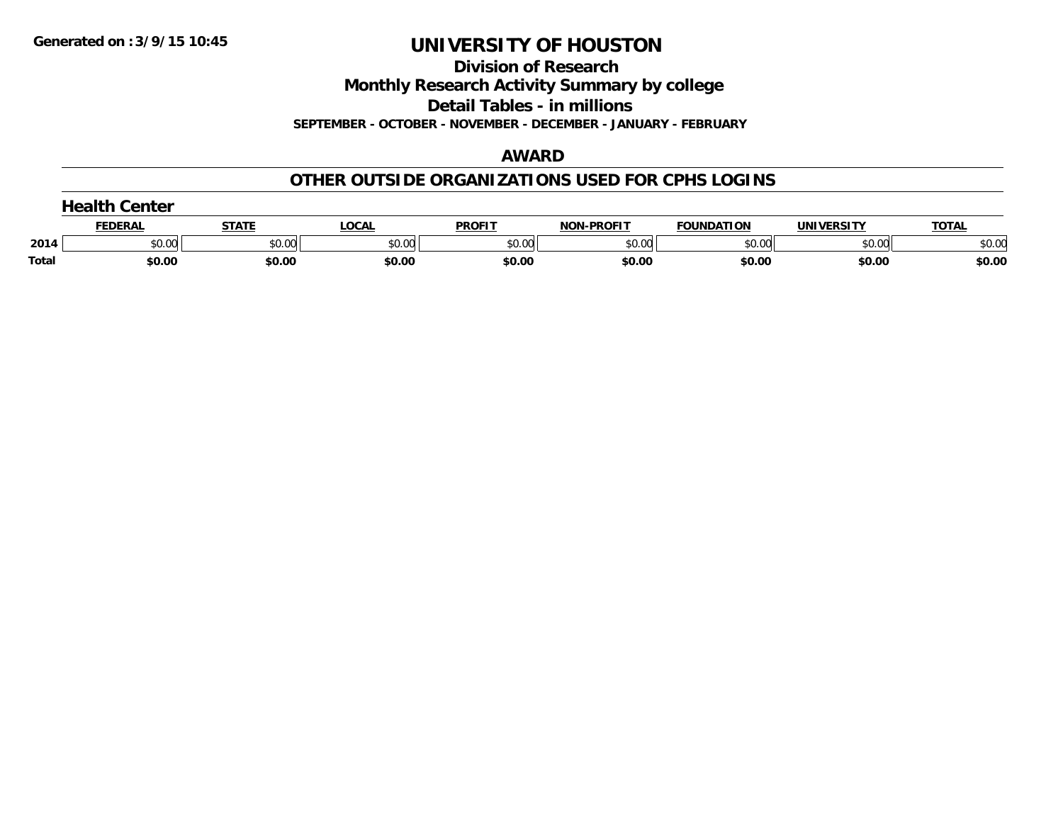# UNIVERSITY OF HOUSTON

## Division of Research

## Monthly Research Activity Summary by college

## Detail Tables - in millions

**SEPTEMBER - OCTOBER - NOVEMBER - DECEMBER - JANUARY - FEBRUARY**

## AWARD

## OTHER OUTSIDE ORGANIZATIONS USED FOR CPHS LOGINS

### Health Center

| | FEDERAL | STATE | LOCAL | PROFIT | NON-PROFIT | FOUNDATION | UNIVERSITY | TOTAL |
|---|---|---|---|---|---|---|---|---|
| 2014 | $0.00 | $0.00 | $0.00 | $0.00 | $0.00 | $0.00 | $0.00 | $0.00 |
| **Total** | **$0.00** | **$0.00** | **$0.00** | **$0.00** | **$0.00** | **$0.00** | **$0.00** | **$0.00** |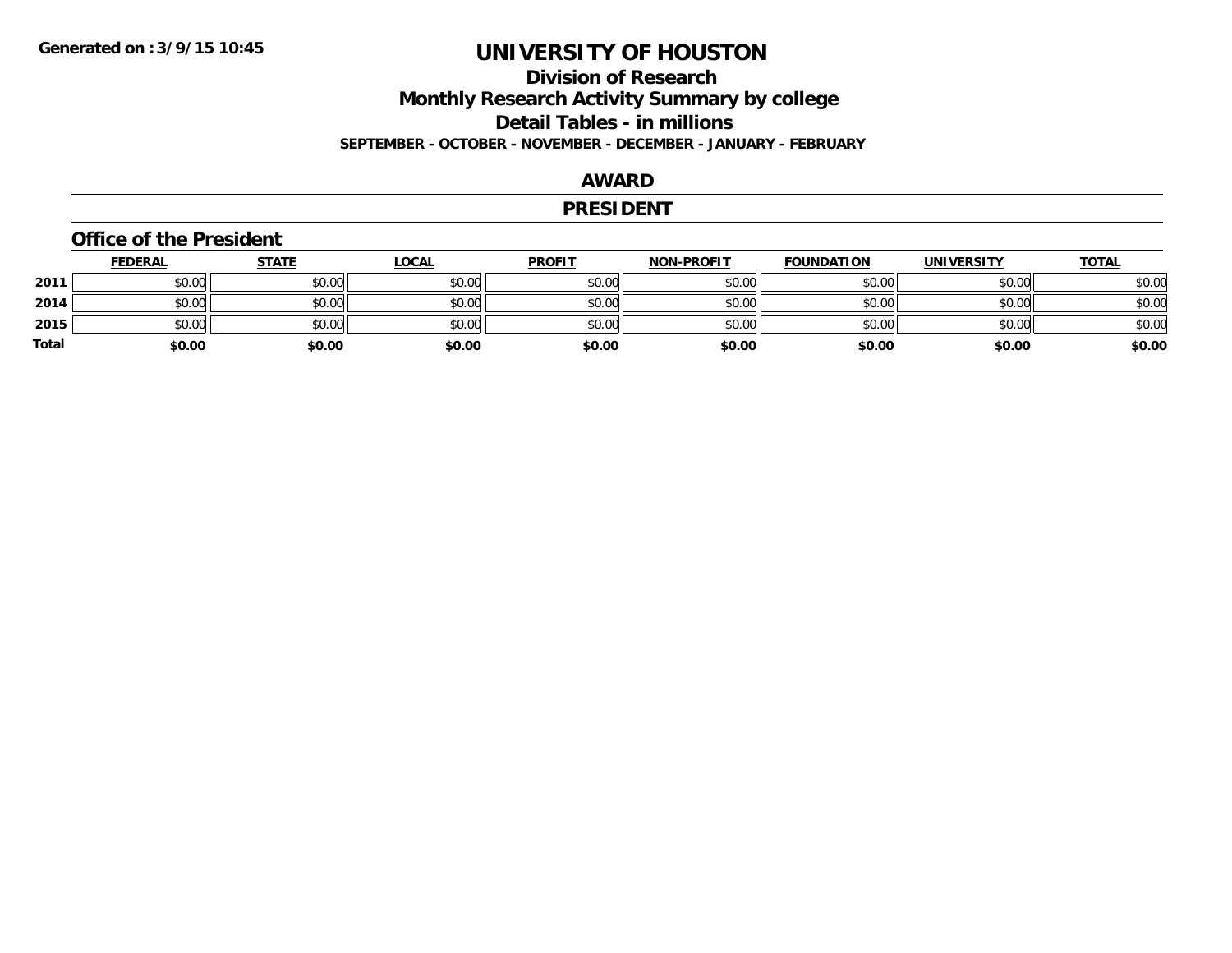Generated on :3/9/15 10:45

# UNIVERSITY OF HOUSTON

## Division of Research

## Monthly Research Activity Summary by college

## Detail Tables - in millions

**SEPTEMBER - OCTOBER - NOVEMBER - DECEMBER - JANUARY - FEBRUARY**

## AWARD

## PRESIDENT

### Office of the President

| | FEDERAL | STATE | LOCAL | PROFIT | NON-PROFIT | FOUNDATION | UNIVERSITY | TOTAL |
|---|---|---|---|---|---|---|---|---|
| 2011 | $0.00 | $0.00 | $0.00 | $0.00 | $0.00 | $0.00 | $0.00 | $0.00 |
| 2014 | $0.00 | $0.00 | $0.00 | $0.00 | $0.00 | $0.00 | $0.00 | $0.00 |
| 2015 | $0.00 | $0.00 | $0.00 | $0.00 | $0.00 | $0.00 | $0.00 | $0.00 |
| **Total** | **$0.00** | **$0.00** | **$0.00** | **$0.00** | **$0.00** | **$0.00** | **$0.00** | **$0.00** |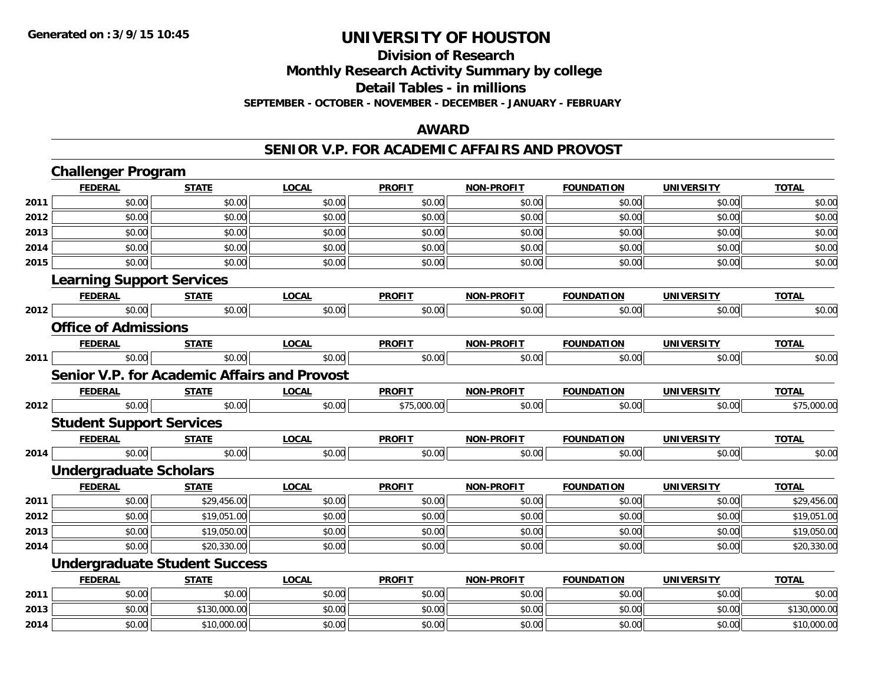**Generated on :3/9/15 10:45**

# UNIVERSITY OF HOUSTON

## Division of Research
## Monthly Research Activity Summary by college
## Detail Tables - in millions
### SEPTEMBER - OCTOBER - NOVEMBER - DECEMBER - JANUARY - FEBRUARY

## AWARD

## SENIOR V.P. FOR ACADEMIC AFFAIRS AND PROVOST

### Challenger Program

| | FEDERAL | STATE | LOCAL | PROFIT | NON-PROFIT | FOUNDATION | UNIVERSITY | TOTAL |
|---|---|---|---|---|---|---|---|---|
| 2011 | $0.00 | $0.00 | $0.00 | $0.00 | $0.00 | $0.00 | $0.00 | $0.00 |
| 2012 | $0.00 | $0.00 | $0.00 | $0.00 | $0.00 | $0.00 | $0.00 | $0.00 |
| 2013 | $0.00 | $0.00 | $0.00 | $0.00 | $0.00 | $0.00 | $0.00 | $0.00 |
| 2014 | $0.00 | $0.00 | $0.00 | $0.00 | $0.00 | $0.00 | $0.00 | $0.00 |
| 2015 | $0.00 | $0.00 | $0.00 | $0.00 | $0.00 | $0.00 | $0.00 | $0.00 |

### Learning Support Services

| | FEDERAL | STATE | LOCAL | PROFIT | NON-PROFIT | FOUNDATION | UNIVERSITY | TOTAL |
|---|---|---|---|---|---|---|---|---|
| 2012 | $0.00 | $0.00 | $0.00 | $0.00 | $0.00 | $0.00 | $0.00 | $0.00 |

### Office of Admissions

| | FEDERAL | STATE | LOCAL | PROFIT | NON-PROFIT | FOUNDATION | UNIVERSITY | TOTAL |
|---|---|---|---|---|---|---|---|---|
| 2011 | $0.00 | $0.00 | $0.00 | $0.00 | $0.00 | $0.00 | $0.00 | $0.00 |

### Senior V.P. for Academic Affairs and Provost

| | FEDERAL | STATE | LOCAL | PROFIT | NON-PROFIT | FOUNDATION | UNIVERSITY | TOTAL |
|---|---|---|---|---|---|---|---|---|
| 2012 | $0.00 | $0.00 | $0.00 | $75,000.00 | $0.00 | $0.00 | $0.00 | $75,000.00 |

### Student Support Services

| | FEDERAL | STATE | LOCAL | PROFIT | NON-PROFIT | FOUNDATION | UNIVERSITY | TOTAL |
|---|---|---|---|---|---|---|---|---|
| 2014 | $0.00 | $0.00 | $0.00 | $0.00 | $0.00 | $0.00 | $0.00 | $0.00 |

### Undergraduate Scholars

| | FEDERAL | STATE | LOCAL | PROFIT | NON-PROFIT | FOUNDATION | UNIVERSITY | TOTAL |
|---|---|---|---|---|---|---|---|---|
| 2011 | $0.00 | $29,456.00 | $0.00 | $0.00 | $0.00 | $0.00 | $0.00 | $29,456.00 |
| 2012 | $0.00 | $19,051.00 | $0.00 | $0.00 | $0.00 | $0.00 | $0.00 | $19,051.00 |
| 2013 | $0.00 | $19,050.00 | $0.00 | $0.00 | $0.00 | $0.00 | $0.00 | $19,050.00 |
| 2014 | $0.00 | $20,330.00 | $0.00 | $0.00 | $0.00 | $0.00 | $0.00 | $20,330.00 |

### Undergraduate Student Success

| | FEDERAL | STATE | LOCAL | PROFIT | NON-PROFIT | FOUNDATION | UNIVERSITY | TOTAL |
|---|---|---|---|---|---|---|---|---|
| 2011 | $0.00 | $0.00 | $0.00 | $0.00 | $0.00 | $0.00 | $0.00 | $0.00 |
| 2013 | $0.00 | $130,000.00 | $0.00 | $0.00 | $0.00 | $0.00 | $0.00 | $130,000.00 |
| 2014 | $0.00 | $10,000.00 | $0.00 | $0.00 | $0.00 | $0.00 | $0.00 | $10,000.00 |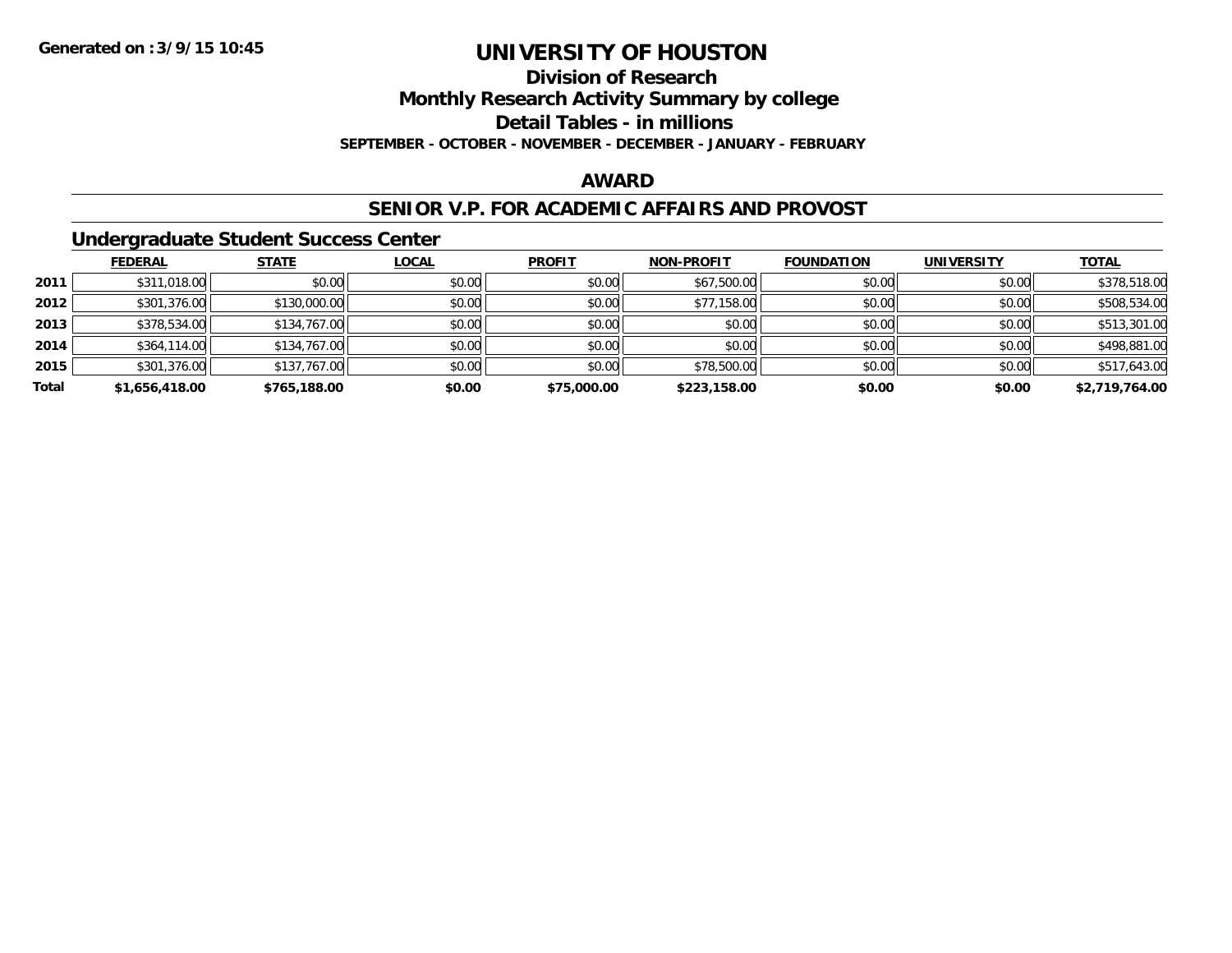Generated on :3/9/15 10:45

# UNIVERSITY OF HOUSTON

## Division of Research

## Monthly Research Activity Summary by college

## Detail Tables - in millions

**SEPTEMBER - OCTOBER - NOVEMBER - DECEMBER - JANUARY - FEBRUARY**

## AWARD

## SENIOR V.P. FOR ACADEMIC AFFAIRS AND PROVOST

### Undergraduate Student Success Center

| | FEDERAL | STATE | LOCAL | PROFIT | NON-PROFIT | FOUNDATION | UNIVERSITY | TOTAL |
|---|---|---|---|---|---|---|---|---|
| 2011 | $311,018.00 | $0.00 | $0.00 | $0.00 | $67,500.00 | $0.00 | $0.00 | $378,518.00 |
| 2012 | $301,376.00 | $130,000.00 | $0.00 | $0.00 | $77,158.00 | $0.00 | $0.00 | $508,534.00 |
| 2013 | $378,534.00 | $134,767.00 | $0.00 | $0.00 | $0.00 | $0.00 | $0.00 | $513,301.00 |
| 2014 | $364,114.00 | $134,767.00 | $0.00 | $0.00 | $0.00 | $0.00 | $0.00 | $498,881.00 |
| 2015 | $301,376.00 | $137,767.00 | $0.00 | $0.00 | $78,500.00 | $0.00 | $0.00 | $517,643.00 |
| **Total** | **$1,656,418.00** | **$765,188.00** | **$0.00** | **$75,000.00** | **$223,158.00** | **$0.00** | **$0.00** | **$2,719,764.00** |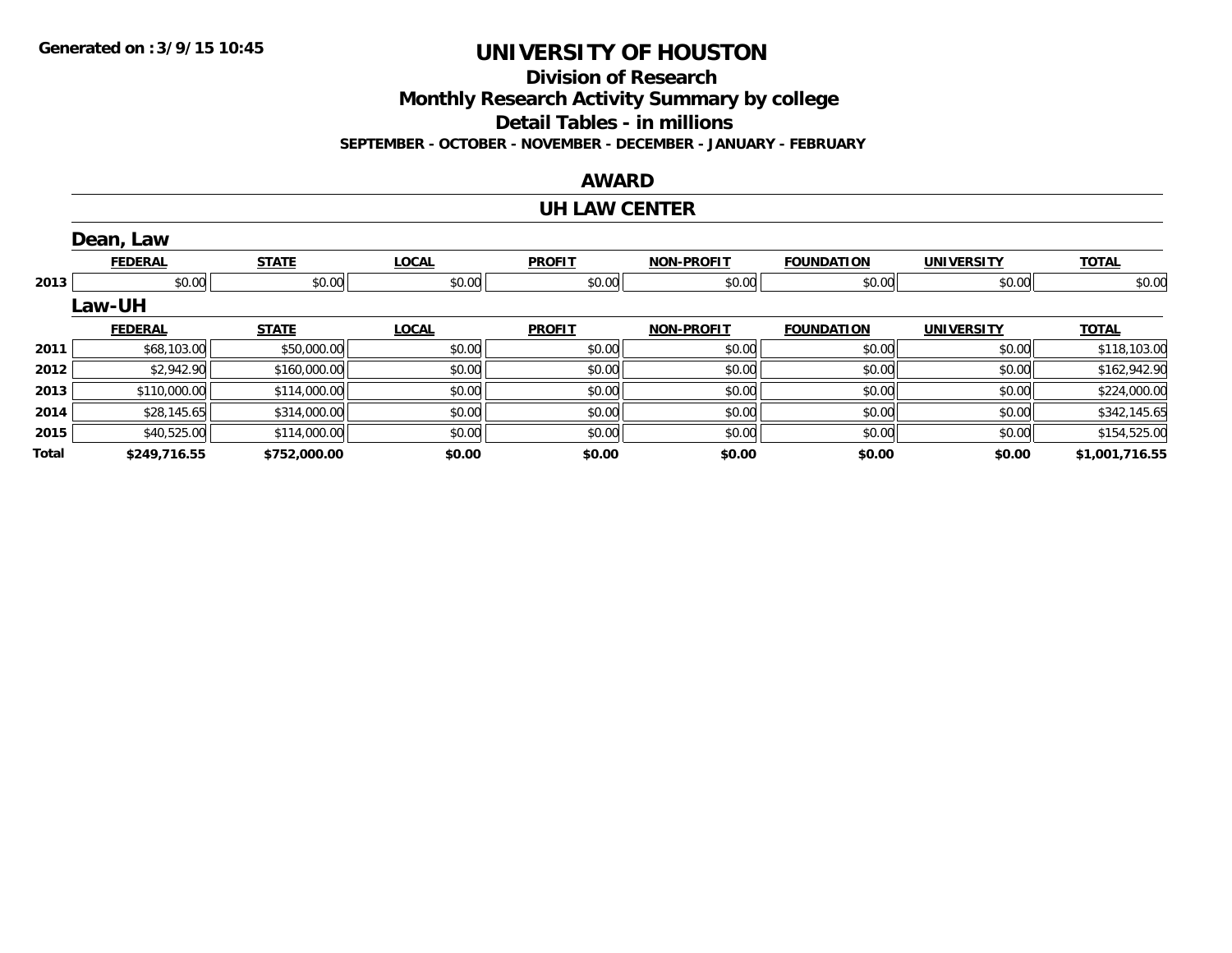Generated on :3/9/15 10:45

# UNIVERSITY OF HOUSTON

## Division of Research

## Monthly Research Activity Summary by college

## Detail Tables - in millions

**SEPTEMBER - OCTOBER - NOVEMBER - DECEMBER - JANUARY - FEBRUARY**

## AWARD

## UH LAW CENTER

### Dean, Law

| | FEDERAL | STATE | LOCAL | PROFIT | NON-PROFIT | FOUNDATION | UNIVERSITY | TOTAL |
|---|---|---|---|---|---|---|---|---|
| 2013 | $0.00 | $0.00 | $0.00 | $0.00 | $0.00 | $0.00 | $0.00 | $0.00 |

### Law-UH

| | FEDERAL | STATE | LOCAL | PROFIT | NON-PROFIT | FOUNDATION | UNIVERSITY | TOTAL |
|---|---|---|---|---|---|---|---|---|
| 2011 | $68,103.00 | $50,000.00 | $0.00 | $0.00 | $0.00 | $0.00 | $0.00 | $118,103.00 |
| 2012 | $2,942.90 | $160,000.00 | $0.00 | $0.00 | $0.00 | $0.00 | $0.00 | $162,942.90 |
| 2013 | $110,000.00 | $114,000.00 | $0.00 | $0.00 | $0.00 | $0.00 | $0.00 | $224,000.00 |
| 2014 | $28,145.65 | $314,000.00 | $0.00 | $0.00 | $0.00 | $0.00 | $0.00 | $342,145.65 |
| 2015 | $40,525.00 | $114,000.00 | $0.00 | $0.00 | $0.00 | $0.00 | $0.00 | $154,525.00 |
| **Total** | **$249,716.55** | **$752,000.00** | **$0.00** | **$0.00** | **$0.00** | **$0.00** | **$0.00** | **$1,001,716.55** |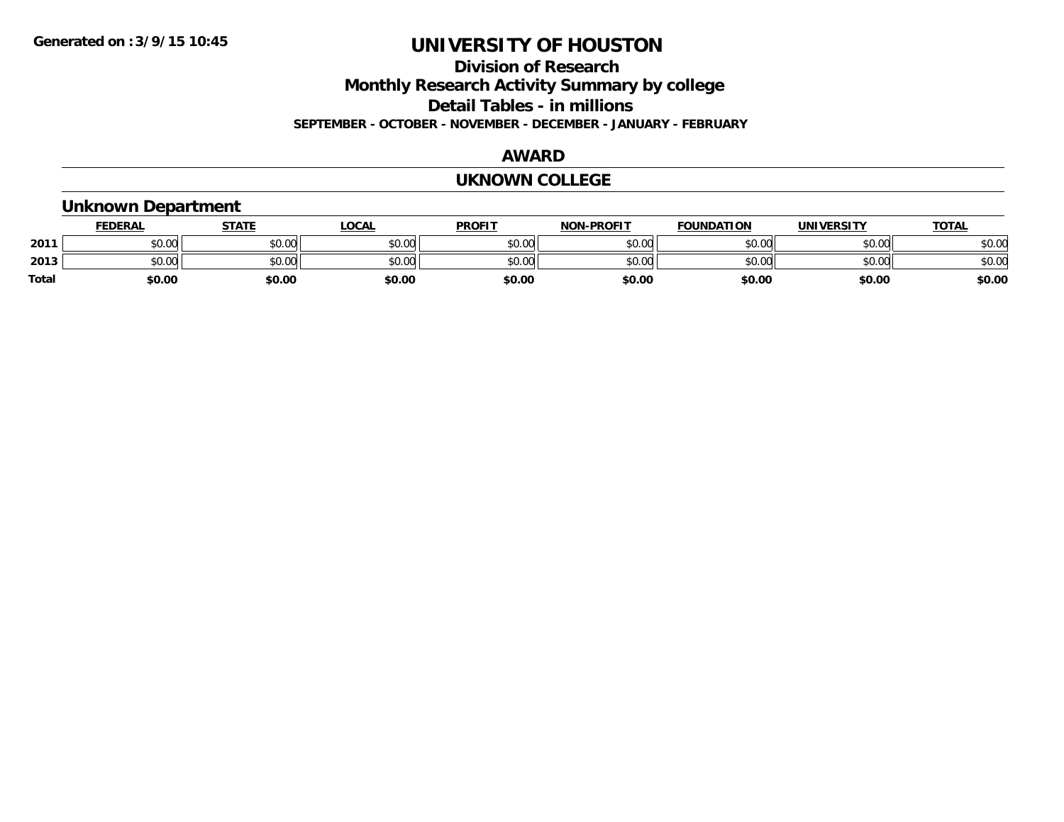Generated on :3/9/15 10:45

# UNIVERSITY OF HOUSTON

## Division of Research

## Monthly Research Activity Summary by college

## Detail Tables - in millions

**SEPTEMBER - OCTOBER - NOVEMBER - DECEMBER - JANUARY - FEBRUARY**

## AWARD

## UKNOWN COLLEGE

### Unknown Department

| | FEDERAL | STATE | LOCAL | PROFIT | NON-PROFIT | FOUNDATION | UNIVERSITY | TOTAL |
|---|---|---|---|---|---|---|---|---|
| 2011 | $0.00 | $0.00 | $0.00 | $0.00 | $0.00 | $0.00 | $0.00 | $0.00 |
| 2013 | $0.00 | $0.00 | $0.00 | $0.00 | $0.00 | $0.00 | $0.00 | $0.00 |
| Total | $0.00 | $0.00 | $0.00 | $0.00 | $0.00 | $0.00 | $0.00 | $0.00 |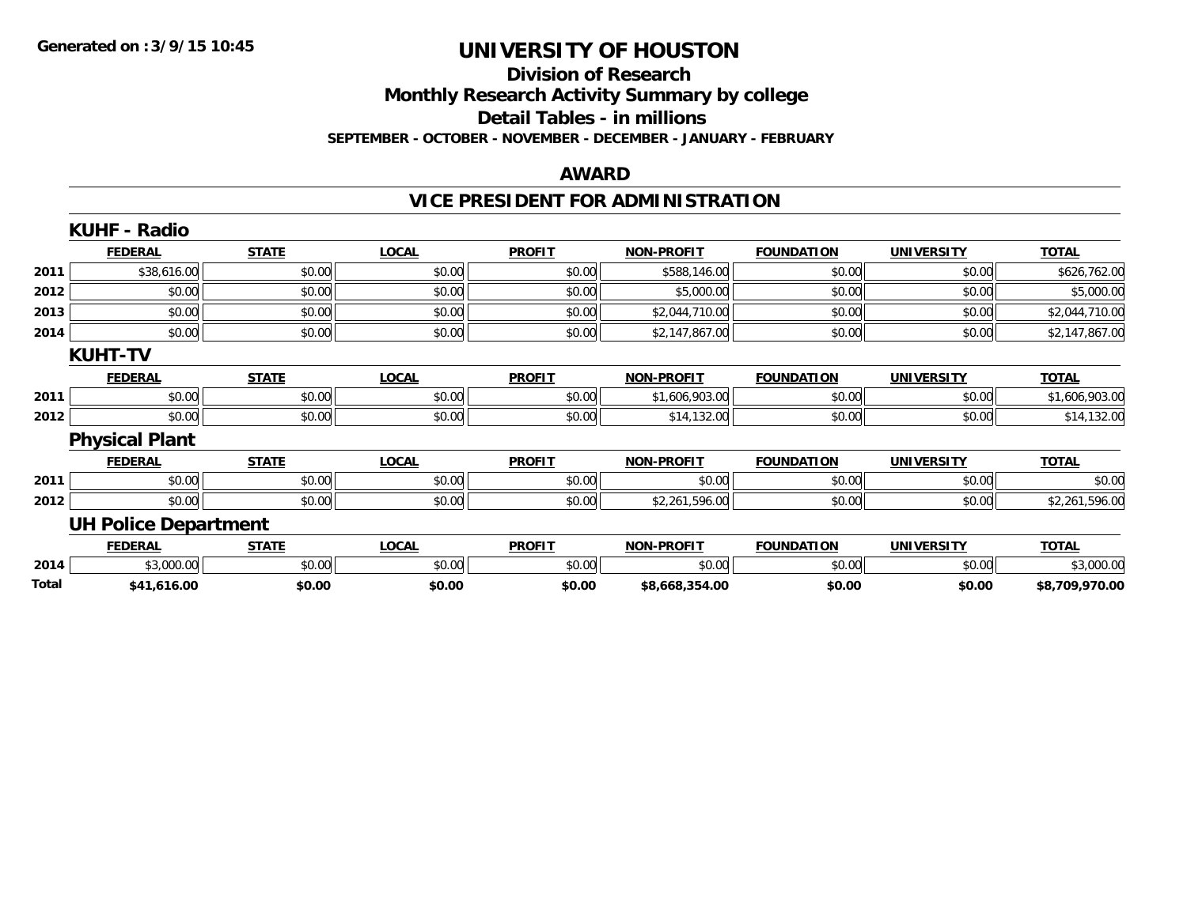**Generated on :3/9/15 10:45**

# UNIVERSITY OF HOUSTON

## Division of Research
## Monthly Research Activity Summary by college
## Detail Tables - in millions
**SEPTEMBER - OCTOBER - NOVEMBER - DECEMBER - JANUARY - FEBRUARY**

## AWARD

## VICE PRESIDENT FOR ADMINISTRATION

### KUHF - Radio

| | FEDERAL | STATE | LOCAL | PROFIT | NON-PROFIT | FOUNDATION | UNIVERSITY | TOTAL |
|---|---|---|---|---|---|---|---|---|
| 2011 | $38,616.00 | $0.00 | $0.00 | $0.00 | $588,146.00 | $0.00 | $0.00 | $626,762.00 |
| 2012 | $0.00 | $0.00 | $0.00 | $0.00 | $5,000.00 | $0.00 | $0.00 | $5,000.00 |
| 2013 | $0.00 | $0.00 | $0.00 | $0.00 | $2,044,710.00 | $0.00 | $0.00 | $2,044,710.00 |
| 2014 | $0.00 | $0.00 | $0.00 | $0.00 | $2,147,867.00 | $0.00 | $0.00 | $2,147,867.00 |

### KUHT-TV

| | FEDERAL | STATE | LOCAL | PROFIT | NON-PROFIT | FOUNDATION | UNIVERSITY | TOTAL |
|---|---|---|---|---|---|---|---|---|
| 2011 | $0.00 | $0.00 | $0.00 | $0.00 | $1,606,903.00 | $0.00 | $0.00 | $1,606,903.00 |
| 2012 | $0.00 | $0.00 | $0.00 | $0.00 | $14,132.00 | $0.00 | $0.00 | $14,132.00 |

### Physical Plant

| | FEDERAL | STATE | LOCAL | PROFIT | NON-PROFIT | FOUNDATION | UNIVERSITY | TOTAL |
|---|---|---|---|---|---|---|---|---|
| 2011 | $0.00 | $0.00 | $0.00 | $0.00 | $0.00 | $0.00 | $0.00 | $0.00 |
| 2012 | $0.00 | $0.00 | $0.00 | $0.00 | $2,261,596.00 | $0.00 | $0.00 | $2,261,596.00 |

### UH Police Department

| | FEDERAL | STATE | LOCAL | PROFIT | NON-PROFIT | FOUNDATION | UNIVERSITY | TOTAL |
|---|---|---|---|---|---|---|---|---|
| 2014 | $3,000.00 | $0.00 | $0.00 | $0.00 | $0.00 | $0.00 | $0.00 | $3,000.00 |
| **Total** | **$41,616.00** | **$0.00** | **$0.00** | **$0.00** | **$8,668,354.00** | **$0.00** | **$0.00** | **$8,709,970.00** |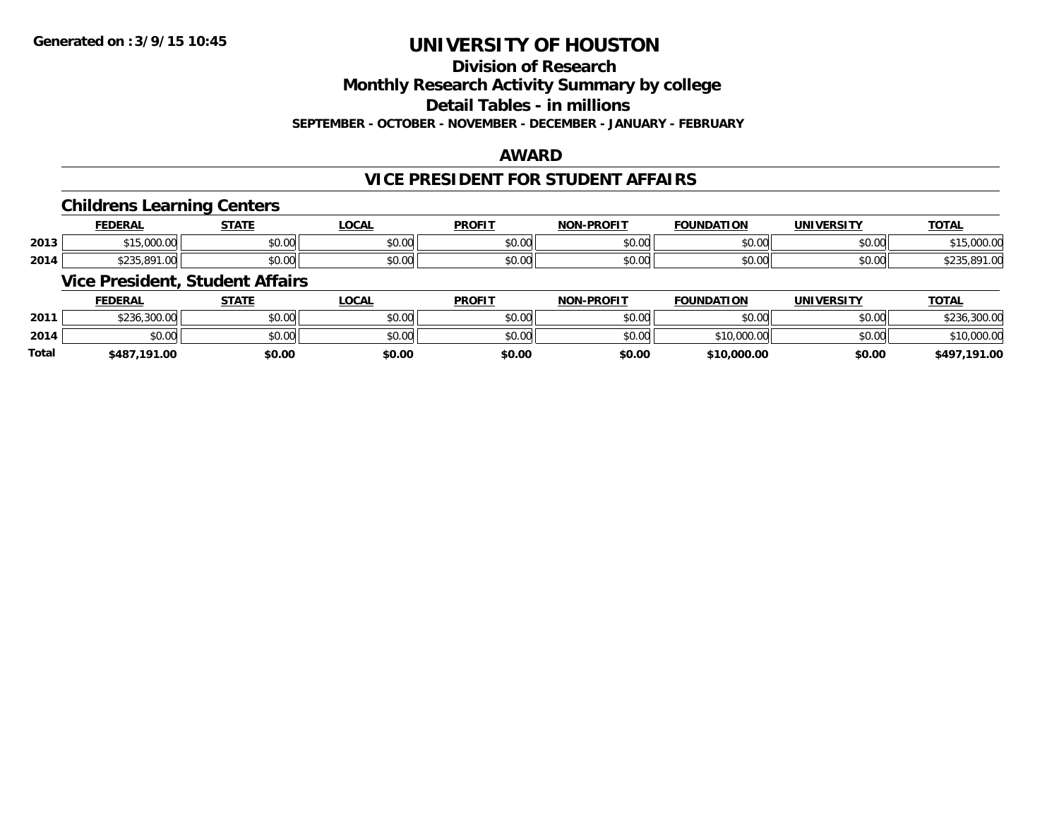# UNIVERSITY OF HOUSTON

## Division of Research

## Monthly Research Activity Summary by college

## Detail Tables - in millions

**SEPTEMBER - OCTOBER - NOVEMBER - DECEMBER - JANUARY - FEBRUARY**

## AWARD

## VICE PRESIDENT FOR STUDENT AFFAIRS

### Childrens Learning Centers

| | FEDERAL | STATE | LOCAL | PROFIT | NON-PROFIT | FOUNDATION | UNIVERSITY | TOTAL |
|---|---|---|---|---|---|---|---|---|
| 2013 | $15,000.00 | $0.00 | $0.00 | $0.00 | $0.00 | $0.00 | $0.00 | $15,000.00 |
| 2014 | $235,891.00 | $0.00 | $0.00 | $0.00 | $0.00 | $0.00 | $0.00 | $235,891.00 |

### Vice President, Student Affairs

| | FEDERAL | STATE | LOCAL | PROFIT | NON-PROFIT | FOUNDATION | UNIVERSITY | TOTAL |
|---|---|---|---|---|---|---|---|---|
| 2011 | $236,300.00 | $0.00 | $0.00 | $0.00 | $0.00 | $0.00 | $0.00 | $236,300.00 |
| 2014 | $0.00 | $0.00 | $0.00 | $0.00 | $0.00 | $10,000.00 | $0.00 | $10,000.00 |
| **Total** | **$487,191.00** | **$0.00** | **$0.00** | **$0.00** | **$0.00** | **$10,000.00** | **$0.00** | **$497,191.00** |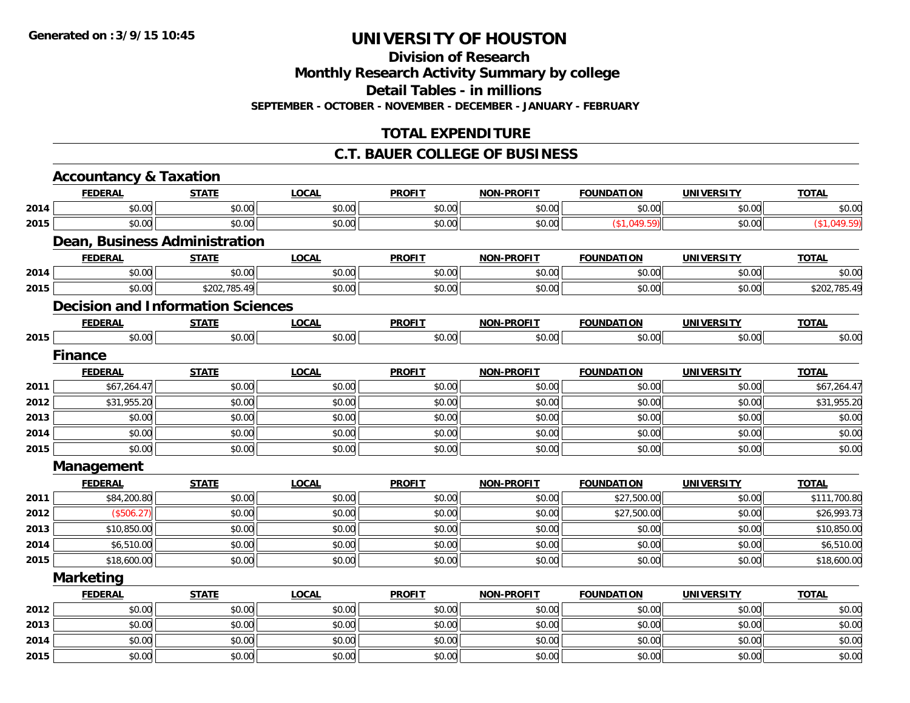# UNIVERSITY OF HOUSTON

## Division of Research

## Monthly Research Activity Summary by college

## Detail Tables - in millions

**SEPTEMBER - OCTOBER - NOVEMBER - DECEMBER - JANUARY - FEBRUARY**

**Generated on :3/9/15 10:45**

## TOTAL EXPENDITURE

## C.T. BAUER COLLEGE OF BUSINESS

### Accountancy & Taxation

| | FEDERAL | STATE | LOCAL | PROFIT | NON-PROFIT | FOUNDATION | UNIVERSITY | TOTAL |
|---|---|---|---|---|---|---|---|---|
| 2014 | $0.00 | $0.00 | $0.00 | $0.00 | $0.00 | $0.00 | $0.00 | $0.00 |
| 2015 | $0.00 | $0.00 | $0.00 | $0.00 | $0.00 | ($1,049.59) | $0.00 | ($1,049.59) |

### Dean, Business Administration

| | FEDERAL | STATE | LOCAL | PROFIT | NON-PROFIT | FOUNDATION | UNIVERSITY | TOTAL |
|---|---|---|---|---|---|---|---|---|
| 2014 | $0.00 | $0.00 | $0.00 | $0.00 | $0.00 | $0.00 | $0.00 | $0.00 |
| 2015 | $0.00 | $202,785.49 | $0.00 | $0.00 | $0.00 | $0.00 | $0.00 | $202,785.49 |

### Decision and Information Sciences

| | FEDERAL | STATE | LOCAL | PROFIT | NON-PROFIT | FOUNDATION | UNIVERSITY | TOTAL |
|---|---|---|---|---|---|---|---|---|
| 2015 | $0.00 | $0.00 | $0.00 | $0.00 | $0.00 | $0.00 | $0.00 | $0.00 |

### Finance

| | FEDERAL | STATE | LOCAL | PROFIT | NON-PROFIT | FOUNDATION | UNIVERSITY | TOTAL |
|---|---|---|---|---|---|---|---|---|
| 2011 | $67,264.47 | $0.00 | $0.00 | $0.00 | $0.00 | $0.00 | $0.00 | $67,264.47 |
| 2012 | $31,955.20 | $0.00 | $0.00 | $0.00 | $0.00 | $0.00 | $0.00 | $31,955.20 |
| 2013 | $0.00 | $0.00 | $0.00 | $0.00 | $0.00 | $0.00 | $0.00 | $0.00 |
| 2014 | $0.00 | $0.00 | $0.00 | $0.00 | $0.00 | $0.00 | $0.00 | $0.00 |
| 2015 | $0.00 | $0.00 | $0.00 | $0.00 | $0.00 | $0.00 | $0.00 | $0.00 |

### Management

| | FEDERAL | STATE | LOCAL | PROFIT | NON-PROFIT | FOUNDATION | UNIVERSITY | TOTAL |
|---|---|---|---|---|---|---|---|---|
| 2011 | $84,200.80 | $0.00 | $0.00 | $0.00 | $0.00 | $27,500.00 | $0.00 | $111,700.80 |
| 2012 | ($506.27) | $0.00 | $0.00 | $0.00 | $0.00 | $27,500.00 | $0.00 | $26,993.73 |
| 2013 | $10,850.00 | $0.00 | $0.00 | $0.00 | $0.00 | $0.00 | $0.00 | $10,850.00 |
| 2014 | $6,510.00 | $0.00 | $0.00 | $0.00 | $0.00 | $0.00 | $0.00 | $6,510.00 |
| 2015 | $18,600.00 | $0.00 | $0.00 | $0.00 | $0.00 | $0.00 | $0.00 | $18,600.00 |

### Marketing

| | FEDERAL | STATE | LOCAL | PROFIT | NON-PROFIT | FOUNDATION | UNIVERSITY | TOTAL |
|---|---|---|---|---|---|---|---|---|
| 2012 | $0.00 | $0.00 | $0.00 | $0.00 | $0.00 | $0.00 | $0.00 | $0.00 |
| 2013 | $0.00 | $0.00 | $0.00 | $0.00 | $0.00 | $0.00 | $0.00 | $0.00 |
| 2014 | $0.00 | $0.00 | $0.00 | $0.00 | $0.00 | $0.00 | $0.00 | $0.00 |
| 2015 | $0.00 | $0.00 | $0.00 | $0.00 | $0.00 | $0.00 | $0.00 | $0.00 |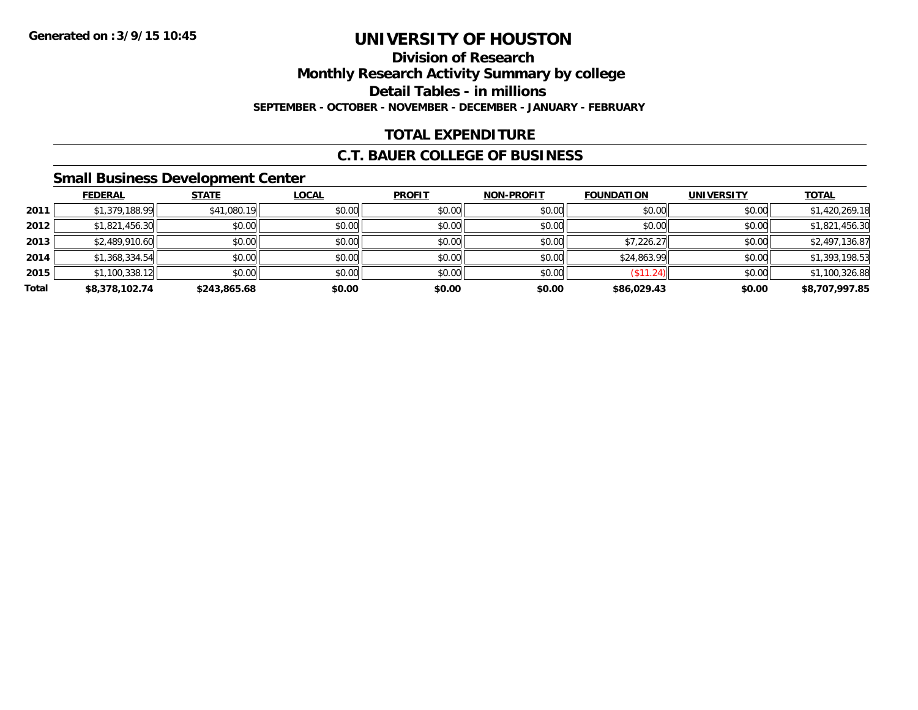**Generated on :3/9/15 10:45**

# UNIVERSITY OF HOUSTON

## Division of Research

## Monthly Research Activity Summary by college

## Detail Tables - in millions

**SEPTEMBER - OCTOBER - NOVEMBER - DECEMBER - JANUARY - FEBRUARY**

## TOTAL EXPENDITURE

## C.T. BAUER COLLEGE OF BUSINESS

### Small Business Development Center

| | FEDERAL | STATE | LOCAL | PROFIT | NON-PROFIT | FOUNDATION | UNIVERSITY | TOTAL |
|---|---|---|---|---|---|---|---|---|
| 2011 | $1,379,188.99 | $41,080.19 | $0.00 | $0.00 | $0.00 | $0.00 | $0.00 | $1,420,269.18 |
| 2012 | $1,821,456.30 | $0.00 | $0.00 | $0.00 | $0.00 | $0.00 | $0.00 | $1,821,456.30 |
| 2013 | $2,489,910.60 | $0.00 | $0.00 | $0.00 | $0.00 | $7,226.27 | $0.00 | $2,497,136.87 |
| 2014 | $1,368,334.54 | $0.00 | $0.00 | $0.00 | $0.00 | $24,863.99 | $0.00 | $1,393,198.53 |
| 2015 | $1,100,338.12 | $0.00 | $0.00 | $0.00 | $0.00 | ($11.24) | $0.00 | $1,100,326.88 |
| **Total** | **$8,378,102.74** | **$243,865.68** | **$0.00** | **$0.00** | **$0.00** | **$86,029.43** | **$0.00** | **$8,707,997.85** |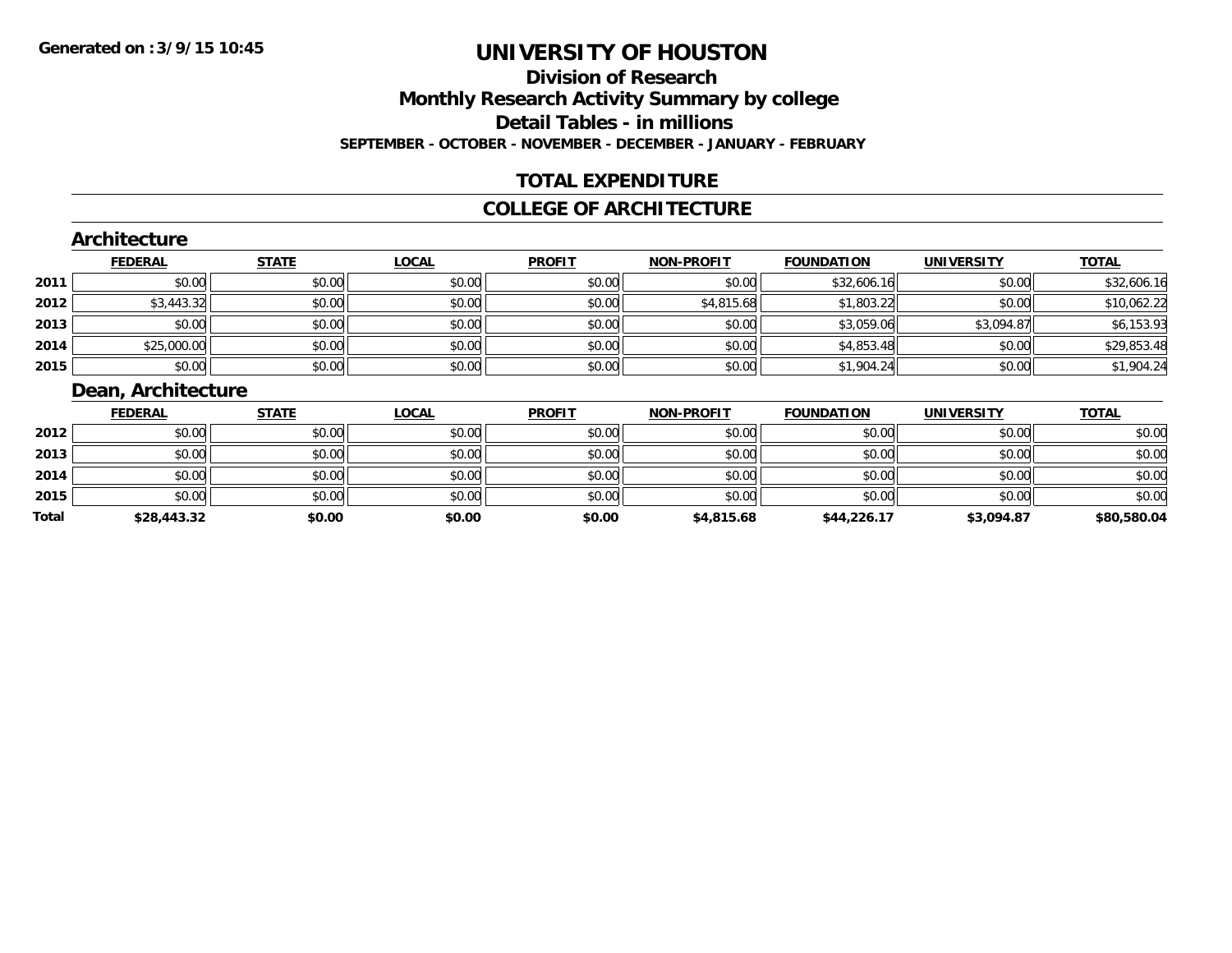**Generated on :3/9/15 10:45**

# UNIVERSITY OF HOUSTON

## Division of Research

## Monthly Research Activity Summary by college

## Detail Tables - in millions

**SEPTEMBER - OCTOBER - NOVEMBER - DECEMBER - JANUARY - FEBRUARY**

## TOTAL EXPENDITURE

## COLLEGE OF ARCHITECTURE

### Architecture

| | FEDERAL | STATE | LOCAL | PROFIT | NON-PROFIT | FOUNDATION | UNIVERSITY | TOTAL |
|---|---|---|---|---|---|---|---|---|
| 2011 | $0.00 | $0.00 | $0.00 | $0.00 | $0.00 | $32,606.16 | $0.00 | $32,606.16 |
| 2012 | $3,443.32 | $0.00 | $0.00 | $0.00 | $4,815.68 | $1,803.22 | $0.00 | $10,062.22 |
| 2013 | $0.00 | $0.00 | $0.00 | $0.00 | $0.00 | $3,059.06 | $3,094.87 | $6,153.93 |
| 2014 | $25,000.00 | $0.00 | $0.00 | $0.00 | $0.00 | $4,853.48 | $0.00 | $29,853.48 |
| 2015 | $0.00 | $0.00 | $0.00 | $0.00 | $0.00 | $1,904.24 | $0.00 | $1,904.24 |

### Dean, Architecture

| | FEDERAL | STATE | LOCAL | PROFIT | NON-PROFIT | FOUNDATION | UNIVERSITY | TOTAL |
|---|---|---|---|---|---|---|---|---|
| 2012 | $0.00 | $0.00 | $0.00 | $0.00 | $0.00 | $0.00 | $0.00 | $0.00 |
| 2013 | $0.00 | $0.00 | $0.00 | $0.00 | $0.00 | $0.00 | $0.00 | $0.00 |
| 2014 | $0.00 | $0.00 | $0.00 | $0.00 | $0.00 | $0.00 | $0.00 | $0.00 |
| 2015 | $0.00 | $0.00 | $0.00 | $0.00 | $0.00 | $0.00 | $0.00 | $0.00 |
| **Total** | **$28,443.32** | **$0.00** | **$0.00** | **$0.00** | **$4,815.68** | **$44,226.17** | **$3,094.87** | **$80,580.04** |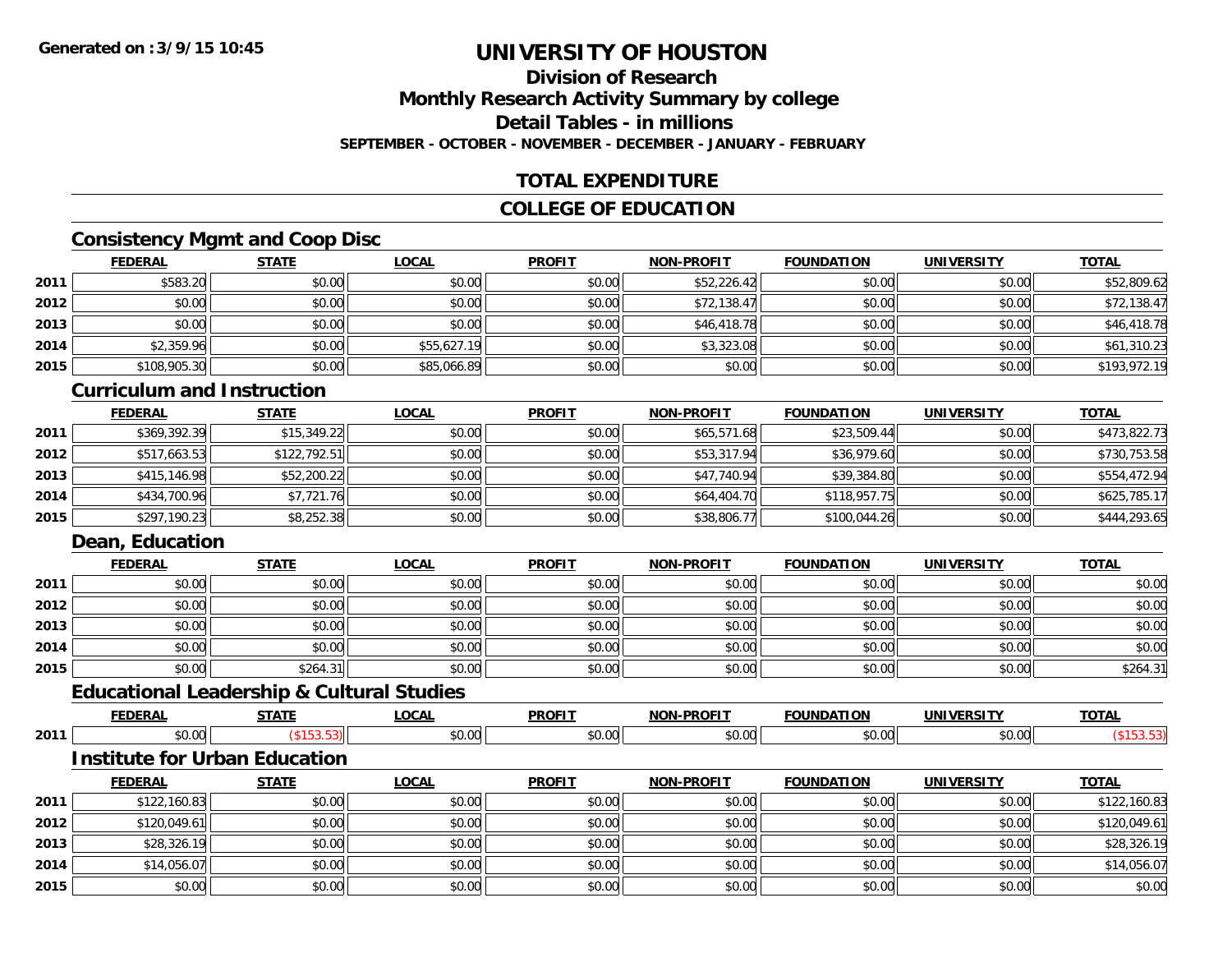# UNIVERSITY OF HOUSTON

## Division of Research

## Monthly Research Activity Summary by college

## Detail Tables - in millions

**SEPTEMBER - OCTOBER - NOVEMBER - DECEMBER - JANUARY - FEBRUARY**

## TOTAL EXPENDITURE

## COLLEGE OF EDUCATION

### Consistency Mgmt and Coop Disc

| | FEDERAL | STATE | LOCAL | PROFIT | NON-PROFIT | FOUNDATION | UNIVERSITY | TOTAL |
|---|---|---|---|---|---|---|---|---|
| 2011 | $583.20 | $0.00 | $0.00 | $0.00 | $52,226.42 | $0.00 | $0.00 | $52,809.62 |
| 2012 | $0.00 | $0.00 | $0.00 | $0.00 | $72,138.47 | $0.00 | $0.00 | $72,138.47 |
| 2013 | $0.00 | $0.00 | $0.00 | $0.00 | $46,418.78 | $0.00 | $0.00 | $46,418.78 |
| 2014 | $2,359.96 | $0.00 | $55,627.19 | $0.00 | $3,323.08 | $0.00 | $0.00 | $61,310.23 |
| 2015 | $108,905.30 | $0.00 | $85,066.89 | $0.00 | $0.00 | $0.00 | $0.00 | $193,972.19 |

### Curriculum and Instruction

| | FEDERAL | STATE | LOCAL | PROFIT | NON-PROFIT | FOUNDATION | UNIVERSITY | TOTAL |
|---|---|---|---|---|---|---|---|---|
| 2011 | $369,392.39 | $15,349.22 | $0.00 | $0.00 | $65,571.68 | $23,509.44 | $0.00 | $473,822.73 |
| 2012 | $517,663.53 | $122,792.51 | $0.00 | $0.00 | $53,317.94 | $36,979.60 | $0.00 | $730,753.58 |
| 2013 | $415,146.98 | $52,200.22 | $0.00 | $0.00 | $47,740.94 | $39,384.80 | $0.00 | $554,472.94 |
| 2014 | $434,700.96 | $7,721.76 | $0.00 | $0.00 | $64,404.70 | $118,957.75 | $0.00 | $625,785.17 |
| 2015 | $297,190.23 | $8,252.38 | $0.00 | $0.00 | $38,806.77 | $100,044.26 | $0.00 | $444,293.65 |

### Dean, Education

| | FEDERAL | STATE | LOCAL | PROFIT | NON-PROFIT | FOUNDATION | UNIVERSITY | TOTAL |
|---|---|---|---|---|---|---|---|---|
| 2011 | $0.00 | $0.00 | $0.00 | $0.00 | $0.00 | $0.00 | $0.00 | $0.00 |
| 2012 | $0.00 | $0.00 | $0.00 | $0.00 | $0.00 | $0.00 | $0.00 | $0.00 |
| 2013 | $0.00 | $0.00 | $0.00 | $0.00 | $0.00 | $0.00 | $0.00 | $0.00 |
| 2014 | $0.00 | $0.00 | $0.00 | $0.00 | $0.00 | $0.00 | $0.00 | $0.00 |
| 2015 | $0.00 | $264.31 | $0.00 | $0.00 | $0.00 | $0.00 | $0.00 | $264.31 |

### Educational Leadership & Cultural Studies

| | FEDERAL | STATE | LOCAL | PROFIT | NON-PROFIT | FOUNDATION | UNIVERSITY | TOTAL |
|---|---|---|---|---|---|---|---|---|
| 2011 | $0.00 | ($153.53) | $0.00 | $0.00 | $0.00 | $0.00 | $0.00 | ($153.53) |

### Institute for Urban Education

| | FEDERAL | STATE | LOCAL | PROFIT | NON-PROFIT | FOUNDATION | UNIVERSITY | TOTAL |
|---|---|---|---|---|---|---|---|---|
| 2011 | $122,160.83 | $0.00 | $0.00 | $0.00 | $0.00 | $0.00 | $0.00 | $122,160.83 |
| 2012 | $120,049.61 | $0.00 | $0.00 | $0.00 | $0.00 | $0.00 | $0.00 | $120,049.61 |
| 2013 | $28,326.19 | $0.00 | $0.00 | $0.00 | $0.00 | $0.00 | $0.00 | $28,326.19 |
| 2014 | $14,056.07 | $0.00 | $0.00 | $0.00 | $0.00 | $0.00 | $0.00 | $14,056.07 |
| 2015 | $0.00 | $0.00 | $0.00 | $0.00 | $0.00 | $0.00 | $0.00 | $0.00 |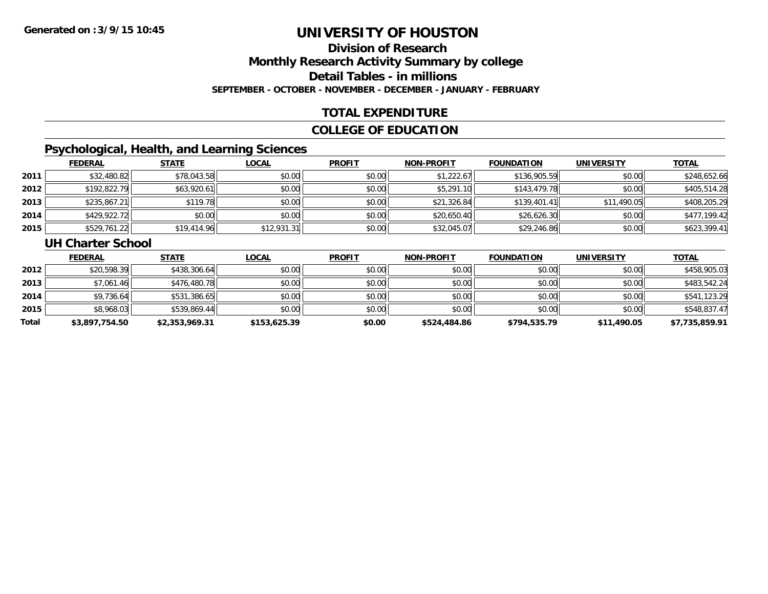**Generated on :3/9/15 10:45**

# UNIVERSITY OF HOUSTON

## Division of Research

## Monthly Research Activity Summary by college

## Detail Tables - in millions

**SEPTEMBER - OCTOBER - NOVEMBER - DECEMBER - JANUARY - FEBRUARY**

## TOTAL EXPENDITURE

## COLLEGE OF EDUCATION

### Psychological, Health, and Learning Sciences

| | FEDERAL | STATE | LOCAL | PROFIT | NON-PROFIT | FOUNDATION | UNIVERSITY | TOTAL |
|---|---|---|---|---|---|---|---|---|
| 2011 | $32,480.82 | $78,043.58 | $0.00 | $0.00 | $1,222.67 | $136,905.59 | $0.00 | $248,652.66 |
| 2012 | $192,822.79 | $63,920.61 | $0.00 | $0.00 | $5,291.10 | $143,479.78 | $0.00 | $405,514.28 |
| 2013 | $235,867.21 | $119.78 | $0.00 | $0.00 | $21,326.84 | $139,401.41 | $11,490.05 | $408,205.29 |
| 2014 | $429,922.72 | $0.00 | $0.00 | $0.00 | $20,650.40 | $26,626.30 | $0.00 | $477,199.42 |
| 2015 | $529,761.22 | $19,414.96 | $12,931.31 | $0.00 | $32,045.07 | $29,246.86 | $0.00 | $623,399.41 |

### UH Charter School

| | FEDERAL | STATE | LOCAL | PROFIT | NON-PROFIT | FOUNDATION | UNIVERSITY | TOTAL |
|---|---|---|---|---|---|---|---|---|
| 2012 | $20,598.39 | $438,306.64 | $0.00 | $0.00 | $0.00 | $0.00 | $0.00 | $458,905.03 |
| 2013 | $7,061.46 | $476,480.78 | $0.00 | $0.00 | $0.00 | $0.00 | $0.00 | $483,542.24 |
| 2014 | $9,736.64 | $531,386.65 | $0.00 | $0.00 | $0.00 | $0.00 | $0.00 | $541,123.29 |
| 2015 | $8,968.03 | $539,869.44 | $0.00 | $0.00 | $0.00 | $0.00 | $0.00 | $548,837.47 |
| **Total** | **$3,897,754.50** | **$2,353,969.31** | **$153,625.39** | **$0.00** | **$524,484.86** | **$794,535.79** | **$11,490.05** | **$7,735,859.91** |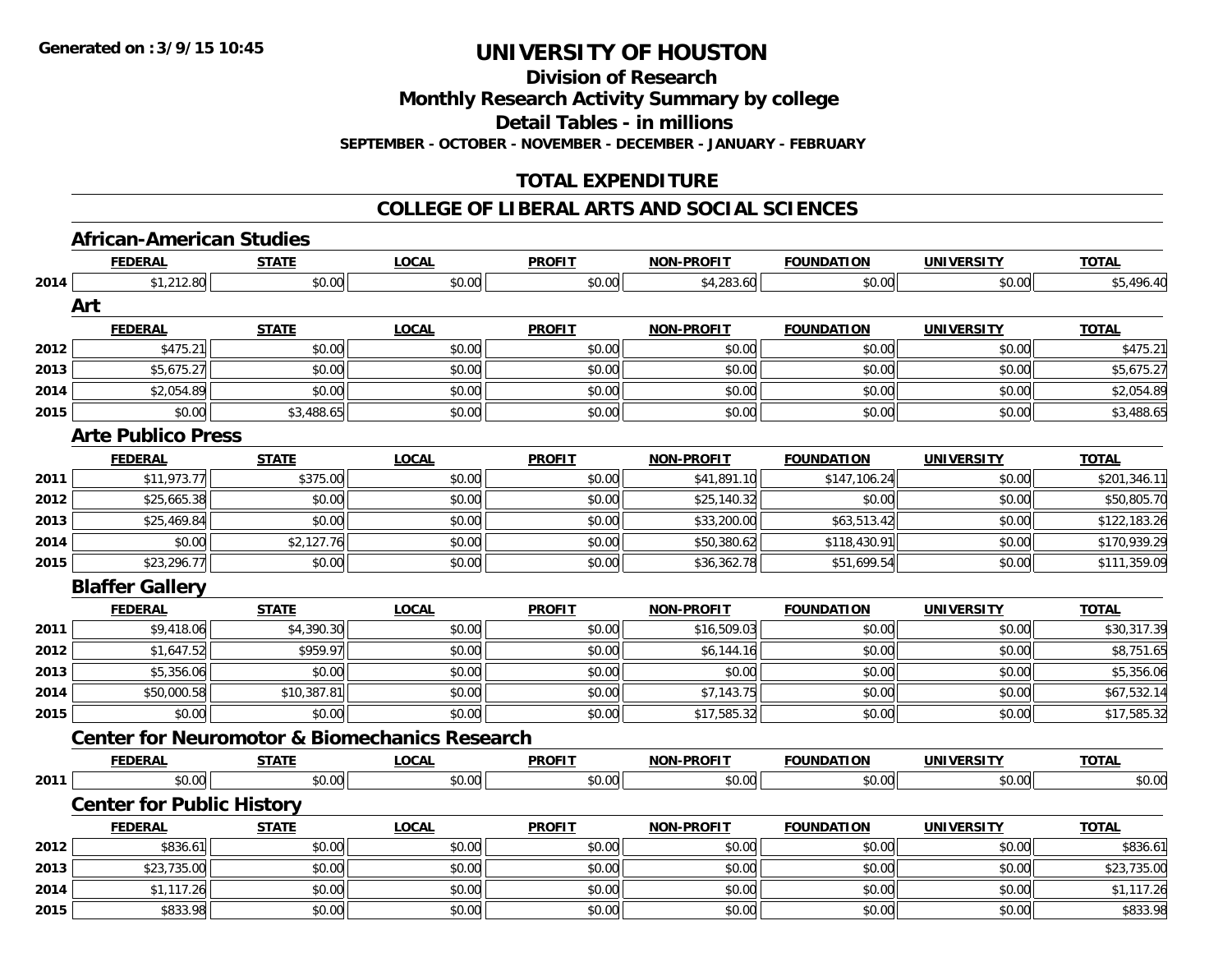**Generated on :3/9/15 10:45**

# UNIVERSITY OF HOUSTON

## Division of Research
## Monthly Research Activity Summary by college
## Detail Tables - in millions
### SEPTEMBER - OCTOBER - NOVEMBER - DECEMBER - JANUARY - FEBRUARY

## TOTAL EXPENDITURE

## COLLEGE OF LIBERAL ARTS AND SOCIAL SCIENCES

### African-American Studies

| | FEDERAL | STATE | LOCAL | PROFIT | NON-PROFIT | FOUNDATION | UNIVERSITY | TOTAL |
|---|---|---|---|---|---|---|---|---|
| 2014 | $1,212.80 | $0.00 | $0.00 | $0.00 | $4,283.60 | $0.00 | $0.00 | $5,496.40 |

### Art

| | FEDERAL | STATE | LOCAL | PROFIT | NON-PROFIT | FOUNDATION | UNIVERSITY | TOTAL |
|---|---|---|---|---|---|---|---|---|
| 2012 | $475.21 | $0.00 | $0.00 | $0.00 | $0.00 | $0.00 | $0.00 | $475.21 |
| 2013 | $5,675.27 | $0.00 | $0.00 | $0.00 | $0.00 | $0.00 | $0.00 | $5,675.27 |
| 2014 | $2,054.89 | $0.00 | $0.00 | $0.00 | $0.00 | $0.00 | $0.00 | $2,054.89 |
| 2015 | $0.00 | $3,488.65 | $0.00 | $0.00 | $0.00 | $0.00 | $0.00 | $3,488.65 |

### Arte Publico Press

| | FEDERAL | STATE | LOCAL | PROFIT | NON-PROFIT | FOUNDATION | UNIVERSITY | TOTAL |
|---|---|---|---|---|---|---|---|---|
| 2011 | $11,973.77 | $375.00 | $0.00 | $0.00 | $41,891.10 | $147,106.24 | $0.00 | $201,346.11 |
| 2012 | $25,665.38 | $0.00 | $0.00 | $0.00 | $25,140.32 | $0.00 | $0.00 | $50,805.70 |
| 2013 | $25,469.84 | $0.00 | $0.00 | $0.00 | $33,200.00 | $63,513.42 | $0.00 | $122,183.26 |
| 2014 | $0.00 | $2,127.76 | $0.00 | $0.00 | $50,380.62 | $118,430.91 | $0.00 | $170,939.29 |
| 2015 | $23,296.77 | $0.00 | $0.00 | $0.00 | $36,362.78 | $51,699.54 | $0.00 | $111,359.09 |

### Blaffer Gallery

| | FEDERAL | STATE | LOCAL | PROFIT | NON-PROFIT | FOUNDATION | UNIVERSITY | TOTAL |
|---|---|---|---|---|---|---|---|---|
| 2011 | $9,418.06 | $4,390.30 | $0.00 | $0.00 | $16,509.03 | $0.00 | $0.00 | $30,317.39 |
| 2012 | $1,647.52 | $959.97 | $0.00 | $0.00 | $6,144.16 | $0.00 | $0.00 | $8,751.65 |
| 2013 | $5,356.06 | $0.00 | $0.00 | $0.00 | $0.00 | $0.00 | $0.00 | $5,356.06 |
| 2014 | $50,000.58 | $10,387.81 | $0.00 | $0.00 | $7,143.75 | $0.00 | $0.00 | $67,532.14 |
| 2015 | $0.00 | $0.00 | $0.00 | $0.00 | $17,585.32 | $0.00 | $0.00 | $17,585.32 |

### Center for Neuromotor & Biomechanics Research

| | FEDERAL | STATE | LOCAL | PROFIT | NON-PROFIT | FOUNDATION | UNIVERSITY | TOTAL |
|---|---|---|---|---|---|---|---|---|
| 2011 | $0.00 | $0.00 | $0.00 | $0.00 | $0.00 | $0.00 | $0.00 | $0.00 |

### Center for Public History

| | FEDERAL | STATE | LOCAL | PROFIT | NON-PROFIT | FOUNDATION | UNIVERSITY | TOTAL |
|---|---|---|---|---|---|---|---|---|
| 2012 | $836.61 | $0.00 | $0.00 | $0.00 | $0.00 | $0.00 | $0.00 | $836.61 |
| 2013 | $23,735.00 | $0.00 | $0.00 | $0.00 | $0.00 | $0.00 | $0.00 | $23,735.00 |
| 2014 | $1,117.26 | $0.00 | $0.00 | $0.00 | $0.00 | $0.00 | $0.00 | $1,117.26 |
| 2015 | $833.98 | $0.00 | $0.00 | $0.00 | $0.00 | $0.00 | $0.00 | $833.98 |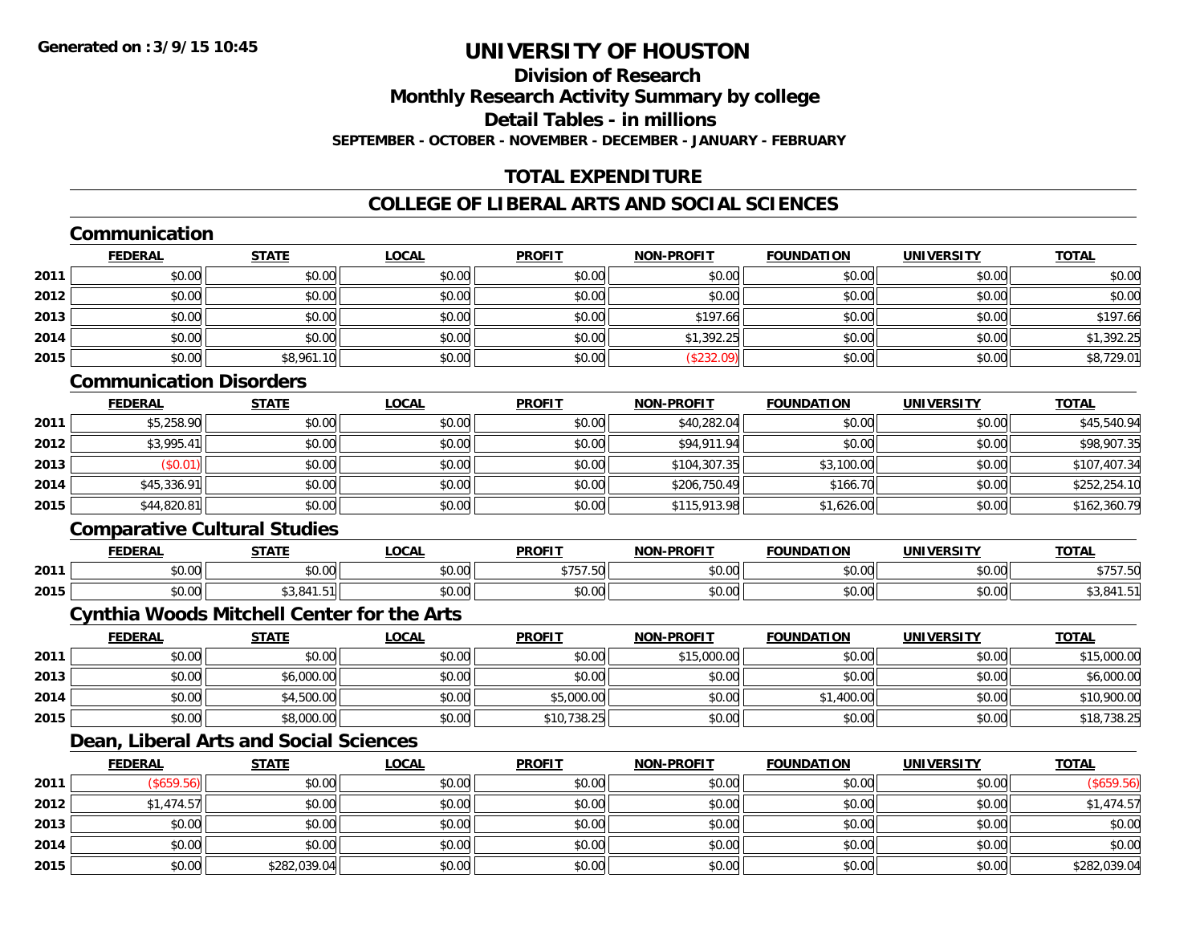# UNIVERSITY OF HOUSTON

## Division of Research

## Monthly Research Activity Summary by college

## Detail Tables - in millions

**SEPTEMBER - OCTOBER - NOVEMBER - DECEMBER - JANUARY - FEBRUARY**

## TOTAL EXPENDITURE

## COLLEGE OF LIBERAL ARTS AND SOCIAL SCIENCES

### Communication

| | FEDERAL | STATE | LOCAL | PROFIT | NON-PROFIT | FOUNDATION | UNIVERSITY | TOTAL |
|---|---|---|---|---|---|---|---|---|
| 2011 | $0.00 | $0.00 | $0.00 | $0.00 | $0.00 | $0.00 | $0.00 | $0.00 |
| 2012 | $0.00 | $0.00 | $0.00 | $0.00 | $0.00 | $0.00 | $0.00 | $0.00 |
| 2013 | $0.00 | $0.00 | $0.00 | $0.00 | $197.66 | $0.00 | $0.00 | $197.66 |
| 2014 | $0.00 | $0.00 | $0.00 | $0.00 | $1,392.25 | $0.00 | $0.00 | $1,392.25 |
| 2015 | $0.00 | $8,961.10 | $0.00 | $0.00 | ($232.09) | $0.00 | $0.00 | $8,729.01 |

### Communication Disorders

| | FEDERAL | STATE | LOCAL | PROFIT | NON-PROFIT | FOUNDATION | UNIVERSITY | TOTAL |
|---|---|---|---|---|---|---|---|---|
| 2011 | $5,258.90 | $0.00 | $0.00 | $0.00 | $40,282.04 | $0.00 | $0.00 | $45,540.94 |
| 2012 | $3,995.41 | $0.00 | $0.00 | $0.00 | $94,911.94 | $0.00 | $0.00 | $98,907.35 |
| 2013 | ($0.01) | $0.00 | $0.00 | $0.00 | $104,307.35 | $3,100.00 | $0.00 | $107,407.34 |
| 2014 | $45,336.91 | $0.00 | $0.00 | $0.00 | $206,750.49 | $166.70 | $0.00 | $252,254.10 |
| 2015 | $44,820.81 | $0.00 | $0.00 | $0.00 | $115,913.98 | $1,626.00 | $0.00 | $162,360.79 |

### Comparative Cultural Studies

| | FEDERAL | STATE | LOCAL | PROFIT | NON-PROFIT | FOUNDATION | UNIVERSITY | TOTAL |
|---|---|---|---|---|---|---|---|---|
| 2011 | $0.00 | $0.00 | $0.00 | $757.50 | $0.00 | $0.00 | $0.00 | $757.50 |
| 2015 | $0.00 | $3,841.51 | $0.00 | $0.00 | $0.00 | $0.00 | $0.00 | $3,841.51 |

### Cynthia Woods Mitchell Center for the Arts

| | FEDERAL | STATE | LOCAL | PROFIT | NON-PROFIT | FOUNDATION | UNIVERSITY | TOTAL |
|---|---|---|---|---|---|---|---|---|
| 2011 | $0.00 | $0.00 | $0.00 | $0.00 | $15,000.00 | $0.00 | $0.00 | $15,000.00 |
| 2013 | $0.00 | $6,000.00 | $0.00 | $0.00 | $0.00 | $0.00 | $0.00 | $6,000.00 |
| 2014 | $0.00 | $4,500.00 | $0.00 | $5,000.00 | $0.00 | $1,400.00 | $0.00 | $10,900.00 |
| 2015 | $0.00 | $8,000.00 | $0.00 | $10,738.25 | $0.00 | $0.00 | $0.00 | $18,738.25 |

### Dean, Liberal Arts and Social Sciences

| | FEDERAL | STATE | LOCAL | PROFIT | NON-PROFIT | FOUNDATION | UNIVERSITY | TOTAL |
|---|---|---|---|---|---|---|---|---|
| 2011 | ($659.56) | $0.00 | $0.00 | $0.00 | $0.00 | $0.00 | $0.00 | ($659.56) |
| 2012 | $1,474.57 | $0.00 | $0.00 | $0.00 | $0.00 | $0.00 | $0.00 | $1,474.57 |
| 2013 | $0.00 | $0.00 | $0.00 | $0.00 | $0.00 | $0.00 | $0.00 | $0.00 |
| 2014 | $0.00 | $0.00 | $0.00 | $0.00 | $0.00 | $0.00 | $0.00 | $0.00 |
| 2015 | $0.00 | $282,039.04 | $0.00 | $0.00 | $0.00 | $0.00 | $0.00 | $282,039.04 |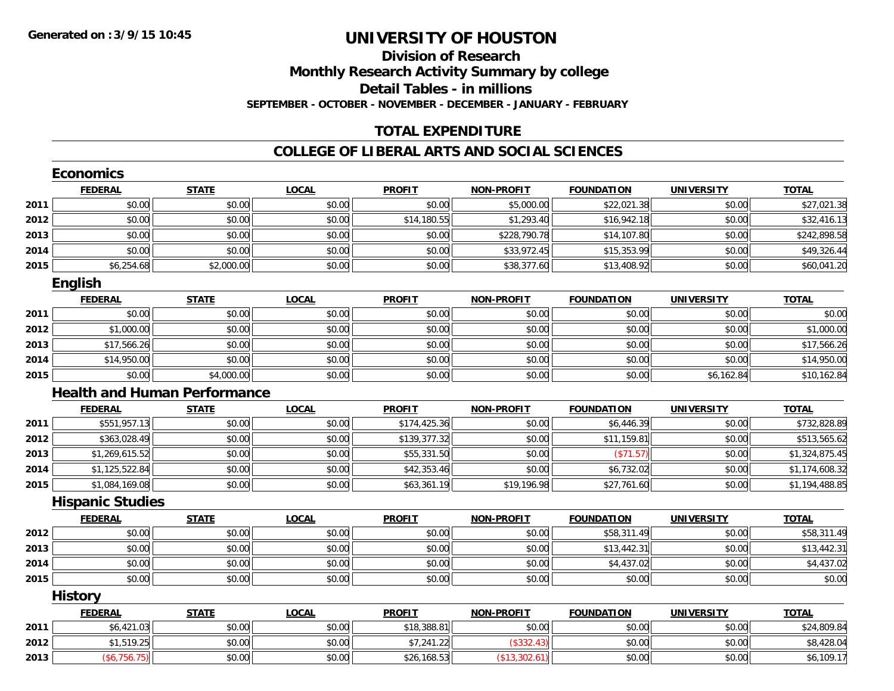**Generated on :3/9/15 10:45**

# UNIVERSITY OF HOUSTON

## Division of Research

## Monthly Research Activity Summary by college

## Detail Tables - in millions

### SEPTEMBER - OCTOBER - NOVEMBER - DECEMBER - JANUARY - FEBRUARY

## TOTAL EXPENDITURE

## COLLEGE OF LIBERAL ARTS AND SOCIAL SCIENCES

### Economics

| | FEDERAL | STATE | LOCAL | PROFIT | NON-PROFIT | FOUNDATION | UNIVERSITY | TOTAL |
|---|---|---|---|---|---|---|---|---|
| 2011 | $0.00 | $0.00 | $0.00 | $0.00 | $5,000.00 | $22,021.38 | $0.00 | $27,021.38 |
| 2012 | $0.00 | $0.00 | $0.00 | $14,180.55 | $1,293.40 | $16,942.18 | $0.00 | $32,416.13 |
| 2013 | $0.00 | $0.00 | $0.00 | $0.00 | $228,790.78 | $14,107.80 | $0.00 | $242,898.58 |
| 2014 | $0.00 | $0.00 | $0.00 | $0.00 | $33,972.45 | $15,353.99 | $0.00 | $49,326.44 |
| 2015 | $6,254.68 | $2,000.00 | $0.00 | $0.00 | $38,377.60 | $13,408.92 | $0.00 | $60,041.20 |

### English

| | FEDERAL | STATE | LOCAL | PROFIT | NON-PROFIT | FOUNDATION | UNIVERSITY | TOTAL |
|---|---|---|---|---|---|---|---|---|
| 2011 | $0.00 | $0.00 | $0.00 | $0.00 | $0.00 | $0.00 | $0.00 | $0.00 |
| 2012 | $1,000.00 | $0.00 | $0.00 | $0.00 | $0.00 | $0.00 | $0.00 | $1,000.00 |
| 2013 | $17,566.26 | $0.00 | $0.00 | $0.00 | $0.00 | $0.00 | $0.00 | $17,566.26 |
| 2014 | $14,950.00 | $0.00 | $0.00 | $0.00 | $0.00 | $0.00 | $0.00 | $14,950.00 |
| 2015 | $0.00 | $4,000.00 | $0.00 | $0.00 | $0.00 | $0.00 | $6,162.84 | $10,162.84 |

### Health and Human Performance

| | FEDERAL | STATE | LOCAL | PROFIT | NON-PROFIT | FOUNDATION | UNIVERSITY | TOTAL |
|---|---|---|---|---|---|---|---|---|
| 2011 | $551,957.13 | $0.00 | $0.00 | $174,425.36 | $0.00 | $6,446.39 | $0.00 | $732,828.89 |
| 2012 | $363,028.49 | $0.00 | $0.00 | $139,377.32 | $0.00 | $11,159.81 | $0.00 | $513,565.62 |
| 2013 | $1,269,615.52 | $0.00 | $0.00 | $55,331.50 | $0.00 | ($71.57) | $0.00 | $1,324,875.45 |
| 2014 | $1,125,522.84 | $0.00 | $0.00 | $42,353.46 | $0.00 | $6,732.02 | $0.00 | $1,174,608.32 |
| 2015 | $1,084,169.08 | $0.00 | $0.00 | $63,361.19 | $19,196.98 | $27,761.60 | $0.00 | $1,194,488.85 |

### Hispanic Studies

| | FEDERAL | STATE | LOCAL | PROFIT | NON-PROFIT | FOUNDATION | UNIVERSITY | TOTAL |
|---|---|---|---|---|---|---|---|---|
| 2012 | $0.00 | $0.00 | $0.00 | $0.00 | $0.00 | $58,311.49 | $0.00 | $58,311.49 |
| 2013 | $0.00 | $0.00 | $0.00 | $0.00 | $0.00 | $13,442.31 | $0.00 | $13,442.31 |
| 2014 | $0.00 | $0.00 | $0.00 | $0.00 | $0.00 | $4,437.02 | $0.00 | $4,437.02 |
| 2015 | $0.00 | $0.00 | $0.00 | $0.00 | $0.00 | $0.00 | $0.00 | $0.00 |

### History

| | FEDERAL | STATE | LOCAL | PROFIT | NON-PROFIT | FOUNDATION | UNIVERSITY | TOTAL |
|---|---|---|---|---|---|---|---|---|
| 2011 | $6,421.03 | $0.00 | $0.00 | $18,388.81 | $0.00 | $0.00 | $0.00 | $24,809.84 |
| 2012 | $1,519.25 | $0.00 | $0.00 | $7,241.22 | ($332.43) | $0.00 | $0.00 | $8,428.04 |
| 2013 | ($6,756.75) | $0.00 | $0.00 | $26,168.53 | ($13,302.61) | $0.00 | $0.00 | $6,109.17 |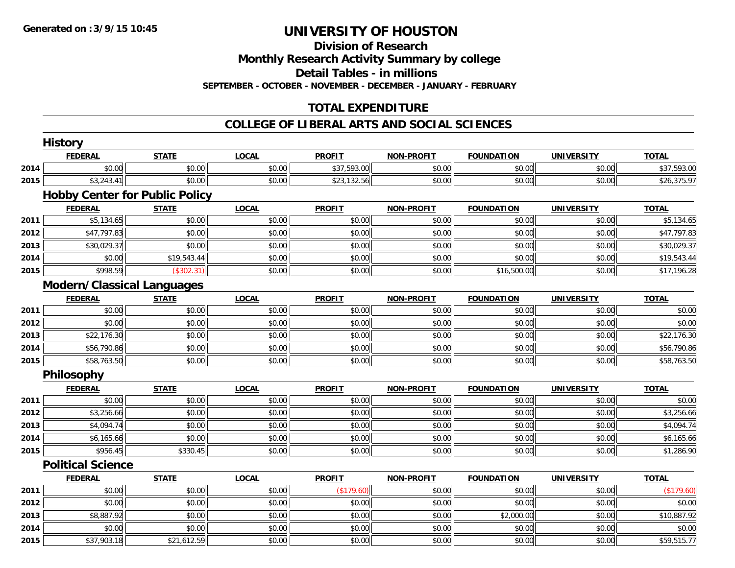**Generated on :3/9/15 10:45**

# UNIVERSITY OF HOUSTON

## Division of Research

## Monthly Research Activity Summary by college

## Detail Tables - in millions

**SEPTEMBER - OCTOBER - NOVEMBER - DECEMBER - JANUARY - FEBRUARY**

## TOTAL EXPENDITURE

## COLLEGE OF LIBERAL ARTS AND SOCIAL SCIENCES

### History

| | FEDERAL | STATE | LOCAL | PROFIT | NON-PROFIT | FOUNDATION | UNIVERSITY | TOTAL |
|---|---|---|---|---|---|---|---|---|
| 2014 | $0.00 | $0.00 | $0.00 | $37,593.00 | $0.00 | $0.00 | $0.00 | $37,593.00 |
| 2015 | $3,243.41 | $0.00 | $0.00 | $23,132.56 | $0.00 | $0.00 | $0.00 | $26,375.97 |

### Hobby Center for Public Policy

| | FEDERAL | STATE | LOCAL | PROFIT | NON-PROFIT | FOUNDATION | UNIVERSITY | TOTAL |
|---|---|---|---|---|---|---|---|---|
| 2011 | $5,134.65 | $0.00 | $0.00 | $0.00 | $0.00 | $0.00 | $0.00 | $5,134.65 |
| 2012 | $47,797.83 | $0.00 | $0.00 | $0.00 | $0.00 | $0.00 | $0.00 | $47,797.83 |
| 2013 | $30,029.37 | $0.00 | $0.00 | $0.00 | $0.00 | $0.00 | $0.00 | $30,029.37 |
| 2014 | $0.00 | $19,543.44 | $0.00 | $0.00 | $0.00 | $0.00 | $0.00 | $19,543.44 |
| 2015 | $998.59 | ($302.31) | $0.00 | $0.00 | $0.00 | $16,500.00 | $0.00 | $17,196.28 |

### Modern/Classical Languages

| | FEDERAL | STATE | LOCAL | PROFIT | NON-PROFIT | FOUNDATION | UNIVERSITY | TOTAL |
|---|---|---|---|---|---|---|---|---|
| 2011 | $0.00 | $0.00 | $0.00 | $0.00 | $0.00 | $0.00 | $0.00 | $0.00 |
| 2012 | $0.00 | $0.00 | $0.00 | $0.00 | $0.00 | $0.00 | $0.00 | $0.00 |
| 2013 | $22,176.30 | $0.00 | $0.00 | $0.00 | $0.00 | $0.00 | $0.00 | $22,176.30 |
| 2014 | $56,790.86 | $0.00 | $0.00 | $0.00 | $0.00 | $0.00 | $0.00 | $56,790.86 |
| 2015 | $58,763.50 | $0.00 | $0.00 | $0.00 | $0.00 | $0.00 | $0.00 | $58,763.50 |

### Philosophy

| | FEDERAL | STATE | LOCAL | PROFIT | NON-PROFIT | FOUNDATION | UNIVERSITY | TOTAL |
|---|---|---|---|---|---|---|---|---|
| 2011 | $0.00 | $0.00 | $0.00 | $0.00 | $0.00 | $0.00 | $0.00 | $0.00 |
| 2012 | $3,256.66 | $0.00 | $0.00 | $0.00 | $0.00 | $0.00 | $0.00 | $3,256.66 |
| 2013 | $4,094.74 | $0.00 | $0.00 | $0.00 | $0.00 | $0.00 | $0.00 | $4,094.74 |
| 2014 | $6,165.66 | $0.00 | $0.00 | $0.00 | $0.00 | $0.00 | $0.00 | $6,165.66 |
| 2015 | $956.45 | $330.45 | $0.00 | $0.00 | $0.00 | $0.00 | $0.00 | $1,286.90 |

### Political Science

| | FEDERAL | STATE | LOCAL | PROFIT | NON-PROFIT | FOUNDATION | UNIVERSITY | TOTAL |
|---|---|---|---|---|---|---|---|---|
| 2011 | $0.00 | $0.00 | $0.00 | ($179.60) | $0.00 | $0.00 | $0.00 | ($179.60) |
| 2012 | $0.00 | $0.00 | $0.00 | $0.00 | $0.00 | $0.00 | $0.00 | $0.00 |
| 2013 | $8,887.92 | $0.00 | $0.00 | $0.00 | $0.00 | $2,000.00 | $0.00 | $10,887.92 |
| 2014 | $0.00 | $0.00 | $0.00 | $0.00 | $0.00 | $0.00 | $0.00 | $0.00 |
| 2015 | $37,903.18 | $21,612.59 | $0.00 | $0.00 | $0.00 | $0.00 | $0.00 | $59,515.77 |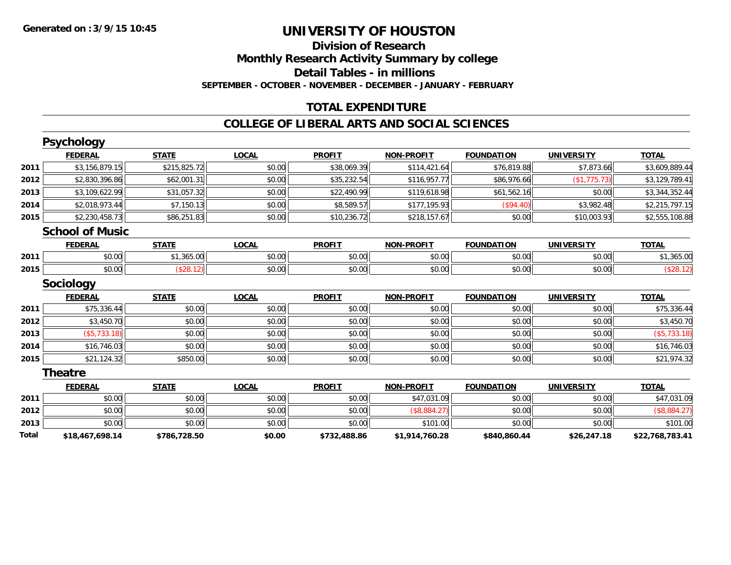**Generated on :3/9/15 10:45**

# UNIVERSITY OF HOUSTON

## Division of Research

## Monthly Research Activity Summary by college

## Detail Tables - in millions

**SEPTEMBER - OCTOBER - NOVEMBER - DECEMBER - JANUARY - FEBRUARY**

## TOTAL EXPENDITURE

## COLLEGE OF LIBERAL ARTS AND SOCIAL SCIENCES

### Psychology

| | FEDERAL | STATE | LOCAL | PROFIT | NON-PROFIT | FOUNDATION | UNIVERSITY | TOTAL |
|---|---|---|---|---|---|---|---|---|
| 2011 | $3,156,879.15 | $215,825.72 | $0.00 | $38,069.39 | $114,421.64 | $76,819.88 | $7,873.66 | $3,609,889.44 |
| 2012 | $2,830,396.86 | $62,001.31 | $0.00 | $35,232.54 | $116,957.77 | $86,976.66 | ($1,775.73) | $3,129,789.41 |
| 2013 | $3,109,622.99 | $31,057.32 | $0.00 | $22,490.99 | $119,618.98 | $61,562.16 | $0.00 | $3,344,352.44 |
| 2014 | $2,018,973.44 | $7,150.13 | $0.00 | $8,589.57 | $177,195.93 | ($94.40) | $3,982.48 | $2,215,797.15 |
| 2015 | $2,230,458.73 | $86,251.83 | $0.00 | $10,236.72 | $218,157.67 | $0.00 | $10,003.93 | $2,555,108.88 |

### School of Music

| | FEDERAL | STATE | LOCAL | PROFIT | NON-PROFIT | FOUNDATION | UNIVERSITY | TOTAL |
|---|---|---|---|---|---|---|---|---|
| 2011 | $0.00 | $1,365.00 | $0.00 | $0.00 | $0.00 | $0.00 | $0.00 | $1,365.00 |
| 2015 | $0.00 | ($28.12) | $0.00 | $0.00 | $0.00 | $0.00 | $0.00 | ($28.12) |

### Sociology

| | FEDERAL | STATE | LOCAL | PROFIT | NON-PROFIT | FOUNDATION | UNIVERSITY | TOTAL |
|---|---|---|---|---|---|---|---|---|
| 2011 | $75,336.44 | $0.00 | $0.00 | $0.00 | $0.00 | $0.00 | $0.00 | $75,336.44 |
| 2012 | $3,450.70 | $0.00 | $0.00 | $0.00 | $0.00 | $0.00 | $0.00 | $3,450.70 |
| 2013 | ($5,733.18) | $0.00 | $0.00 | $0.00 | $0.00 | $0.00 | $0.00 | ($5,733.18) |
| 2014 | $16,746.03 | $0.00 | $0.00 | $0.00 | $0.00 | $0.00 | $0.00 | $16,746.03 |
| 2015 | $21,124.32 | $850.00 | $0.00 | $0.00 | $0.00 | $0.00 | $0.00 | $21,974.32 |

### Theatre

| | FEDERAL | STATE | LOCAL | PROFIT | NON-PROFIT | FOUNDATION | UNIVERSITY | TOTAL |
|---|---|---|---|---|---|---|---|---|
| 2011 | $0.00 | $0.00 | $0.00 | $0.00 | $47,031.09 | $0.00 | $0.00 | $47,031.09 |
| 2012 | $0.00 | $0.00 | $0.00 | $0.00 | ($8,884.27) | $0.00 | $0.00 | ($8,884.27) |
| 2013 | $0.00 | $0.00 | $0.00 | $0.00 | $101.00 | $0.00 | $0.00 | $101.00 |
| **Total** | **$18,467,698.14** | **$786,728.50** | **$0.00** | **$732,488.86** | **$1,914,760.28** | **$840,860.44** | **$26,247.18** | **$22,768,783.41** |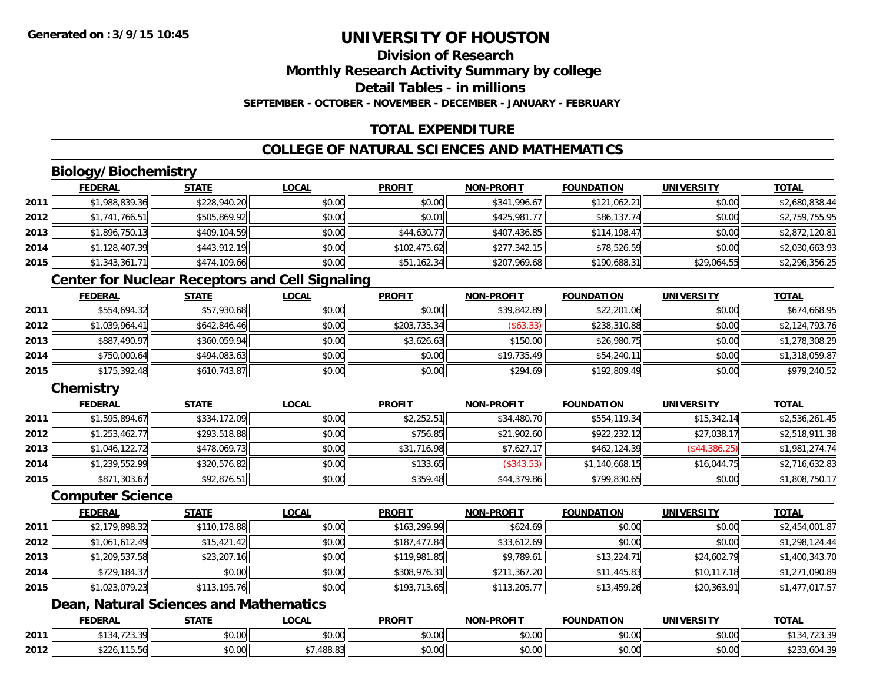# UNIVERSITY OF HOUSTON

## Division of Research

## Monthly Research Activity Summary by college

## Detail Tables - in millions

**SEPTEMBER - OCTOBER - NOVEMBER - DECEMBER - JANUARY - FEBRUARY**

## TOTAL EXPENDITURE

## COLLEGE OF NATURAL SCIENCES AND MATHEMATICS

### Biology/Biochemistry

| | FEDERAL | STATE | LOCAL | PROFIT | NON-PROFIT | FOUNDATION | UNIVERSITY | TOTAL |
|---|---|---|---|---|---|---|---|---|
| 2011 | $1,988,839.36 | $228,940.20 | $0.00 | $0.00 | $341,996.67 | $121,062.21 | $0.00 | $2,680,838.44 |
| 2012 | $1,741,766.51 | $505,869.92 | $0.00 | $0.01 | $425,981.77 | $86,137.74 | $0.00 | $2,759,755.95 |
| 2013 | $1,896,750.13 | $409,104.59 | $0.00 | $44,630.77 | $407,436.85 | $114,198.47 | $0.00 | $2,872,120.81 |
| 2014 | $1,128,407.39 | $443,912.19 | $0.00 | $102,475.62 | $277,342.15 | $78,526.59 | $0.00 | $2,030,663.93 |
| 2015 | $1,343,361.71 | $474,109.66 | $0.00 | $51,162.34 | $207,969.68 | $190,688.31 | $29,064.55 | $2,296,356.25 |

### Center for Nuclear Receptors and Cell Signaling

| | FEDERAL | STATE | LOCAL | PROFIT | NON-PROFIT | FOUNDATION | UNIVERSITY | TOTAL |
|---|---|---|---|---|---|---|---|---|
| 2011 | $554,694.32 | $57,930.68 | $0.00 | $0.00 | $39,842.89 | $22,201.06 | $0.00 | $674,668.95 |
| 2012 | $1,039,964.41 | $642,846.46 | $0.00 | $203,735.34 | ($63.33) | $238,310.88 | $0.00 | $2,124,793.76 |
| 2013 | $887,490.97 | $360,059.94 | $0.00 | $3,626.63 | $150.00 | $26,980.75 | $0.00 | $1,278,308.29 |
| 2014 | $750,000.64 | $494,083.63 | $0.00 | $0.00 | $19,735.49 | $54,240.11 | $0.00 | $1,318,059.87 |
| 2015 | $175,392.48 | $610,743.87 | $0.00 | $0.00 | $294.69 | $192,809.49 | $0.00 | $979,240.52 |

### Chemistry

| | FEDERAL | STATE | LOCAL | PROFIT | NON-PROFIT | FOUNDATION | UNIVERSITY | TOTAL |
|---|---|---|---|---|---|---|---|---|
| 2011 | $1,595,894.67 | $334,172.09 | $0.00 | $2,252.51 | $34,480.70 | $554,119.34 | $15,342.14 | $2,536,261.45 |
| 2012 | $1,253,462.77 | $293,518.88 | $0.00 | $756.85 | $21,902.60 | $922,232.12 | $27,038.17 | $2,518,911.38 |
| 2013 | $1,046,122.72 | $478,069.73 | $0.00 | $31,716.98 | $7,627.17 | $462,124.39 | ($44,386.25) | $1,981,274.74 |
| 2014 | $1,239,552.99 | $320,576.82 | $0.00 | $133.65 | ($343.53) | $1,140,668.15 | $16,044.75 | $2,716,632.83 |
| 2015 | $871,303.67 | $92,876.51 | $0.00 | $359.48 | $44,379.86 | $799,830.65 | $0.00 | $1,808,750.17 |

### Computer Science

| | FEDERAL | STATE | LOCAL | PROFIT | NON-PROFIT | FOUNDATION | UNIVERSITY | TOTAL |
|---|---|---|---|---|---|---|---|---|
| 2011 | $2,179,898.32 | $110,178.88 | $0.00 | $163,299.99 | $624.69 | $0.00 | $0.00 | $2,454,001.87 |
| 2012 | $1,061,612.49 | $15,421.42 | $0.00 | $187,477.84 | $33,612.69 | $0.00 | $0.00 | $1,298,124.44 |
| 2013 | $1,209,537.58 | $23,207.16 | $0.00 | $119,981.85 | $9,789.61 | $13,224.71 | $24,602.79 | $1,400,343.70 |
| 2014 | $729,184.37 | $0.00 | $0.00 | $308,976.31 | $211,367.20 | $11,445.83 | $10,117.18 | $1,271,090.89 |
| 2015 | $1,023,079.23 | $113,195.76 | $0.00 | $193,713.65 | $113,205.77 | $13,459.26 | $20,363.91 | $1,477,017.57 |

### Dean, Natural Sciences and Mathematics

| | FEDERAL | STATE | LOCAL | PROFIT | NON-PROFIT | FOUNDATION | UNIVERSITY | TOTAL |
|---|---|---|---|---|---|---|---|---|
| 2011 | $134,723.39 | $0.00 | $0.00 | $0.00 | $0.00 | $0.00 | $0.00 | $134,723.39 |
| 2012 | $226,115.56 | $0.00 | $7,488.83 | $0.00 | $0.00 | $0.00 | $0.00 | $233,604.39 |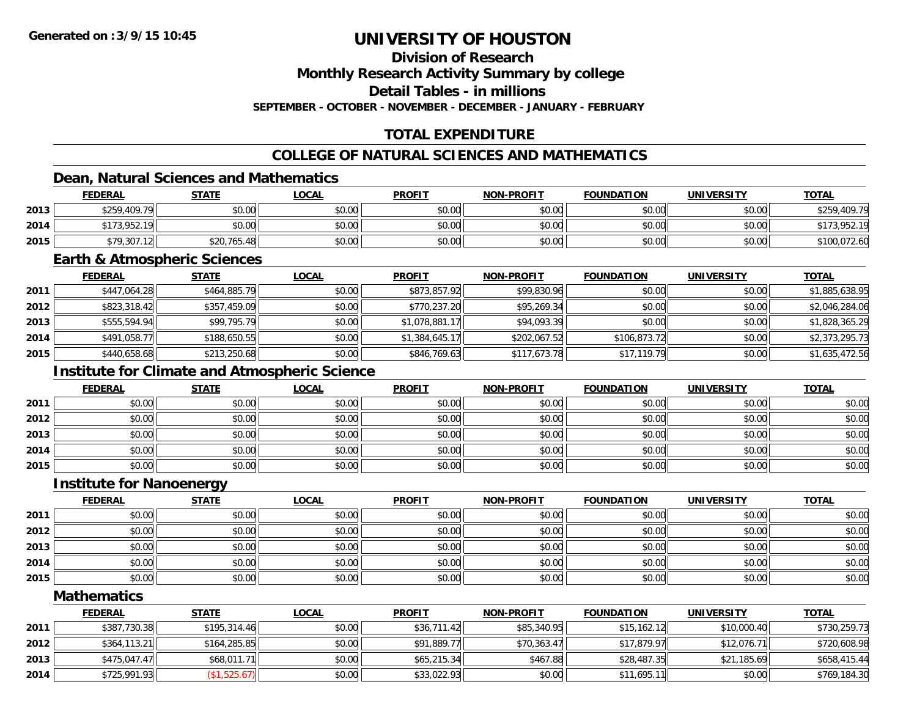**Generated on :3/9/15 10:45**

# UNIVERSITY OF HOUSTON

## Division of Research

## Monthly Research Activity Summary by college

## Detail Tables - in millions

**SEPTEMBER - OCTOBER - NOVEMBER - DECEMBER - JANUARY - FEBRUARY**

## TOTAL EXPENDITURE

## COLLEGE OF NATURAL SCIENCES AND MATHEMATICS

### Dean, Natural Sciences and Mathematics

| | FEDERAL | STATE | LOCAL | PROFIT | NON-PROFIT | FOUNDATION | UNIVERSITY | TOTAL |
|---|---|---|---|---|---|---|---|---|
| 2013 | $259,409.79 | $0.00 | $0.00 | $0.00 | $0.00 | $0.00 | $0.00 | $259,409.79 |
| 2014 | $173,952.19 | $0.00 | $0.00 | $0.00 | $0.00 | $0.00 | $0.00 | $173,952.19 |
| 2015 | $79,307.12 | $20,765.48 | $0.00 | $0.00 | $0.00 | $0.00 | $0.00 | $100,072.60 |

### Earth & Atmospheric Sciences

| | FEDERAL | STATE | LOCAL | PROFIT | NON-PROFIT | FOUNDATION | UNIVERSITY | TOTAL |
|---|---|---|---|---|---|---|---|---|
| 2011 | $447,064.28 | $464,885.79 | $0.00 | $873,857.92 | $99,830.96 | $0.00 | $0.00 | $1,885,638.95 |
| 2012 | $823,318.42 | $357,459.09 | $0.00 | $770,237.20 | $95,269.34 | $0.00 | $0.00 | $2,046,284.06 |
| 2013 | $555,594.94 | $99,795.79 | $0.00 | $1,078,881.17 | $94,093.39 | $0.00 | $0.00 | $1,828,365.29 |
| 2014 | $491,058.77 | $188,650.55 | $0.00 | $1,384,645.17 | $202,067.52 | $106,873.72 | $0.00 | $2,373,295.73 |
| 2015 | $440,658.68 | $213,250.68 | $0.00 | $846,769.63 | $117,673.78 | $17,119.79 | $0.00 | $1,635,472.56 |

### Institute for Climate and Atmospheric Science

| | FEDERAL | STATE | LOCAL | PROFIT | NON-PROFIT | FOUNDATION | UNIVERSITY | TOTAL |
|---|---|---|---|---|---|---|---|---|
| 2011 | $0.00 | $0.00 | $0.00 | $0.00 | $0.00 | $0.00 | $0.00 | $0.00 |
| 2012 | $0.00 | $0.00 | $0.00 | $0.00 | $0.00 | $0.00 | $0.00 | $0.00 |
| 2013 | $0.00 | $0.00 | $0.00 | $0.00 | $0.00 | $0.00 | $0.00 | $0.00 |
| 2014 | $0.00 | $0.00 | $0.00 | $0.00 | $0.00 | $0.00 | $0.00 | $0.00 |
| 2015 | $0.00 | $0.00 | $0.00 | $0.00 | $0.00 | $0.00 | $0.00 | $0.00 |

### Institute for Nanoenergy

| | FEDERAL | STATE | LOCAL | PROFIT | NON-PROFIT | FOUNDATION | UNIVERSITY | TOTAL |
|---|---|---|---|---|---|---|---|---|
| 2011 | $0.00 | $0.00 | $0.00 | $0.00 | $0.00 | $0.00 | $0.00 | $0.00 |
| 2012 | $0.00 | $0.00 | $0.00 | $0.00 | $0.00 | $0.00 | $0.00 | $0.00 |
| 2013 | $0.00 | $0.00 | $0.00 | $0.00 | $0.00 | $0.00 | $0.00 | $0.00 |
| 2014 | $0.00 | $0.00 | $0.00 | $0.00 | $0.00 | $0.00 | $0.00 | $0.00 |
| 2015 | $0.00 | $0.00 | $0.00 | $0.00 | $0.00 | $0.00 | $0.00 | $0.00 |

### Mathematics

| | FEDERAL | STATE | LOCAL | PROFIT | NON-PROFIT | FOUNDATION | UNIVERSITY | TOTAL |
|---|---|---|---|---|---|---|---|---|
| 2011 | $387,730.38 | $195,314.46 | $0.00 | $36,711.42 | $85,340.95 | $15,162.12 | $10,000.40 | $730,259.73 |
| 2012 | $364,113.21 | $164,285.85 | $0.00 | $91,889.77 | $70,363.47 | $17,879.97 | $12,076.71 | $720,608.98 |
| 2013 | $475,047.47 | $68,011.71 | $0.00 | $65,215.34 | $467.88 | $28,487.35 | $21,185.69 | $658,415.44 |
| 2014 | $725,991.93 | ($1,525.67) | $0.00 | $33,022.93 | $0.00 | $11,695.11 | $0.00 | $769,184.30 |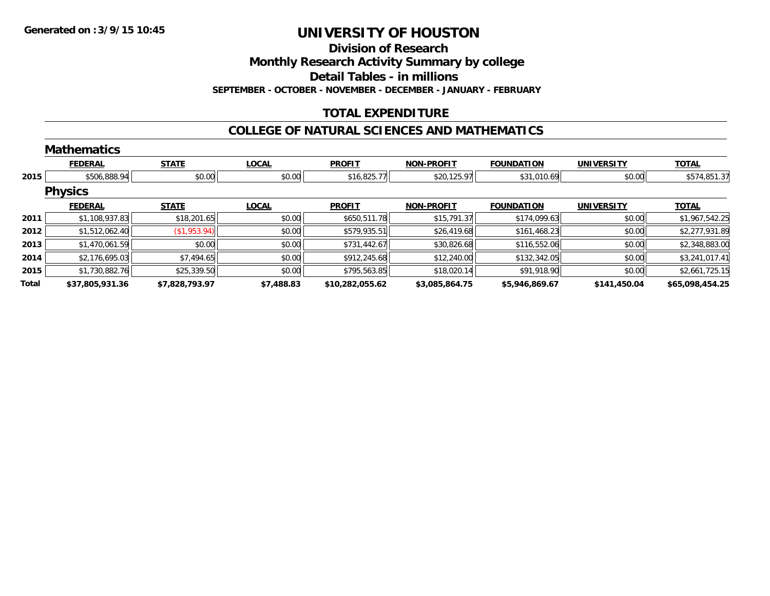# UNIVERSITY OF HOUSTON

## Division of Research

## Monthly Research Activity Summary by college

## Detail Tables - in millions

**SEPTEMBER - OCTOBER - NOVEMBER - DECEMBER - JANUARY - FEBRUARY**

## TOTAL EXPENDITURE

## COLLEGE OF NATURAL SCIENCES AND MATHEMATICS

### Mathematics

| | FEDERAL | STATE | LOCAL | PROFIT | NON-PROFIT | FOUNDATION | UNIVERSITY | TOTAL |
|---|---|---|---|---|---|---|---|---|
| 2015 | $506,888.94 | $0.00 | $0.00 | $16,825.77 | $20,125.97 | $31,010.69 | $0.00 | $574,851.37 |

### Physics

| | FEDERAL | STATE | LOCAL | PROFIT | NON-PROFIT | FOUNDATION | UNIVERSITY | TOTAL |
|---|---|---|---|---|---|---|---|---|
| 2011 | $1,108,937.83 | $18,201.65 | $0.00 | $650,511.78 | $15,791.37 | $174,099.63 | $0.00 | $1,967,542.25 |
| 2012 | $1,512,062.40 | ($1,953.94) | $0.00 | $579,935.51 | $26,419.68 | $161,468.23 | $0.00 | $2,277,931.89 |
| 2013 | $1,470,061.59 | $0.00 | $0.00 | $731,442.67 | $30,826.68 | $116,552.06 | $0.00 | $2,348,883.00 |
| 2014 | $2,176,695.03 | $7,494.65 | $0.00 | $912,245.68 | $12,240.00 | $132,342.05 | $0.00 | $3,241,017.41 |
| 2015 | $1,730,882.76 | $25,339.50 | $0.00 | $795,563.85 | $18,020.14 | $91,918.90 | $0.00 | $2,661,725.15 |
| **Total** | **$37,805,931.36** | **$7,828,793.97** | **$7,488.83** | **$10,282,055.62** | **$3,085,864.75** | **$5,946,869.67** | **$141,450.04** | **$65,098,454.25** |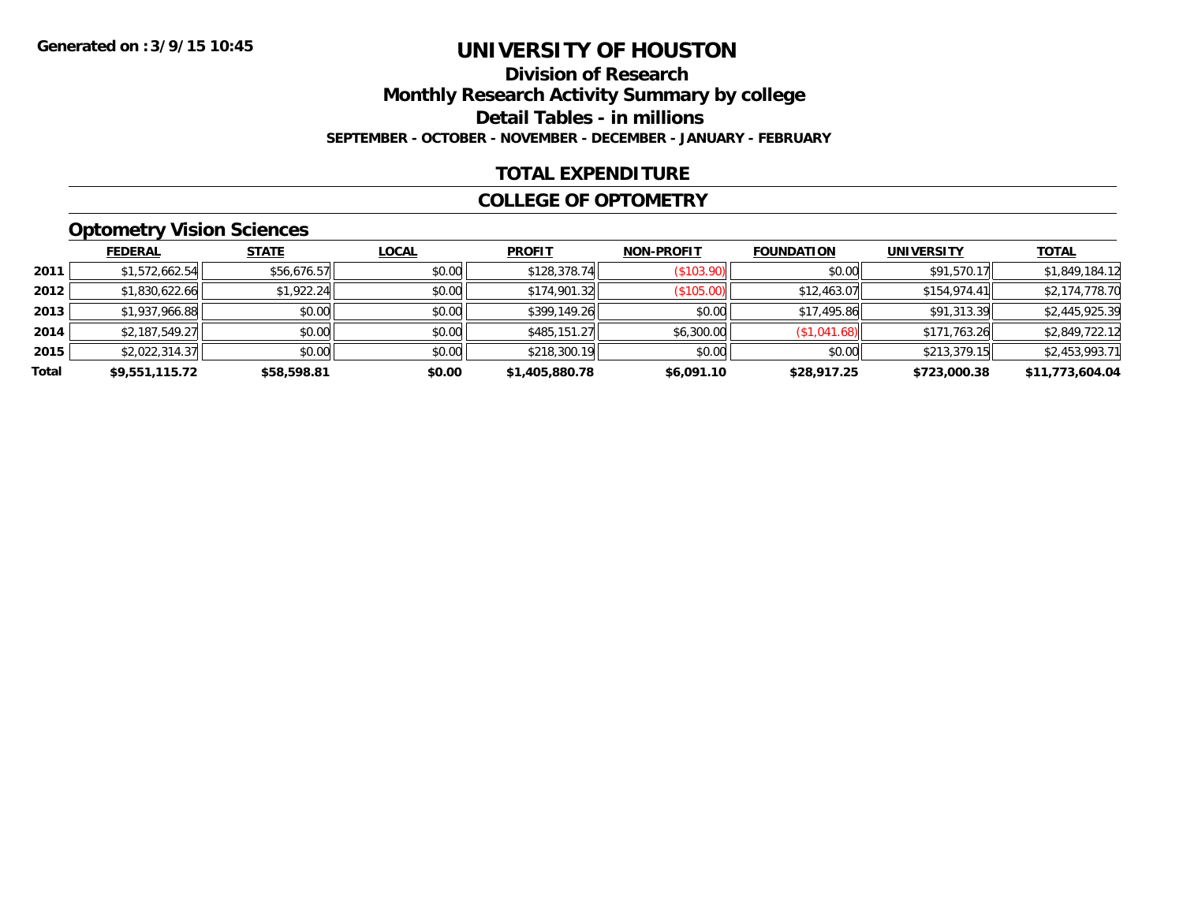Generated on :3/9/15 10:45

# UNIVERSITY OF HOUSTON

## Division of Research

## Monthly Research Activity Summary by college

## Detail Tables - in millions

**SEPTEMBER - OCTOBER - NOVEMBER - DECEMBER - JANUARY - FEBRUARY**

## TOTAL EXPENDITURE

## COLLEGE OF OPTOMETRY

### Optometry Vision Sciences

| | FEDERAL | STATE | LOCAL | PROFIT | NON-PROFIT | FOUNDATION | UNIVERSITY | TOTAL |
|---|---|---|---|---|---|---|---|---|
| 2011 | $1,572,662.54 | $56,676.57 | $0.00 | $128,378.74 | ($103.90) | $0.00 | $91,570.17 | $1,849,184.12 |
| 2012 | $1,830,622.66 | $1,922.24 | $0.00 | $174,901.32 | ($105.00) | $12,463.07 | $154,974.41 | $2,174,778.70 |
| 2013 | $1,937,966.88 | $0.00 | $0.00 | $399,149.26 | $0.00 | $17,495.86 | $91,313.39 | $2,445,925.39 |
| 2014 | $2,187,549.27 | $0.00 | $0.00 | $485,151.27 | $6,300.00 | ($1,041.68) | $171,763.26 | $2,849,722.12 |
| 2015 | $2,022,314.37 | $0.00 | $0.00 | $218,300.19 | $0.00 | $0.00 | $213,379.15 | $2,453,993.71 |
| **Total** | **$9,551,115.72** | **$58,598.81** | **$0.00** | **$1,405,880.78** | **$6,091.10** | **$28,917.25** | **$723,000.38** | **$11,773,604.04** |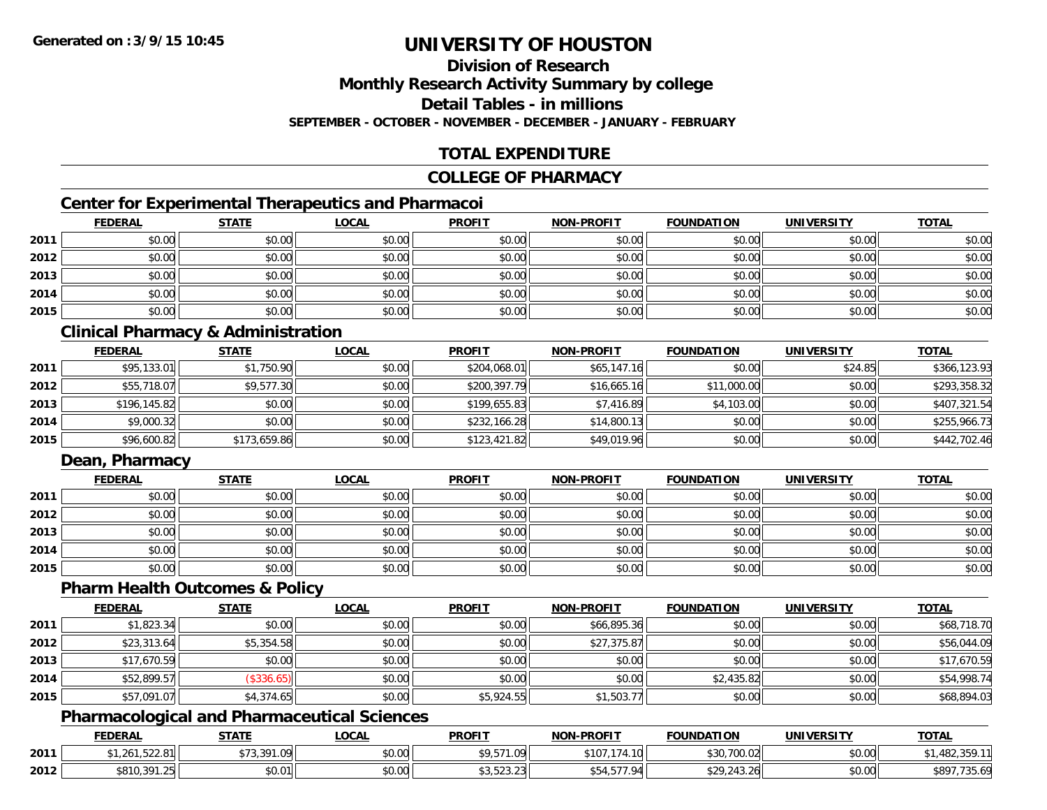# UNIVERSITY OF HOUSTON

## Division of Research

## Monthly Research Activity Summary by college

## Detail Tables - in millions

**SEPTEMBER - OCTOBER - NOVEMBER - DECEMBER - JANUARY - FEBRUARY**

## TOTAL EXPENDITURE

## COLLEGE OF PHARMACY

### Center for Experimental Therapeutics and Pharmacoi

| | FEDERAL | STATE | LOCAL | PROFIT | NON-PROFIT | FOUNDATION | UNIVERSITY | TOTAL |
|---|---|---|---|---|---|---|---|---|
| 2011 | $0.00 | $0.00 | $0.00 | $0.00 | $0.00 | $0.00 | $0.00 | $0.00 |
| 2012 | $0.00 | $0.00 | $0.00 | $0.00 | $0.00 | $0.00 | $0.00 | $0.00 |
| 2013 | $0.00 | $0.00 | $0.00 | $0.00 | $0.00 | $0.00 | $0.00 | $0.00 |
| 2014 | $0.00 | $0.00 | $0.00 | $0.00 | $0.00 | $0.00 | $0.00 | $0.00 |
| 2015 | $0.00 | $0.00 | $0.00 | $0.00 | $0.00 | $0.00 | $0.00 | $0.00 |

### Clinical Pharmacy & Administration

| | FEDERAL | STATE | LOCAL | PROFIT | NON-PROFIT | FOUNDATION | UNIVERSITY | TOTAL |
|---|---|---|---|---|---|---|---|---|
| 2011 | $95,133.01 | $1,750.90 | $0.00 | $204,068.01 | $65,147.16 | $0.00 | $24.85 | $366,123.93 |
| 2012 | $55,718.07 | $9,577.30 | $0.00 | $200,397.79 | $16,665.16 | $11,000.00 | $0.00 | $293,358.32 |
| 2013 | $196,145.82 | $0.00 | $0.00 | $199,655.83 | $7,416.89 | $4,103.00 | $0.00 | $407,321.54 |
| 2014 | $9,000.32 | $0.00 | $0.00 | $232,166.28 | $14,800.13 | $0.00 | $0.00 | $255,966.73 |
| 2015 | $96,600.82 | $173,659.86 | $0.00 | $123,421.82 | $49,019.96 | $0.00 | $0.00 | $442,702.46 |

### Dean, Pharmacy

| | FEDERAL | STATE | LOCAL | PROFIT | NON-PROFIT | FOUNDATION | UNIVERSITY | TOTAL |
|---|---|---|---|---|---|---|---|---|
| 2011 | $0.00 | $0.00 | $0.00 | $0.00 | $0.00 | $0.00 | $0.00 | $0.00 |
| 2012 | $0.00 | $0.00 | $0.00 | $0.00 | $0.00 | $0.00 | $0.00 | $0.00 |
| 2013 | $0.00 | $0.00 | $0.00 | $0.00 | $0.00 | $0.00 | $0.00 | $0.00 |
| 2014 | $0.00 | $0.00 | $0.00 | $0.00 | $0.00 | $0.00 | $0.00 | $0.00 |
| 2015 | $0.00 | $0.00 | $0.00 | $0.00 | $0.00 | $0.00 | $0.00 | $0.00 |

### Pharm Health Outcomes & Policy

| | FEDERAL | STATE | LOCAL | PROFIT | NON-PROFIT | FOUNDATION | UNIVERSITY | TOTAL |
|---|---|---|---|---|---|---|---|---|
| 2011 | $1,823.34 | $0.00 | $0.00 | $0.00 | $66,895.36 | $0.00 | $0.00 | $68,718.70 |
| 2012 | $23,313.64 | $5,354.58 | $0.00 | $0.00 | $27,375.87 | $0.00 | $0.00 | $56,044.09 |
| 2013 | $17,670.59 | $0.00 | $0.00 | $0.00 | $0.00 | $0.00 | $0.00 | $17,670.59 |
| 2014 | $52,899.57 | ($336.65) | $0.00 | $0.00 | $0.00 | $2,435.82 | $0.00 | $54,998.74 |
| 2015 | $57,091.07 | $4,374.65 | $0.00 | $5,924.55 | $1,503.77 | $0.00 | $0.00 | $68,894.03 |

### Pharmacological and Pharmaceutical Sciences

| | FEDERAL | STATE | LOCAL | PROFIT | NON-PROFIT | FOUNDATION | UNIVERSITY | TOTAL |
|---|---|---|---|---|---|---|---|---|
| 2011 | $1,261,522.81 | $73,391.09 | $0.00 | $9,571.09 | $107,174.10 | $30,700.02 | $0.00 | $1,482,359.11 |
| 2012 | $810,391.25 | $0.01 | $0.00 | $3,523.23 | $54,577.94 | $29,243.26 | $0.00 | $897,735.69 |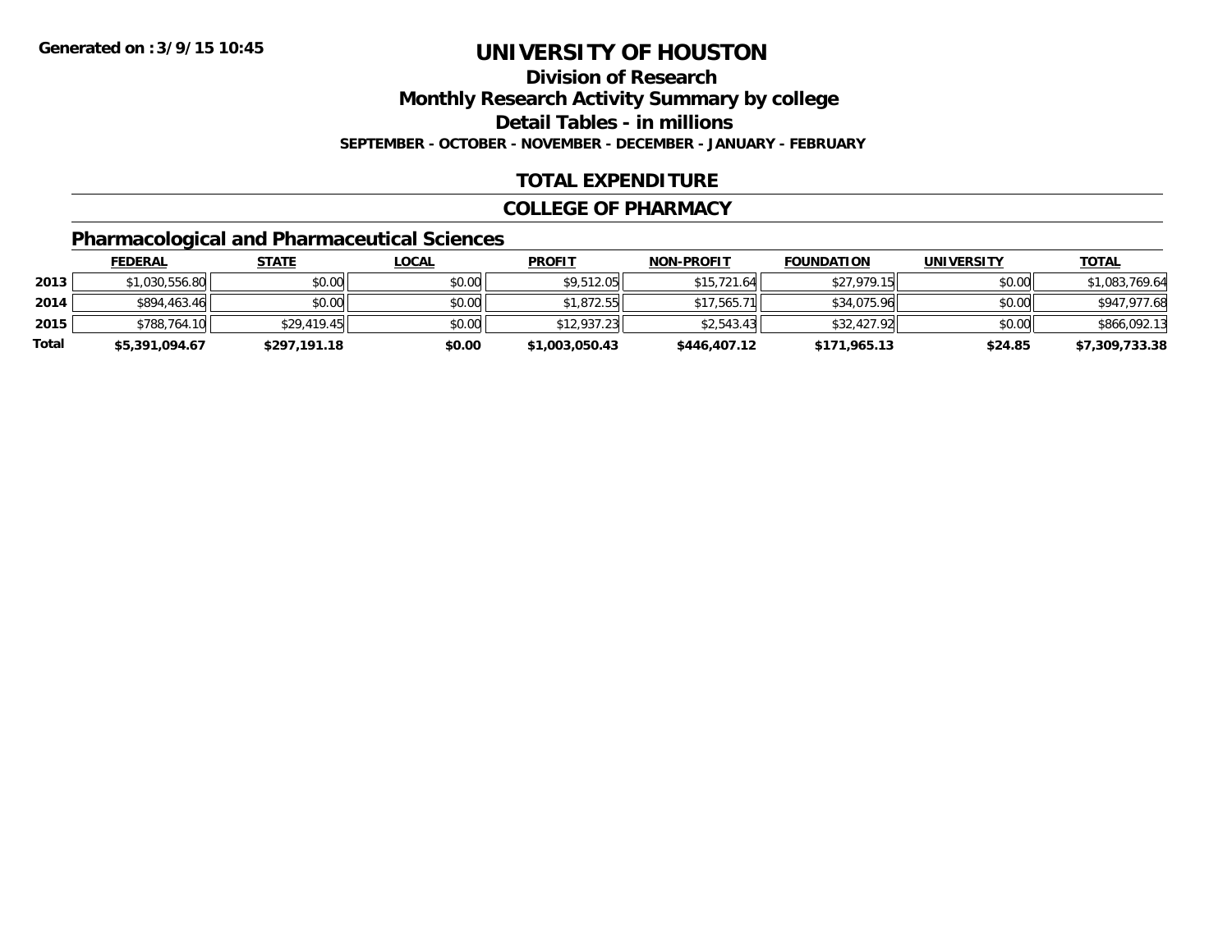# UNIVERSITY OF HOUSTON

## Division of Research

## Monthly Research Activity Summary by college

## Detail Tables - in millions

**SEPTEMBER - OCTOBER - NOVEMBER - DECEMBER - JANUARY - FEBRUARY**

## TOTAL EXPENDITURE

## COLLEGE OF PHARMACY

### Pharmacological and Pharmaceutical Sciences

| | FEDERAL | STATE | LOCAL | PROFIT | NON-PROFIT | FOUNDATION | UNIVERSITY | TOTAL |
|---|---|---|---|---|---|---|---|---|
| 2013 | $1,030,556.80 | $0.00 | $0.00 | $9,512.05 | $15,721.64 | $27,979.15 | $0.00 | $1,083,769.64 |
| 2014 | $894,463.46 | $0.00 | $0.00 | $1,872.55 | $17,565.71 | $34,075.96 | $0.00 | $947,977.68 |
| 2015 | $788,764.10 | $29,419.45 | $0.00 | $12,937.23 | $2,543.43 | $32,427.92 | $0.00 | $866,092.13 |
| **Total** | **$5,391,094.67** | **$297,191.18** | **$0.00** | **$1,003,050.43** | **$446,407.12** | **$171,965.13** | **$24.85** | **$7,309,733.38** |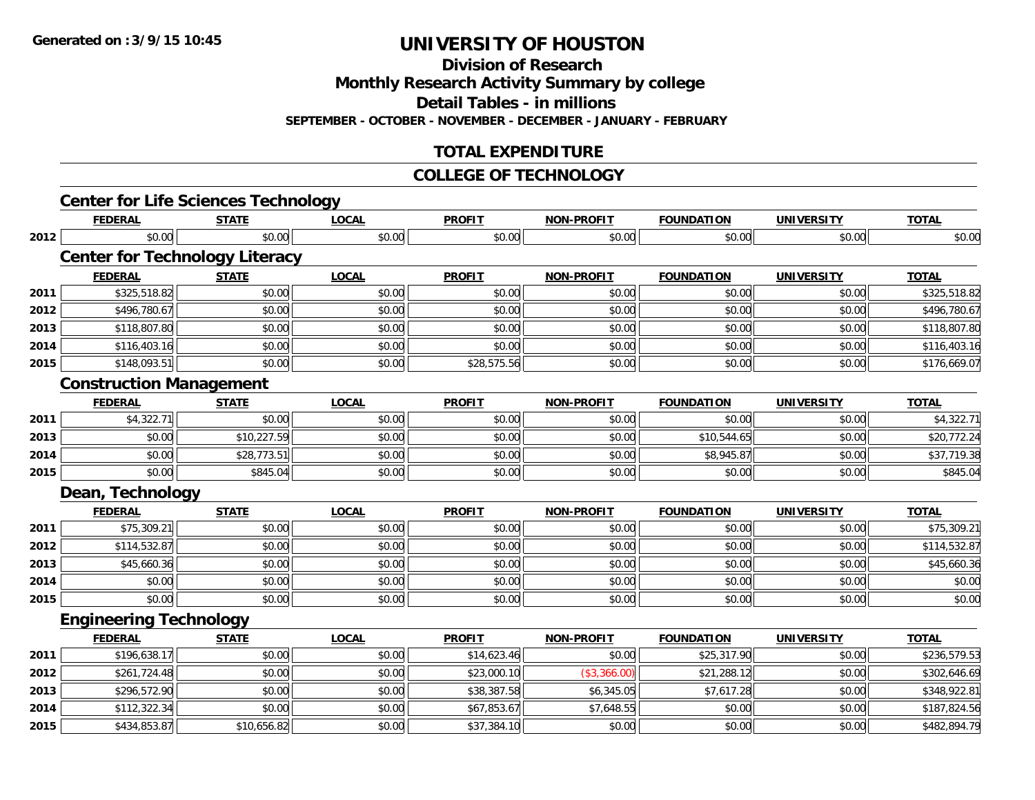**Generated on :3/9/15 10:45**

# UNIVERSITY OF HOUSTON

## Division of Research

## Monthly Research Activity Summary by college

## Detail Tables - in millions

**SEPTEMBER - OCTOBER - NOVEMBER - DECEMBER - JANUARY - FEBRUARY**

## TOTAL EXPENDITURE

## COLLEGE OF TECHNOLOGY

### Center for Life Sciences Technology

| | FEDERAL | STATE | LOCAL | PROFIT | NON-PROFIT | FOUNDATION | UNIVERSITY | TOTAL |
|---|---|---|---|---|---|---|---|---|
| 2012 | $0.00 | $0.00 | $0.00 | $0.00 | $0.00 | $0.00 | $0.00 | $0.00 |

### Center for Technology Literacy

| | FEDERAL | STATE | LOCAL | PROFIT | NON-PROFIT | FOUNDATION | UNIVERSITY | TOTAL |
|---|---|---|---|---|---|---|---|---|
| 2011 | $325,518.82 | $0.00 | $0.00 | $0.00 | $0.00 | $0.00 | $0.00 | $325,518.82 |
| 2012 | $496,780.67 | $0.00 | $0.00 | $0.00 | $0.00 | $0.00 | $0.00 | $496,780.67 |
| 2013 | $118,807.80 | $0.00 | $0.00 | $0.00 | $0.00 | $0.00 | $0.00 | $118,807.80 |
| 2014 | $116,403.16 | $0.00 | $0.00 | $0.00 | $0.00 | $0.00 | $0.00 | $116,403.16 |
| 2015 | $148,093.51 | $0.00 | $0.00 | $28,575.56 | $0.00 | $0.00 | $0.00 | $176,669.07 |

### Construction Management

| | FEDERAL | STATE | LOCAL | PROFIT | NON-PROFIT | FOUNDATION | UNIVERSITY | TOTAL |
|---|---|---|---|---|---|---|---|---|
| 2011 | $4,322.71 | $0.00 | $0.00 | $0.00 | $0.00 | $0.00 | $0.00 | $4,322.71 |
| 2013 | $0.00 | $10,227.59 | $0.00 | $0.00 | $0.00 | $10,544.65 | $0.00 | $20,772.24 |
| 2014 | $0.00 | $28,773.51 | $0.00 | $0.00 | $0.00 | $8,945.87 | $0.00 | $37,719.38 |
| 2015 | $0.00 | $845.04 | $0.00 | $0.00 | $0.00 | $0.00 | $0.00 | $845.04 |

### Dean, Technology

| | FEDERAL | STATE | LOCAL | PROFIT | NON-PROFIT | FOUNDATION | UNIVERSITY | TOTAL |
|---|---|---|---|---|---|---|---|---|
| 2011 | $75,309.21 | $0.00 | $0.00 | $0.00 | $0.00 | $0.00 | $0.00 | $75,309.21 |
| 2012 | $114,532.87 | $0.00 | $0.00 | $0.00 | $0.00 | $0.00 | $0.00 | $114,532.87 |
| 2013 | $45,660.36 | $0.00 | $0.00 | $0.00 | $0.00 | $0.00 | $0.00 | $45,660.36 |
| 2014 | $0.00 | $0.00 | $0.00 | $0.00 | $0.00 | $0.00 | $0.00 | $0.00 |
| 2015 | $0.00 | $0.00 | $0.00 | $0.00 | $0.00 | $0.00 | $0.00 | $0.00 |

### Engineering Technology

| | FEDERAL | STATE | LOCAL | PROFIT | NON-PROFIT | FOUNDATION | UNIVERSITY | TOTAL |
|---|---|---|---|---|---|---|---|---|
| 2011 | $196,638.17 | $0.00 | $0.00 | $14,623.46 | $0.00 | $25,317.90 | $0.00 | $236,579.53 |
| 2012 | $261,724.48 | $0.00 | $0.00 | $23,000.10 | ($3,366.00) | $21,288.12 | $0.00 | $302,646.69 |
| 2013 | $296,572.90 | $0.00 | $0.00 | $38,387.58 | $6,345.05 | $7,617.28 | $0.00 | $348,922.81 |
| 2014 | $112,322.34 | $0.00 | $0.00 | $67,853.67 | $7,648.55 | $0.00 | $0.00 | $187,824.56 |
| 2015 | $434,853.87 | $10,656.82 | $0.00 | $37,384.10 | $0.00 | $0.00 | $0.00 | $482,894.79 |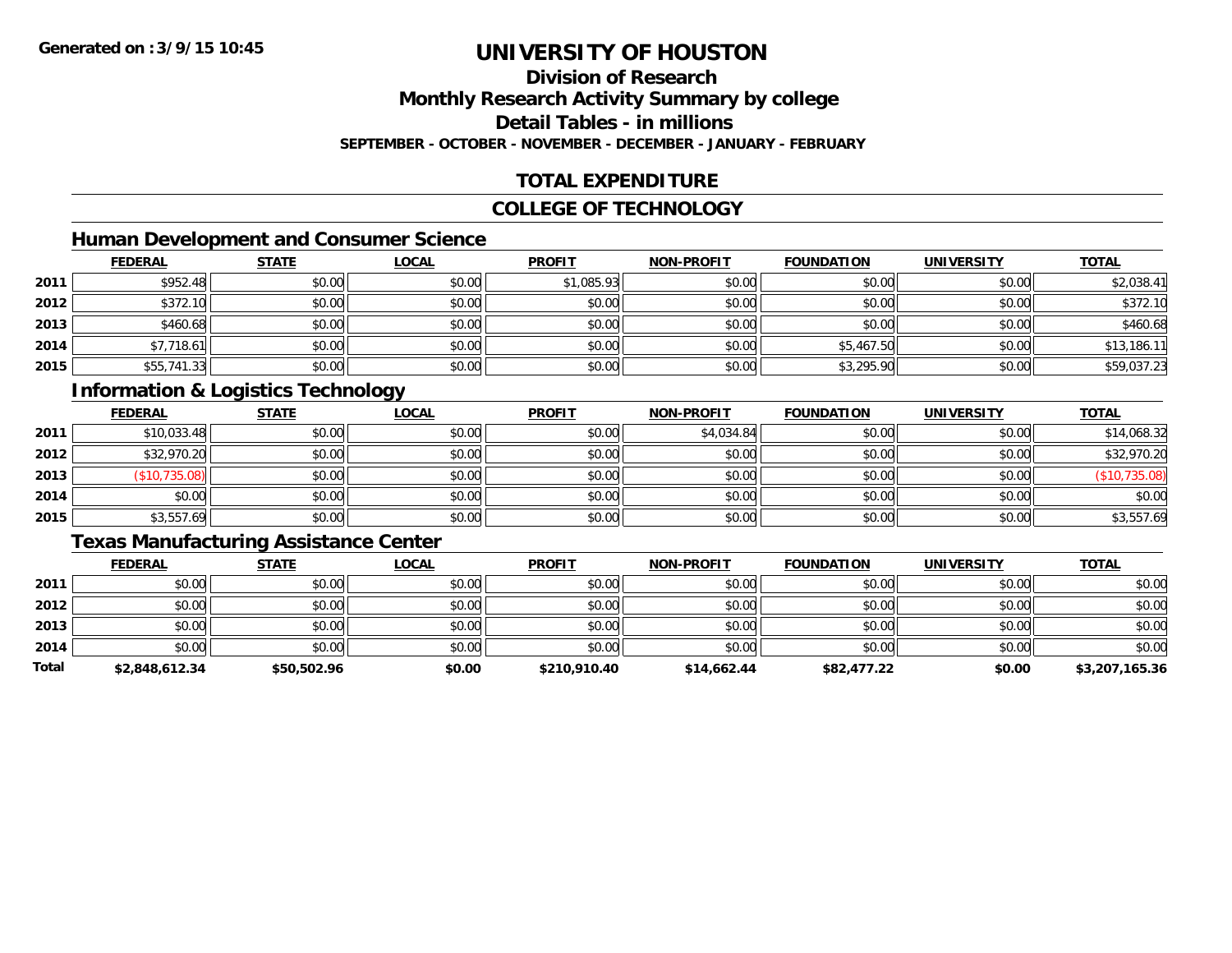**Generated on :3/9/15 10:45**

# UNIVERSITY OF HOUSTON

## Division of Research

## Monthly Research Activity Summary by college

## Detail Tables - in millions

**SEPTEMBER - OCTOBER - NOVEMBER - DECEMBER - JANUARY - FEBRUARY**

## TOTAL EXPENDITURE

## COLLEGE OF TECHNOLOGY

### Human Development and Consumer Science

| | FEDERAL | STATE | LOCAL | PROFIT | NON-PROFIT | FOUNDATION | UNIVERSITY | TOTAL |
|---|---|---|---|---|---|---|---|---|
| 2011 | $952.48 | $0.00 | $0.00 | $1,085.93 | $0.00 | $0.00 | $0.00 | $2,038.41 |
| 2012 | $372.10 | $0.00 | $0.00 | $0.00 | $0.00 | $0.00 | $0.00 | $372.10 |
| 2013 | $460.68 | $0.00 | $0.00 | $0.00 | $0.00 | $0.00 | $0.00 | $460.68 |
| 2014 | $7,718.61 | $0.00 | $0.00 | $0.00 | $0.00 | $5,467.50 | $0.00 | $13,186.11 |
| 2015 | $55,741.33 | $0.00 | $0.00 | $0.00 | $0.00 | $3,295.90 | $0.00 | $59,037.23 |

### Information & Logistics Technology

| | FEDERAL | STATE | LOCAL | PROFIT | NON-PROFIT | FOUNDATION | UNIVERSITY | TOTAL |
|---|---|---|---|---|---|---|---|---|
| 2011 | $10,033.48 | $0.00 | $0.00 | $0.00 | $4,034.84 | $0.00 | $0.00 | $14,068.32 |
| 2012 | $32,970.20 | $0.00 | $0.00 | $0.00 | $0.00 | $0.00 | $0.00 | $32,970.20 |
| 2013 | ($10,735.08) | $0.00 | $0.00 | $0.00 | $0.00 | $0.00 | $0.00 | ($10,735.08) |
| 2014 | $0.00 | $0.00 | $0.00 | $0.00 | $0.00 | $0.00 | $0.00 | $0.00 |
| 2015 | $3,557.69 | $0.00 | $0.00 | $0.00 | $0.00 | $0.00 | $0.00 | $3,557.69 |

### Texas Manufacturing Assistance Center

| | FEDERAL | STATE | LOCAL | PROFIT | NON-PROFIT | FOUNDATION | UNIVERSITY | TOTAL |
|---|---|---|---|---|---|---|---|---|
| 2011 | $0.00 | $0.00 | $0.00 | $0.00 | $0.00 | $0.00 | $0.00 | $0.00 |
| 2012 | $0.00 | $0.00 | $0.00 | $0.00 | $0.00 | $0.00 | $0.00 | $0.00 |
| 2013 | $0.00 | $0.00 | $0.00 | $0.00 | $0.00 | $0.00 | $0.00 | $0.00 |
| 2014 | $0.00 | $0.00 | $0.00 | $0.00 | $0.00 | $0.00 | $0.00 | $0.00 |
| **Total** | **$2,848,612.34** | **$50,502.96** | **$0.00** | **$210,910.40** | **$14,662.44** | **$82,477.22** | **$0.00** | **$3,207,165.36** |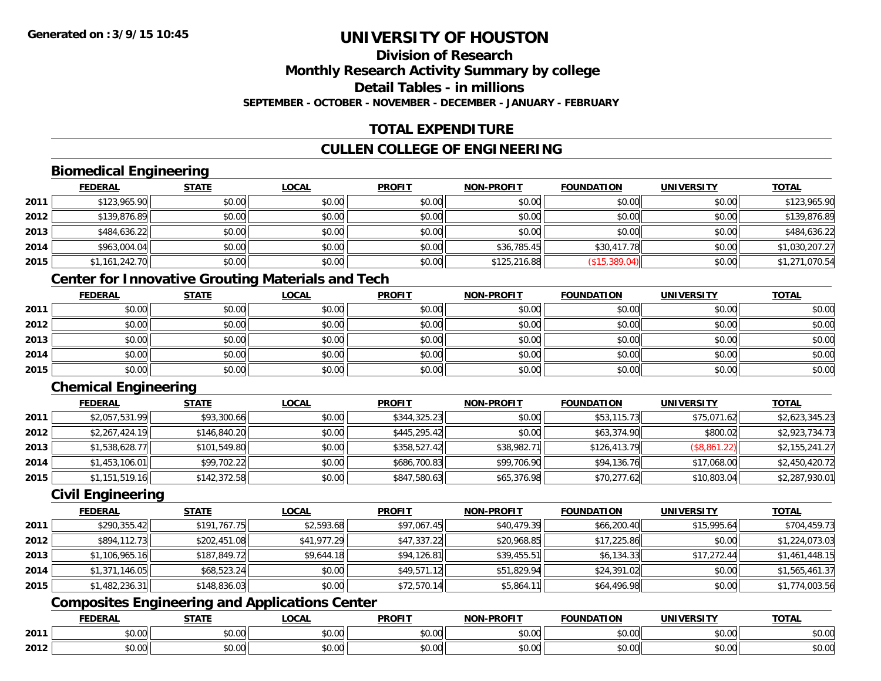**Generated on :3/9/15 10:45**

# UNIVERSITY OF HOUSTON

## Division of Research

## Monthly Research Activity Summary by college

## Detail Tables - in millions

**SEPTEMBER - OCTOBER - NOVEMBER - DECEMBER - JANUARY - FEBRUARY**

## TOTAL EXPENDITURE

## CULLEN COLLEGE OF ENGINEERING

### Biomedical Engineering

| | FEDERAL | STATE | LOCAL | PROFIT | NON-PROFIT | FOUNDATION | UNIVERSITY | TOTAL |
|---|---|---|---|---|---|---|---|---|
| 2011 | $123,965.90 | $0.00 | $0.00 | $0.00 | $0.00 | $0.00 | $0.00 | $123,965.90 |
| 2012 | $139,876.89 | $0.00 | $0.00 | $0.00 | $0.00 | $0.00 | $0.00 | $139,876.89 |
| 2013 | $484,636.22 | $0.00 | $0.00 | $0.00 | $0.00 | $0.00 | $0.00 | $484,636.22 |
| 2014 | $963,004.04 | $0.00 | $0.00 | $0.00 | $36,785.45 | $30,417.78 | $0.00 | $1,030,207.27 |
| 2015 | $1,161,242.70 | $0.00 | $0.00 | $0.00 | $125,216.88 | ($15,389.04) | $0.00 | $1,271,070.54 |

### Center for Innovative Grouting Materials and Tech

| | FEDERAL | STATE | LOCAL | PROFIT | NON-PROFIT | FOUNDATION | UNIVERSITY | TOTAL |
|---|---|---|---|---|---|---|---|---|
| 2011 | $0.00 | $0.00 | $0.00 | $0.00 | $0.00 | $0.00 | $0.00 | $0.00 |
| 2012 | $0.00 | $0.00 | $0.00 | $0.00 | $0.00 | $0.00 | $0.00 | $0.00 |
| 2013 | $0.00 | $0.00 | $0.00 | $0.00 | $0.00 | $0.00 | $0.00 | $0.00 |
| 2014 | $0.00 | $0.00 | $0.00 | $0.00 | $0.00 | $0.00 | $0.00 | $0.00 |
| 2015 | $0.00 | $0.00 | $0.00 | $0.00 | $0.00 | $0.00 | $0.00 | $0.00 |

### Chemical Engineering

| | FEDERAL | STATE | LOCAL | PROFIT | NON-PROFIT | FOUNDATION | UNIVERSITY | TOTAL |
|---|---|---|---|---|---|---|---|---|
| 2011 | $2,057,531.99 | $93,300.66 | $0.00 | $344,325.23 | $0.00 | $53,115.73 | $75,071.62 | $2,623,345.23 |
| 2012 | $2,267,424.19 | $146,840.20 | $0.00 | $445,295.42 | $0.00 | $63,374.90 | $800.02 | $2,923,734.73 |
| 2013 | $1,538,628.77 | $101,549.80 | $0.00 | $358,527.42 | $38,982.71 | $126,413.79 | ($8,861.22) | $2,155,241.27 |
| 2014 | $1,453,106.01 | $99,702.22 | $0.00 | $686,700.83 | $99,706.90 | $94,136.76 | $17,068.00 | $2,450,420.72 |
| 2015 | $1,151,519.16 | $142,372.58 | $0.00 | $847,580.63 | $65,376.98 | $70,277.62 | $10,803.04 | $2,287,930.01 |

### Civil Engineering

| | FEDERAL | STATE | LOCAL | PROFIT | NON-PROFIT | FOUNDATION | UNIVERSITY | TOTAL |
|---|---|---|---|---|---|---|---|---|
| 2011 | $290,355.42 | $191,767.75 | $2,593.68 | $97,067.45 | $40,479.39 | $66,200.40 | $15,995.64 | $704,459.73 |
| 2012 | $894,112.73 | $202,451.08 | $41,977.29 | $47,337.22 | $20,968.85 | $17,225.86 | $0.00 | $1,224,073.03 |
| 2013 | $1,106,965.16 | $187,849.72 | $9,644.18 | $94,126.81 | $39,455.51 | $6,134.33 | $17,272.44 | $1,461,448.15 |
| 2014 | $1,371,146.05 | $68,523.24 | $0.00 | $49,571.12 | $51,829.94 | $24,391.02 | $0.00 | $1,565,461.37 |
| 2015 | $1,482,236.31 | $148,836.03 | $0.00 | $72,570.14 | $5,864.11 | $64,496.98 | $0.00 | $1,774,003.56 |

### Composites Engineering and Applications Center

| | FEDERAL | STATE | LOCAL | PROFIT | NON-PROFIT | FOUNDATION | UNIVERSITY | TOTAL |
|---|---|---|---|---|---|---|---|---|
| 2011 | $0.00 | $0.00 | $0.00 | $0.00 | $0.00 | $0.00 | $0.00 | $0.00 |
| 2012 | $0.00 | $0.00 | $0.00 | $0.00 | $0.00 | $0.00 | $0.00 | $0.00 |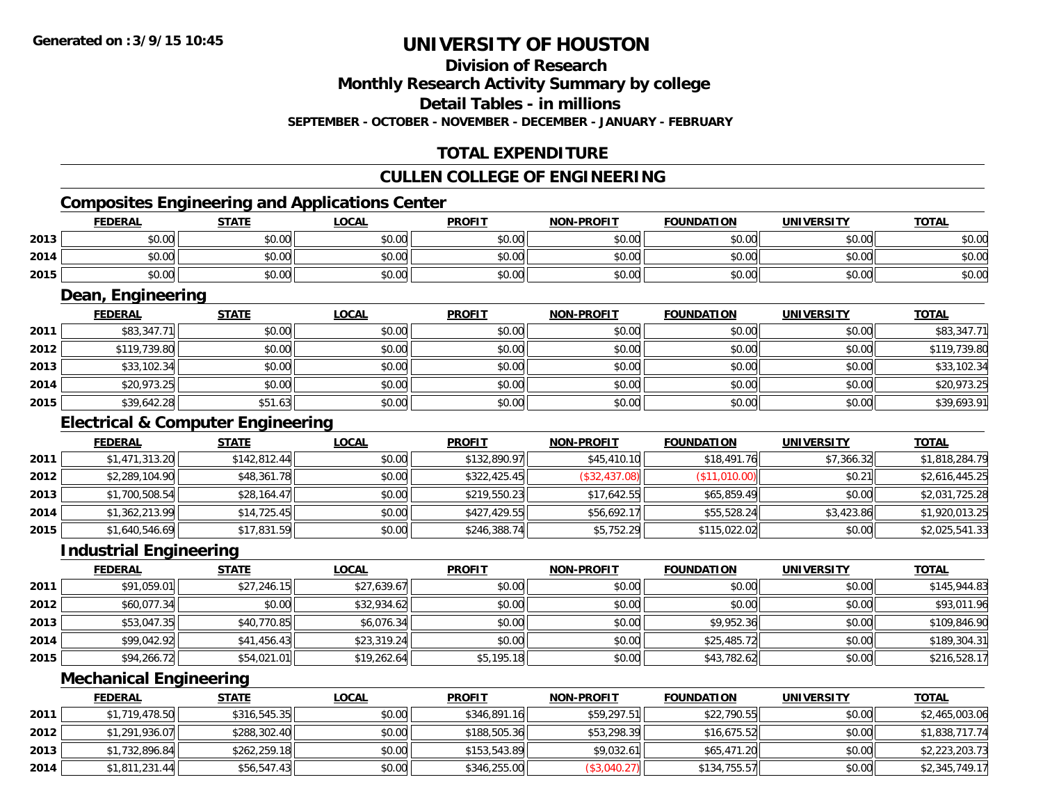**Generated on :3/9/15 10:45**

# UNIVERSITY OF HOUSTON

## Division of Research

## Monthly Research Activity Summary by college

## Detail Tables - in millions

**SEPTEMBER - OCTOBER - NOVEMBER - DECEMBER - JANUARY - FEBRUARY**

## TOTAL EXPENDITURE

## CULLEN COLLEGE OF ENGINEERING

### Composites Engineering and Applications Center

| | FEDERAL | STATE | LOCAL | PROFIT | NON-PROFIT | FOUNDATION | UNIVERSITY | TOTAL |
|---|---|---|---|---|---|---|---|---|
| 2013 | $0.00 | $0.00 | $0.00 | $0.00 | $0.00 | $0.00 | $0.00 | $0.00 |
| 2014 | $0.00 | $0.00 | $0.00 | $0.00 | $0.00 | $0.00 | $0.00 | $0.00 |
| 2015 | $0.00 | $0.00 | $0.00 | $0.00 | $0.00 | $0.00 | $0.00 | $0.00 |

### Dean, Engineering

| | FEDERAL | STATE | LOCAL | PROFIT | NON-PROFIT | FOUNDATION | UNIVERSITY | TOTAL |
|---|---|---|---|---|---|---|---|---|
| 2011 | $83,347.71 | $0.00 | $0.00 | $0.00 | $0.00 | $0.00 | $0.00 | $83,347.71 |
| 2012 | $119,739.80 | $0.00 | $0.00 | $0.00 | $0.00 | $0.00 | $0.00 | $119,739.80 |
| 2013 | $33,102.34 | $0.00 | $0.00 | $0.00 | $0.00 | $0.00 | $0.00 | $33,102.34 |
| 2014 | $20,973.25 | $0.00 | $0.00 | $0.00 | $0.00 | $0.00 | $0.00 | $20,973.25 |
| 2015 | $39,642.28 | $51.63 | $0.00 | $0.00 | $0.00 | $0.00 | $0.00 | $39,693.91 |

### Electrical & Computer Engineering

| | FEDERAL | STATE | LOCAL | PROFIT | NON-PROFIT | FOUNDATION | UNIVERSITY | TOTAL |
|---|---|---|---|---|---|---|---|---|
| 2011 | $1,471,313.20 | $142,812.44 | $0.00 | $132,890.97 | $45,410.10 | $18,491.76 | $7,366.32 | $1,818,284.79 |
| 2012 | $2,289,104.90 | $48,361.78 | $0.00 | $322,425.45 | ($32,437.08) | ($11,010.00) | $0.21 | $2,616,445.25 |
| 2013 | $1,700,508.54 | $28,164.47 | $0.00 | $219,550.23 | $17,642.55 | $65,859.49 | $0.00 | $2,031,725.28 |
| 2014 | $1,362,213.99 | $14,725.45 | $0.00 | $427,429.55 | $56,692.17 | $55,528.24 | $3,423.86 | $1,920,013.25 |
| 2015 | $1,640,546.69 | $17,831.59 | $0.00 | $246,388.74 | $5,752.29 | $115,022.02 | $0.00 | $2,025,541.33 |

### Industrial Engineering

| | FEDERAL | STATE | LOCAL | PROFIT | NON-PROFIT | FOUNDATION | UNIVERSITY | TOTAL |
|---|---|---|---|---|---|---|---|---|
| 2011 | $91,059.01 | $27,246.15 | $27,639.67 | $0.00 | $0.00 | $0.00 | $0.00 | $145,944.83 |
| 2012 | $60,077.34 | $0.00 | $32,934.62 | $0.00 | $0.00 | $0.00 | $0.00 | $93,011.96 |
| 2013 | $53,047.35 | $40,770.85 | $6,076.34 | $0.00 | $0.00 | $9,952.36 | $0.00 | $109,846.90 |
| 2014 | $99,042.92 | $41,456.43 | $23,319.24 | $0.00 | $0.00 | $25,485.72 | $0.00 | $189,304.31 |
| 2015 | $94,266.72 | $54,021.01 | $19,262.64 | $5,195.18 | $0.00 | $43,782.62 | $0.00 | $216,528.17 |

### Mechanical Engineering

| | FEDERAL | STATE | LOCAL | PROFIT | NON-PROFIT | FOUNDATION | UNIVERSITY | TOTAL |
|---|---|---|---|---|---|---|---|---|
| 2011 | $1,719,478.50 | $316,545.35 | $0.00 | $346,891.16 | $59,297.51 | $22,790.55 | $0.00 | $2,465,003.06 |
| 2012 | $1,291,936.07 | $288,302.40 | $0.00 | $188,505.36 | $53,298.39 | $16,675.52 | $0.00 | $1,838,717.74 |
| 2013 | $1,732,896.84 | $262,259.18 | $0.00 | $153,543.89 | $9,032.61 | $65,471.20 | $0.00 | $2,223,203.73 |
| 2014 | $1,811,231.44 | $56,547.43 | $0.00 | $346,255.00 | ($3,040.27) | $134,755.57 | $0.00 | $2,345,749.17 |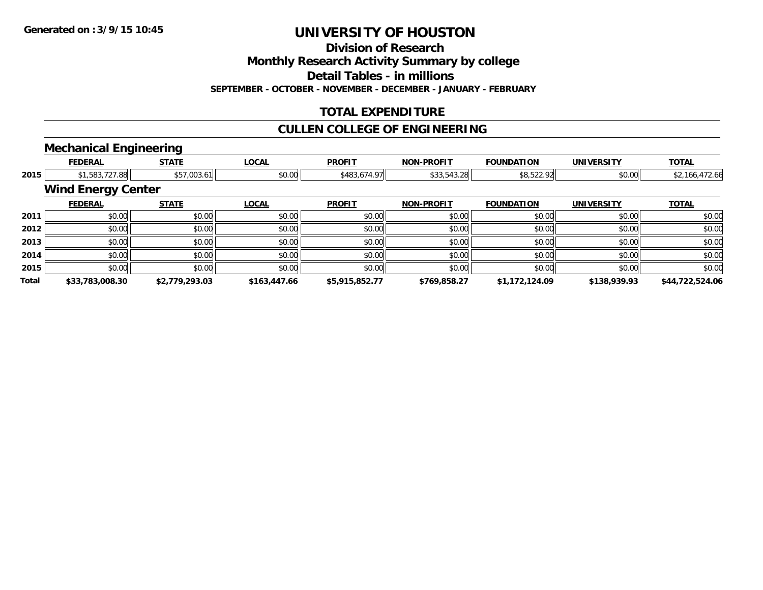# UNIVERSITY OF HOUSTON

## Division of Research
## Monthly Research Activity Summary by college
## Detail Tables - in millions
**SEPTEMBER - OCTOBER - NOVEMBER - DECEMBER - JANUARY - FEBRUARY**

## TOTAL EXPENDITURE

## CULLEN COLLEGE OF ENGINEERING

### Mechanical Engineering

| | FEDERAL | STATE | LOCAL | PROFIT | NON-PROFIT | FOUNDATION | UNIVERSITY | TOTAL |
|---|---|---|---|---|---|---|---|---|
| 2015 | $1,583,727.88 | $57,003.61 | $0.00 | $483,674.97 | $33,543.28 | $8,522.92 | $0.00 | $2,166,472.66 |

### Wind Energy Center

| | FEDERAL | STATE | LOCAL | PROFIT | NON-PROFIT | FOUNDATION | UNIVERSITY | TOTAL |
|---|---|---|---|---|---|---|---|---|
| 2011 | $0.00 | $0.00 | $0.00 | $0.00 | $0.00 | $0.00 | $0.00 | $0.00 |
| 2012 | $0.00 | $0.00 | $0.00 | $0.00 | $0.00 | $0.00 | $0.00 | $0.00 |
| 2013 | $0.00 | $0.00 | $0.00 | $0.00 | $0.00 | $0.00 | $0.00 | $0.00 |
| 2014 | $0.00 | $0.00 | $0.00 | $0.00 | $0.00 | $0.00 | $0.00 | $0.00 |
| 2015 | $0.00 | $0.00 | $0.00 | $0.00 | $0.00 | $0.00 | $0.00 | $0.00 |
| **Total** | **$33,783,008.30** | **$2,779,293.03** | **$163,447.66** | **$5,915,852.77** | **$769,858.27** | **$1,172,124.09** | **$138,939.93** | **$44,722,524.06** |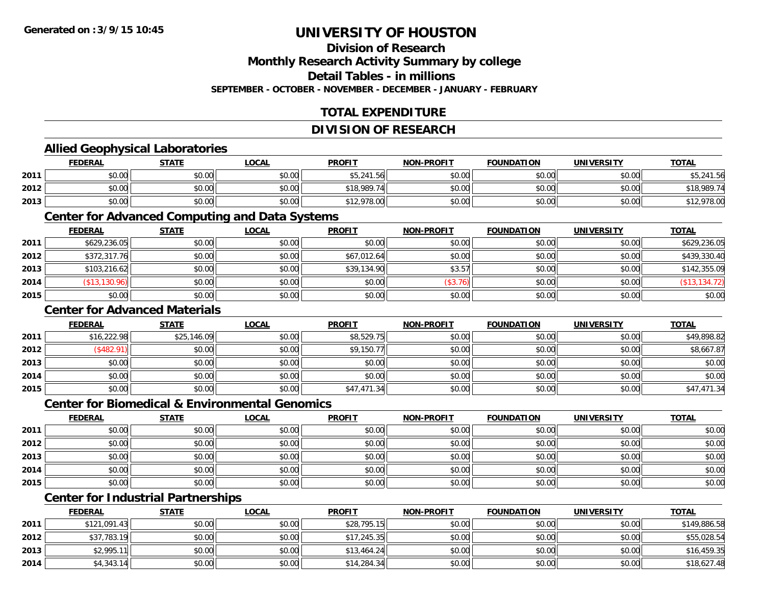# UNIVERSITY OF HOUSTON

## Division of Research

## Monthly Research Activity Summary by college

## Detail Tables - in millions

**SEPTEMBER - OCTOBER - NOVEMBER - DECEMBER - JANUARY - FEBRUARY**

## TOTAL EXPENDITURE

## DIVISION OF RESEARCH

### Allied Geophysical Laboratories

| | FEDERAL | STATE | LOCAL | PROFIT | NON-PROFIT | FOUNDATION | UNIVERSITY | TOTAL |
|---|---|---|---|---|---|---|---|---|
| 2011 | $0.00 | $0.00 | $0.00 | $5,241.56 | $0.00 | $0.00 | $0.00 | $5,241.56 |
| 2012 | $0.00 | $0.00 | $0.00 | $18,989.74 | $0.00 | $0.00 | $0.00 | $18,989.74 |
| 2013 | $0.00 | $0.00 | $0.00 | $12,978.00 | $0.00 | $0.00 | $0.00 | $12,978.00 |

### Center for Advanced Computing and Data Systems

| | FEDERAL | STATE | LOCAL | PROFIT | NON-PROFIT | FOUNDATION | UNIVERSITY | TOTAL |
|---|---|---|---|---|---|---|---|---|
| 2011 | $629,236.05 | $0.00 | $0.00 | $0.00 | $0.00 | $0.00 | $0.00 | $629,236.05 |
| 2012 | $372,317.76 | $0.00 | $0.00 | $67,012.64 | $0.00 | $0.00 | $0.00 | $439,330.40 |
| 2013 | $103,216.62 | $0.00 | $0.00 | $39,134.90 | $3.57 | $0.00 | $0.00 | $142,355.09 |
| 2014 | ($13,130.96) | $0.00 | $0.00 | $0.00 | ($3.76) | $0.00 | $0.00 | ($13,134.72) |
| 2015 | $0.00 | $0.00 | $0.00 | $0.00 | $0.00 | $0.00 | $0.00 | $0.00 |

### Center for Advanced Materials

| | FEDERAL | STATE | LOCAL | PROFIT | NON-PROFIT | FOUNDATION | UNIVERSITY | TOTAL |
|---|---|---|---|---|---|---|---|---|
| 2011 | $16,222.98 | $25,146.09 | $0.00 | $8,529.75 | $0.00 | $0.00 | $0.00 | $49,898.82 |
| 2012 | ($482.91) | $0.00 | $0.00 | $9,150.77 | $0.00 | $0.00 | $0.00 | $8,667.87 |
| 2013 | $0.00 | $0.00 | $0.00 | $0.00 | $0.00 | $0.00 | $0.00 | $0.00 |
| 2014 | $0.00 | $0.00 | $0.00 | $0.00 | $0.00 | $0.00 | $0.00 | $0.00 |
| 2015 | $0.00 | $0.00 | $0.00 | $47,471.34 | $0.00 | $0.00 | $0.00 | $47,471.34 |

### Center for Biomedical & Environmental Genomics

| | FEDERAL | STATE | LOCAL | PROFIT | NON-PROFIT | FOUNDATION | UNIVERSITY | TOTAL |
|---|---|---|---|---|---|---|---|---|
| 2011 | $0.00 | $0.00 | $0.00 | $0.00 | $0.00 | $0.00 | $0.00 | $0.00 |
| 2012 | $0.00 | $0.00 | $0.00 | $0.00 | $0.00 | $0.00 | $0.00 | $0.00 |
| 2013 | $0.00 | $0.00 | $0.00 | $0.00 | $0.00 | $0.00 | $0.00 | $0.00 |
| 2014 | $0.00 | $0.00 | $0.00 | $0.00 | $0.00 | $0.00 | $0.00 | $0.00 |
| 2015 | $0.00 | $0.00 | $0.00 | $0.00 | $0.00 | $0.00 | $0.00 | $0.00 |

### Center for Industrial Partnerships

| | FEDERAL | STATE | LOCAL | PROFIT | NON-PROFIT | FOUNDATION | UNIVERSITY | TOTAL |
|---|---|---|---|---|---|---|---|---|
| 2011 | $121,091.43 | $0.00 | $0.00 | $28,795.15 | $0.00 | $0.00 | $0.00 | $149,886.58 |
| 2012 | $37,783.19 | $0.00 | $0.00 | $17,245.35 | $0.00 | $0.00 | $0.00 | $55,028.54 |
| 2013 | $2,995.11 | $0.00 | $0.00 | $13,464.24 | $0.00 | $0.00 | $0.00 | $16,459.35 |
| 2014 | $4,343.14 | $0.00 | $0.00 | $14,284.34 | $0.00 | $0.00 | $0.00 | $18,627.48 |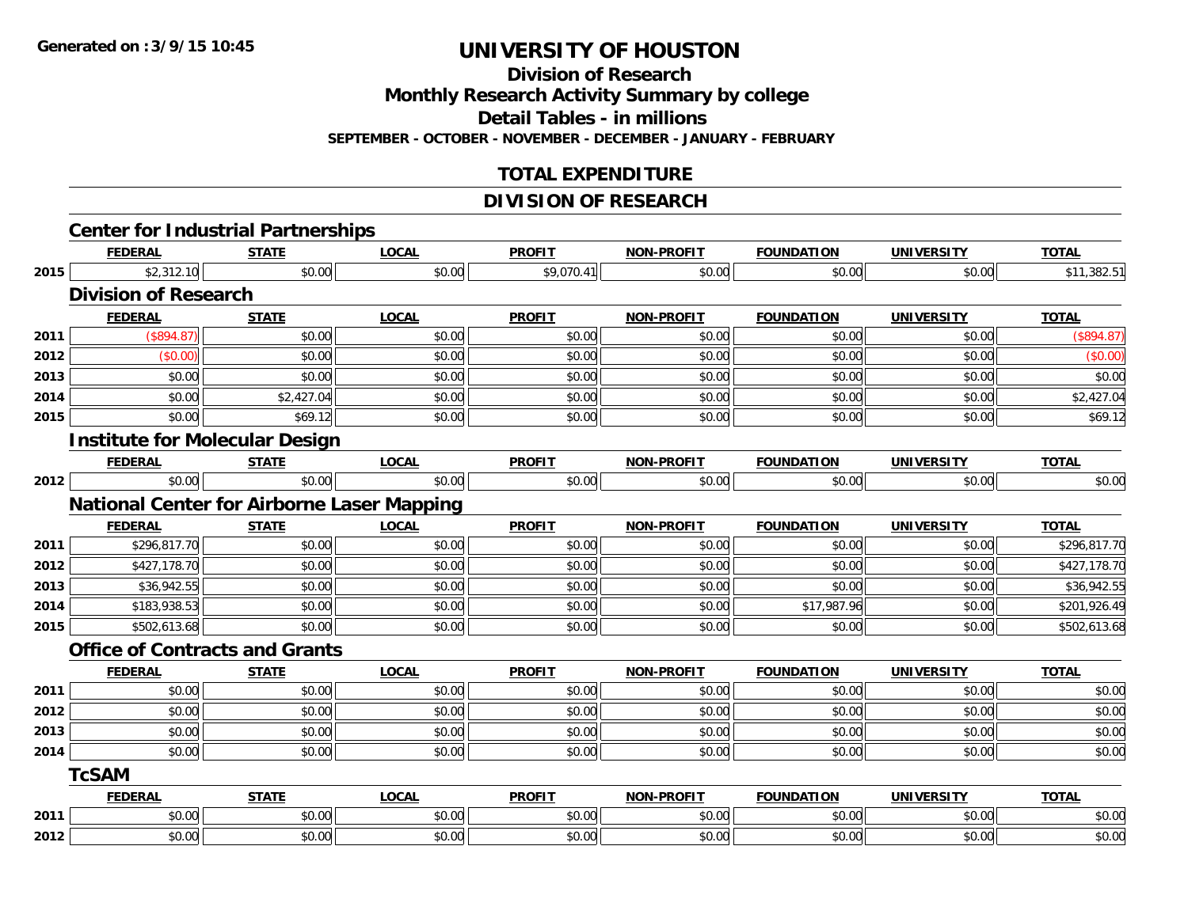Generated on :3/9/15 10:45

# UNIVERSITY OF HOUSTON

## Division of Research

## Monthly Research Activity Summary by college

## Detail Tables - in millions

**SEPTEMBER - OCTOBER - NOVEMBER - DECEMBER - JANUARY - FEBRUARY**

## TOTAL EXPENDITURE

## DIVISION OF RESEARCH

### Center for Industrial Partnerships

| | FEDERAL | STATE | LOCAL | PROFIT | NON-PROFIT | FOUNDATION | UNIVERSITY | TOTAL |
|---|---|---|---|---|---|---|---|---|
| 2015 | $2,312.10 | $0.00 | $0.00 | $9,070.41 | $0.00 | $0.00 | $0.00 | $11,382.51 |

### Division of Research

| | FEDERAL | STATE | LOCAL | PROFIT | NON-PROFIT | FOUNDATION | UNIVERSITY | TOTAL |
|---|---|---|---|---|---|---|---|---|
| 2011 | ($894.87) | $0.00 | $0.00 | $0.00 | $0.00 | $0.00 | $0.00 | ($894.87) |
| 2012 | ($0.00) | $0.00 | $0.00 | $0.00 | $0.00 | $0.00 | $0.00 | ($0.00) |
| 2013 | $0.00 | $0.00 | $0.00 | $0.00 | $0.00 | $0.00 | $0.00 | $0.00 |
| 2014 | $0.00 | $2,427.04 | $0.00 | $0.00 | $0.00 | $0.00 | $0.00 | $2,427.04 |
| 2015 | $0.00 | $69.12 | $0.00 | $0.00 | $0.00 | $0.00 | $0.00 | $69.12 |

### Institute for Molecular Design

| | FEDERAL | STATE | LOCAL | PROFIT | NON-PROFIT | FOUNDATION | UNIVERSITY | TOTAL |
|---|---|---|---|---|---|---|---|---|
| 2012 | $0.00 | $0.00 | $0.00 | $0.00 | $0.00 | $0.00 | $0.00 | $0.00 |

### National Center for Airborne Laser Mapping

| | FEDERAL | STATE | LOCAL | PROFIT | NON-PROFIT | FOUNDATION | UNIVERSITY | TOTAL |
|---|---|---|---|---|---|---|---|---|
| 2011 | $296,817.70 | $0.00 | $0.00 | $0.00 | $0.00 | $0.00 | $0.00 | $296,817.70 |
| 2012 | $427,178.70 | $0.00 | $0.00 | $0.00 | $0.00 | $0.00 | $0.00 | $427,178.70 |
| 2013 | $36,942.55 | $0.00 | $0.00 | $0.00 | $0.00 | $0.00 | $0.00 | $36,942.55 |
| 2014 | $183,938.53 | $0.00 | $0.00 | $0.00 | $0.00 | $17,987.96 | $0.00 | $201,926.49 |
| 2015 | $502,613.68 | $0.00 | $0.00 | $0.00 | $0.00 | $0.00 | $0.00 | $502,613.68 |

### Office of Contracts and Grants

| | FEDERAL | STATE | LOCAL | PROFIT | NON-PROFIT | FOUNDATION | UNIVERSITY | TOTAL |
|---|---|---|---|---|---|---|---|---|
| 2011 | $0.00 | $0.00 | $0.00 | $0.00 | $0.00 | $0.00 | $0.00 | $0.00 |
| 2012 | $0.00 | $0.00 | $0.00 | $0.00 | $0.00 | $0.00 | $0.00 | $0.00 |
| 2013 | $0.00 | $0.00 | $0.00 | $0.00 | $0.00 | $0.00 | $0.00 | $0.00 |
| 2014 | $0.00 | $0.00 | $0.00 | $0.00 | $0.00 | $0.00 | $0.00 | $0.00 |

### TcSAM

| | FEDERAL | STATE | LOCAL | PROFIT | NON-PROFIT | FOUNDATION | UNIVERSITY | TOTAL |
|---|---|---|---|---|---|---|---|---|
| 2011 | $0.00 | $0.00 | $0.00 | $0.00 | $0.00 | $0.00 | $0.00 | $0.00 |
| 2012 | $0.00 | $0.00 | $0.00 | $0.00 | $0.00 | $0.00 | $0.00 | $0.00 |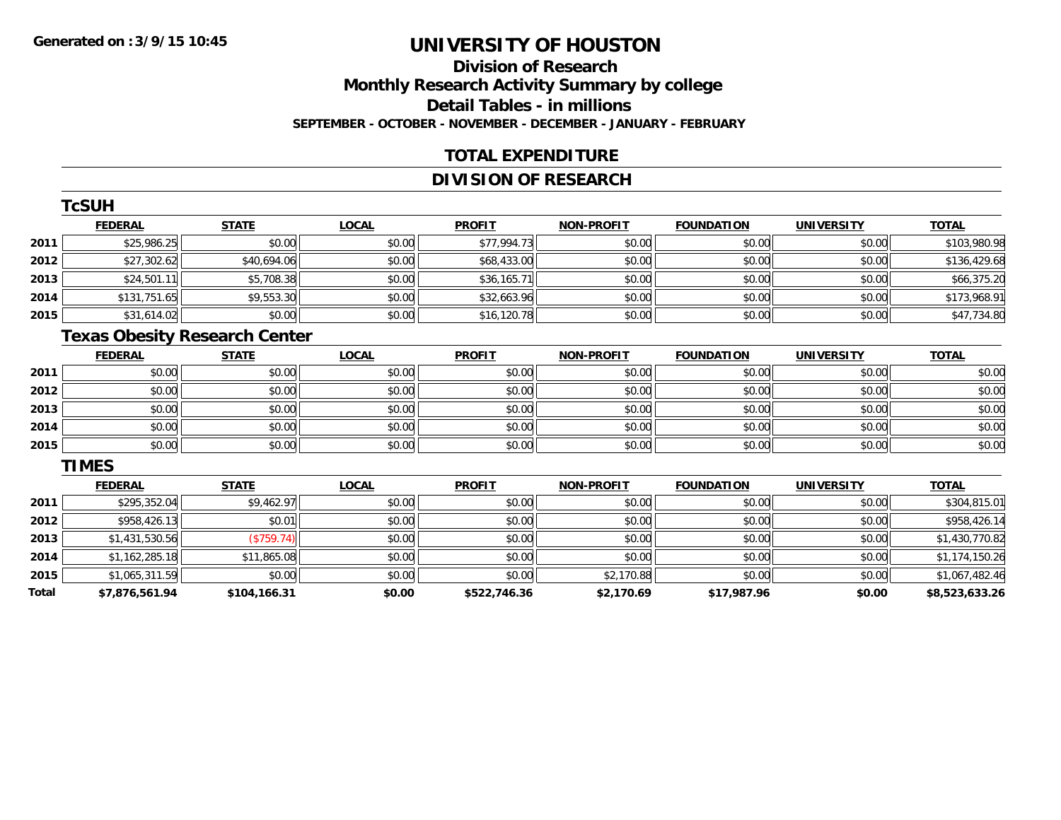**Generated on :3/9/15 10:45**

# UNIVERSITY OF HOUSTON

## Division of Research

## Monthly Research Activity Summary by college

## Detail Tables - in millions

**SEPTEMBER - OCTOBER - NOVEMBER - DECEMBER - JANUARY - FEBRUARY**

## TOTAL EXPENDITURE

## DIVISION OF RESEARCH

### TcSUH

| | FEDERAL | STATE | LOCAL | PROFIT | NON-PROFIT | FOUNDATION | UNIVERSITY | TOTAL |
|---|---|---|---|---|---|---|---|---|
| 2011 | $25,986.25 | $0.00 | $0.00 | $77,994.73 | $0.00 | $0.00 | $0.00 | $103,980.98 |
| 2012 | $27,302.62 | $40,694.06 | $0.00 | $68,433.00 | $0.00 | $0.00 | $0.00 | $136,429.68 |
| 2013 | $24,501.11 | $5,708.38 | $0.00 | $36,165.71 | $0.00 | $0.00 | $0.00 | $66,375.20 |
| 2014 | $131,751.65 | $9,553.30 | $0.00 | $32,663.96 | $0.00 | $0.00 | $0.00 | $173,968.91 |
| 2015 | $31,614.02 | $0.00 | $0.00 | $16,120.78 | $0.00 | $0.00 | $0.00 | $47,734.80 |

### Texas Obesity Research Center

| | FEDERAL | STATE | LOCAL | PROFIT | NON-PROFIT | FOUNDATION | UNIVERSITY | TOTAL |
|---|---|---|---|---|---|---|---|---|
| 2011 | $0.00 | $0.00 | $0.00 | $0.00 | $0.00 | $0.00 | $0.00 | $0.00 |
| 2012 | $0.00 | $0.00 | $0.00 | $0.00 | $0.00 | $0.00 | $0.00 | $0.00 |
| 2013 | $0.00 | $0.00 | $0.00 | $0.00 | $0.00 | $0.00 | $0.00 | $0.00 |
| 2014 | $0.00 | $0.00 | $0.00 | $0.00 | $0.00 | $0.00 | $0.00 | $0.00 |
| 2015 | $0.00 | $0.00 | $0.00 | $0.00 | $0.00 | $0.00 | $0.00 | $0.00 |

### TIMES

| | FEDERAL | STATE | LOCAL | PROFIT | NON-PROFIT | FOUNDATION | UNIVERSITY | TOTAL |
|---|---|---|---|---|---|---|---|---|
| 2011 | $295,352.04 | $9,462.97 | $0.00 | $0.00 | $0.00 | $0.00 | $0.00 | $304,815.01 |
| 2012 | $958,426.13 | $0.01 | $0.00 | $0.00 | $0.00 | $0.00 | $0.00 | $958,426.14 |
| 2013 | $1,431,530.56 | ($759.74) | $0.00 | $0.00 | $0.00 | $0.00 | $0.00 | $1,430,770.82 |
| 2014 | $1,162,285.18 | $11,865.08 | $0.00 | $0.00 | $0.00 | $0.00 | $0.00 | $1,174,150.26 |
| 2015 | $1,065,311.59 | $0.00 | $0.00 | $0.00 | $2,170.88 | $0.00 | $0.00 | $1,067,482.46 |
| **Total** | **$7,876,561.94** | **$104,166.31** | **$0.00** | **$522,746.36** | **$2,170.69** | **$17,987.96** | **$0.00** | **$8,523,633.26** |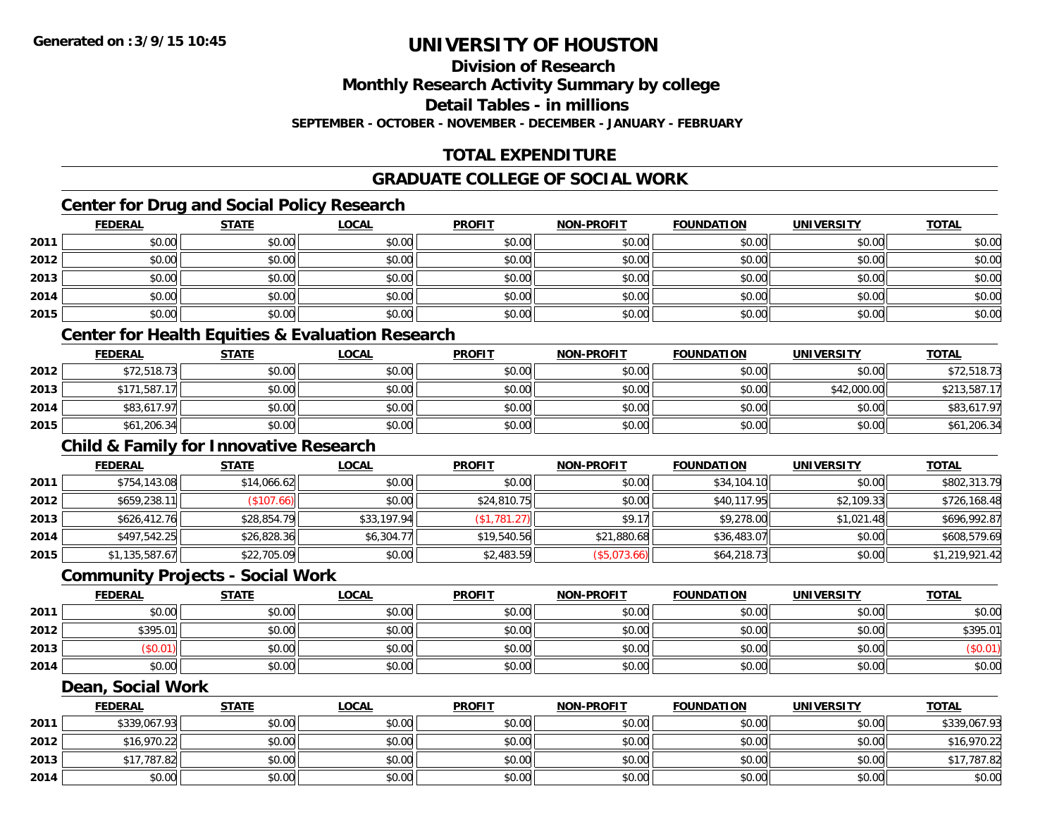# UNIVERSITY OF HOUSTON

## Division of Research
## Monthly Research Activity Summary by college
## Detail Tables - in millions
### SEPTEMBER - OCTOBER - NOVEMBER - DECEMBER - JANUARY - FEBRUARY

## TOTAL EXPENDITURE

## GRADUATE COLLEGE OF SOCIAL WORK

### Center for Drug and Social Policy Research

| | FEDERAL | STATE | LOCAL | PROFIT | NON-PROFIT | FOUNDATION | UNIVERSITY | TOTAL |
|---|---|---|---|---|---|---|---|---|
| 2011 | $0.00 | $0.00 | $0.00 | $0.00 | $0.00 | $0.00 | $0.00 | $0.00 |
| 2012 | $0.00 | $0.00 | $0.00 | $0.00 | $0.00 | $0.00 | $0.00 | $0.00 |
| 2013 | $0.00 | $0.00 | $0.00 | $0.00 | $0.00 | $0.00 | $0.00 | $0.00 |
| 2014 | $0.00 | $0.00 | $0.00 | $0.00 | $0.00 | $0.00 | $0.00 | $0.00 |
| 2015 | $0.00 | $0.00 | $0.00 | $0.00 | $0.00 | $0.00 | $0.00 | $0.00 |

### Center for Health Equities & Evaluation Research

| | FEDERAL | STATE | LOCAL | PROFIT | NON-PROFIT | FOUNDATION | UNIVERSITY | TOTAL |
|---|---|---|---|---|---|---|---|---|
| 2012 | $72,518.73 | $0.00 | $0.00 | $0.00 | $0.00 | $0.00 | $0.00 | $72,518.73 |
| 2013 | $171,587.17 | $0.00 | $0.00 | $0.00 | $0.00 | $0.00 | $42,000.00 | $213,587.17 |
| 2014 | $83,617.97 | $0.00 | $0.00 | $0.00 | $0.00 | $0.00 | $0.00 | $83,617.97 |
| 2015 | $61,206.34 | $0.00 | $0.00 | $0.00 | $0.00 | $0.00 | $0.00 | $61,206.34 |

### Child & Family for Innovative Research

| | FEDERAL | STATE | LOCAL | PROFIT | NON-PROFIT | FOUNDATION | UNIVERSITY | TOTAL |
|---|---|---|---|---|---|---|---|---|
| 2011 | $754,143.08 | $14,066.62 | $0.00 | $0.00 | $0.00 | $34,104.10 | $0.00 | $802,313.79 |
| 2012 | $659,238.11 | ($107.66) | $0.00 | $24,810.75 | $0.00 | $40,117.95 | $2,109.33 | $726,168.48 |
| 2013 | $626,412.76 | $28,854.79 | $33,197.94 | ($1,781.27) | $9.17 | $9,278.00 | $1,021.48 | $696,992.87 |
| 2014 | $497,542.25 | $26,828.36 | $6,304.77 | $19,540.56 | $21,880.68 | $36,483.07 | $0.00 | $608,579.69 |
| 2015 | $1,135,587.67 | $22,705.09 | $0.00 | $2,483.59 | ($5,073.66) | $64,218.73 | $0.00 | $1,219,921.42 |

### Community Projects - Social Work

| | FEDERAL | STATE | LOCAL | PROFIT | NON-PROFIT | FOUNDATION | UNIVERSITY | TOTAL |
|---|---|---|---|---|---|---|---|---|
| 2011 | $0.00 | $0.00 | $0.00 | $0.00 | $0.00 | $0.00 | $0.00 | $0.00 |
| 2012 | $395.01 | $0.00 | $0.00 | $0.00 | $0.00 | $0.00 | $0.00 | $395.01 |
| 2013 | ($0.01) | $0.00 | $0.00 | $0.00 | $0.00 | $0.00 | $0.00 | ($0.01) |
| 2014 | $0.00 | $0.00 | $0.00 | $0.00 | $0.00 | $0.00 | $0.00 | $0.00 |

### Dean, Social Work

| | FEDERAL | STATE | LOCAL | PROFIT | NON-PROFIT | FOUNDATION | UNIVERSITY | TOTAL |
|---|---|---|---|---|---|---|---|---|
| 2011 | $339,067.93 | $0.00 | $0.00 | $0.00 | $0.00 | $0.00 | $0.00 | $339,067.93 |
| 2012 | $16,970.22 | $0.00 | $0.00 | $0.00 | $0.00 | $0.00 | $0.00 | $16,970.22 |
| 2013 | $17,787.82 | $0.00 | $0.00 | $0.00 | $0.00 | $0.00 | $0.00 | $17,787.82 |
| 2014 | $0.00 | $0.00 | $0.00 | $0.00 | $0.00 | $0.00 | $0.00 | $0.00 |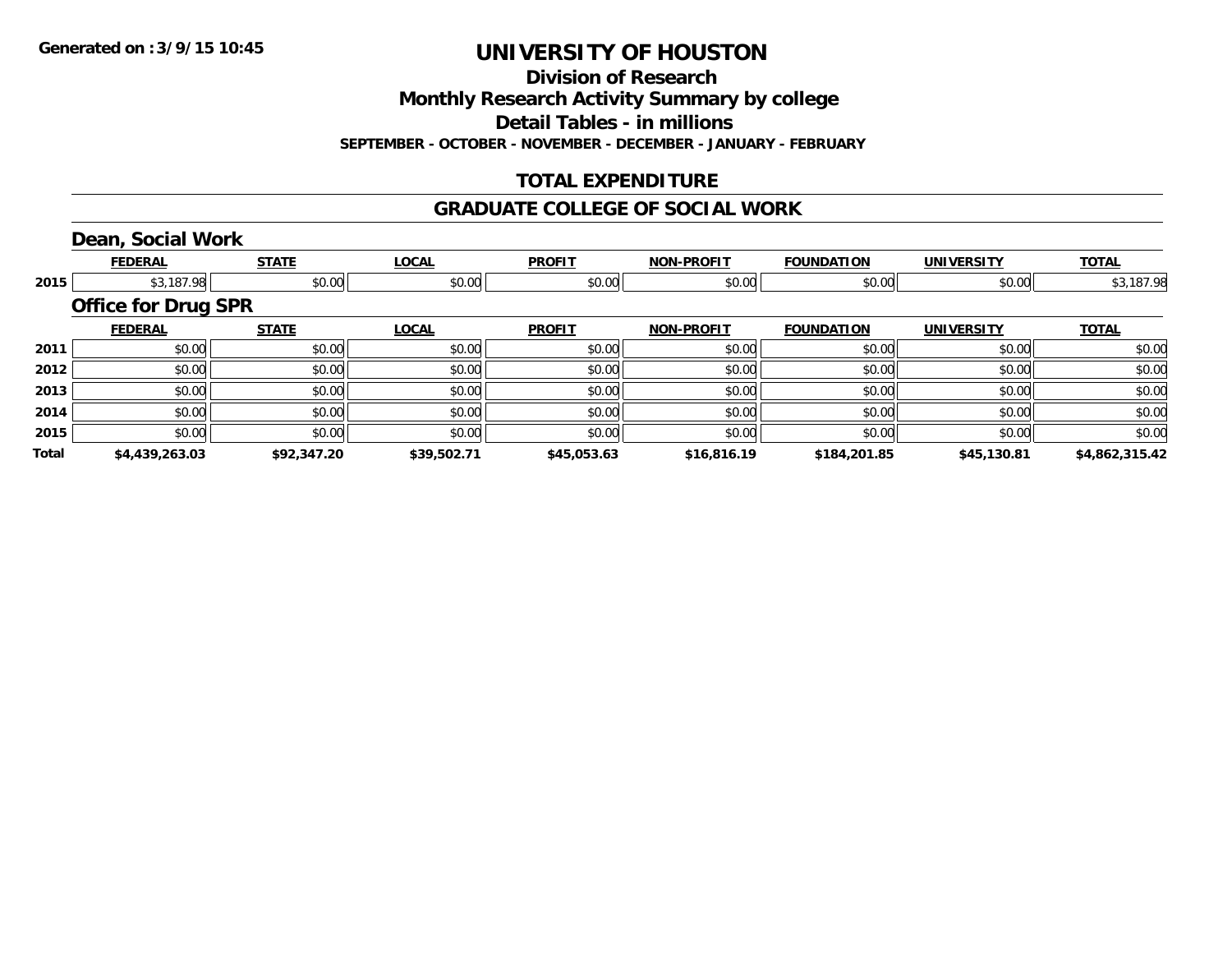Generated on :3/9/15 10:45

# UNIVERSITY OF HOUSTON

## Division of Research

## Monthly Research Activity Summary by college

## Detail Tables - in millions

**SEPTEMBER - OCTOBER - NOVEMBER - DECEMBER - JANUARY - FEBRUARY**

## TOTAL EXPENDITURE

## GRADUATE COLLEGE OF SOCIAL WORK

### Dean, Social Work

| | FEDERAL | STATE | LOCAL | PROFIT | NON-PROFIT | FOUNDATION | UNIVERSITY | TOTAL |
|---|---|---|---|---|---|---|---|---|
| 2015 | $3,187.98 | $0.00 | $0.00 | $0.00 | $0.00 | $0.00 | $0.00 | $3,187.98 |

### Office for Drug SPR

| | FEDERAL | STATE | LOCAL | PROFIT | NON-PROFIT | FOUNDATION | UNIVERSITY | TOTAL |
|---|---|---|---|---|---|---|---|---|
| 2011 | $0.00 | $0.00 | $0.00 | $0.00 | $0.00 | $0.00 | $0.00 | $0.00 |
| 2012 | $0.00 | $0.00 | $0.00 | $0.00 | $0.00 | $0.00 | $0.00 | $0.00 |
| 2013 | $0.00 | $0.00 | $0.00 | $0.00 | $0.00 | $0.00 | $0.00 | $0.00 |
| 2014 | $0.00 | $0.00 | $0.00 | $0.00 | $0.00 | $0.00 | $0.00 | $0.00 |
| 2015 | $0.00 | $0.00 | $0.00 | $0.00 | $0.00 | $0.00 | $0.00 | $0.00 |
| **Total** | **$4,439,263.03** | **$92,347.20** | **$39,502.71** | **$45,053.63** | **$16,816.19** | **$184,201.85** | **$45,130.81** | **$4,862,315.42** |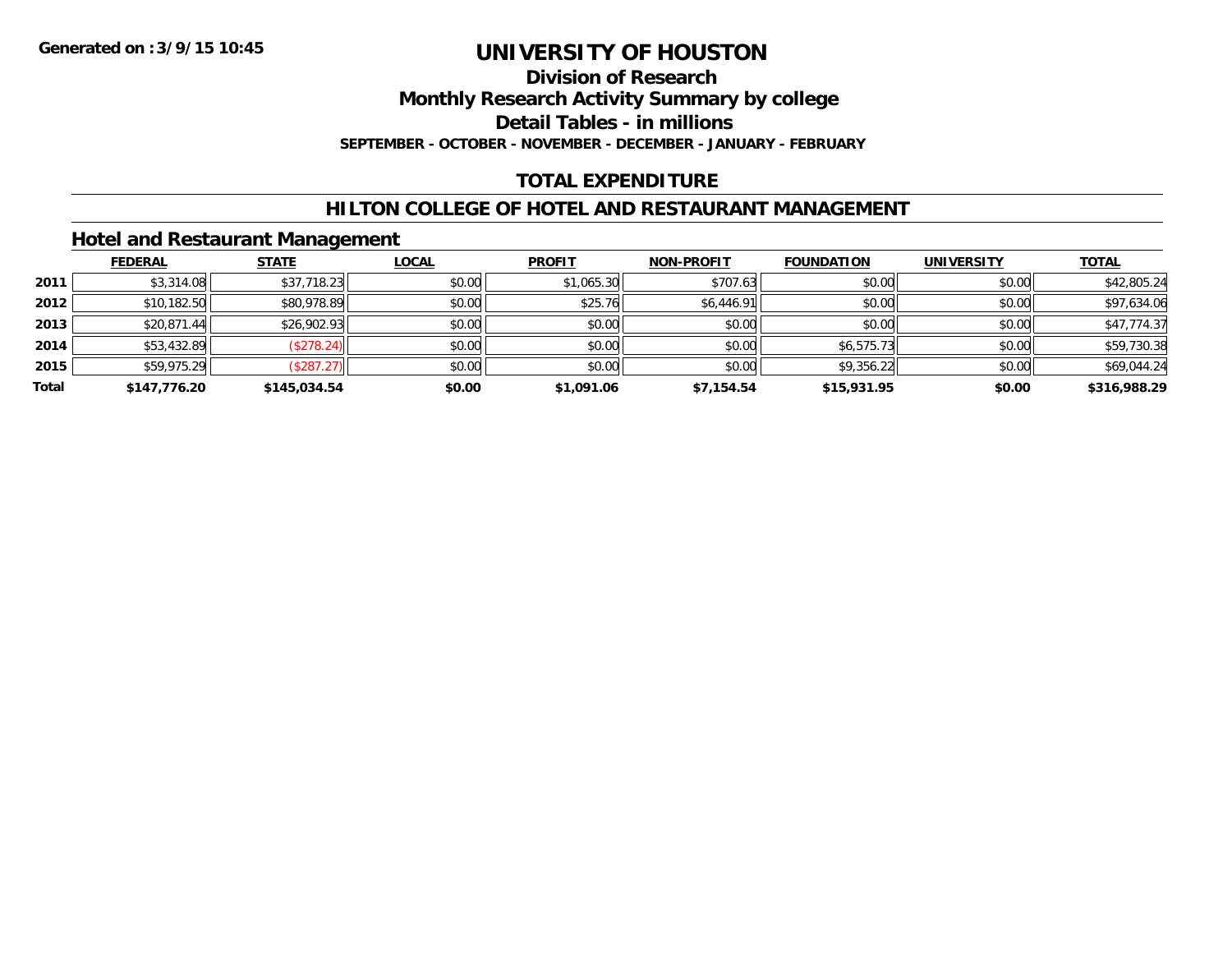Generated on :3/9/15 10:45

# UNIVERSITY OF HOUSTON

## Division of Research

## Monthly Research Activity Summary by college

## Detail Tables - in millions

**SEPTEMBER - OCTOBER - NOVEMBER - DECEMBER - JANUARY - FEBRUARY**

## TOTAL EXPENDITURE

## HILTON COLLEGE OF HOTEL AND RESTAURANT MANAGEMENT

### Hotel and Restaurant Management

| | FEDERAL | STATE | LOCAL | PROFIT | NON-PROFIT | FOUNDATION | UNIVERSITY | TOTAL |
|---|---|---|---|---|---|---|---|---|
| 2011 | $3,314.08 | $37,718.23 | $0.00 | $1,065.30 | $707.63 | $0.00 | $0.00 | $42,805.24 |
| 2012 | $10,182.50 | $80,978.89 | $0.00 | $25.76 | $6,446.91 | $0.00 | $0.00 | $97,634.06 |
| 2013 | $20,871.44 | $26,902.93 | $0.00 | $0.00 | $0.00 | $0.00 | $0.00 | $47,774.37 |
| 2014 | $53,432.89 | ($278.24) | $0.00 | $0.00 | $0.00 | $6,575.73 | $0.00 | $59,730.38 |
| 2015 | $59,975.29 | ($287.27) | $0.00 | $0.00 | $0.00 | $9,356.22 | $0.00 | $69,044.24 |
| **Total** | **$147,776.20** | **$145,034.54** | **$0.00** | **$1,091.06** | **$7,154.54** | **$15,931.95** | **$0.00** | **$316,988.29** |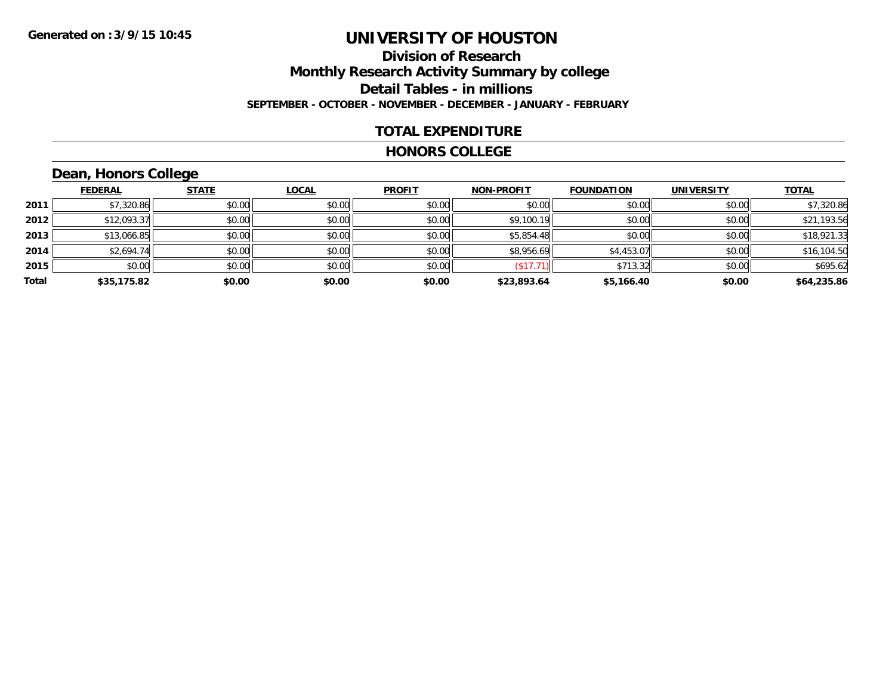**Generated on :3/9/15 10:45**

# UNIVERSITY OF HOUSTON

## Division of Research
## Monthly Research Activity Summary by college
## Detail Tables - in millions

**SEPTEMBER - OCTOBER - NOVEMBER - DECEMBER - JANUARY - FEBRUARY**

### TOTAL EXPENDITURE

### HONORS COLLEGE

### Dean, Honors College

| | FEDERAL | STATE | LOCAL | PROFIT | NON-PROFIT | FOUNDATION | UNIVERSITY | TOTAL |
|---|---|---|---|---|---|---|---|---|
| 2011 | $7,320.86 | $0.00 | $0.00 | $0.00 | $0.00 | $0.00 | $0.00 | $7,320.86 |
| 2012 | $12,093.37 | $0.00 | $0.00 | $0.00 | $9,100.19 | $0.00 | $0.00 | $21,193.56 |
| 2013 | $13,066.85 | $0.00 | $0.00 | $0.00 | $5,854.48 | $0.00 | $0.00 | $18,921.33 |
| 2014 | $2,694.74 | $0.00 | $0.00 | $0.00 | $8,956.69 | $4,453.07 | $0.00 | $16,104.50 |
| 2015 | $0.00 | $0.00 | $0.00 | $0.00 | ($17.71) | $713.32 | $0.00 | $695.62 |
| **Total** | **$35,175.82** | **$0.00** | **$0.00** | **$0.00** | **$23,893.64** | **$5,166.40** | **$0.00** | **$64,235.86** |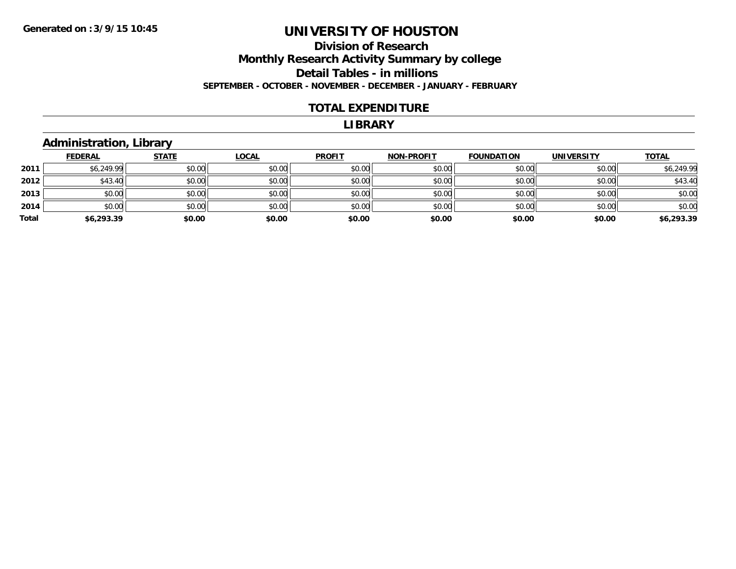# UNIVERSITY OF HOUSTON

## Division of Research

## Monthly Research Activity Summary by college

## Detail Tables - in millions

**SEPTEMBER - OCTOBER - NOVEMBER - DECEMBER - JANUARY - FEBRUARY**

**Generated on : 3/9/15 10:45**

## TOTAL EXPENDITURE

## LIBRARY

### Administration, Library

| | FEDERAL | STATE | LOCAL | PROFIT | NON-PROFIT | FOUNDATION | UNIVERSITY | TOTAL |
|---|---|---|---|---|---|---|---|---|
| **2011** | $6,249.99 | $0.00 | $0.00 | $0.00 | $0.00 | $0.00 | $0.00 | $6,249.99 |
| **2012** | $43.40 | $0.00 | $0.00 | $0.00 | $0.00 | $0.00 | $0.00 | $43.40 |
| **2013** | $0.00 | $0.00 | $0.00 | $0.00 | $0.00 | $0.00 | $0.00 | $0.00 |
| **2014** | $0.00 | $0.00 | $0.00 | $0.00 | $0.00 | $0.00 | $0.00 | $0.00 |
| **Total** | **$6,293.39** | **$0.00** | **$0.00** | **$0.00** | **$0.00** | **$0.00** | **$0.00** | **$6,293.39** |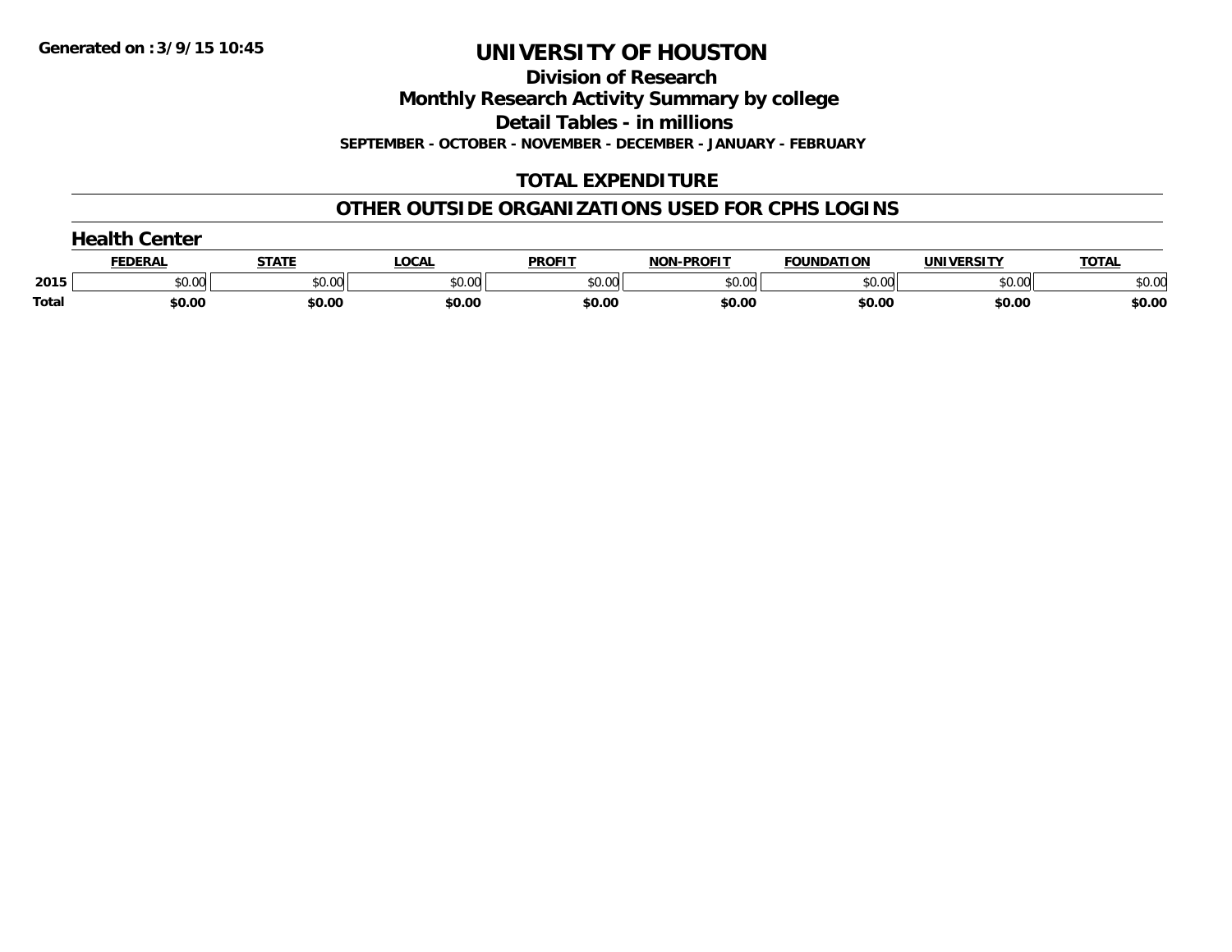# UNIVERSITY OF HOUSTON

## Division of Research

## Monthly Research Activity Summary by college

## Detail Tables - in millions

**SEPTEMBER - OCTOBER - NOVEMBER - DECEMBER - JANUARY - FEBRUARY**

### TOTAL EXPENDITURE

### OTHER OUTSIDE ORGANIZATIONS USED FOR CPHS LOGINS

#### Health Center

| | FEDERAL | STATE | LOCAL | PROFIT | NON-PROFIT | FOUNDATION | UNIVERSITY | TOTAL |
|---|---|---|---|---|---|---|---|---|
| 2015 | $0.00 | $0.00 | $0.00 | $0.00 | $0.00 | $0.00 | $0.00 | $0.00 |
| **Total** | **$0.00** | **$0.00** | **$0.00** | **$0.00** | **$0.00** | **$0.00** | **$0.00** | **$0.00** |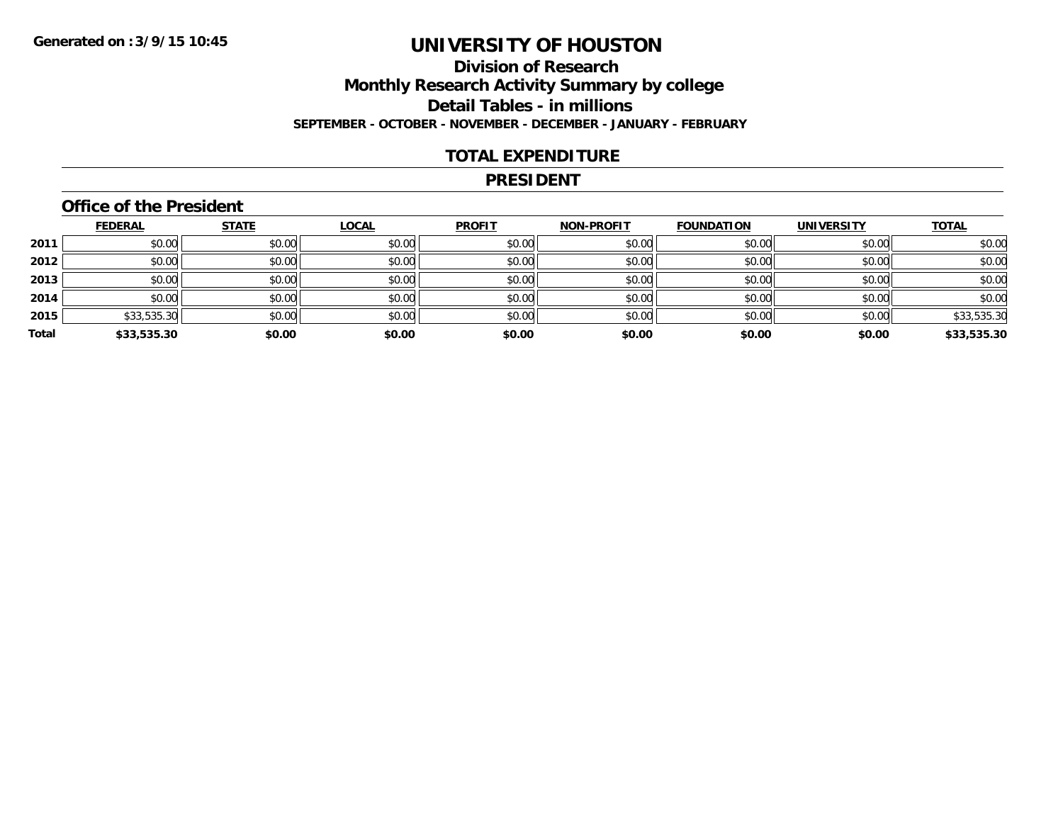# UNIVERSITY OF HOUSTON

## Division of Research
## Monthly Research Activity Summary by college
## Detail Tables - in millions

**SEPTEMBER - OCTOBER - NOVEMBER - DECEMBER - JANUARY - FEBRUARY**

Generated on : 3/9/15 10:45

### TOTAL EXPENDITURE

### PRESIDENT

#### Office of the President

| | FEDERAL | STATE | LOCAL | PROFIT | NON-PROFIT | FOUNDATION | UNIVERSITY | TOTAL |
|---|---|---|---|---|---|---|---|---|
| 2011 | $0.00 | $0.00 | $0.00 | $0.00 | $0.00 | $0.00 | $0.00 | $0.00 |
| 2012 | $0.00 | $0.00 | $0.00 | $0.00 | $0.00 | $0.00 | $0.00 | $0.00 |
| 2013 | $0.00 | $0.00 | $0.00 | $0.00 | $0.00 | $0.00 | $0.00 | $0.00 |
| 2014 | $0.00 | $0.00 | $0.00 | $0.00 | $0.00 | $0.00 | $0.00 | $0.00 |
| 2015 | $33,535.30 | $0.00 | $0.00 | $0.00 | $0.00 | $0.00 | $0.00 | $33,535.30 |
| **Total** | **$33,535.30** | **$0.00** | **$0.00** | **$0.00** | **$0.00** | **$0.00** | **$0.00** | **$33,535.30** |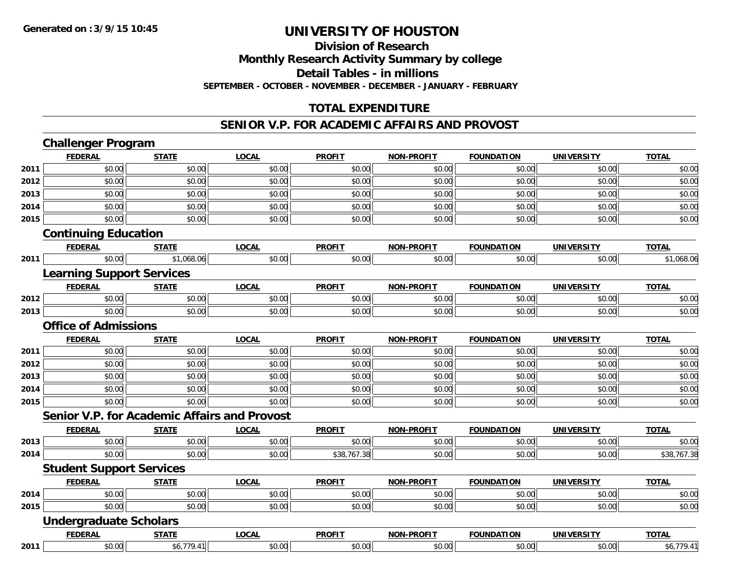**Generated on :3/9/15 10:45**

# UNIVERSITY OF HOUSTON

## Division of Research
## Monthly Research Activity Summary by college
## Detail Tables - in millions
### SEPTEMBER - OCTOBER - NOVEMBER - DECEMBER - JANUARY - FEBRUARY

## TOTAL EXPENDITURE

## SENIOR V.P. FOR ACADEMIC AFFAIRS AND PROVOST

### Challenger Program

| | FEDERAL | STATE | LOCAL | PROFIT | NON-PROFIT | FOUNDATION | UNIVERSITY | TOTAL |
|---|---|---|---|---|---|---|---|---|
| 2011 | $0.00 | $0.00 | $0.00 | $0.00 | $0.00 | $0.00 | $0.00 | $0.00 |
| 2012 | $0.00 | $0.00 | $0.00 | $0.00 | $0.00 | $0.00 | $0.00 | $0.00 |
| 2013 | $0.00 | $0.00 | $0.00 | $0.00 | $0.00 | $0.00 | $0.00 | $0.00 |
| 2014 | $0.00 | $0.00 | $0.00 | $0.00 | $0.00 | $0.00 | $0.00 | $0.00 |
| 2015 | $0.00 | $0.00 | $0.00 | $0.00 | $0.00 | $0.00 | $0.00 | $0.00 |

### Continuing Education

| | FEDERAL | STATE | LOCAL | PROFIT | NON-PROFIT | FOUNDATION | UNIVERSITY | TOTAL |
|---|---|---|---|---|---|---|---|---|
| 2011 | $0.00 | $1,068.06 | $0.00 | $0.00 | $0.00 | $0.00 | $0.00 | $1,068.06 |

### Learning Support Services

| | FEDERAL | STATE | LOCAL | PROFIT | NON-PROFIT | FOUNDATION | UNIVERSITY | TOTAL |
|---|---|---|---|---|---|---|---|---|
| 2012 | $0.00 | $0.00 | $0.00 | $0.00 | $0.00 | $0.00 | $0.00 | $0.00 |
| 2013 | $0.00 | $0.00 | $0.00 | $0.00 | $0.00 | $0.00 | $0.00 | $0.00 |

### Office of Admissions

| | FEDERAL | STATE | LOCAL | PROFIT | NON-PROFIT | FOUNDATION | UNIVERSITY | TOTAL |
|---|---|---|---|---|---|---|---|---|
| 2011 | $0.00 | $0.00 | $0.00 | $0.00 | $0.00 | $0.00 | $0.00 | $0.00 |
| 2012 | $0.00 | $0.00 | $0.00 | $0.00 | $0.00 | $0.00 | $0.00 | $0.00 |
| 2013 | $0.00 | $0.00 | $0.00 | $0.00 | $0.00 | $0.00 | $0.00 | $0.00 |
| 2014 | $0.00 | $0.00 | $0.00 | $0.00 | $0.00 | $0.00 | $0.00 | $0.00 |
| 2015 | $0.00 | $0.00 | $0.00 | $0.00 | $0.00 | $0.00 | $0.00 | $0.00 |

### Senior V.P. for Academic Affairs and Provost

| | FEDERAL | STATE | LOCAL | PROFIT | NON-PROFIT | FOUNDATION | UNIVERSITY | TOTAL |
|---|---|---|---|---|---|---|---|---|
| 2013 | $0.00 | $0.00 | $0.00 | $0.00 | $0.00 | $0.00 | $0.00 | $0.00 |
| 2014 | $0.00 | $0.00 | $0.00 | $38,767.38 | $0.00 | $0.00 | $0.00 | $38,767.38 |

### Student Support Services

| | FEDERAL | STATE | LOCAL | PROFIT | NON-PROFIT | FOUNDATION | UNIVERSITY | TOTAL |
|---|---|---|---|---|---|---|---|---|
| 2014 | $0.00 | $0.00 | $0.00 | $0.00 | $0.00 | $0.00 | $0.00 | $0.00 |
| 2015 | $0.00 | $0.00 | $0.00 | $0.00 | $0.00 | $0.00 | $0.00 | $0.00 |

### Undergraduate Scholars

| | FEDERAL | STATE | LOCAL | PROFIT | NON-PROFIT | FOUNDATION | UNIVERSITY | TOTAL |
|---|---|---|---|---|---|---|---|---|
| 2011 | $0.00 | $6,779.41 | $0.00 | $0.00 | $0.00 | $0.00 | $0.00 | $6,779.41 |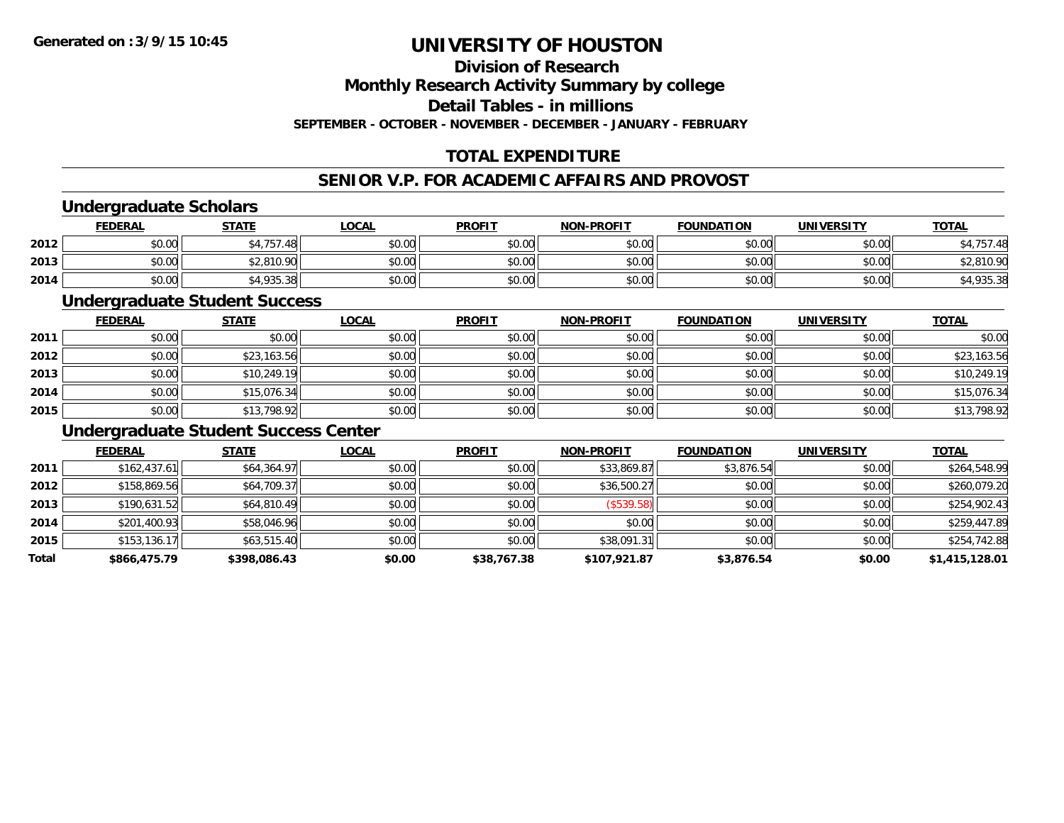**Generated on :3/9/15 10:45**

# UNIVERSITY OF HOUSTON

## Division of Research

## Monthly Research Activity Summary by college

## Detail Tables - in millions

### SEPTEMBER - OCTOBER - NOVEMBER - DECEMBER - JANUARY - FEBRUARY

## TOTAL EXPENDITURE

## SENIOR V.P. FOR ACADEMIC AFFAIRS AND PROVOST

### Undergraduate Scholars

| | FEDERAL | STATE | LOCAL | PROFIT | NON-PROFIT | FOUNDATION | UNIVERSITY | TOTAL |
|---|---|---|---|---|---|---|---|---|
| 2012 | $0.00 | $4,757.48 | $0.00 | $0.00 | $0.00 | $0.00 | $0.00 | $4,757.48 |
| 2013 | $0.00 | $2,810.90 | $0.00 | $0.00 | $0.00 | $0.00 | $0.00 | $2,810.90 |
| 2014 | $0.00 | $4,935.38 | $0.00 | $0.00 | $0.00 | $0.00 | $0.00 | $4,935.38 |

### Undergraduate Student Success

| | FEDERAL | STATE | LOCAL | PROFIT | NON-PROFIT | FOUNDATION | UNIVERSITY | TOTAL |
|---|---|---|---|---|---|---|---|---|
| 2011 | $0.00 | $0.00 | $0.00 | $0.00 | $0.00 | $0.00 | $0.00 | $0.00 |
| 2012 | $0.00 | $23,163.56 | $0.00 | $0.00 | $0.00 | $0.00 | $0.00 | $23,163.56 |
| 2013 | $0.00 | $10,249.19 | $0.00 | $0.00 | $0.00 | $0.00 | $0.00 | $10,249.19 |
| 2014 | $0.00 | $15,076.34 | $0.00 | $0.00 | $0.00 | $0.00 | $0.00 | $15,076.34 |
| 2015 | $0.00 | $13,798.92 | $0.00 | $0.00 | $0.00 | $0.00 | $0.00 | $13,798.92 |

### Undergraduate Student Success Center

| | FEDERAL | STATE | LOCAL | PROFIT | NON-PROFIT | FOUNDATION | UNIVERSITY | TOTAL |
|---|---|---|---|---|---|---|---|---|
| 2011 | $162,437.61 | $64,364.97 | $0.00 | $0.00 | $33,869.87 | $3,876.54 | $0.00 | $264,548.99 |
| 2012 | $158,869.56 | $64,709.37 | $0.00 | $0.00 | $36,500.27 | $0.00 | $0.00 | $260,079.20 |
| 2013 | $190,631.52 | $64,810.49 | $0.00 | $0.00 | ($539.58) | $0.00 | $0.00 | $254,902.43 |
| 2014 | $201,400.93 | $58,046.96 | $0.00 | $0.00 | $0.00 | $0.00 | $0.00 | $259,447.89 |
| 2015 | $153,136.17 | $63,515.40 | $0.00 | $0.00 | $38,091.31 | $0.00 | $0.00 | $254,742.88 |
| **Total** | **$866,475.79** | **$398,086.43** | **$0.00** | **$38,767.38** | **$107,921.87** | **$3,876.54** | **$0.00** | **$1,415,128.01** |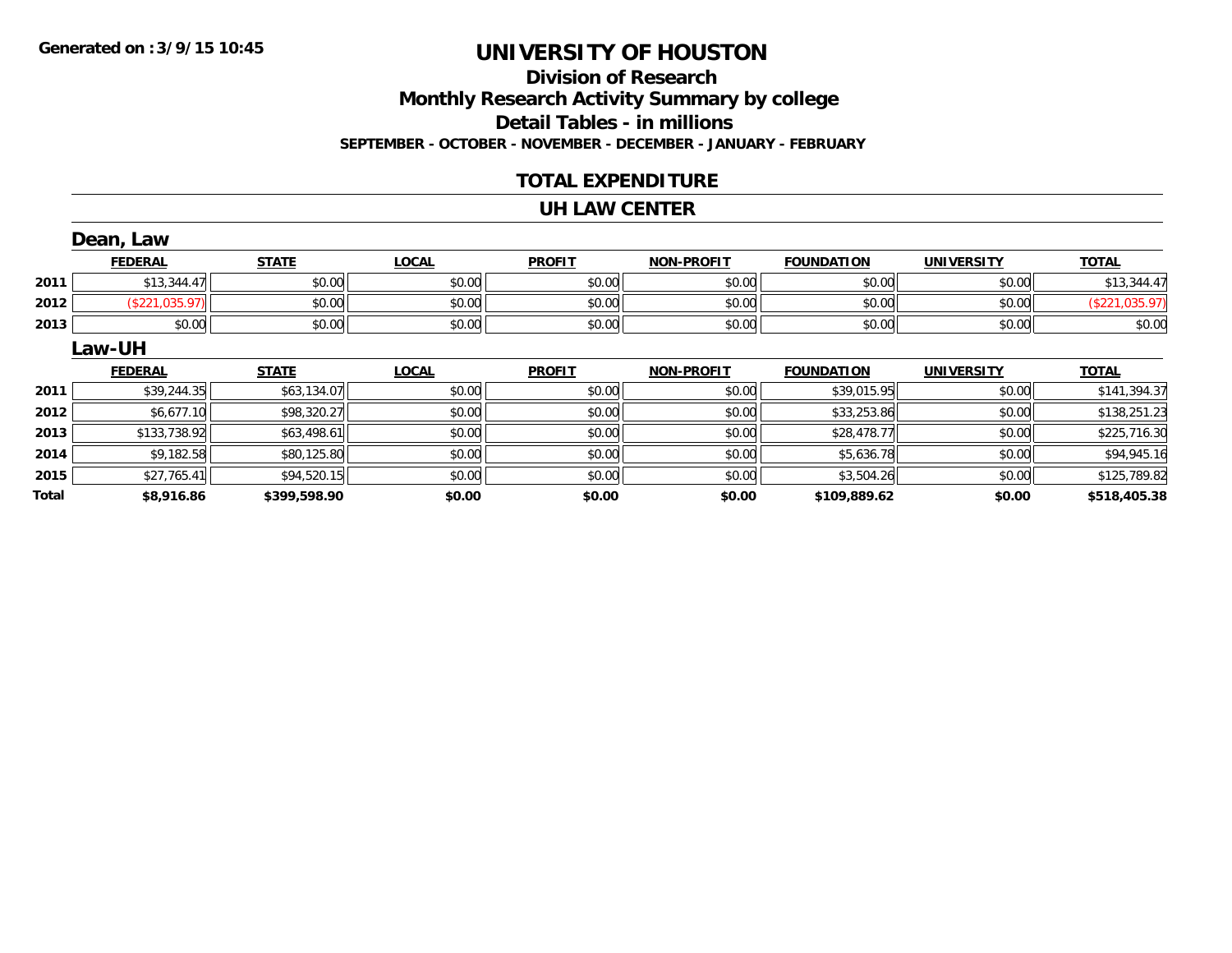**Generated on :3/9/15 10:45**

# UNIVERSITY OF HOUSTON

## Division of Research
## Monthly Research Activity Summary by college
## Detail Tables - in millions
### SEPTEMBER - OCTOBER - NOVEMBER - DECEMBER - JANUARY - FEBRUARY

## TOTAL EXPENDITURE

## UH LAW CENTER

### Dean, Law

| | FEDERAL | STATE | LOCAL | PROFIT | NON-PROFIT | FOUNDATION | UNIVERSITY | TOTAL |
|---|---|---|---|---|---|---|---|---|
| 2011 | $13,344.47 | $0.00 | $0.00 | $0.00 | $0.00 | $0.00 | $0.00 | $13,344.47 |
| 2012 | ($221,035.97) | $0.00 | $0.00 | $0.00 | $0.00 | $0.00 | $0.00 | ($221,035.97) |
| 2013 | $0.00 | $0.00 | $0.00 | $0.00 | $0.00 | $0.00 | $0.00 | $0.00 |

### Law-UH

| | FEDERAL | STATE | LOCAL | PROFIT | NON-PROFIT | FOUNDATION | UNIVERSITY | TOTAL |
|---|---|---|---|---|---|---|---|---|
| 2011 | $39,244.35 | $63,134.07 | $0.00 | $0.00 | $0.00 | $39,015.95 | $0.00 | $141,394.37 |
| 2012 | $6,677.10 | $98,320.27 | $0.00 | $0.00 | $0.00 | $33,253.86 | $0.00 | $138,251.23 |
| 2013 | $133,738.92 | $63,498.61 | $0.00 | $0.00 | $0.00 | $28,478.77 | $0.00 | $225,716.30 |
| 2014 | $9,182.58 | $80,125.80 | $0.00 | $0.00 | $0.00 | $5,636.78 | $0.00 | $94,945.16 |
| 2015 | $27,765.41 | $94,520.15 | $0.00 | $0.00 | $0.00 | $3,504.26 | $0.00 | $125,789.82 |
| **Total** | **$8,916.86** | **$399,598.90** | **$0.00** | **$0.00** | **$0.00** | **$109,889.62** | **$0.00** | **$518,405.38** |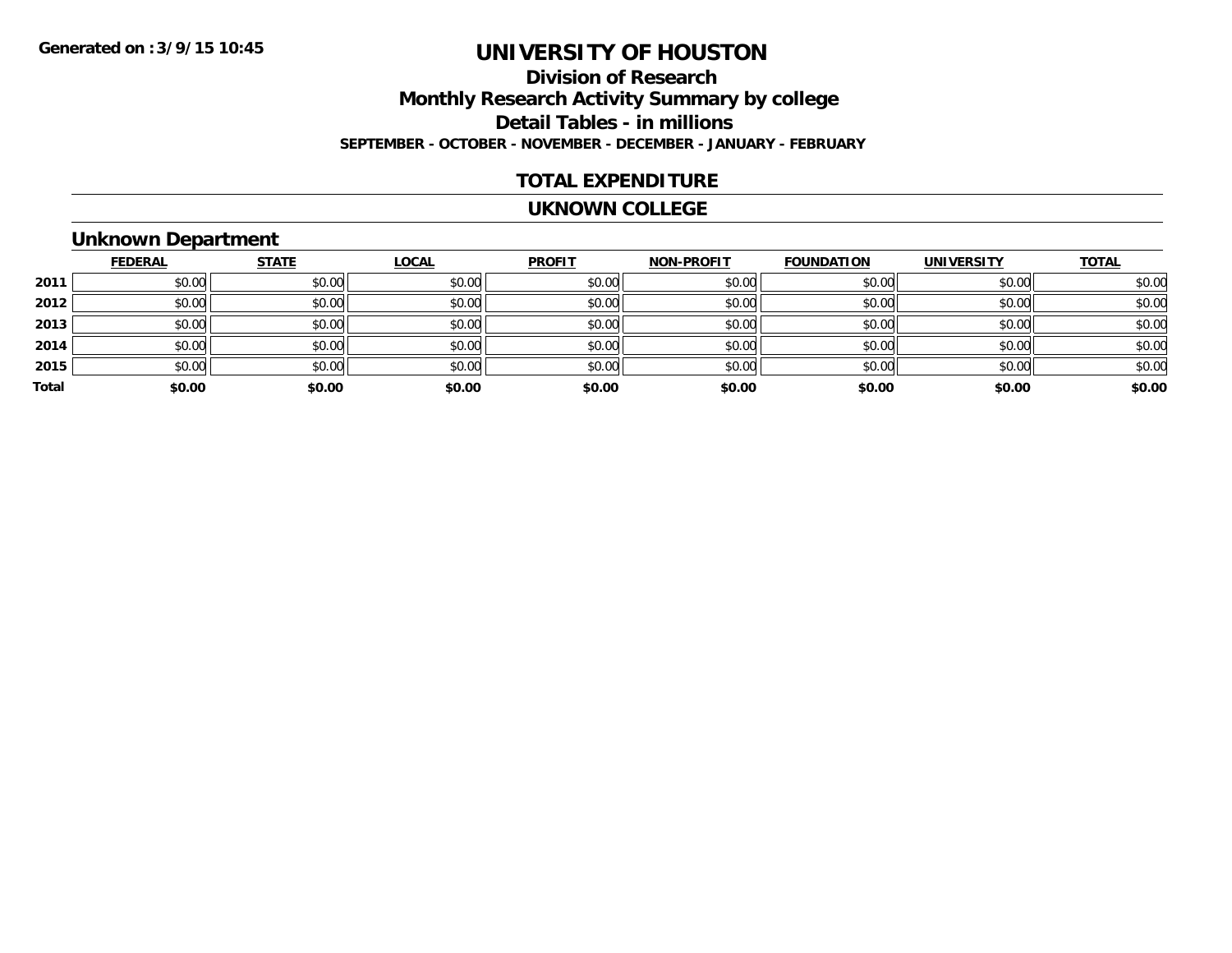**Generated on :3/9/15 10:45**

# UNIVERSITY OF HOUSTON

## Division of Research
## Monthly Research Activity Summary by college
## Detail Tables - in millions

**SEPTEMBER - OCTOBER - NOVEMBER - DECEMBER - JANUARY - FEBRUARY**

## TOTAL EXPENDITURE

## UKNOWN COLLEGE

### Unknown Department

| | FEDERAL | STATE | LOCAL | PROFIT | NON-PROFIT | FOUNDATION | UNIVERSITY | TOTAL |
|---|---|---|---|---|---|---|---|---|
| **2011** | $0.00 | $0.00 | $0.00 | $0.00 | $0.00 | $0.00 | $0.00 | $0.00 |
| **2012** | $0.00 | $0.00 | $0.00 | $0.00 | $0.00 | $0.00 | $0.00 | $0.00 |
| **2013** | $0.00 | $0.00 | $0.00 | $0.00 | $0.00 | $0.00 | $0.00 | $0.00 |
| **2014** | $0.00 | $0.00 | $0.00 | $0.00 | $0.00 | $0.00 | $0.00 | $0.00 |
| **2015** | $0.00 | $0.00 | $0.00 | $0.00 | $0.00 | $0.00 | $0.00 | $0.00 |
| **Total** | **$0.00** | **$0.00** | **$0.00** | **$0.00** | **$0.00** | **$0.00** | **$0.00** | **$0.00** |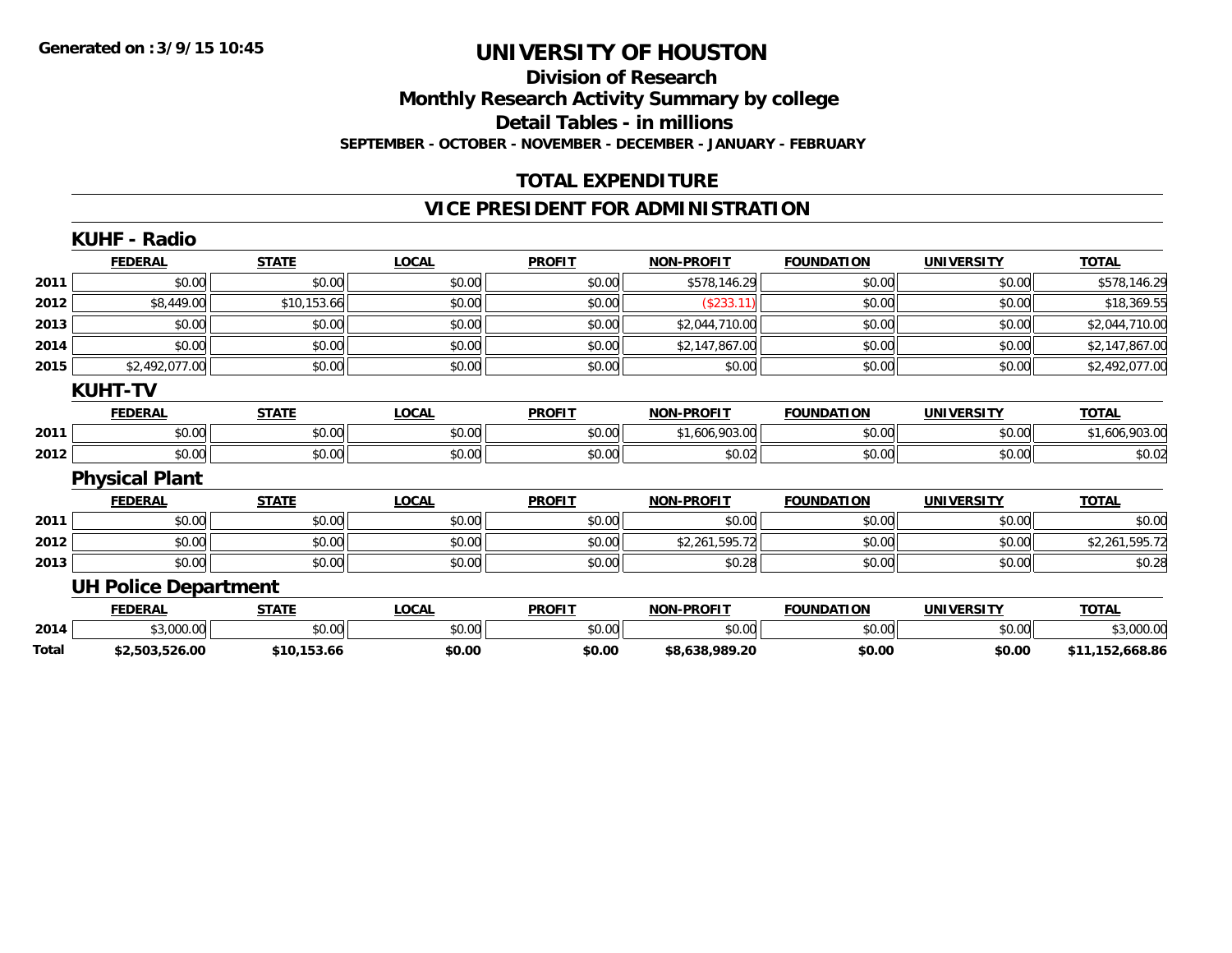Generated on :3/9/15 10:45

# UNIVERSITY OF HOUSTON

## Division of Research

## Monthly Research Activity Summary by college

## Detail Tables - in millions

**SEPTEMBER - OCTOBER - NOVEMBER - DECEMBER - JANUARY - FEBRUARY**

## TOTAL EXPENDITURE

## VICE PRESIDENT FOR ADMINISTRATION

### KUHF - Radio

| | FEDERAL | STATE | LOCAL | PROFIT | NON-PROFIT | FOUNDATION | UNIVERSITY | TOTAL |
|---|---|---|---|---|---|---|---|---|
| 2011 | $0.00 | $0.00 | $0.00 | $0.00 | $578,146.29 | $0.00 | $0.00 | $578,146.29 |
| 2012 | $8,449.00 | $10,153.66 | $0.00 | $0.00 | ($233.11) | $0.00 | $0.00 | $18,369.55 |
| 2013 | $0.00 | $0.00 | $0.00 | $0.00 | $2,044,710.00 | $0.00 | $0.00 | $2,044,710.00 |
| 2014 | $0.00 | $0.00 | $0.00 | $0.00 | $2,147,867.00 | $0.00 | $0.00 | $2,147,867.00 |
| 2015 | $2,492,077.00 | $0.00 | $0.00 | $0.00 | $0.00 | $0.00 | $0.00 | $2,492,077.00 |

### KUHT-TV

| | FEDERAL | STATE | LOCAL | PROFIT | NON-PROFIT | FOUNDATION | UNIVERSITY | TOTAL |
|---|---|---|---|---|---|---|---|---|
| 2011 | $0.00 | $0.00 | $0.00 | $0.00 | $1,606,903.00 | $0.00 | $0.00 | $1,606,903.00 |
| 2012 | $0.00 | $0.00 | $0.00 | $0.00 | $0.02 | $0.00 | $0.00 | $0.02 |

### Physical Plant

| | FEDERAL | STATE | LOCAL | PROFIT | NON-PROFIT | FOUNDATION | UNIVERSITY | TOTAL |
|---|---|---|---|---|---|---|---|---|
| 2011 | $0.00 | $0.00 | $0.00 | $0.00 | $0.00 | $0.00 | $0.00 | $0.00 |
| 2012 | $0.00 | $0.00 | $0.00 | $0.00 | $2,261,595.72 | $0.00 | $0.00 | $2,261,595.72 |
| 2013 | $0.00 | $0.00 | $0.00 | $0.00 | $0.28 | $0.00 | $0.00 | $0.28 |

### UH Police Department

| | FEDERAL | STATE | LOCAL | PROFIT | NON-PROFIT | FOUNDATION | UNIVERSITY | TOTAL |
|---|---|---|---|---|---|---|---|---|
| 2014 | $3,000.00 | $0.00 | $0.00 | $0.00 | $0.00 | $0.00 | $0.00 | $3,000.00 |
| **Total** | **$2,503,526.00** | **$10,153.66** | **$0.00** | **$0.00** | **$8,638,989.20** | **$0.00** | **$0.00** | **$11,152,668.86** |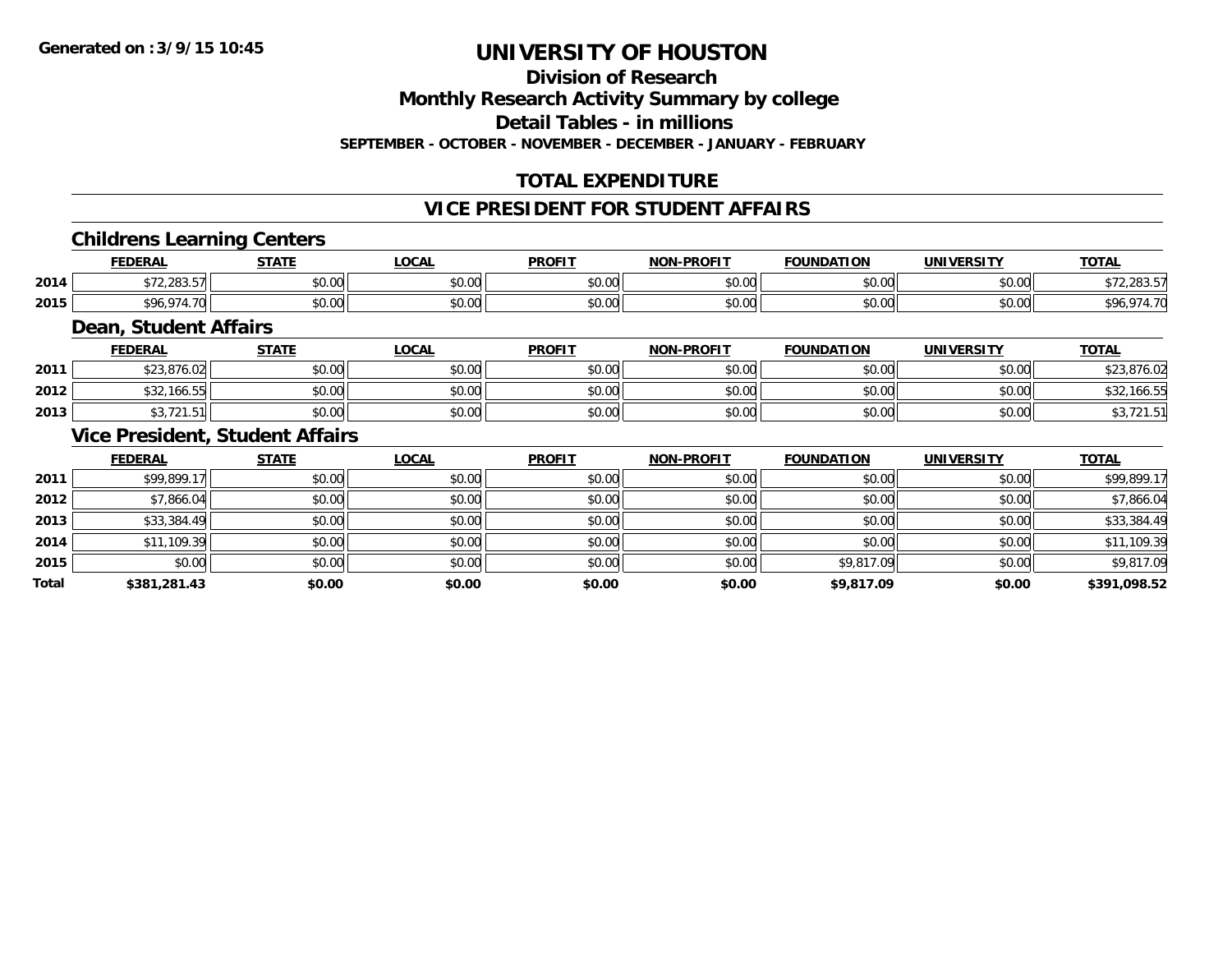**Generated on :3/9/15 10:45**

# UNIVERSITY OF HOUSTON

## Division of Research
## Monthly Research Activity Summary by college
## Detail Tables - in millions

**SEPTEMBER - OCTOBER - NOVEMBER - DECEMBER - JANUARY - FEBRUARY**

## TOTAL EXPENDITURE

## VICE PRESIDENT FOR STUDENT AFFAIRS

### Childrens Learning Centers

| | FEDERAL | STATE | LOCAL | PROFIT | NON-PROFIT | FOUNDATION | UNIVERSITY | TOTAL |
|---|---|---|---|---|---|---|---|---|
| 2014 | $72,283.57 | $0.00 | $0.00 | $0.00 | $0.00 | $0.00 | $0.00 | $72,283.57 |
| 2015 | $96,974.70 | $0.00 | $0.00 | $0.00 | $0.00 | $0.00 | $0.00 | $96,974.70 |

### Dean, Student Affairs

| | FEDERAL | STATE | LOCAL | PROFIT | NON-PROFIT | FOUNDATION | UNIVERSITY | TOTAL |
|---|---|---|---|---|---|---|---|---|
| 2011 | $23,876.02 | $0.00 | $0.00 | $0.00 | $0.00 | $0.00 | $0.00 | $23,876.02 |
| 2012 | $32,166.55 | $0.00 | $0.00 | $0.00 | $0.00 | $0.00 | $0.00 | $32,166.55 |
| 2013 | $3,721.51 | $0.00 | $0.00 | $0.00 | $0.00 | $0.00 | $0.00 | $3,721.51 |

### Vice President, Student Affairs

| | FEDERAL | STATE | LOCAL | PROFIT | NON-PROFIT | FOUNDATION | UNIVERSITY | TOTAL |
|---|---|---|---|---|---|---|---|---|
| 2011 | $99,899.17 | $0.00 | $0.00 | $0.00 | $0.00 | $0.00 | $0.00 | $99,899.17 |
| 2012 | $7,866.04 | $0.00 | $0.00 | $0.00 | $0.00 | $0.00 | $0.00 | $7,866.04 |
| 2013 | $33,384.49 | $0.00 | $0.00 | $0.00 | $0.00 | $0.00 | $0.00 | $33,384.49 |
| 2014 | $11,109.39 | $0.00 | $0.00 | $0.00 | $0.00 | $0.00 | $0.00 | $11,109.39 |
| 2015 | $0.00 | $0.00 | $0.00 | $0.00 | $0.00 | $9,817.09 | $0.00 | $9,817.09 |
| **Total** | **$381,281.43** | **$0.00** | **$0.00** | **$0.00** | **$0.00** | **$9,817.09** | **$0.00** | **$391,098.52** |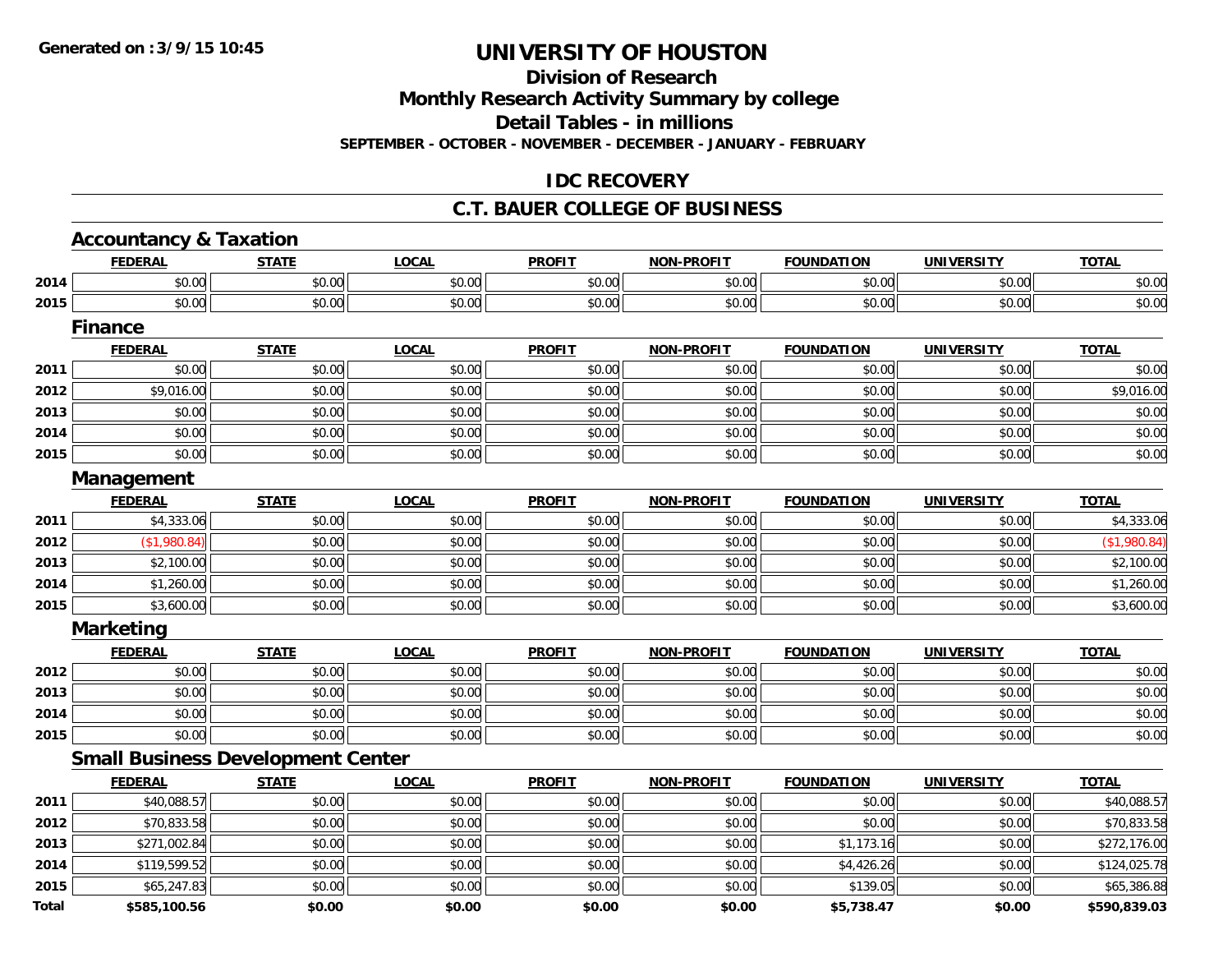Generated on :3/9/15 10:45

# UNIVERSITY OF HOUSTON

## Division of Research

## Monthly Research Activity Summary by college

## Detail Tables - in millions

**SEPTEMBER - OCTOBER - NOVEMBER - DECEMBER - JANUARY - FEBRUARY**

## IDC RECOVERY

## C.T. BAUER COLLEGE OF BUSINESS

### Accountancy & Taxation

| | FEDERAL | STATE | LOCAL | PROFIT | NON-PROFIT | FOUNDATION | UNIVERSITY | TOTAL |
|---|---|---|---|---|---|---|---|---|
| 2014 | $0.00 | $0.00 | $0.00 | $0.00 | $0.00 | $0.00 | $0.00 | $0.00 |
| 2015 | $0.00 | $0.00 | $0.00 | $0.00 | $0.00 | $0.00 | $0.00 | $0.00 |

### Finance

| | FEDERAL | STATE | LOCAL | PROFIT | NON-PROFIT | FOUNDATION | UNIVERSITY | TOTAL |
|---|---|---|---|---|---|---|---|---|
| 2011 | $0.00 | $0.00 | $0.00 | $0.00 | $0.00 | $0.00 | $0.00 | $0.00 |
| 2012 | $9,016.00 | $0.00 | $0.00 | $0.00 | $0.00 | $0.00 | $0.00 | $9,016.00 |
| 2013 | $0.00 | $0.00 | $0.00 | $0.00 | $0.00 | $0.00 | $0.00 | $0.00 |
| 2014 | $0.00 | $0.00 | $0.00 | $0.00 | $0.00 | $0.00 | $0.00 | $0.00 |
| 2015 | $0.00 | $0.00 | $0.00 | $0.00 | $0.00 | $0.00 | $0.00 | $0.00 |

### Management

| | FEDERAL | STATE | LOCAL | PROFIT | NON-PROFIT | FOUNDATION | UNIVERSITY | TOTAL |
|---|---|---|---|---|---|---|---|---|
| 2011 | $4,333.06 | $0.00 | $0.00 | $0.00 | $0.00 | $0.00 | $0.00 | $4,333.06 |
| 2012 | ($1,980.84) | $0.00 | $0.00 | $0.00 | $0.00 | $0.00 | $0.00 | ($1,980.84) |
| 2013 | $2,100.00 | $0.00 | $0.00 | $0.00 | $0.00 | $0.00 | $0.00 | $2,100.00 |
| 2014 | $1,260.00 | $0.00 | $0.00 | $0.00 | $0.00 | $0.00 | $0.00 | $1,260.00 |
| 2015 | $3,600.00 | $0.00 | $0.00 | $0.00 | $0.00 | $0.00 | $0.00 | $3,600.00 |

### Marketing

| | FEDERAL | STATE | LOCAL | PROFIT | NON-PROFIT | FOUNDATION | UNIVERSITY | TOTAL |
|---|---|---|---|---|---|---|---|---|
| 2012 | $0.00 | $0.00 | $0.00 | $0.00 | $0.00 | $0.00 | $0.00 | $0.00 |
| 2013 | $0.00 | $0.00 | $0.00 | $0.00 | $0.00 | $0.00 | $0.00 | $0.00 |
| 2014 | $0.00 | $0.00 | $0.00 | $0.00 | $0.00 | $0.00 | $0.00 | $0.00 |
| 2015 | $0.00 | $0.00 | $0.00 | $0.00 | $0.00 | $0.00 | $0.00 | $0.00 |

### Small Business Development Center

| | FEDERAL | STATE | LOCAL | PROFIT | NON-PROFIT | FOUNDATION | UNIVERSITY | TOTAL |
|---|---|---|---|---|---|---|---|---|
| 2011 | $40,088.57 | $0.00 | $0.00 | $0.00 | $0.00 | $0.00 | $0.00 | $40,088.57 |
| 2012 | $70,833.58 | $0.00 | $0.00 | $0.00 | $0.00 | $0.00 | $0.00 | $70,833.58 |
| 2013 | $271,002.84 | $0.00 | $0.00 | $0.00 | $0.00 | $1,173.16 | $0.00 | $272,176.00 |
| 2014 | $119,599.52 | $0.00 | $0.00 | $0.00 | $0.00 | $4,426.26 | $0.00 | $124,025.78 |
| 2015 | $65,247.83 | $0.00 | $0.00 | $0.00 | $0.00 | $139.05 | $0.00 | $65,386.88 |
| **Total** | **$585,100.56** | **$0.00** | **$0.00** | **$0.00** | **$0.00** | **$5,738.47** | **$0.00** | **$590,839.03** |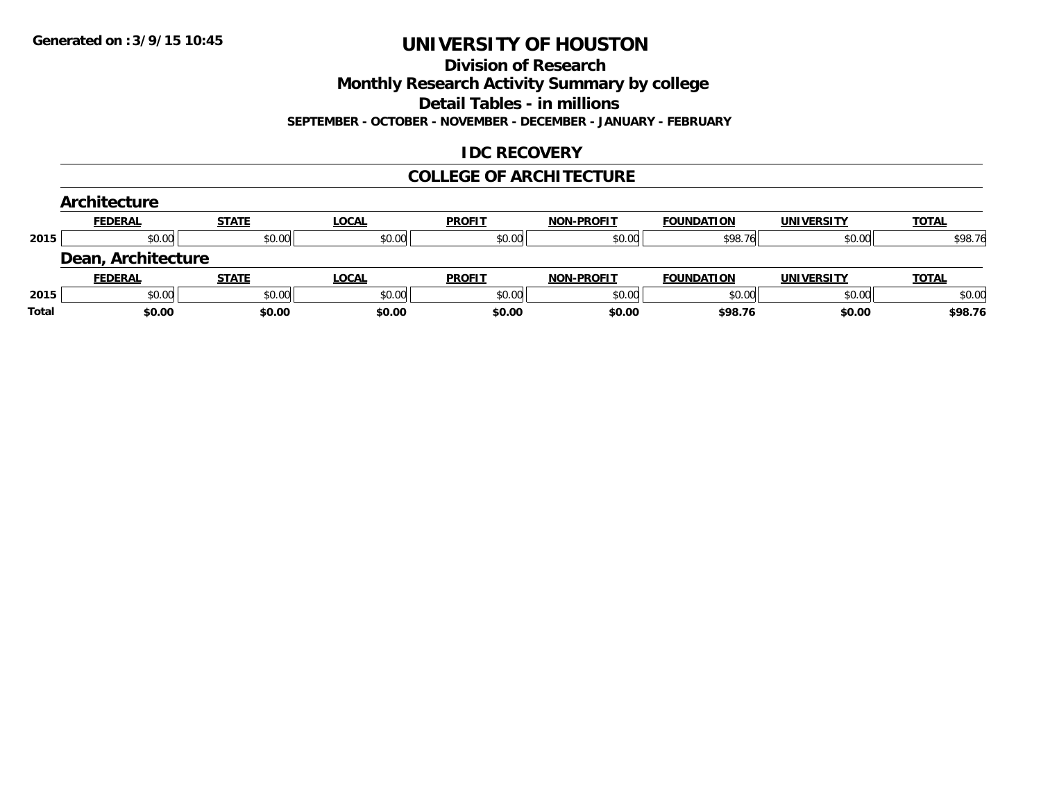**Generated on :3/9/15 10:45**

# UNIVERSITY OF HOUSTON

## Division of Research

## Monthly Research Activity Summary by college

## Detail Tables - in millions

**SEPTEMBER - OCTOBER - NOVEMBER - DECEMBER - JANUARY - FEBRUARY**

## IDC RECOVERY

## COLLEGE OF ARCHITECTURE

### Architecture

| | FEDERAL | STATE | LOCAL | PROFIT | NON-PROFIT | FOUNDATION | UNIVERSITY | TOTAL |
|---|---|---|---|---|---|---|---|---|
| 2015 | $0.00 | $0.00 | $0.00 | $0.00 | $0.00 | $98.76 | $0.00 | $98.76 |

### Dean, Architecture

| | FEDERAL | STATE | LOCAL | PROFIT | NON-PROFIT | FOUNDATION | UNIVERSITY | TOTAL |
|---|---|---|---|---|---|---|---|---|
| 2015 | $0.00 | $0.00 | $0.00 | $0.00 | $0.00 | $0.00 | $0.00 | $0.00 |
| **Total** | **$0.00** | **$0.00** | **$0.00** | **$0.00** | **$0.00** | **$98.76** | **$0.00** | **$98.76** |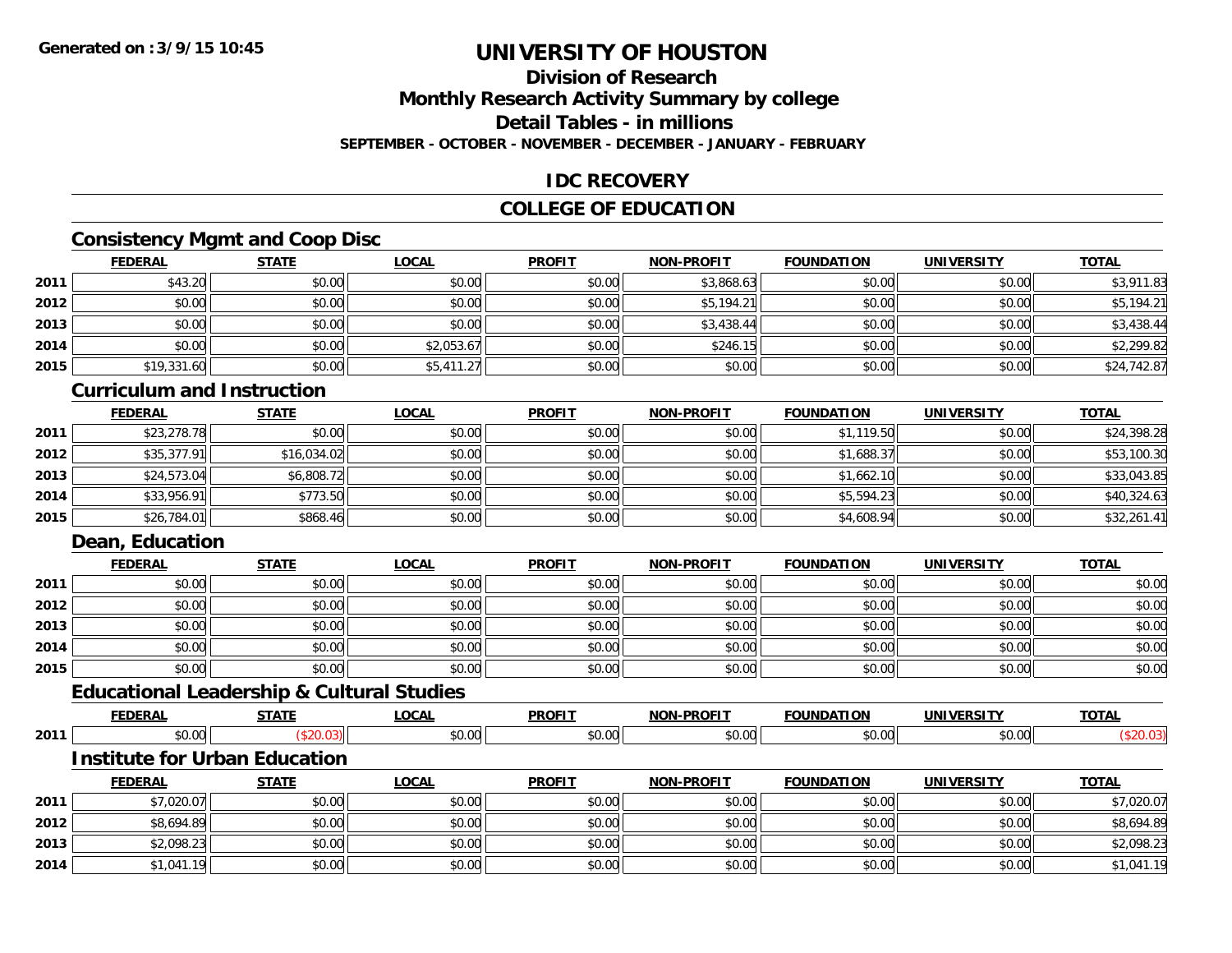Generated on :3/9/15 10:45

# UNIVERSITY OF HOUSTON

## Division of Research
## Monthly Research Activity Summary by college
## Detail Tables - in millions
### SEPTEMBER - OCTOBER - NOVEMBER - DECEMBER - JANUARY - FEBRUARY

## IDC RECOVERY

## COLLEGE OF EDUCATION

### Consistency Mgmt and Coop Disc

| | FEDERAL | STATE | LOCAL | PROFIT | NON-PROFIT | FOUNDATION | UNIVERSITY | TOTAL |
|---|---|---|---|---|---|---|---|---|
| 2011 | $43.20 | $0.00 | $0.00 | $0.00 | $3,868.63 | $0.00 | $0.00 | $3,911.83 |
| 2012 | $0.00 | $0.00 | $0.00 | $0.00 | $5,194.21 | $0.00 | $0.00 | $5,194.21 |
| 2013 | $0.00 | $0.00 | $0.00 | $0.00 | $3,438.44 | $0.00 | $0.00 | $3,438.44 |
| 2014 | $0.00 | $0.00 | $2,053.67 | $0.00 | $246.15 | $0.00 | $0.00 | $2,299.82 |
| 2015 | $19,331.60 | $0.00 | $5,411.27 | $0.00 | $0.00 | $0.00 | $0.00 | $24,742.87 |

### Curriculum and Instruction

| | FEDERAL | STATE | LOCAL | PROFIT | NON-PROFIT | FOUNDATION | UNIVERSITY | TOTAL |
|---|---|---|---|---|---|---|---|---|
| 2011 | $23,278.78 | $0.00 | $0.00 | $0.00 | $0.00 | $1,119.50 | $0.00 | $24,398.28 |
| 2012 | $35,377.91 | $16,034.02 | $0.00 | $0.00 | $0.00 | $1,688.37 | $0.00 | $53,100.30 |
| 2013 | $24,573.04 | $6,808.72 | $0.00 | $0.00 | $0.00 | $1,662.10 | $0.00 | $33,043.85 |
| 2014 | $33,956.91 | $773.50 | $0.00 | $0.00 | $0.00 | $5,594.23 | $0.00 | $40,324.63 |
| 2015 | $26,784.01 | $868.46 | $0.00 | $0.00 | $0.00 | $4,608.94 | $0.00 | $32,261.41 |

### Dean, Education

| | FEDERAL | STATE | LOCAL | PROFIT | NON-PROFIT | FOUNDATION | UNIVERSITY | TOTAL |
|---|---|---|---|---|---|---|---|---|
| 2011 | $0.00 | $0.00 | $0.00 | $0.00 | $0.00 | $0.00 | $0.00 | $0.00 |
| 2012 | $0.00 | $0.00 | $0.00 | $0.00 | $0.00 | $0.00 | $0.00 | $0.00 |
| 2013 | $0.00 | $0.00 | $0.00 | $0.00 | $0.00 | $0.00 | $0.00 | $0.00 |
| 2014 | $0.00 | $0.00 | $0.00 | $0.00 | $0.00 | $0.00 | $0.00 | $0.00 |
| 2015 | $0.00 | $0.00 | $0.00 | $0.00 | $0.00 | $0.00 | $0.00 | $0.00 |

### Educational Leadership & Cultural Studies

| | FEDERAL | STATE | LOCAL | PROFIT | NON-PROFIT | FOUNDATION | UNIVERSITY | TOTAL |
|---|---|---|---|---|---|---|---|---|
| 2011 | $0.00 | ($20.03) | $0.00 | $0.00 | $0.00 | $0.00 | $0.00 | ($20.03) |

### Institute for Urban Education

| | FEDERAL | STATE | LOCAL | PROFIT | NON-PROFIT | FOUNDATION | UNIVERSITY | TOTAL |
|---|---|---|---|---|---|---|---|---|
| 2011 | $7,020.07 | $0.00 | $0.00 | $0.00 | $0.00 | $0.00 | $0.00 | $7,020.07 |
| 2012 | $8,694.89 | $0.00 | $0.00 | $0.00 | $0.00 | $0.00 | $0.00 | $8,694.89 |
| 2013 | $2,098.23 | $0.00 | $0.00 | $0.00 | $0.00 | $0.00 | $0.00 | $2,098.23 |
| 2014 | $1,041.19 | $0.00 | $0.00 | $0.00 | $0.00 | $0.00 | $0.00 | $1,041.19 |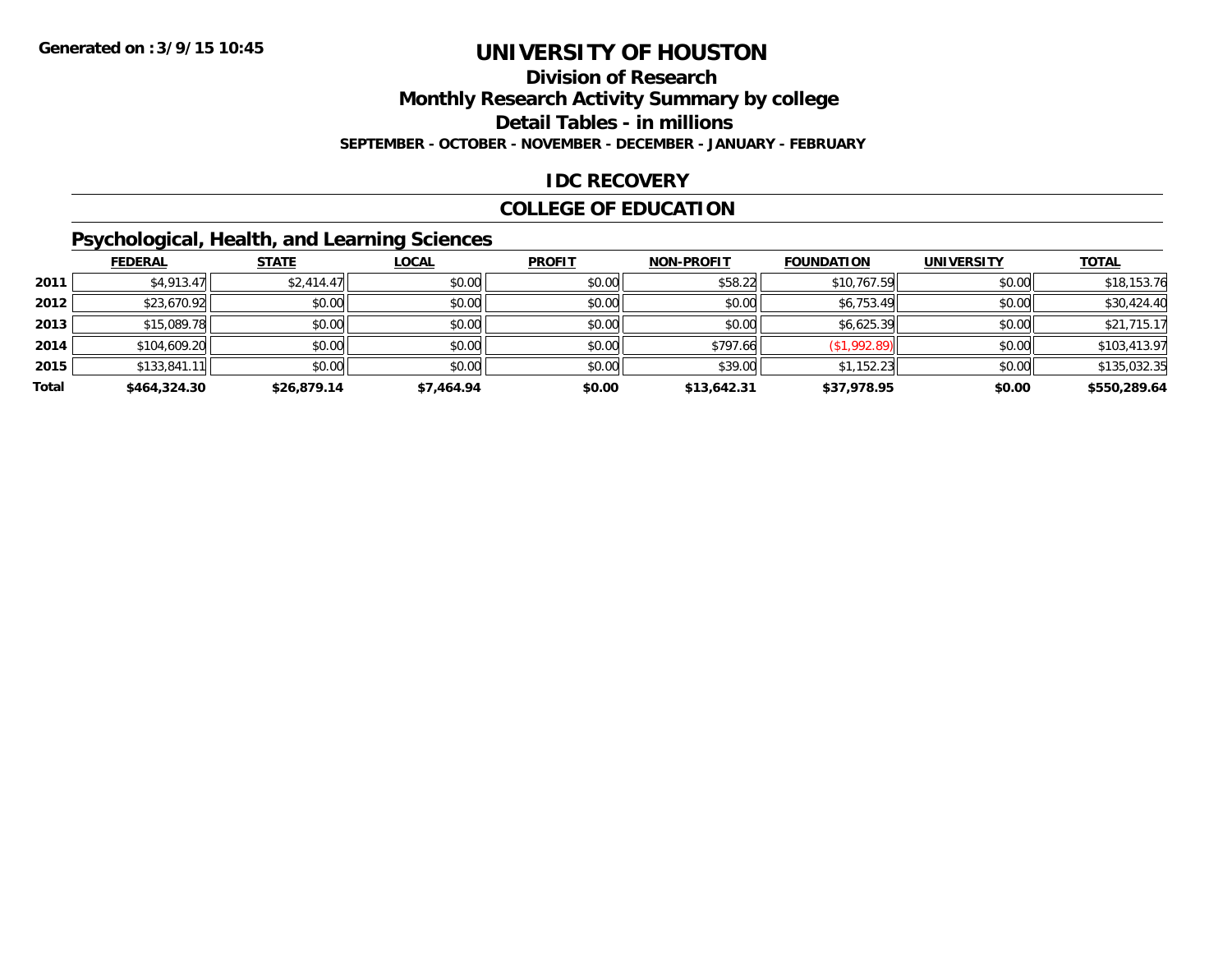**Generated on :3/9/15 10:45**

# UNIVERSITY OF HOUSTON

## Division of Research

## Monthly Research Activity Summary by college

## Detail Tables - in millions

**SEPTEMBER - OCTOBER - NOVEMBER - DECEMBER - JANUARY - FEBRUARY**

## IDC RECOVERY

## COLLEGE OF EDUCATION

### Psychological, Health, and Learning Sciences

| | FEDERAL | STATE | LOCAL | PROFIT | NON-PROFIT | FOUNDATION | UNIVERSITY | TOTAL |
|---|---|---|---|---|---|---|---|---|
| 2011 | $4,913.47 | $2,414.47 | $0.00 | $0.00 | $58.22 | $10,767.59 | $0.00 | $18,153.76 |
| 2012 | $23,670.92 | $0.00 | $0.00 | $0.00 | $0.00 | $6,753.49 | $0.00 | $30,424.40 |
| 2013 | $15,089.78 | $0.00 | $0.00 | $0.00 | $0.00 | $6,625.39 | $0.00 | $21,715.17 |
| 2014 | $104,609.20 | $0.00 | $0.00 | $0.00 | $797.66 | ($1,992.89) | $0.00 | $103,413.97 |
| 2015 | $133,841.11 | $0.00 | $0.00 | $0.00 | $39.00 | $1,152.23 | $0.00 | $135,032.35 |
| **Total** | **$464,324.30** | **$26,879.14** | **$7,464.94** | **$0.00** | **$13,642.31** | **$37,978.95** | **$0.00** | **$550,289.64** |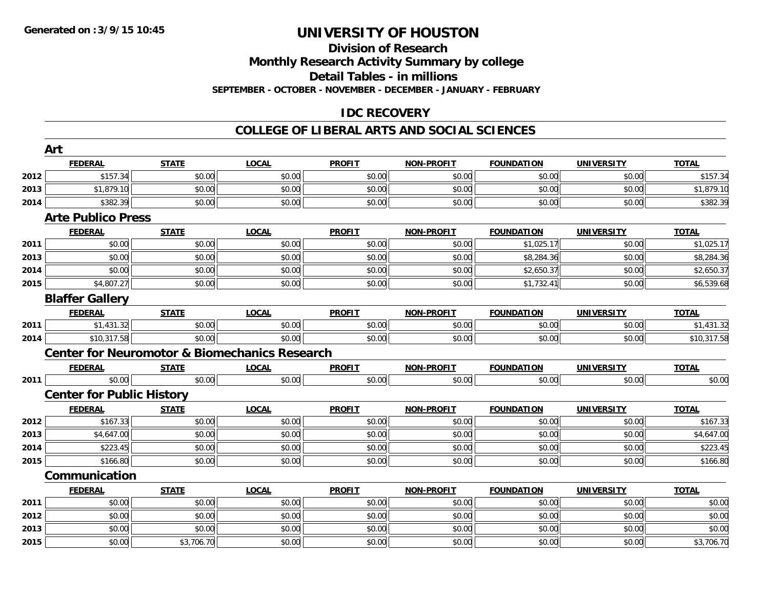**Generated on :3/9/15 10:45**

# UNIVERSITY OF HOUSTON

## Division of Research
## Monthly Research Activity Summary by college
## Detail Tables - in millions
### SEPTEMBER - OCTOBER - NOVEMBER - DECEMBER - JANUARY - FEBRUARY

## IDC RECOVERY

## COLLEGE OF LIBERAL ARTS AND SOCIAL SCIENCES

### Art

| | FEDERAL | STATE | LOCAL | PROFIT | NON-PROFIT | FOUNDATION | UNIVERSITY | TOTAL |
|---|---|---|---|---|---|---|---|---|
| 2012 | $157.34 | $0.00 | $0.00 | $0.00 | $0.00 | $0.00 | $0.00 | $157.34 |
| 2013 | $1,879.10 | $0.00 | $0.00 | $0.00 | $0.00 | $0.00 | $0.00 | $1,879.10 |
| 2014 | $382.39 | $0.00 | $0.00 | $0.00 | $0.00 | $0.00 | $0.00 | $382.39 |

### Arte Publico Press

| | FEDERAL | STATE | LOCAL | PROFIT | NON-PROFIT | FOUNDATION | UNIVERSITY | TOTAL |
|---|---|---|---|---|---|---|---|---|
| 2011 | $0.00 | $0.00 | $0.00 | $0.00 | $0.00 | $1,025.17 | $0.00 | $1,025.17 |
| 2013 | $0.00 | $0.00 | $0.00 | $0.00 | $0.00 | $8,284.36 | $0.00 | $8,284.36 |
| 2014 | $0.00 | $0.00 | $0.00 | $0.00 | $0.00 | $2,650.37 | $0.00 | $2,650.37 |
| 2015 | $4,807.27 | $0.00 | $0.00 | $0.00 | $0.00 | $1,732.41 | $0.00 | $6,539.68 |

### Blaffer Gallery

| | FEDERAL | STATE | LOCAL | PROFIT | NON-PROFIT | FOUNDATION | UNIVERSITY | TOTAL |
|---|---|---|---|---|---|---|---|---|
| 2011 | $1,431.32 | $0.00 | $0.00 | $0.00 | $0.00 | $0.00 | $0.00 | $1,431.32 |
| 2014 | $10,317.58 | $0.00 | $0.00 | $0.00 | $0.00 | $0.00 | $0.00 | $10,317.58 |

### Center for Neuromotor & Biomechanics Research

| | FEDERAL | STATE | LOCAL | PROFIT | NON-PROFIT | FOUNDATION | UNIVERSITY | TOTAL |
|---|---|---|---|---|---|---|---|---|
| 2011 | $0.00 | $0.00 | $0.00 | $0.00 | $0.00 | $0.00 | $0.00 | $0.00 |

### Center for Public History

| | FEDERAL | STATE | LOCAL | PROFIT | NON-PROFIT | FOUNDATION | UNIVERSITY | TOTAL |
|---|---|---|---|---|---|---|---|---|
| 2012 | $167.33 | $0.00 | $0.00 | $0.00 | $0.00 | $0.00 | $0.00 | $167.33 |
| 2013 | $4,647.00 | $0.00 | $0.00 | $0.00 | $0.00 | $0.00 | $0.00 | $4,647.00 |
| 2014 | $223.45 | $0.00 | $0.00 | $0.00 | $0.00 | $0.00 | $0.00 | $223.45 |
| 2015 | $166.80 | $0.00 | $0.00 | $0.00 | $0.00 | $0.00 | $0.00 | $166.80 |

### Communication

| | FEDERAL | STATE | LOCAL | PROFIT | NON-PROFIT | FOUNDATION | UNIVERSITY | TOTAL |
|---|---|---|---|---|---|---|---|---|
| 2011 | $0.00 | $0.00 | $0.00 | $0.00 | $0.00 | $0.00 | $0.00 | $0.00 |
| 2012 | $0.00 | $0.00 | $0.00 | $0.00 | $0.00 | $0.00 | $0.00 | $0.00 |
| 2013 | $0.00 | $0.00 | $0.00 | $0.00 | $0.00 | $0.00 | $0.00 | $0.00 |
| 2015 | $0.00 | $3,706.70 | $0.00 | $0.00 | $0.00 | $0.00 | $0.00 | $3,706.70 |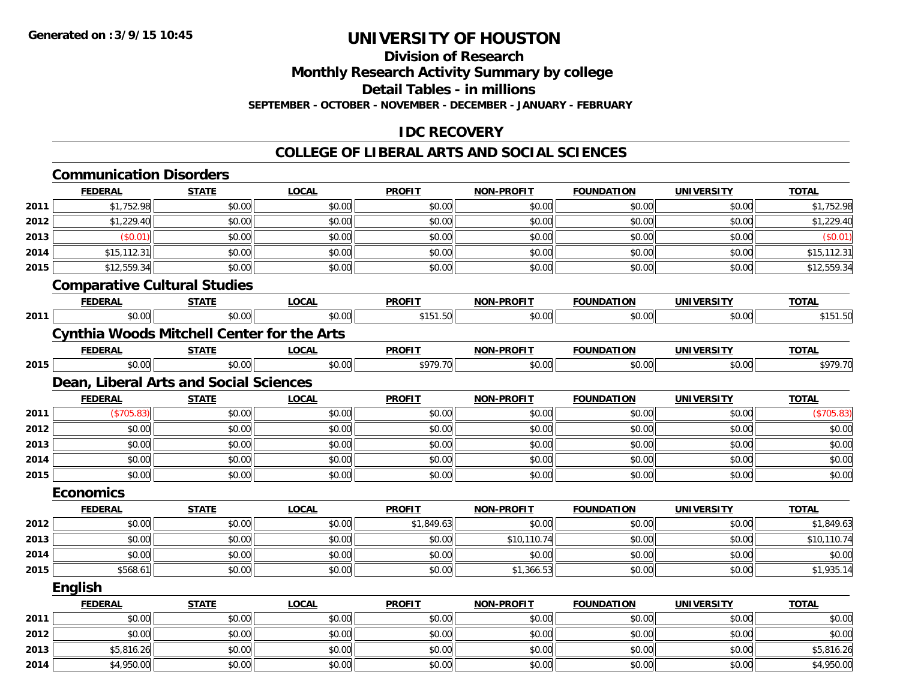**Generated on :3/9/15 10:45**

# UNIVERSITY OF HOUSTON

## Division of Research

## Monthly Research Activity Summary by college

## Detail Tables - in millions

**SEPTEMBER - OCTOBER - NOVEMBER - DECEMBER - JANUARY - FEBRUARY**

## IDC RECOVERY

## COLLEGE OF LIBERAL ARTS AND SOCIAL SCIENCES

### Communication Disorders

| | FEDERAL | STATE | LOCAL | PROFIT | NON-PROFIT | FOUNDATION | UNIVERSITY | TOTAL |
|---|---|---|---|---|---|---|---|---|
| 2011 | $1,752.98 | $0.00 | $0.00 | $0.00 | $0.00 | $0.00 | $0.00 | $1,752.98 |
| 2012 | $1,229.40 | $0.00 | $0.00 | $0.00 | $0.00 | $0.00 | $0.00 | $1,229.40 |
| 2013 | ($0.01) | $0.00 | $0.00 | $0.00 | $0.00 | $0.00 | $0.00 | ($0.01) |
| 2014 | $15,112.31 | $0.00 | $0.00 | $0.00 | $0.00 | $0.00 | $0.00 | $15,112.31 |
| 2015 | $12,559.34 | $0.00 | $0.00 | $0.00 | $0.00 | $0.00 | $0.00 | $12,559.34 |

### Comparative Cultural Studies

| | FEDERAL | STATE | LOCAL | PROFIT | NON-PROFIT | FOUNDATION | UNIVERSITY | TOTAL |
|---|---|---|---|---|---|---|---|---|
| 2011 | $0.00 | $0.00 | $0.00 | $151.50 | $0.00 | $0.00 | $0.00 | $151.50 |

### Cynthia Woods Mitchell Center for the Arts

| | FEDERAL | STATE | LOCAL | PROFIT | NON-PROFIT | FOUNDATION | UNIVERSITY | TOTAL |
|---|---|---|---|---|---|---|---|---|
| 2015 | $0.00 | $0.00 | $0.00 | $979.70 | $0.00 | $0.00 | $0.00 | $979.70 |

### Dean, Liberal Arts and Social Sciences

| | FEDERAL | STATE | LOCAL | PROFIT | NON-PROFIT | FOUNDATION | UNIVERSITY | TOTAL |
|---|---|---|---|---|---|---|---|---|
| 2011 | ($705.83) | $0.00 | $0.00 | $0.00 | $0.00 | $0.00 | $0.00 | ($705.83) |
| 2012 | $0.00 | $0.00 | $0.00 | $0.00 | $0.00 | $0.00 | $0.00 | $0.00 |
| 2013 | $0.00 | $0.00 | $0.00 | $0.00 | $0.00 | $0.00 | $0.00 | $0.00 |
| 2014 | $0.00 | $0.00 | $0.00 | $0.00 | $0.00 | $0.00 | $0.00 | $0.00 |
| 2015 | $0.00 | $0.00 | $0.00 | $0.00 | $0.00 | $0.00 | $0.00 | $0.00 |

### Economics

| | FEDERAL | STATE | LOCAL | PROFIT | NON-PROFIT | FOUNDATION | UNIVERSITY | TOTAL |
|---|---|---|---|---|---|---|---|---|
| 2012 | $0.00 | $0.00 | $0.00 | $1,849.63 | $0.00 | $0.00 | $0.00 | $1,849.63 |
| 2013 | $0.00 | $0.00 | $0.00 | $0.00 | $10,110.74 | $0.00 | $0.00 | $10,110.74 |
| 2014 | $0.00 | $0.00 | $0.00 | $0.00 | $0.00 | $0.00 | $0.00 | $0.00 |
| 2015 | $568.61 | $0.00 | $0.00 | $0.00 | $1,366.53 | $0.00 | $0.00 | $1,935.14 |

### English

| | FEDERAL | STATE | LOCAL | PROFIT | NON-PROFIT | FOUNDATION | UNIVERSITY | TOTAL |
|---|---|---|---|---|---|---|---|---|
| 2011 | $0.00 | $0.00 | $0.00 | $0.00 | $0.00 | $0.00 | $0.00 | $0.00 |
| 2012 | $0.00 | $0.00 | $0.00 | $0.00 | $0.00 | $0.00 | $0.00 | $0.00 |
| 2013 | $5,816.26 | $0.00 | $0.00 | $0.00 | $0.00 | $0.00 | $0.00 | $5,816.26 |
| 2014 | $4,950.00 | $0.00 | $0.00 | $0.00 | $0.00 | $0.00 | $0.00 | $4,950.00 |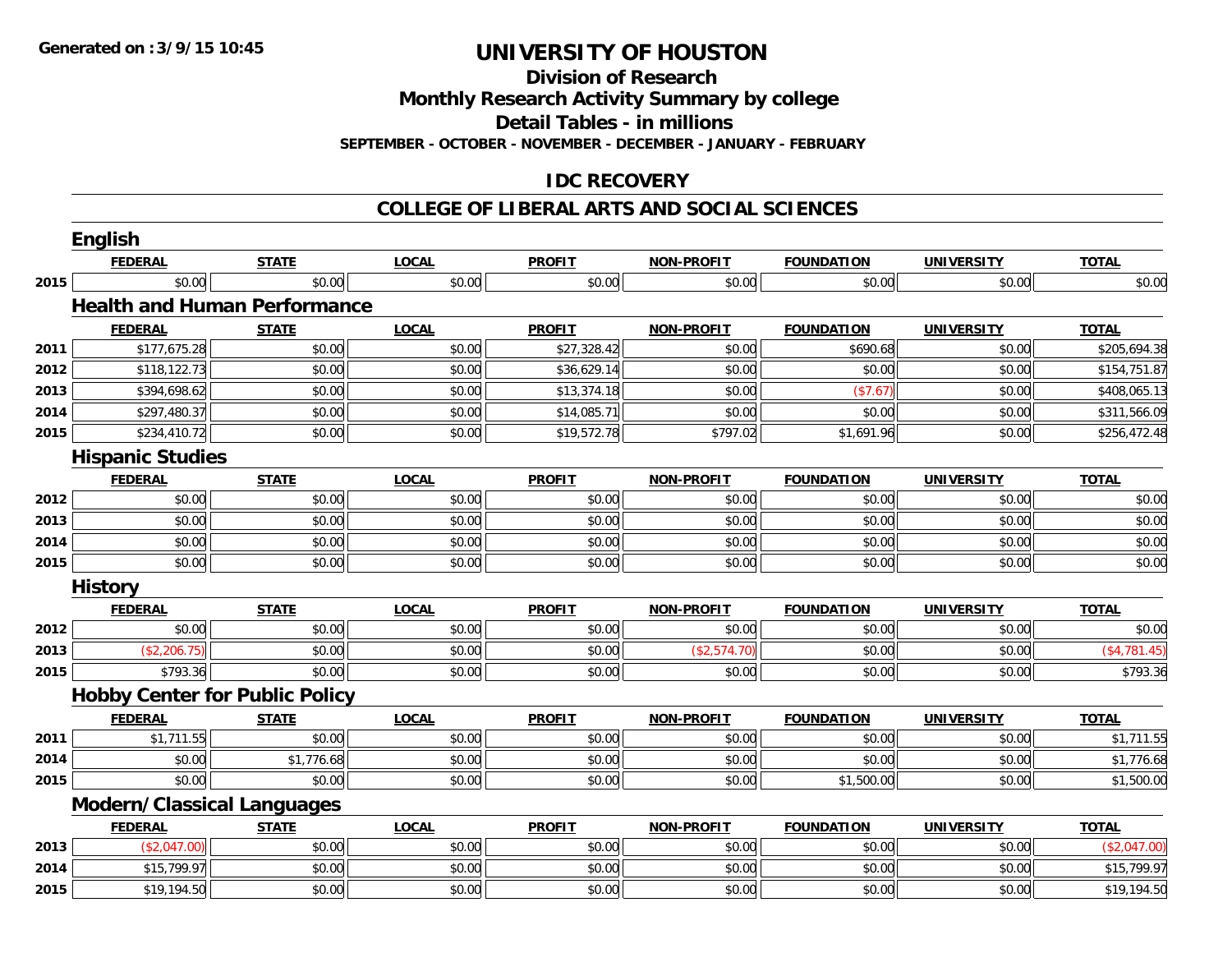# UNIVERSITY OF HOUSTON

## Division of Research

## Monthly Research Activity Summary by college

## Detail Tables - in millions

**SEPTEMBER - OCTOBER - NOVEMBER - DECEMBER - JANUARY - FEBRUARY**

## IDC RECOVERY

## COLLEGE OF LIBERAL ARTS AND SOCIAL SCIENCES

### English

| | FEDERAL | STATE | LOCAL | PROFIT | NON-PROFIT | FOUNDATION | UNIVERSITY | TOTAL |
|---|---|---|---|---|---|---|---|---|
| 2015 | $0.00 | $0.00 | $0.00 | $0.00 | $0.00 | $0.00 | $0.00 | $0.00 |

### Health and Human Performance

| | FEDERAL | STATE | LOCAL | PROFIT | NON-PROFIT | FOUNDATION | UNIVERSITY | TOTAL |
|---|---|---|---|---|---|---|---|---|
| 2011 | $177,675.28 | $0.00 | $0.00 | $27,328.42 | $0.00 | $690.68 | $0.00 | $205,694.38 |
| 2012 | $118,122.73 | $0.00 | $0.00 | $36,629.14 | $0.00 | $0.00 | $0.00 | $154,751.87 |
| 2013 | $394,698.62 | $0.00 | $0.00 | $13,374.18 | $0.00 | ($7.67) | $0.00 | $408,065.13 |
| 2014 | $297,480.37 | $0.00 | $0.00 | $14,085.71 | $0.00 | $0.00 | $0.00 | $311,566.09 |
| 2015 | $234,410.72 | $0.00 | $0.00 | $19,572.78 | $797.02 | $1,691.96 | $0.00 | $256,472.48 |

### Hispanic Studies

| | FEDERAL | STATE | LOCAL | PROFIT | NON-PROFIT | FOUNDATION | UNIVERSITY | TOTAL |
|---|---|---|---|---|---|---|---|---|
| 2012 | $0.00 | $0.00 | $0.00 | $0.00 | $0.00 | $0.00 | $0.00 | $0.00 |
| 2013 | $0.00 | $0.00 | $0.00 | $0.00 | $0.00 | $0.00 | $0.00 | $0.00 |
| 2014 | $0.00 | $0.00 | $0.00 | $0.00 | $0.00 | $0.00 | $0.00 | $0.00 |
| 2015 | $0.00 | $0.00 | $0.00 | $0.00 | $0.00 | $0.00 | $0.00 | $0.00 |

### History

| | FEDERAL | STATE | LOCAL | PROFIT | NON-PROFIT | FOUNDATION | UNIVERSITY | TOTAL |
|---|---|---|---|---|---|---|---|---|
| 2012 | $0.00 | $0.00 | $0.00 | $0.00 | $0.00 | $0.00 | $0.00 | $0.00 |
| 2013 | ($2,206.75) | $0.00 | $0.00 | $0.00 | ($2,574.70) | $0.00 | $0.00 | ($4,781.45) |
| 2015 | $793.36 | $0.00 | $0.00 | $0.00 | $0.00 | $0.00 | $0.00 | $793.36 |

### Hobby Center for Public Policy

| | FEDERAL | STATE | LOCAL | PROFIT | NON-PROFIT | FOUNDATION | UNIVERSITY | TOTAL |
|---|---|---|---|---|---|---|---|---|
| 2011 | $1,711.55 | $0.00 | $0.00 | $0.00 | $0.00 | $0.00 | $0.00 | $1,711.55 |
| 2014 | $0.00 | $1,776.68 | $0.00 | $0.00 | $0.00 | $0.00 | $0.00 | $1,776.68 |
| 2015 | $0.00 | $0.00 | $0.00 | $0.00 | $0.00 | $1,500.00 | $0.00 | $1,500.00 |

### Modern/Classical Languages

| | FEDERAL | STATE | LOCAL | PROFIT | NON-PROFIT | FOUNDATION | UNIVERSITY | TOTAL |
|---|---|---|---|---|---|---|---|---|
| 2013 | ($2,047.00) | $0.00 | $0.00 | $0.00 | $0.00 | $0.00 | $0.00 | ($2,047.00) |
| 2014 | $15,799.97 | $0.00 | $0.00 | $0.00 | $0.00 | $0.00 | $0.00 | $15,799.97 |
| 2015 | $19,194.50 | $0.00 | $0.00 | $0.00 | $0.00 | $0.00 | $0.00 | $19,194.50 |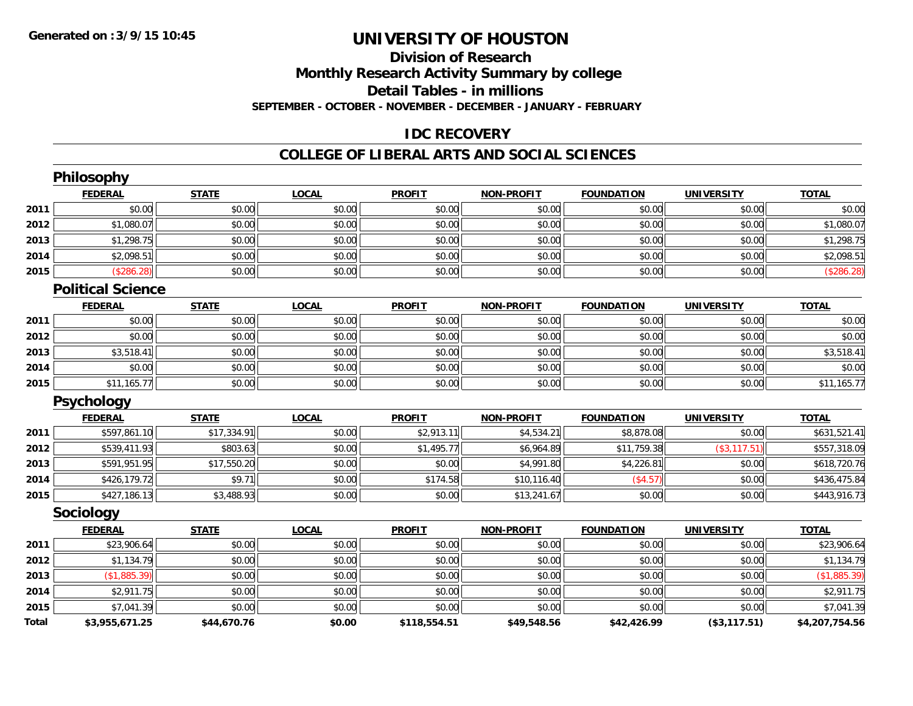**Generated on :3/9/15 10:45**

# UNIVERSITY OF HOUSTON

## Division of Research
## Monthly Research Activity Summary by college
## Detail Tables - in millions

**SEPTEMBER - OCTOBER - NOVEMBER - DECEMBER - JANUARY - FEBRUARY**

## IDC RECOVERY

## COLLEGE OF LIBERAL ARTS AND SOCIAL SCIENCES

### Philosophy

| | FEDERAL | STATE | LOCAL | PROFIT | NON-PROFIT | FOUNDATION | UNIVERSITY | TOTAL |
|---|---|---|---|---|---|---|---|---|
| 2011 | $0.00 | $0.00 | $0.00 | $0.00 | $0.00 | $0.00 | $0.00 | $0.00 |
| 2012 | $1,080.07 | $0.00 | $0.00 | $0.00 | $0.00 | $0.00 | $0.00 | $1,080.07 |
| 2013 | $1,298.75 | $0.00 | $0.00 | $0.00 | $0.00 | $0.00 | $0.00 | $1,298.75 |
| 2014 | $2,098.51 | $0.00 | $0.00 | $0.00 | $0.00 | $0.00 | $0.00 | $2,098.51 |
| 2015 | ($286.28) | $0.00 | $0.00 | $0.00 | $0.00 | $0.00 | $0.00 | ($286.28) |

### Political Science

| | FEDERAL | STATE | LOCAL | PROFIT | NON-PROFIT | FOUNDATION | UNIVERSITY | TOTAL |
|---|---|---|---|---|---|---|---|---|
| 2011 | $0.00 | $0.00 | $0.00 | $0.00 | $0.00 | $0.00 | $0.00 | $0.00 |
| 2012 | $0.00 | $0.00 | $0.00 | $0.00 | $0.00 | $0.00 | $0.00 | $0.00 |
| 2013 | $3,518.41 | $0.00 | $0.00 | $0.00 | $0.00 | $0.00 | $0.00 | $3,518.41 |
| 2014 | $0.00 | $0.00 | $0.00 | $0.00 | $0.00 | $0.00 | $0.00 | $0.00 |
| 2015 | $11,165.77 | $0.00 | $0.00 | $0.00 | $0.00 | $0.00 | $0.00 | $11,165.77 |

### Psychology

| | FEDERAL | STATE | LOCAL | PROFIT | NON-PROFIT | FOUNDATION | UNIVERSITY | TOTAL |
|---|---|---|---|---|---|---|---|---|
| 2011 | $597,861.10 | $17,334.91 | $0.00 | $2,913.11 | $4,534.21 | $8,878.08 | $0.00 | $631,521.41 |
| 2012 | $539,411.93 | $803.63 | $0.00 | $1,495.77 | $6,964.89 | $11,759.38 | ($3,117.51) | $557,318.09 |
| 2013 | $591,951.95 | $17,550.20 | $0.00 | $0.00 | $4,991.80 | $4,226.81 | $0.00 | $618,720.76 |
| 2014 | $426,179.72 | $9.71 | $0.00 | $174.58 | $10,116.40 | ($4.57) | $0.00 | $436,475.84 |
| 2015 | $427,186.13 | $3,488.93 | $0.00 | $0.00 | $13,241.67 | $0.00 | $0.00 | $443,916.73 |

### Sociology

| | FEDERAL | STATE | LOCAL | PROFIT | NON-PROFIT | FOUNDATION | UNIVERSITY | TOTAL |
|---|---|---|---|---|---|---|---|---|
| 2011 | $23,906.64 | $0.00 | $0.00 | $0.00 | $0.00 | $0.00 | $0.00 | $23,906.64 |
| 2012 | $1,134.79 | $0.00 | $0.00 | $0.00 | $0.00 | $0.00 | $0.00 | $1,134.79 |
| 2013 | ($1,885.39) | $0.00 | $0.00 | $0.00 | $0.00 | $0.00 | $0.00 | ($1,885.39) |
| 2014 | $2,911.75 | $0.00 | $0.00 | $0.00 | $0.00 | $0.00 | $0.00 | $2,911.75 |
| 2015 | $7,041.39 | $0.00 | $0.00 | $0.00 | $0.00 | $0.00 | $0.00 | $7,041.39 |
| **Total** | **$3,955,671.25** | **$44,670.76** | **$0.00** | **$118,554.51** | **$49,548.56** | **$42,426.99** | **($3,117.51)** | **$4,207,754.56** |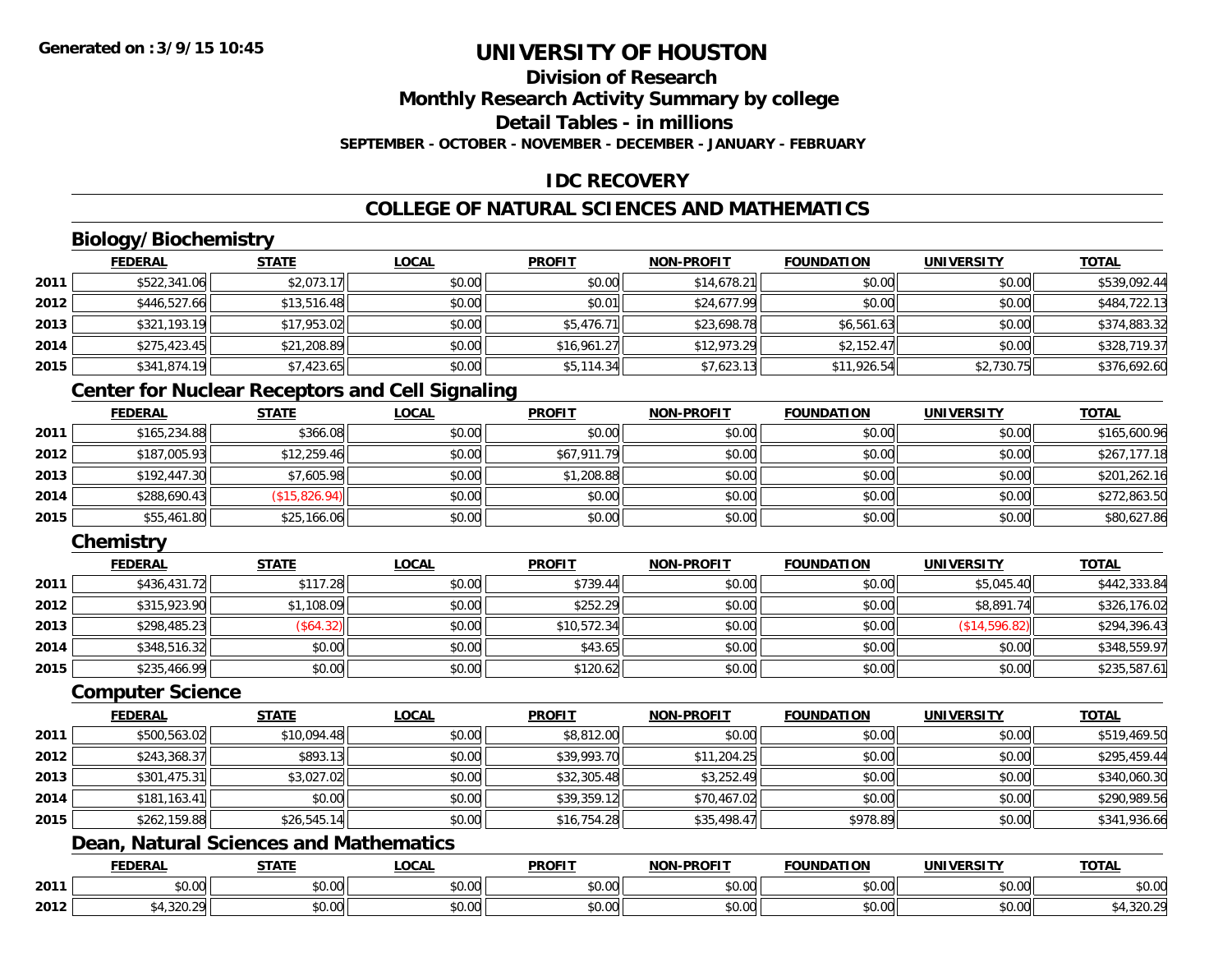Generated on :3/9/15 10:45

# UNIVERSITY OF HOUSTON

## Division of Research
## Monthly Research Activity Summary by college
## Detail Tables - in millions
### SEPTEMBER - OCTOBER - NOVEMBER - DECEMBER - JANUARY - FEBRUARY

## IDC RECOVERY

## COLLEGE OF NATURAL SCIENCES AND MATHEMATICS

### Biology/Biochemistry

| | FEDERAL | STATE | LOCAL | PROFIT | NON-PROFIT | FOUNDATION | UNIVERSITY | TOTAL |
|---|---|---|---|---|---|---|---|---|
| 2011 | $522,341.06 | $2,073.17 | $0.00 | $0.00 | $14,678.21 | $0.00 | $0.00 | $539,092.44 |
| 2012 | $446,527.66 | $13,516.48 | $0.00 | $0.01 | $24,677.99 | $0.00 | $0.00 | $484,722.13 |
| 2013 | $321,193.19 | $17,953.02 | $0.00 | $5,476.71 | $23,698.78 | $6,561.63 | $0.00 | $374,883.32 |
| 2014 | $275,423.45 | $21,208.89 | $0.00 | $16,961.27 | $12,973.29 | $2,152.47 | $0.00 | $328,719.37 |
| 2015 | $341,874.19 | $7,423.65 | $0.00 | $5,114.34 | $7,623.13 | $11,926.54 | $2,730.75 | $376,692.60 |

### Center for Nuclear Receptors and Cell Signaling

| | FEDERAL | STATE | LOCAL | PROFIT | NON-PROFIT | FOUNDATION | UNIVERSITY | TOTAL |
|---|---|---|---|---|---|---|---|---|
| 2011 | $165,234.88 | $366.08 | $0.00 | $0.00 | $0.00 | $0.00 | $0.00 | $165,600.96 |
| 2012 | $187,005.93 | $12,259.46 | $0.00 | $67,911.79 | $0.00 | $0.00 | $0.00 | $267,177.18 |
| 2013 | $192,447.30 | $7,605.98 | $0.00 | $1,208.88 | $0.00 | $0.00 | $0.00 | $201,262.16 |
| 2014 | $288,690.43 | ($15,826.94) | $0.00 | $0.00 | $0.00 | $0.00 | $0.00 | $272,863.50 |
| 2015 | $55,461.80 | $25,166.06 | $0.00 | $0.00 | $0.00 | $0.00 | $0.00 | $80,627.86 |

### Chemistry

| | FEDERAL | STATE | LOCAL | PROFIT | NON-PROFIT | FOUNDATION | UNIVERSITY | TOTAL |
|---|---|---|---|---|---|---|---|---|
| 2011 | $436,431.72 | $117.28 | $0.00 | $739.44 | $0.00 | $0.00 | $5,045.40 | $442,333.84 |
| 2012 | $315,923.90 | $1,108.09 | $0.00 | $252.29 | $0.00 | $0.00 | $8,891.74 | $326,176.02 |
| 2013 | $298,485.23 | ($64.32) | $0.00 | $10,572.34 | $0.00 | $0.00 | ($14,596.82) | $294,396.43 |
| 2014 | $348,516.32 | $0.00 | $0.00 | $43.65 | $0.00 | $0.00 | $0.00 | $348,559.97 |
| 2015 | $235,466.99 | $0.00 | $0.00 | $120.62 | $0.00 | $0.00 | $0.00 | $235,587.61 |

### Computer Science

| | FEDERAL | STATE | LOCAL | PROFIT | NON-PROFIT | FOUNDATION | UNIVERSITY | TOTAL |
|---|---|---|---|---|---|---|---|---|
| 2011 | $500,563.02 | $10,094.48 | $0.00 | $8,812.00 | $0.00 | $0.00 | $0.00 | $519,469.50 |
| 2012 | $243,368.37 | $893.13 | $0.00 | $39,993.70 | $11,204.25 | $0.00 | $0.00 | $295,459.44 |
| 2013 | $301,475.31 | $3,027.02 | $0.00 | $32,305.48 | $3,252.49 | $0.00 | $0.00 | $340,060.30 |
| 2014 | $181,163.41 | $0.00 | $0.00 | $39,359.12 | $70,467.02 | $0.00 | $0.00 | $290,989.56 |
| 2015 | $262,159.88 | $26,545.14 | $0.00 | $16,754.28 | $35,498.47 | $978.89 | $0.00 | $341,936.66 |

### Dean, Natural Sciences and Mathematics

| | FEDERAL | STATE | LOCAL | PROFIT | NON-PROFIT | FOUNDATION | UNIVERSITY | TOTAL |
|---|---|---|---|---|---|---|---|---|
| 2011 | $0.00 | $0.00 | $0.00 | $0.00 | $0.00 | $0.00 | $0.00 | $0.00 |
| 2012 | $4,320.29 | $0.00 | $0.00 | $0.00 | $0.00 | $0.00 | $0.00 | $4,320.29 |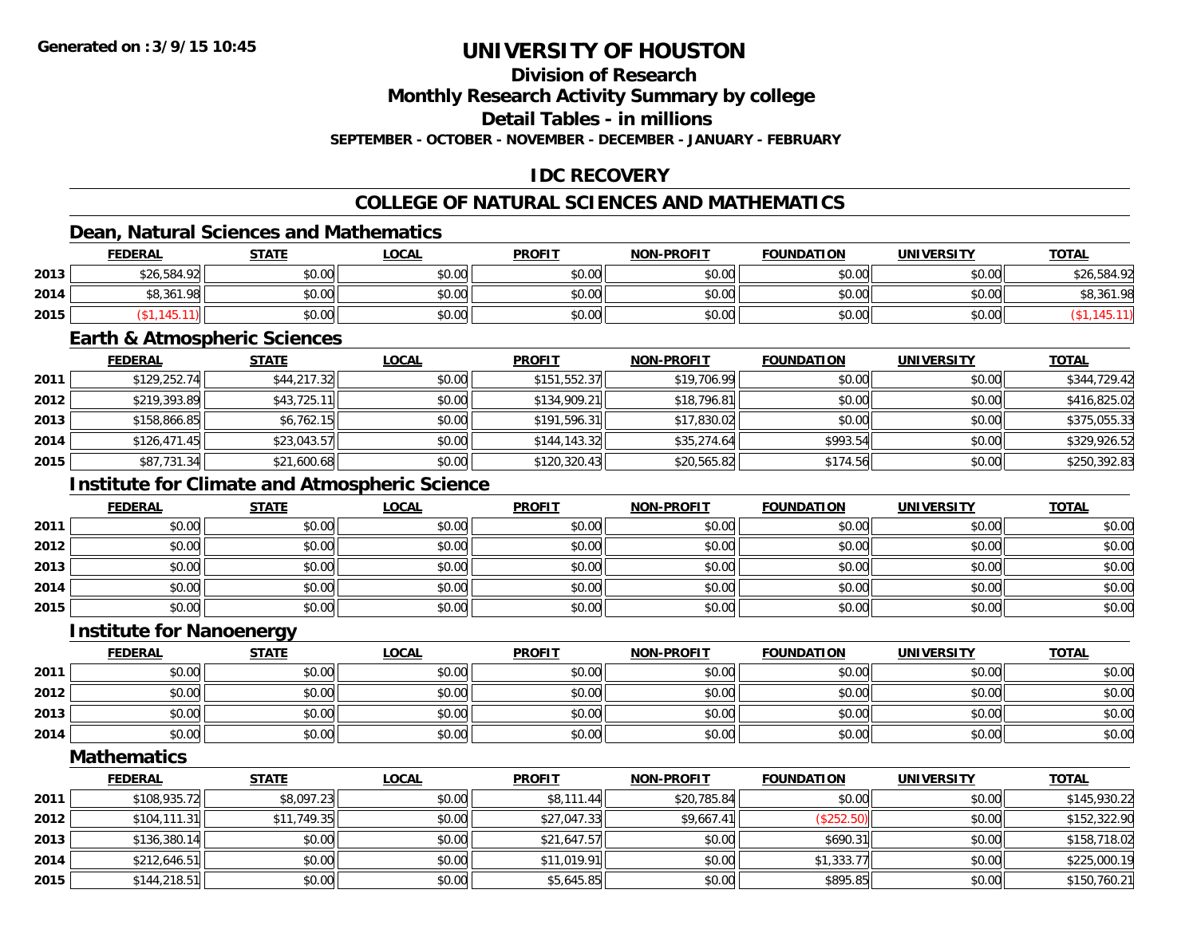**Generated on :3/9/15 10:45**

# UNIVERSITY OF HOUSTON

## Division of Research

## Monthly Research Activity Summary by college

## Detail Tables - in millions

**SEPTEMBER - OCTOBER - NOVEMBER - DECEMBER - JANUARY - FEBRUARY**

## IDC RECOVERY

## COLLEGE OF NATURAL SCIENCES AND MATHEMATICS

### Dean, Natural Sciences and Mathematics

| | FEDERAL | STATE | LOCAL | PROFIT | NON-PROFIT | FOUNDATION | UNIVERSITY | TOTAL |
|---|---|---|---|---|---|---|---|---|
| 2013 | $26,584.92 | $0.00 | $0.00 | $0.00 | $0.00 | $0.00 | $0.00 | $26,584.92 |
| 2014 | $8,361.98 | $0.00 | $0.00 | $0.00 | $0.00 | $0.00 | $0.00 | $8,361.98 |
| 2015 | ($1,145.11) | $0.00 | $0.00 | $0.00 | $0.00 | $0.00 | $0.00 | ($1,145.11) |

### Earth & Atmospheric Sciences

| | FEDERAL | STATE | LOCAL | PROFIT | NON-PROFIT | FOUNDATION | UNIVERSITY | TOTAL |
|---|---|---|---|---|---|---|---|---|
| 2011 | $129,252.74 | $44,217.32 | $0.00 | $151,552.37 | $19,706.99 | $0.00 | $0.00 | $344,729.42 |
| 2012 | $219,393.89 | $43,725.11 | $0.00 | $134,909.21 | $18,796.81 | $0.00 | $0.00 | $416,825.02 |
| 2013 | $158,866.85 | $6,762.15 | $0.00 | $191,596.31 | $17,830.02 | $0.00 | $0.00 | $375,055.33 |
| 2014 | $126,471.45 | $23,043.57 | $0.00 | $144,143.32 | $35,274.64 | $993.54 | $0.00 | $329,926.52 |
| 2015 | $87,731.34 | $21,600.68 | $0.00 | $120,320.43 | $20,565.82 | $174.56 | $0.00 | $250,392.83 |

### Institute for Climate and Atmospheric Science

| | FEDERAL | STATE | LOCAL | PROFIT | NON-PROFIT | FOUNDATION | UNIVERSITY | TOTAL |
|---|---|---|---|---|---|---|---|---|
| 2011 | $0.00 | $0.00 | $0.00 | $0.00 | $0.00 | $0.00 | $0.00 | $0.00 |
| 2012 | $0.00 | $0.00 | $0.00 | $0.00 | $0.00 | $0.00 | $0.00 | $0.00 |
| 2013 | $0.00 | $0.00 | $0.00 | $0.00 | $0.00 | $0.00 | $0.00 | $0.00 |
| 2014 | $0.00 | $0.00 | $0.00 | $0.00 | $0.00 | $0.00 | $0.00 | $0.00 |
| 2015 | $0.00 | $0.00 | $0.00 | $0.00 | $0.00 | $0.00 | $0.00 | $0.00 |

### Institute for Nanoenergy

| | FEDERAL | STATE | LOCAL | PROFIT | NON-PROFIT | FOUNDATION | UNIVERSITY | TOTAL |
|---|---|---|---|---|---|---|---|---|
| 2011 | $0.00 | $0.00 | $0.00 | $0.00 | $0.00 | $0.00 | $0.00 | $0.00 |
| 2012 | $0.00 | $0.00 | $0.00 | $0.00 | $0.00 | $0.00 | $0.00 | $0.00 |
| 2013 | $0.00 | $0.00 | $0.00 | $0.00 | $0.00 | $0.00 | $0.00 | $0.00 |
| 2014 | $0.00 | $0.00 | $0.00 | $0.00 | $0.00 | $0.00 | $0.00 | $0.00 |

### Mathematics

| | FEDERAL | STATE | LOCAL | PROFIT | NON-PROFIT | FOUNDATION | UNIVERSITY | TOTAL |
|---|---|---|---|---|---|---|---|---|
| 2011 | $108,935.72 | $8,097.23 | $0.00 | $8,111.44 | $20,785.84 | $0.00 | $0.00 | $145,930.22 |
| 2012 | $104,111.31 | $11,749.35 | $0.00 | $27,047.33 | $9,667.41 | ($252.50) | $0.00 | $152,322.90 |
| 2013 | $136,380.14 | $0.00 | $0.00 | $21,647.57 | $0.00 | $690.31 | $0.00 | $158,718.02 |
| 2014 | $212,646.51 | $0.00 | $0.00 | $11,019.91 | $0.00 | $1,333.77 | $0.00 | $225,000.19 |
| 2015 | $144,218.51 | $0.00 | $0.00 | $5,645.85 | $0.00 | $895.85 | $0.00 | $150,760.21 |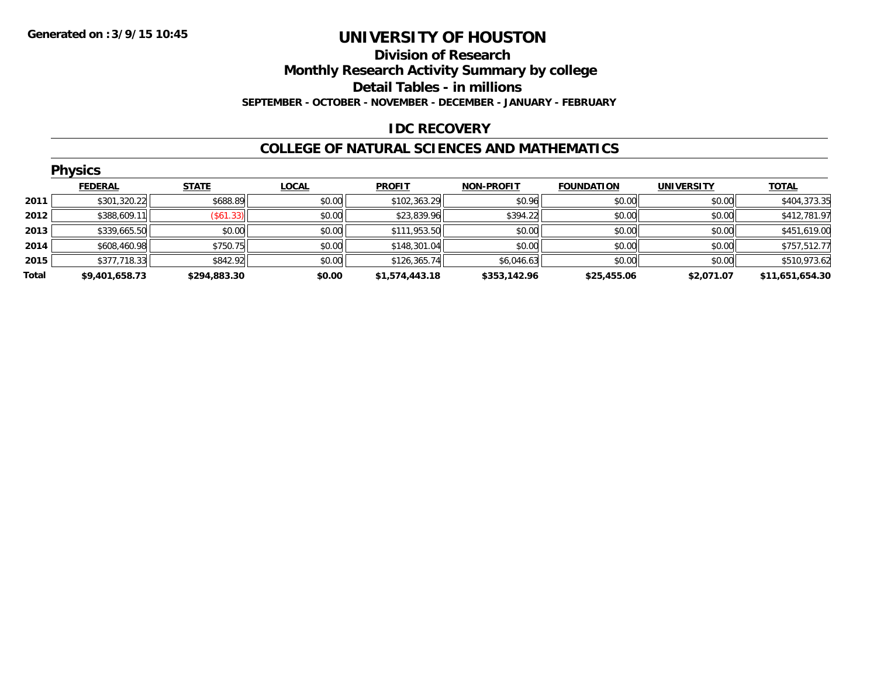Generated on :3/9/15 10:45

# UNIVERSITY OF HOUSTON

## Division of Research

## Monthly Research Activity Summary by college

## Detail Tables - in millions

### SEPTEMBER - OCTOBER - NOVEMBER - DECEMBER - JANUARY - FEBRUARY

## IDC RECOVERY

## COLLEGE OF NATURAL SCIENCES AND MATHEMATICS

### Physics

| | FEDERAL | STATE | LOCAL | PROFIT | NON-PROFIT | FOUNDATION | UNIVERSITY | TOTAL |
|---|---|---|---|---|---|---|---|---|
| 2011 | $301,320.22 | $688.89 | $0.00 | $102,363.29 | $0.96 | $0.00 | $0.00 | $404,373.35 |
| 2012 | $388,609.11 | ($61.33) | $0.00 | $23,839.96 | $394.22 | $0.00 | $0.00 | $412,781.97 |
| 2013 | $339,665.50 | $0.00 | $0.00 | $111,953.50 | $0.00 | $0.00 | $0.00 | $451,619.00 |
| 2014 | $608,460.98 | $750.75 | $0.00 | $148,301.04 | $0.00 | $0.00 | $0.00 | $757,512.77 |
| 2015 | $377,718.33 | $842.92 | $0.00 | $126,365.74 | $6,046.63 | $0.00 | $0.00 | $510,973.62 |
| **Total** | **$9,401,658.73** | **$294,883.30** | **$0.00** | **$1,574,443.18** | **$353,142.96** | **$25,455.06** | **$2,071.07** | **$11,651,654.30** |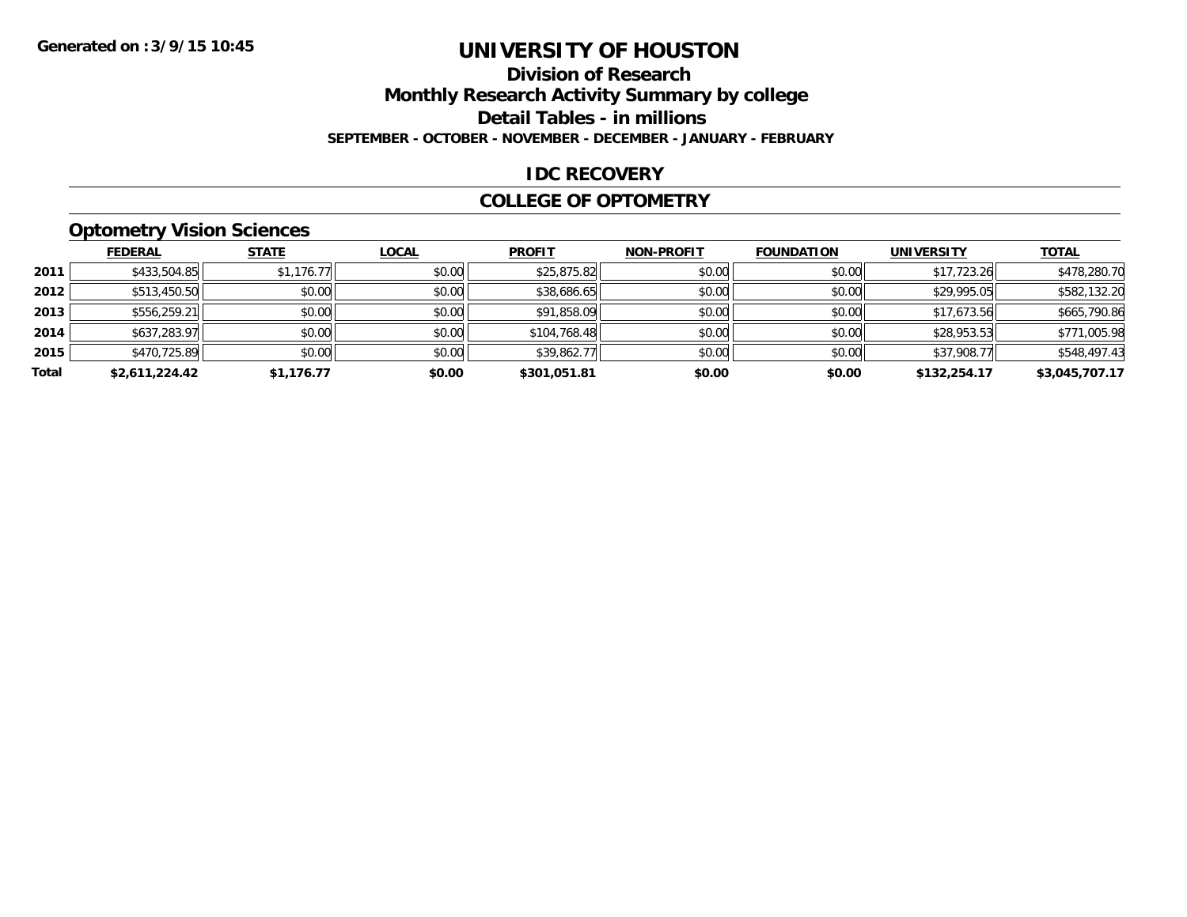Generated on :3/9/15 10:45

# UNIVERSITY OF HOUSTON

## Division of Research

## Monthly Research Activity Summary by college

## Detail Tables - in millions

**SEPTEMBER - OCTOBER - NOVEMBER - DECEMBER - JANUARY - FEBRUARY**

## IDC RECOVERY

## COLLEGE OF OPTOMETRY

### Optometry Vision Sciences

| | FEDERAL | STATE | LOCAL | PROFIT | NON-PROFIT | FOUNDATION | UNIVERSITY | TOTAL |
|---|---|---|---|---|---|---|---|---|
| **2011** | $433,504.85 | $1,176.77 | $0.00 | $25,875.82 | $0.00 | $0.00 | $17,723.26 | $478,280.70 |
| **2012** | $513,450.50 | $0.00 | $0.00 | $38,686.65 | $0.00 | $0.00 | $29,995.05 | $582,132.20 |
| **2013** | $556,259.21 | $0.00 | $0.00 | $91,858.09 | $0.00 | $0.00 | $17,673.56 | $665,790.86 |
| **2014** | $637,283.97 | $0.00 | $0.00 | $104,768.48 | $0.00 | $0.00 | $28,953.53 | $771,005.98 |
| **2015** | $470,725.89 | $0.00 | $0.00 | $39,862.77 | $0.00 | $0.00 | $37,908.77 | $548,497.43 |
| **Total** | **$2,611,224.42** | **$1,176.77** | **$0.00** | **$301,051.81** | **$0.00** | **$0.00** | **$132,254.17** | **$3,045,707.17** |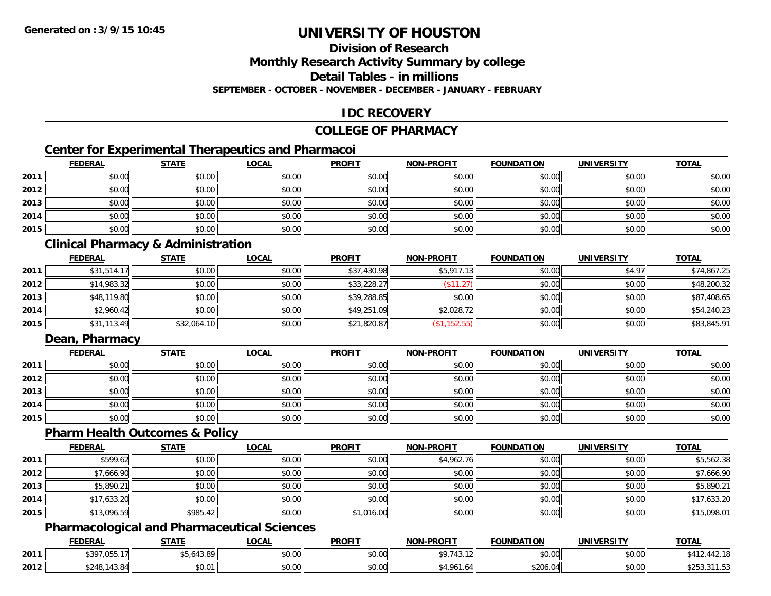**Generated on :3/9/15 10:45**

# UNIVERSITY OF HOUSTON

## Division of Research
## Monthly Research Activity Summary by college
## Detail Tables - in millions
### SEPTEMBER - OCTOBER - NOVEMBER - DECEMBER - JANUARY - FEBRUARY

## IDC RECOVERY

## COLLEGE OF PHARMACY

### Center for Experimental Therapeutics and Pharmacoi

| | FEDERAL | STATE | LOCAL | PROFIT | NON-PROFIT | FOUNDATION | UNIVERSITY | TOTAL |
|---|---|---|---|---|---|---|---|---|
| 2011 | $0.00 | $0.00 | $0.00 | $0.00 | $0.00 | $0.00 | $0.00 | $0.00 |
| 2012 | $0.00 | $0.00 | $0.00 | $0.00 | $0.00 | $0.00 | $0.00 | $0.00 |
| 2013 | $0.00 | $0.00 | $0.00 | $0.00 | $0.00 | $0.00 | $0.00 | $0.00 |
| 2014 | $0.00 | $0.00 | $0.00 | $0.00 | $0.00 | $0.00 | $0.00 | $0.00 |
| 2015 | $0.00 | $0.00 | $0.00 | $0.00 | $0.00 | $0.00 | $0.00 | $0.00 |

### Clinical Pharmacy & Administration

| | FEDERAL | STATE | LOCAL | PROFIT | NON-PROFIT | FOUNDATION | UNIVERSITY | TOTAL |
|---|---|---|---|---|---|---|---|---|
| 2011 | $31,514.17 | $0.00 | $0.00 | $37,430.98 | $5,917.13 | $0.00 | $4.97 | $74,867.25 |
| 2012 | $14,983.32 | $0.00 | $0.00 | $33,228.27 | ($11.27) | $0.00 | $0.00 | $48,200.32 |
| 2013 | $48,119.80 | $0.00 | $0.00 | $39,288.85 | $0.00 | $0.00 | $0.00 | $87,408.65 |
| 2014 | $2,960.42 | $0.00 | $0.00 | $49,251.09 | $2,028.72 | $0.00 | $0.00 | $54,240.23 |
| 2015 | $31,113.49 | $32,064.10 | $0.00 | $21,820.87 | ($1,152.55) | $0.00 | $0.00 | $83,845.91 |

### Dean, Pharmacy

| | FEDERAL | STATE | LOCAL | PROFIT | NON-PROFIT | FOUNDATION | UNIVERSITY | TOTAL |
|---|---|---|---|---|---|---|---|---|
| 2011 | $0.00 | $0.00 | $0.00 | $0.00 | $0.00 | $0.00 | $0.00 | $0.00 |
| 2012 | $0.00 | $0.00 | $0.00 | $0.00 | $0.00 | $0.00 | $0.00 | $0.00 |
| 2013 | $0.00 | $0.00 | $0.00 | $0.00 | $0.00 | $0.00 | $0.00 | $0.00 |
| 2014 | $0.00 | $0.00 | $0.00 | $0.00 | $0.00 | $0.00 | $0.00 | $0.00 |
| 2015 | $0.00 | $0.00 | $0.00 | $0.00 | $0.00 | $0.00 | $0.00 | $0.00 |

### Pharm Health Outcomes & Policy

| | FEDERAL | STATE | LOCAL | PROFIT | NON-PROFIT | FOUNDATION | UNIVERSITY | TOTAL |
|---|---|---|---|---|---|---|---|---|
| 2011 | $599.62 | $0.00 | $0.00 | $0.00 | $4,962.76 | $0.00 | $0.00 | $5,562.38 |
| 2012 | $7,666.90 | $0.00 | $0.00 | $0.00 | $0.00 | $0.00 | $0.00 | $7,666.90 |
| 2013 | $5,890.21 | $0.00 | $0.00 | $0.00 | $0.00 | $0.00 | $0.00 | $5,890.21 |
| 2014 | $17,633.20 | $0.00 | $0.00 | $0.00 | $0.00 | $0.00 | $0.00 | $17,633.20 |
| 2015 | $13,096.59 | $985.42 | $0.00 | $1,016.00 | $0.00 | $0.00 | $0.00 | $15,098.01 |

### Pharmacological and Pharmaceutical Sciences

| | FEDERAL | STATE | LOCAL | PROFIT | NON-PROFIT | FOUNDATION | UNIVERSITY | TOTAL |
|---|---|---|---|---|---|---|---|---|
| 2011 | $397,055.17 | $5,643.89 | $0.00 | $0.00 | $9,743.12 | $0.00 | $0.00 | $412,442.18 |
| 2012 | $248,143.84 | $0.01 | $0.00 | $0.00 | $4,961.64 | $206.04 | $0.00 | $253,311.53 |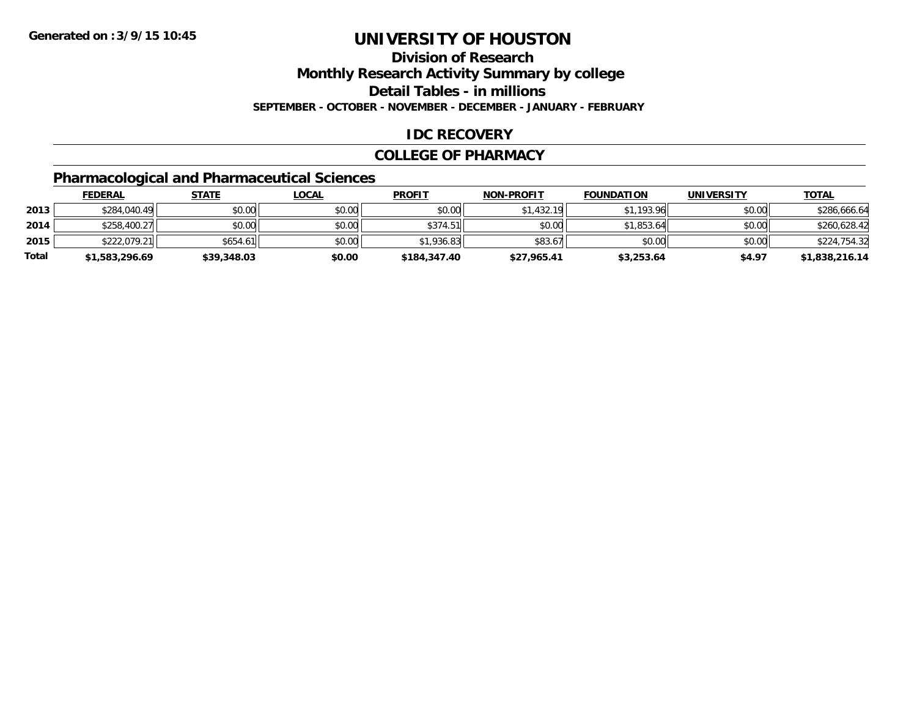Generated on :3/9/15 10:45

# UNIVERSITY OF HOUSTON

## Division of Research

## Monthly Research Activity Summary by college

## Detail Tables - in millions

**SEPTEMBER - OCTOBER - NOVEMBER - DECEMBER - JANUARY - FEBRUARY**

## IDC RECOVERY

## COLLEGE OF PHARMACY

### Pharmacological and Pharmaceutical Sciences

| | FEDERAL | STATE | LOCAL | PROFIT | NON-PROFIT | FOUNDATION | UNIVERSITY | TOTAL |
|---|---|---|---|---|---|---|---|---|
| 2013 | $284,040.49 | $0.00 | $0.00 | $0.00 | $1,432.19 | $1,193.96 | $0.00 | $286,666.64 |
| 2014 | $258,400.27 | $0.00 | $0.00 | $374.51 | $0.00 | $1,853.64 | $0.00 | $260,628.42 |
| 2015 | $222,079.21 | $654.61 | $0.00 | $1,936.83 | $83.67 | $0.00 | $0.00 | $224,754.32 |
| **Total** | **$1,583,296.69** | **$39,348.03** | **$0.00** | **$184,347.40** | **$27,965.41** | **$3,253.64** | **$4.97** | **$1,838,216.14** |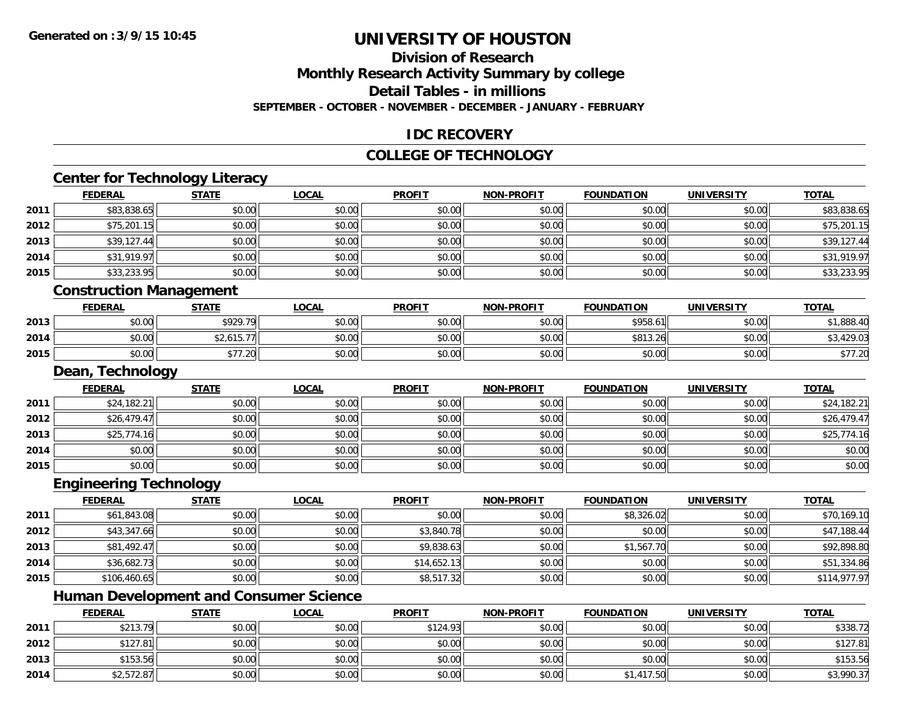**Generated on :3/9/15 10:45**

# UNIVERSITY OF HOUSTON

## Division of Research
## Monthly Research Activity Summary by college
## Detail Tables - in millions
### SEPTEMBER - OCTOBER - NOVEMBER - DECEMBER - JANUARY - FEBRUARY

## IDC RECOVERY

## COLLEGE OF TECHNOLOGY

### Center for Technology Literacy

| | FEDERAL | STATE | LOCAL | PROFIT | NON-PROFIT | FOUNDATION | UNIVERSITY | TOTAL |
|---|---|---|---|---|---|---|---|---|
| 2011 | $83,838.65 | $0.00 | $0.00 | $0.00 | $0.00 | $0.00 | $0.00 | $83,838.65 |
| 2012 | $75,201.15 | $0.00 | $0.00 | $0.00 | $0.00 | $0.00 | $0.00 | $75,201.15 |
| 2013 | $39,127.44 | $0.00 | $0.00 | $0.00 | $0.00 | $0.00 | $0.00 | $39,127.44 |
| 2014 | $31,919.97 | $0.00 | $0.00 | $0.00 | $0.00 | $0.00 | $0.00 | $31,919.97 |
| 2015 | $33,233.95 | $0.00 | $0.00 | $0.00 | $0.00 | $0.00 | $0.00 | $33,233.95 |

### Construction Management

| | FEDERAL | STATE | LOCAL | PROFIT | NON-PROFIT | FOUNDATION | UNIVERSITY | TOTAL |
|---|---|---|---|---|---|---|---|---|
| 2013 | $0.00 | $929.79 | $0.00 | $0.00 | $0.00 | $958.61 | $0.00 | $1,888.40 |
| 2014 | $0.00 | $2,615.77 | $0.00 | $0.00 | $0.00 | $813.26 | $0.00 | $3,429.03 |
| 2015 | $0.00 | $77.20 | $0.00 | $0.00 | $0.00 | $0.00 | $0.00 | $77.20 |

### Dean, Technology

| | FEDERAL | STATE | LOCAL | PROFIT | NON-PROFIT | FOUNDATION | UNIVERSITY | TOTAL |
|---|---|---|---|---|---|---|---|---|
| 2011 | $24,182.21 | $0.00 | $0.00 | $0.00 | $0.00 | $0.00 | $0.00 | $24,182.21 |
| 2012 | $26,479.47 | $0.00 | $0.00 | $0.00 | $0.00 | $0.00 | $0.00 | $26,479.47 |
| 2013 | $25,774.16 | $0.00 | $0.00 | $0.00 | $0.00 | $0.00 | $0.00 | $25,774.16 |
| 2014 | $0.00 | $0.00 | $0.00 | $0.00 | $0.00 | $0.00 | $0.00 | $0.00 |
| 2015 | $0.00 | $0.00 | $0.00 | $0.00 | $0.00 | $0.00 | $0.00 | $0.00 |

### Engineering Technology

| | FEDERAL | STATE | LOCAL | PROFIT | NON-PROFIT | FOUNDATION | UNIVERSITY | TOTAL |
|---|---|---|---|---|---|---|---|---|
| 2011 | $61,843.08 | $0.00 | $0.00 | $0.00 | $0.00 | $8,326.02 | $0.00 | $70,169.10 |
| 2012 | $43,347.66 | $0.00 | $0.00 | $3,840.78 | $0.00 | $0.00 | $0.00 | $47,188.44 |
| 2013 | $81,492.47 | $0.00 | $0.00 | $9,838.63 | $0.00 | $1,567.70 | $0.00 | $92,898.80 |
| 2014 | $36,682.73 | $0.00 | $0.00 | $14,652.13 | $0.00 | $0.00 | $0.00 | $51,334.86 |
| 2015 | $106,460.65 | $0.00 | $0.00 | $8,517.32 | $0.00 | $0.00 | $0.00 | $114,977.97 |

### Human Development and Consumer Science

| | FEDERAL | STATE | LOCAL | PROFIT | NON-PROFIT | FOUNDATION | UNIVERSITY | TOTAL |
|---|---|---|---|---|---|---|---|---|
| 2011 | $213.79 | $0.00 | $0.00 | $124.93 | $0.00 | $0.00 | $0.00 | $338.72 |
| 2012 | $127.81 | $0.00 | $0.00 | $0.00 | $0.00 | $0.00 | $0.00 | $127.81 |
| 2013 | $153.56 | $0.00 | $0.00 | $0.00 | $0.00 | $0.00 | $0.00 | $153.56 |
| 2014 | $2,572.87 | $0.00 | $0.00 | $0.00 | $0.00 | $1,417.50 | $0.00 | $3,990.37 |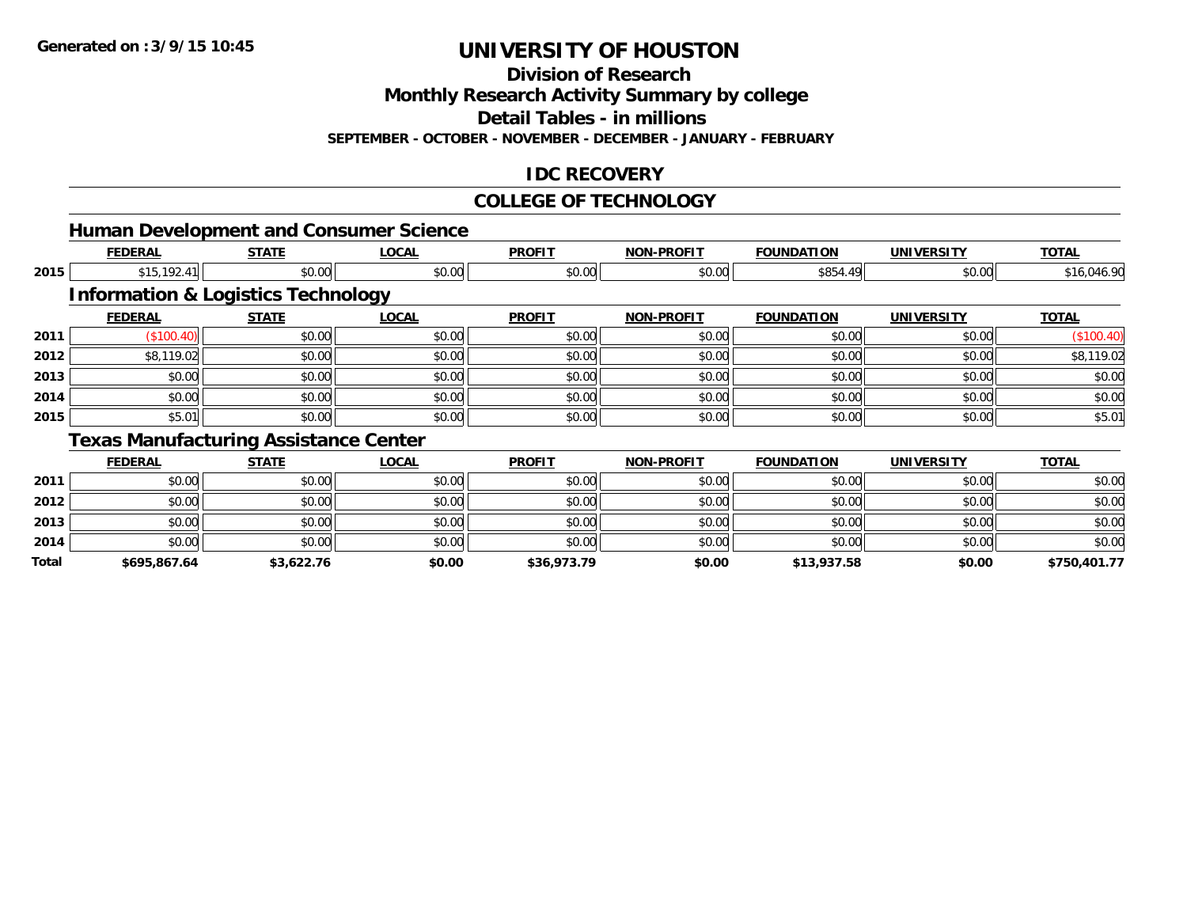**Generated on :3/9/15 10:45**

# UNIVERSITY OF HOUSTON

## Division of Research

## Monthly Research Activity Summary by college

## Detail Tables - in millions

**SEPTEMBER - OCTOBER - NOVEMBER - DECEMBER - JANUARY - FEBRUARY**

## IDC RECOVERY

## COLLEGE OF TECHNOLOGY

### Human Development and Consumer Science

| | FEDERAL | STATE | LOCAL | PROFIT | NON-PROFIT | FOUNDATION | UNIVERSITY | TOTAL |
|---|---|---|---|---|---|---|---|---|
| 2015 | $15,192.41 | $0.00 | $0.00 | $0.00 | $0.00 | $854.49 | $0.00 | $16,046.90 |

### Information & Logistics Technology

| | FEDERAL | STATE | LOCAL | PROFIT | NON-PROFIT | FOUNDATION | UNIVERSITY | TOTAL |
|---|---|---|---|---|---|---|---|---|
| 2011 | ($100.40) | $0.00 | $0.00 | $0.00 | $0.00 | $0.00 | $0.00 | ($100.40) |
| 2012 | $8,119.02 | $0.00 | $0.00 | $0.00 | $0.00 | $0.00 | $0.00 | $8,119.02 |
| 2013 | $0.00 | $0.00 | $0.00 | $0.00 | $0.00 | $0.00 | $0.00 | $0.00 |
| 2014 | $0.00 | $0.00 | $0.00 | $0.00 | $0.00 | $0.00 | $0.00 | $0.00 |
| 2015 | $5.01 | $0.00 | $0.00 | $0.00 | $0.00 | $0.00 | $0.00 | $5.01 |

### Texas Manufacturing Assistance Center

| | FEDERAL | STATE | LOCAL | PROFIT | NON-PROFIT | FOUNDATION | UNIVERSITY | TOTAL |
|---|---|---|---|---|---|---|---|---|
| 2011 | $0.00 | $0.00 | $0.00 | $0.00 | $0.00 | $0.00 | $0.00 | $0.00 |
| 2012 | $0.00 | $0.00 | $0.00 | $0.00 | $0.00 | $0.00 | $0.00 | $0.00 |
| 2013 | $0.00 | $0.00 | $0.00 | $0.00 | $0.00 | $0.00 | $0.00 | $0.00 |
| 2014 | $0.00 | $0.00 | $0.00 | $0.00 | $0.00 | $0.00 | $0.00 | $0.00 |
| **Total** | **$695,867.64** | **$3,622.76** | **$0.00** | **$36,973.79** | **$0.00** | **$13,937.58** | **$0.00** | **$750,401.77** |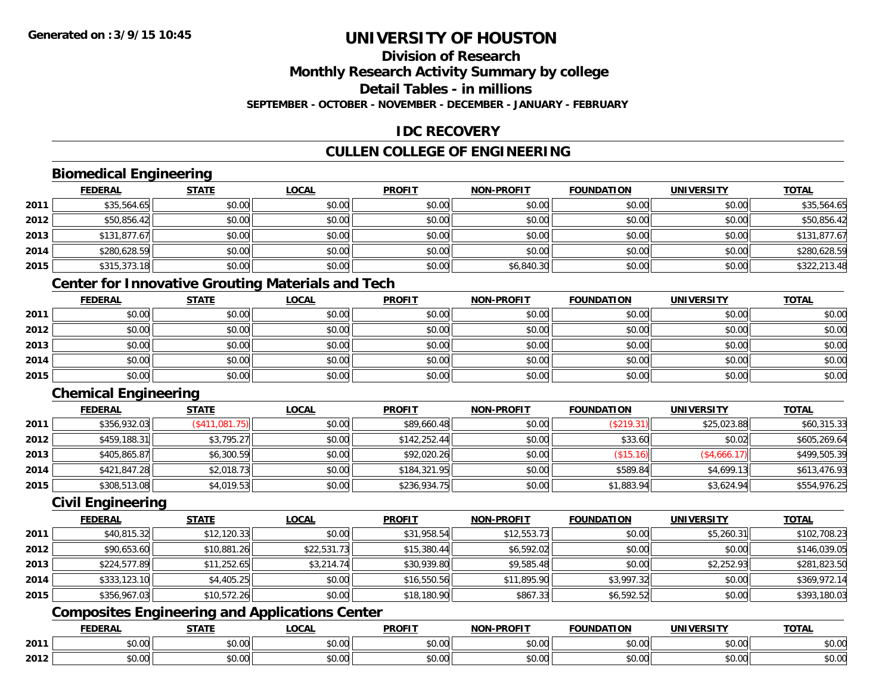# UNIVERSITY OF HOUSTON

## Division of Research

## Monthly Research Activity Summary by college

## Detail Tables - in millions

**SEPTEMBER - OCTOBER - NOVEMBER - DECEMBER - JANUARY - FEBRUARY**

## IDC RECOVERY

## CULLEN COLLEGE OF ENGINEERING

### Biomedical Engineering

| | FEDERAL | STATE | LOCAL | PROFIT | NON-PROFIT | FOUNDATION | UNIVERSITY | TOTAL |
|---|---|---|---|---|---|---|---|---|
| 2011 | $35,564.65 | $0.00 | $0.00 | $0.00 | $0.00 | $0.00 | $0.00 | $35,564.65 |
| 2012 | $50,856.42 | $0.00 | $0.00 | $0.00 | $0.00 | $0.00 | $0.00 | $50,856.42 |
| 2013 | $131,877.67 | $0.00 | $0.00 | $0.00 | $0.00 | $0.00 | $0.00 | $131,877.67 |
| 2014 | $280,628.59 | $0.00 | $0.00 | $0.00 | $0.00 | $0.00 | $0.00 | $280,628.59 |
| 2015 | $315,373.18 | $0.00 | $0.00 | $0.00 | $6,840.30 | $0.00 | $0.00 | $322,213.48 |

### Center for Innovative Grouting Materials and Tech

| | FEDERAL | STATE | LOCAL | PROFIT | NON-PROFIT | FOUNDATION | UNIVERSITY | TOTAL |
|---|---|---|---|---|---|---|---|---|
| 2011 | $0.00 | $0.00 | $0.00 | $0.00 | $0.00 | $0.00 | $0.00 | $0.00 |
| 2012 | $0.00 | $0.00 | $0.00 | $0.00 | $0.00 | $0.00 | $0.00 | $0.00 |
| 2013 | $0.00 | $0.00 | $0.00 | $0.00 | $0.00 | $0.00 | $0.00 | $0.00 |
| 2014 | $0.00 | $0.00 | $0.00 | $0.00 | $0.00 | $0.00 | $0.00 | $0.00 |
| 2015 | $0.00 | $0.00 | $0.00 | $0.00 | $0.00 | $0.00 | $0.00 | $0.00 |

### Chemical Engineering

| | FEDERAL | STATE | LOCAL | PROFIT | NON-PROFIT | FOUNDATION | UNIVERSITY | TOTAL |
|---|---|---|---|---|---|---|---|---|
| 2011 | $356,932.03 | ($411,081.75) | $0.00 | $89,660.48 | $0.00 | ($219.31) | $25,023.88 | $60,315.33 |
| 2012 | $459,188.31 | $3,795.27 | $0.00 | $142,252.44 | $0.00 | $33.60 | $0.02 | $605,269.64 |
| 2013 | $405,865.87 | $6,300.59 | $0.00 | $92,020.26 | $0.00 | ($15.16) | ($4,666.17) | $499,505.39 |
| 2014 | $421,847.28 | $2,018.73 | $0.00 | $184,321.95 | $0.00 | $589.84 | $4,699.13 | $613,476.93 |
| 2015 | $308,513.08 | $4,019.53 | $0.00 | $236,934.75 | $0.00 | $1,883.94 | $3,624.94 | $554,976.25 |

### Civil Engineering

| | FEDERAL | STATE | LOCAL | PROFIT | NON-PROFIT | FOUNDATION | UNIVERSITY | TOTAL |
|---|---|---|---|---|---|---|---|---|
| 2011 | $40,815.32 | $12,120.33 | $0.00 | $31,958.54 | $12,553.73 | $0.00 | $5,260.31 | $102,708.23 |
| 2012 | $90,653.60 | $10,881.26 | $22,531.73 | $15,380.44 | $6,592.02 | $0.00 | $0.00 | $146,039.05 |
| 2013 | $224,577.89 | $11,252.65 | $3,214.74 | $30,939.80 | $9,585.48 | $0.00 | $2,252.93 | $281,823.50 |
| 2014 | $333,123.10 | $4,405.25 | $0.00 | $16,550.56 | $11,895.90 | $3,997.32 | $0.00 | $369,972.14 |
| 2015 | $356,967.03 | $10,572.26 | $0.00 | $18,180.90 | $867.33 | $6,592.52 | $0.00 | $393,180.03 |

### Composites Engineering and Applications Center

| | FEDERAL | STATE | LOCAL | PROFIT | NON-PROFIT | FOUNDATION | UNIVERSITY | TOTAL |
|---|---|---|---|---|---|---|---|---|
| 2011 | $0.00 | $0.00 | $0.00 | $0.00 | $0.00 | $0.00 | $0.00 | $0.00 |
| 2012 | $0.00 | $0.00 | $0.00 | $0.00 | $0.00 | $0.00 | $0.00 | $0.00 |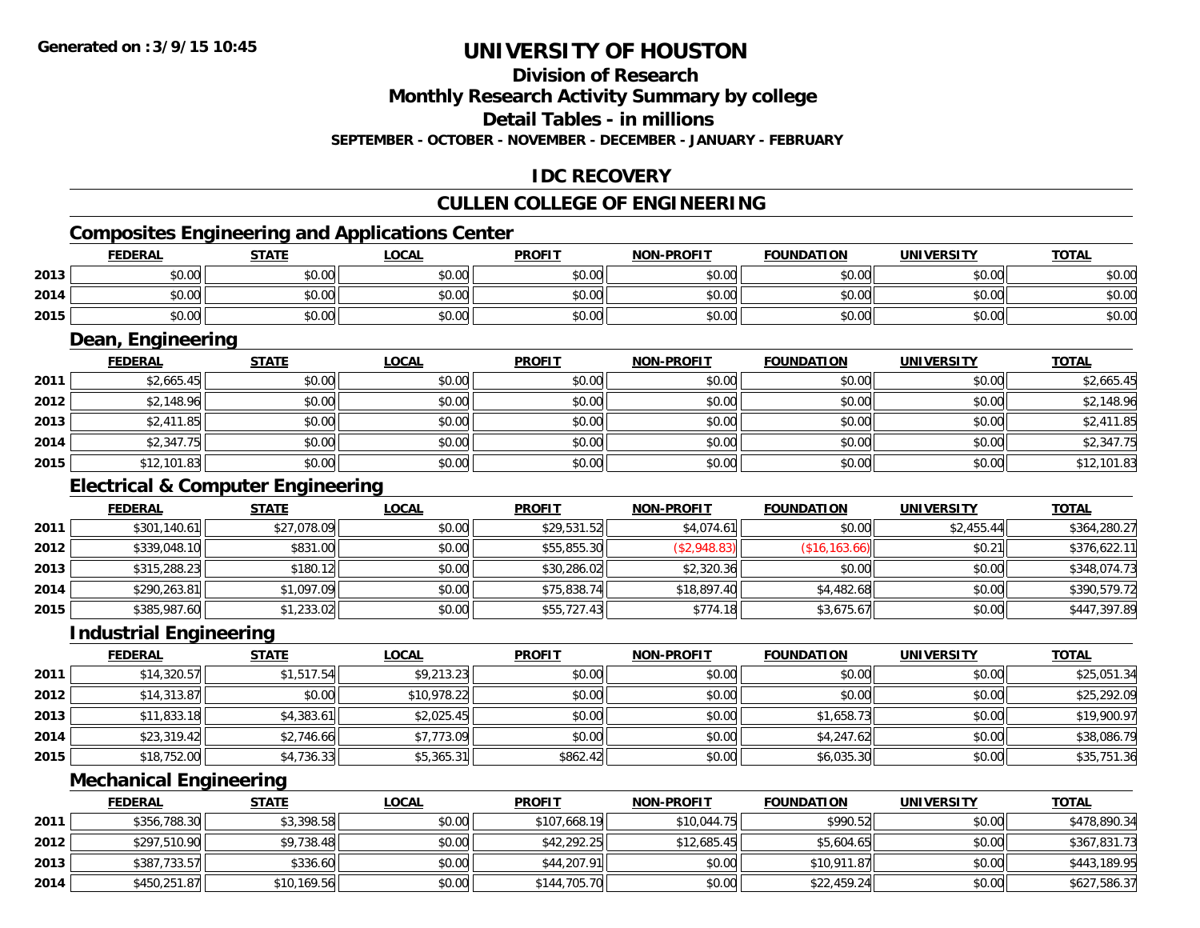# UNIVERSITY OF HOUSTON

## Division of Research

## Monthly Research Activity Summary by college

## Detail Tables - in millions

**SEPTEMBER - OCTOBER - NOVEMBER - DECEMBER - JANUARY - FEBRUARY**

## IDC RECOVERY

## CULLEN COLLEGE OF ENGINEERING

### Composites Engineering and Applications Center

| | FEDERAL | STATE | LOCAL | PROFIT | NON-PROFIT | FOUNDATION | UNIVERSITY | TOTAL |
|---|---|---|---|---|---|---|---|---|
| 2013 | $0.00 | $0.00 | $0.00 | $0.00 | $0.00 | $0.00 | $0.00 | $0.00 |
| 2014 | $0.00 | $0.00 | $0.00 | $0.00 | $0.00 | $0.00 | $0.00 | $0.00 |
| 2015 | $0.00 | $0.00 | $0.00 | $0.00 | $0.00 | $0.00 | $0.00 | $0.00 |

### Dean, Engineering

| | FEDERAL | STATE | LOCAL | PROFIT | NON-PROFIT | FOUNDATION | UNIVERSITY | TOTAL |
|---|---|---|---|---|---|---|---|---|
| 2011 | $2,665.45 | $0.00 | $0.00 | $0.00 | $0.00 | $0.00 | $0.00 | $2,665.45 |
| 2012 | $2,148.96 | $0.00 | $0.00 | $0.00 | $0.00 | $0.00 | $0.00 | $2,148.96 |
| 2013 | $2,411.85 | $0.00 | $0.00 | $0.00 | $0.00 | $0.00 | $0.00 | $2,411.85 |
| 2014 | $2,347.75 | $0.00 | $0.00 | $0.00 | $0.00 | $0.00 | $0.00 | $2,347.75 |
| 2015 | $12,101.83 | $0.00 | $0.00 | $0.00 | $0.00 | $0.00 | $0.00 | $12,101.83 |

### Electrical & Computer Engineering

| | FEDERAL | STATE | LOCAL | PROFIT | NON-PROFIT | FOUNDATION | UNIVERSITY | TOTAL |
|---|---|---|---|---|---|---|---|---|
| 2011 | $301,140.61 | $27,078.09 | $0.00 | $29,531.52 | $4,074.61 | $0.00 | $2,455.44 | $364,280.27 |
| 2012 | $339,048.10 | $831.00 | $0.00 | $55,855.30 | ($2,948.83) | ($16,163.66) | $0.21 | $376,622.11 |
| 2013 | $315,288.23 | $180.12 | $0.00 | $30,286.02 | $2,320.36 | $0.00 | $0.00 | $348,074.73 |
| 2014 | $290,263.81 | $1,097.09 | $0.00 | $75,838.74 | $18,897.40 | $4,482.68 | $0.00 | $390,579.72 |
| 2015 | $385,987.60 | $1,233.02 | $0.00 | $55,727.43 | $774.18 | $3,675.67 | $0.00 | $447,397.89 |

### Industrial Engineering

| | FEDERAL | STATE | LOCAL | PROFIT | NON-PROFIT | FOUNDATION | UNIVERSITY | TOTAL |
|---|---|---|---|---|---|---|---|---|
| 2011 | $14,320.57 | $1,517.54 | $9,213.23 | $0.00 | $0.00 | $0.00 | $0.00 | $25,051.34 |
| 2012 | $14,313.87 | $0.00 | $10,978.22 | $0.00 | $0.00 | $0.00 | $0.00 | $25,292.09 |
| 2013 | $11,833.18 | $4,383.61 | $2,025.45 | $0.00 | $0.00 | $1,658.73 | $0.00 | $19,900.97 |
| 2014 | $23,319.42 | $2,746.66 | $7,773.09 | $0.00 | $0.00 | $4,247.62 | $0.00 | $38,086.79 |
| 2015 | $18,752.00 | $4,736.33 | $5,365.31 | $862.42 | $0.00 | $6,035.30 | $0.00 | $35,751.36 |

### Mechanical Engineering

| | FEDERAL | STATE | LOCAL | PROFIT | NON-PROFIT | FOUNDATION | UNIVERSITY | TOTAL |
|---|---|---|---|---|---|---|---|---|
| 2011 | $356,788.30 | $3,398.58 | $0.00 | $107,668.19 | $10,044.75 | $990.52 | $0.00 | $478,890.34 |
| 2012 | $297,510.90 | $9,738.48 | $0.00 | $42,292.25 | $12,685.45 | $5,604.65 | $0.00 | $367,831.73 |
| 2013 | $387,733.57 | $336.60 | $0.00 | $44,207.91 | $0.00 | $10,911.87 | $0.00 | $443,189.95 |
| 2014 | $450,251.87 | $10,169.56 | $0.00 | $144,705.70 | $0.00 | $22,459.24 | $0.00 | $627,586.37 |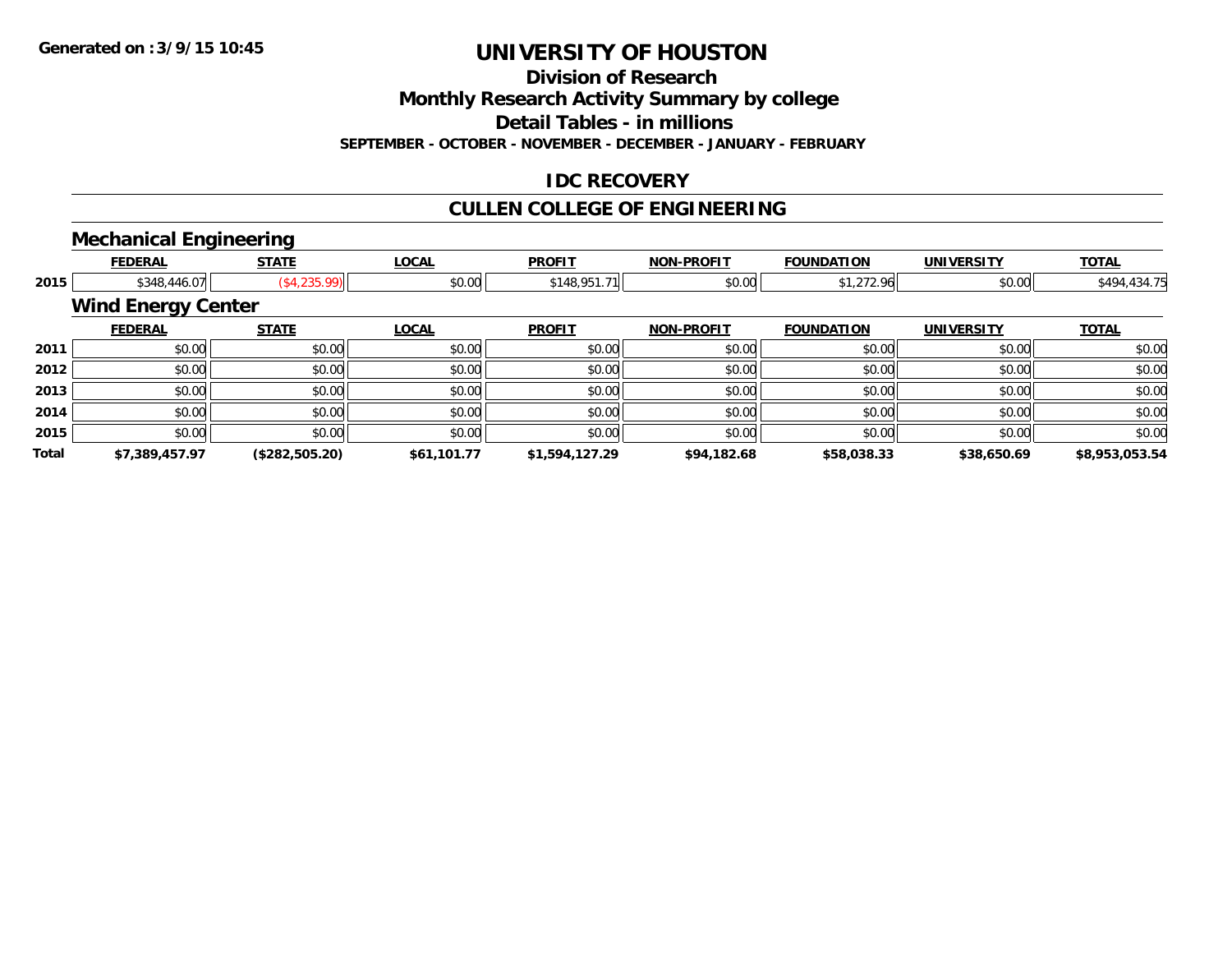**Generated on :3/9/15 10:45**

# UNIVERSITY OF HOUSTON

## Division of Research

## Monthly Research Activity Summary by college

## Detail Tables - in millions

**SEPTEMBER - OCTOBER - NOVEMBER - DECEMBER - JANUARY - FEBRUARY**

## IDC RECOVERY

## CULLEN COLLEGE OF ENGINEERING

### Mechanical Engineering

| | FEDERAL | STATE | LOCAL | PROFIT | NON-PROFIT | FOUNDATION | UNIVERSITY | TOTAL |
|---|---|---|---|---|---|---|---|---|
| 2015 | $348,446.07 | ($4,235.99) | $0.00 | $148,951.71 | $0.00 | $1,272.96 | $0.00 | $494,434.75 |

### Wind Energy Center

| | FEDERAL | STATE | LOCAL | PROFIT | NON-PROFIT | FOUNDATION | UNIVERSITY | TOTAL |
|---|---|---|---|---|---|---|---|---|
| 2011 | $0.00 | $0.00 | $0.00 | $0.00 | $0.00 | $0.00 | $0.00 | $0.00 |
| 2012 | $0.00 | $0.00 | $0.00 | $0.00 | $0.00 | $0.00 | $0.00 | $0.00 |
| 2013 | $0.00 | $0.00 | $0.00 | $0.00 | $0.00 | $0.00 | $0.00 | $0.00 |
| 2014 | $0.00 | $0.00 | $0.00 | $0.00 | $0.00 | $0.00 | $0.00 | $0.00 |
| 2015 | $0.00 | $0.00 | $0.00 | $0.00 | $0.00 | $0.00 | $0.00 | $0.00 |
| **Total** | **$7,389,457.97** | **($282,505.20)** | **$61,101.77** | **$1,594,127.29** | **$94,182.68** | **$58,038.33** | **$38,650.69** | **$8,953,053.54** |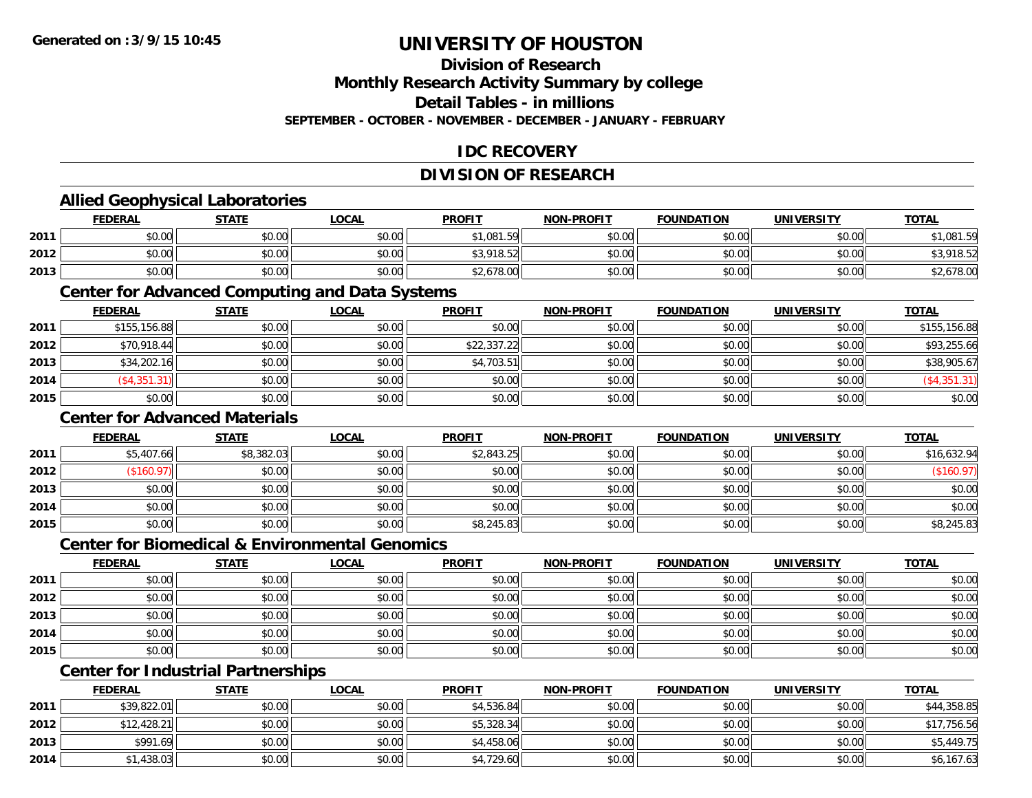# UNIVERSITY OF HOUSTON

## Division of Research

## Monthly Research Activity Summary by college

## Detail Tables - in millions

**SEPTEMBER - OCTOBER - NOVEMBER - DECEMBER - JANUARY - FEBRUARY**

## IDC RECOVERY

## DIVISION OF RESEARCH

### Allied Geophysical Laboratories

| | FEDERAL | STATE | LOCAL | PROFIT | NON-PROFIT | FOUNDATION | UNIVERSITY | TOTAL |
|---|---|---|---|---|---|---|---|---|
| 2011 | $0.00 | $0.00 | $0.00 | $1,081.59 | $0.00 | $0.00 | $0.00 | $1,081.59 |
| 2012 | $0.00 | $0.00 | $0.00 | $3,918.52 | $0.00 | $0.00 | $0.00 | $3,918.52 |
| 2013 | $0.00 | $0.00 | $0.00 | $2,678.00 | $0.00 | $0.00 | $0.00 | $2,678.00 |

### Center for Advanced Computing and Data Systems

| | FEDERAL | STATE | LOCAL | PROFIT | NON-PROFIT | FOUNDATION | UNIVERSITY | TOTAL |
|---|---|---|---|---|---|---|---|---|
| 2011 | $155,156.88 | $0.00 | $0.00 | $0.00 | $0.00 | $0.00 | $0.00 | $155,156.88 |
| 2012 | $70,918.44 | $0.00 | $0.00 | $22,337.22 | $0.00 | $0.00 | $0.00 | $93,255.66 |
| 2013 | $34,202.16 | $0.00 | $0.00 | $4,703.51 | $0.00 | $0.00 | $0.00 | $38,905.67 |
| 2014 | ($4,351.31) | $0.00 | $0.00 | $0.00 | $0.00 | $0.00 | $0.00 | ($4,351.31) |
| 2015 | $0.00 | $0.00 | $0.00 | $0.00 | $0.00 | $0.00 | $0.00 | $0.00 |

### Center for Advanced Materials

| | FEDERAL | STATE | LOCAL | PROFIT | NON-PROFIT | FOUNDATION | UNIVERSITY | TOTAL |
|---|---|---|---|---|---|---|---|---|
| 2011 | $5,407.66 | $8,382.03 | $0.00 | $2,843.25 | $0.00 | $0.00 | $0.00 | $16,632.94 |
| 2012 | ($160.97) | $0.00 | $0.00 | $0.00 | $0.00 | $0.00 | $0.00 | ($160.97) |
| 2013 | $0.00 | $0.00 | $0.00 | $0.00 | $0.00 | $0.00 | $0.00 | $0.00 |
| 2014 | $0.00 | $0.00 | $0.00 | $0.00 | $0.00 | $0.00 | $0.00 | $0.00 |
| 2015 | $0.00 | $0.00 | $0.00 | $8,245.83 | $0.00 | $0.00 | $0.00 | $8,245.83 |

### Center for Biomedical & Environmental Genomics

| | FEDERAL | STATE | LOCAL | PROFIT | NON-PROFIT | FOUNDATION | UNIVERSITY | TOTAL |
|---|---|---|---|---|---|---|---|---|
| 2011 | $0.00 | $0.00 | $0.00 | $0.00 | $0.00 | $0.00 | $0.00 | $0.00 |
| 2012 | $0.00 | $0.00 | $0.00 | $0.00 | $0.00 | $0.00 | $0.00 | $0.00 |
| 2013 | $0.00 | $0.00 | $0.00 | $0.00 | $0.00 | $0.00 | $0.00 | $0.00 |
| 2014 | $0.00 | $0.00 | $0.00 | $0.00 | $0.00 | $0.00 | $0.00 | $0.00 |
| 2015 | $0.00 | $0.00 | $0.00 | $0.00 | $0.00 | $0.00 | $0.00 | $0.00 |

### Center for Industrial Partnerships

| | FEDERAL | STATE | LOCAL | PROFIT | NON-PROFIT | FOUNDATION | UNIVERSITY | TOTAL |
|---|---|---|---|---|---|---|---|---|
| 2011 | $39,822.01 | $0.00 | $0.00 | $4,536.84 | $0.00 | $0.00 | $0.00 | $44,358.85 |
| 2012 | $12,428.21 | $0.00 | $0.00 | $5,328.34 | $0.00 | $0.00 | $0.00 | $17,756.56 |
| 2013 | $991.69 | $0.00 | $0.00 | $4,458.06 | $0.00 | $0.00 | $0.00 | $5,449.75 |
| 2014 | $1,438.03 | $0.00 | $0.00 | $4,729.60 | $0.00 | $0.00 | $0.00 | $6,167.63 |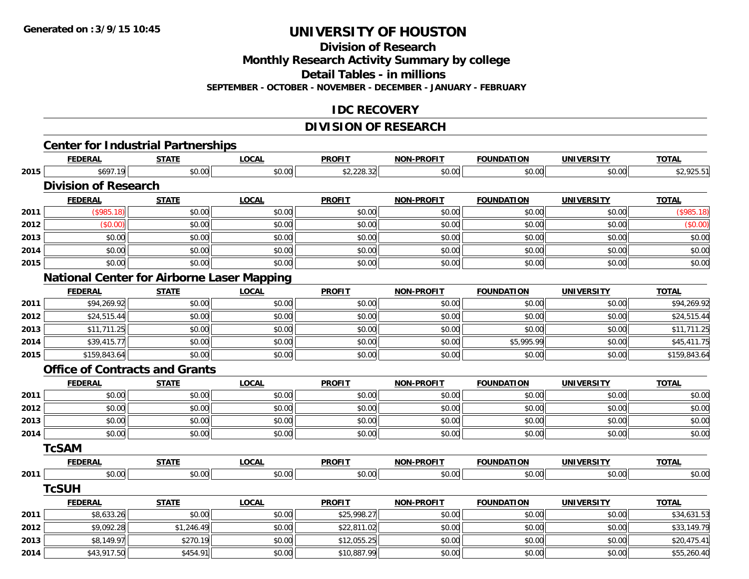# UNIVERSITY OF HOUSTON

## Division of Research

## Monthly Research Activity Summary by college

## Detail Tables - in millions

**SEPTEMBER - OCTOBER - NOVEMBER - DECEMBER - JANUARY - FEBRUARY**

## IDC RECOVERY

## DIVISION OF RESEARCH

### Center for Industrial Partnerships

| | FEDERAL | STATE | LOCAL | PROFIT | NON-PROFIT | FOUNDATION | UNIVERSITY | TOTAL |
|---|---|---|---|---|---|---|---|---|
| 2015 | $697.19 | $0.00 | $0.00 | $2,228.32 | $0.00 | $0.00 | $0.00 | $2,925.51 |

### Division of Research

| | FEDERAL | STATE | LOCAL | PROFIT | NON-PROFIT | FOUNDATION | UNIVERSITY | TOTAL |
|---|---|---|---|---|---|---|---|---|
| 2011 | ($985.18) | $0.00 | $0.00 | $0.00 | $0.00 | $0.00 | $0.00 | ($985.18) |
| 2012 | ($0.00) | $0.00 | $0.00 | $0.00 | $0.00 | $0.00 | $0.00 | ($0.00) |
| 2013 | $0.00 | $0.00 | $0.00 | $0.00 | $0.00 | $0.00 | $0.00 | $0.00 |
| 2014 | $0.00 | $0.00 | $0.00 | $0.00 | $0.00 | $0.00 | $0.00 | $0.00 |
| 2015 | $0.00 | $0.00 | $0.00 | $0.00 | $0.00 | $0.00 | $0.00 | $0.00 |

### National Center for Airborne Laser Mapping

| | FEDERAL | STATE | LOCAL | PROFIT | NON-PROFIT | FOUNDATION | UNIVERSITY | TOTAL |
|---|---|---|---|---|---|---|---|---|
| 2011 | $94,269.92 | $0.00 | $0.00 | $0.00 | $0.00 | $0.00 | $0.00 | $94,269.92 |
| 2012 | $24,515.44 | $0.00 | $0.00 | $0.00 | $0.00 | $0.00 | $0.00 | $24,515.44 |
| 2013 | $11,711.25 | $0.00 | $0.00 | $0.00 | $0.00 | $0.00 | $0.00 | $11,711.25 |
| 2014 | $39,415.77 | $0.00 | $0.00 | $0.00 | $0.00 | $5,995.99 | $0.00 | $45,411.75 |
| 2015 | $159,843.64 | $0.00 | $0.00 | $0.00 | $0.00 | $0.00 | $0.00 | $159,843.64 |

### Office of Contracts and Grants

| | FEDERAL | STATE | LOCAL | PROFIT | NON-PROFIT | FOUNDATION | UNIVERSITY | TOTAL |
|---|---|---|---|---|---|---|---|---|
| 2011 | $0.00 | $0.00 | $0.00 | $0.00 | $0.00 | $0.00 | $0.00 | $0.00 |
| 2012 | $0.00 | $0.00 | $0.00 | $0.00 | $0.00 | $0.00 | $0.00 | $0.00 |
| 2013 | $0.00 | $0.00 | $0.00 | $0.00 | $0.00 | $0.00 | $0.00 | $0.00 |
| 2014 | $0.00 | $0.00 | $0.00 | $0.00 | $0.00 | $0.00 | $0.00 | $0.00 |

### TcSAM

| | FEDERAL | STATE | LOCAL | PROFIT | NON-PROFIT | FOUNDATION | UNIVERSITY | TOTAL |
|---|---|---|---|---|---|---|---|---|
| 2011 | $0.00 | $0.00 | $0.00 | $0.00 | $0.00 | $0.00 | $0.00 | $0.00 |

### TcSUH

| | FEDERAL | STATE | LOCAL | PROFIT | NON-PROFIT | FOUNDATION | UNIVERSITY | TOTAL |
|---|---|---|---|---|---|---|---|---|
| 2011 | $8,633.26 | $0.00 | $0.00 | $25,998.27 | $0.00 | $0.00 | $0.00 | $34,631.53 |
| 2012 | $9,092.28 | $1,246.49 | $0.00 | $22,811.02 | $0.00 | $0.00 | $0.00 | $33,149.79 |
| 2013 | $8,149.97 | $270.19 | $0.00 | $12,055.25 | $0.00 | $0.00 | $0.00 | $20,475.41 |
| 2014 | $43,917.50 | $454.91 | $0.00 | $10,887.99 | $0.00 | $0.00 | $0.00 | $55,260.40 |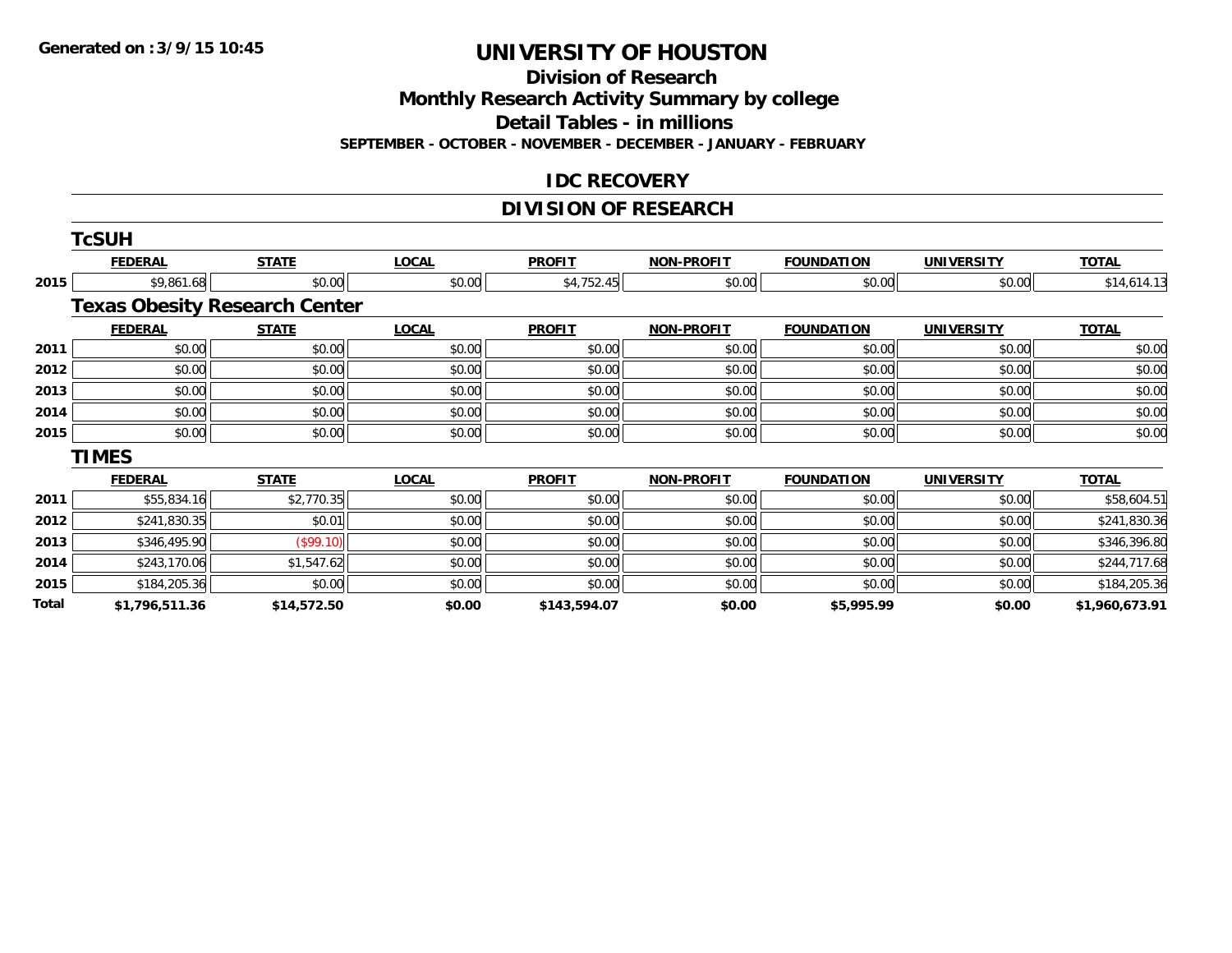# UNIVERSITY OF HOUSTON

## Division of Research

## Monthly Research Activity Summary by college

## Detail Tables - in millions

**SEPTEMBER - OCTOBER - NOVEMBER - DECEMBER - JANUARY - FEBRUARY**

## IDC RECOVERY

## DIVISION OF RESEARCH

### TcSUH

| | FEDERAL | STATE | LOCAL | PROFIT | NON-PROFIT | FOUNDATION | UNIVERSITY | TOTAL |
|---|---|---|---|---|---|---|---|---|
| 2015 | $9,861.68 | $0.00 | $0.00 | $4,752.45 | $0.00 | $0.00 | $0.00 | $14,614.13 |

### Texas Obesity Research Center

| | FEDERAL | STATE | LOCAL | PROFIT | NON-PROFIT | FOUNDATION | UNIVERSITY | TOTAL |
|---|---|---|---|---|---|---|---|---|
| 2011 | $0.00 | $0.00 | $0.00 | $0.00 | $0.00 | $0.00 | $0.00 | $0.00 |
| 2012 | $0.00 | $0.00 | $0.00 | $0.00 | $0.00 | $0.00 | $0.00 | $0.00 |
| 2013 | $0.00 | $0.00 | $0.00 | $0.00 | $0.00 | $0.00 | $0.00 | $0.00 |
| 2014 | $0.00 | $0.00 | $0.00 | $0.00 | $0.00 | $0.00 | $0.00 | $0.00 |
| 2015 | $0.00 | $0.00 | $0.00 | $0.00 | $0.00 | $0.00 | $0.00 | $0.00 |

### TIMES

| | FEDERAL | STATE | LOCAL | PROFIT | NON-PROFIT | FOUNDATION | UNIVERSITY | TOTAL |
|---|---|---|---|---|---|---|---|---|
| 2011 | $55,834.16 | $2,770.35 | $0.00 | $0.00 | $0.00 | $0.00 | $0.00 | $58,604.51 |
| 2012 | $241,830.35 | $0.01 | $0.00 | $0.00 | $0.00 | $0.00 | $0.00 | $241,830.36 |
| 2013 | $346,495.90 | ($99.10) | $0.00 | $0.00 | $0.00 | $0.00 | $0.00 | $346,396.80 |
| 2014 | $243,170.06 | $1,547.62 | $0.00 | $0.00 | $0.00 | $0.00 | $0.00 | $244,717.68 |
| 2015 | $184,205.36 | $0.00 | $0.00 | $0.00 | $0.00 | $0.00 | $0.00 | $184,205.36 |
| **Total** | **$1,796,511.36** | **$14,572.50** | **$0.00** | **$143,594.07** | **$0.00** | **$5,995.99** | **$0.00** | **$1,960,673.91** |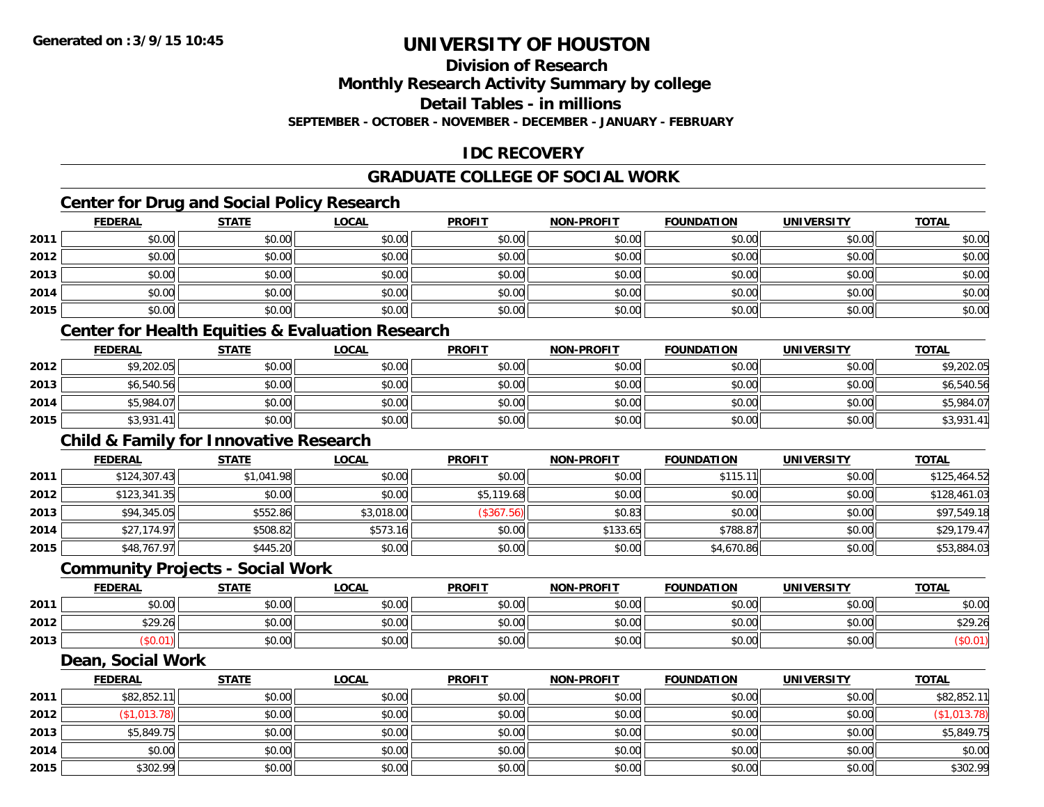**Generated on :3/9/15 10:45**

# UNIVERSITY OF HOUSTON

## Division of Research

## Monthly Research Activity Summary by college

## Detail Tables - in millions

**SEPTEMBER - OCTOBER - NOVEMBER - DECEMBER - JANUARY - FEBRUARY**

## IDC RECOVERY

## GRADUATE COLLEGE OF SOCIAL WORK

### Center for Drug and Social Policy Research

| | FEDERAL | STATE | LOCAL | PROFIT | NON-PROFIT | FOUNDATION | UNIVERSITY | TOTAL |
|---|---|---|---|---|---|---|---|---|
| 2011 | $0.00 | $0.00 | $0.00 | $0.00 | $0.00 | $0.00 | $0.00 | $0.00 |
| 2012 | $0.00 | $0.00 | $0.00 | $0.00 | $0.00 | $0.00 | $0.00 | $0.00 |
| 2013 | $0.00 | $0.00 | $0.00 | $0.00 | $0.00 | $0.00 | $0.00 | $0.00 |
| 2014 | $0.00 | $0.00 | $0.00 | $0.00 | $0.00 | $0.00 | $0.00 | $0.00 |
| 2015 | $0.00 | $0.00 | $0.00 | $0.00 | $0.00 | $0.00 | $0.00 | $0.00 |

### Center for Health Equities & Evaluation Research

| | FEDERAL | STATE | LOCAL | PROFIT | NON-PROFIT | FOUNDATION | UNIVERSITY | TOTAL |
|---|---|---|---|---|---|---|---|---|
| 2012 | $9,202.05 | $0.00 | $0.00 | $0.00 | $0.00 | $0.00 | $0.00 | $9,202.05 |
| 2013 | $6,540.56 | $0.00 | $0.00 | $0.00 | $0.00 | $0.00 | $0.00 | $6,540.56 |
| 2014 | $5,984.07 | $0.00 | $0.00 | $0.00 | $0.00 | $0.00 | $0.00 | $5,984.07 |
| 2015 | $3,931.41 | $0.00 | $0.00 | $0.00 | $0.00 | $0.00 | $0.00 | $3,931.41 |

### Child & Family for Innovative Research

| | FEDERAL | STATE | LOCAL | PROFIT | NON-PROFIT | FOUNDATION | UNIVERSITY | TOTAL |
|---|---|---|---|---|---|---|---|---|
| 2011 | $124,307.43 | $1,041.98 | $0.00 | $0.00 | $0.00 | $115.11 | $0.00 | $125,464.52 |
| 2012 | $123,341.35 | $0.00 | $0.00 | $5,119.68 | $0.00 | $0.00 | $0.00 | $128,461.03 |
| 2013 | $94,345.05 | $552.86 | $3,018.00 | ($367.56) | $0.83 | $0.00 | $0.00 | $97,549.18 |
| 2014 | $27,174.97 | $508.82 | $573.16 | $0.00 | $133.65 | $788.87 | $0.00 | $29,179.47 |
| 2015 | $48,767.97 | $445.20 | $0.00 | $0.00 | $0.00 | $4,670.86 | $0.00 | $53,884.03 |

### Community Projects - Social Work

| | FEDERAL | STATE | LOCAL | PROFIT | NON-PROFIT | FOUNDATION | UNIVERSITY | TOTAL |
|---|---|---|---|---|---|---|---|---|
| 2011 | $0.00 | $0.00 | $0.00 | $0.00 | $0.00 | $0.00 | $0.00 | $0.00 |
| 2012 | $29.26 | $0.00 | $0.00 | $0.00 | $0.00 | $0.00 | $0.00 | $29.26 |
| 2013 | ($0.01) | $0.00 | $0.00 | $0.00 | $0.00 | $0.00 | $0.00 | ($0.01) |

### Dean, Social Work

| | FEDERAL | STATE | LOCAL | PROFIT | NON-PROFIT | FOUNDATION | UNIVERSITY | TOTAL |
|---|---|---|---|---|---|---|---|---|
| 2011 | $82,852.11 | $0.00 | $0.00 | $0.00 | $0.00 | $0.00 | $0.00 | $82,852.11 |
| 2012 | ($1,013.78) | $0.00 | $0.00 | $0.00 | $0.00 | $0.00 | $0.00 | ($1,013.78) |
| 2013 | $5,849.75 | $0.00 | $0.00 | $0.00 | $0.00 | $0.00 | $0.00 | $5,849.75 |
| 2014 | $0.00 | $0.00 | $0.00 | $0.00 | $0.00 | $0.00 | $0.00 | $0.00 |
| 2015 | $302.99 | $0.00 | $0.00 | $0.00 | $0.00 | $0.00 | $0.00 | $302.99 |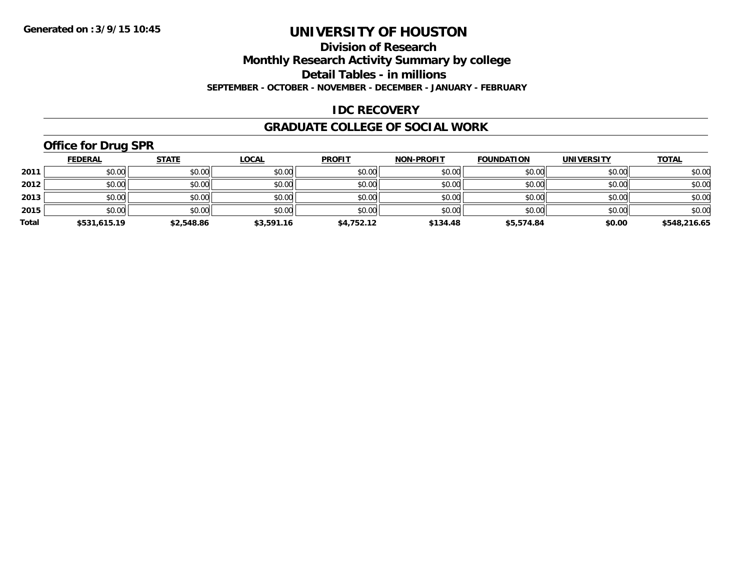**Generated on :3/9/15 10:45**

# UNIVERSITY OF HOUSTON

## Division of Research

## Monthly Research Activity Summary by college

## Detail Tables - in millions

**SEPTEMBER - OCTOBER - NOVEMBER - DECEMBER - JANUARY - FEBRUARY**

## IDC RECOVERY

## GRADUATE COLLEGE OF SOCIAL WORK

### Office for Drug SPR

| | FEDERAL | STATE | LOCAL | PROFIT | NON-PROFIT | FOUNDATION | UNIVERSITY | TOTAL |
|---|---|---|---|---|---|---|---|---|
| 2011 | $0.00 | $0.00 | $0.00 | $0.00 | $0.00 | $0.00 | $0.00 | $0.00 |
| 2012 | $0.00 | $0.00 | $0.00 | $0.00 | $0.00 | $0.00 | $0.00 | $0.00 |
| 2013 | $0.00 | $0.00 | $0.00 | $0.00 | $0.00 | $0.00 | $0.00 | $0.00 |
| 2015 | $0.00 | $0.00 | $0.00 | $0.00 | $0.00 | $0.00 | $0.00 | $0.00 |
| **Total** | **$531,615.19** | **$2,548.86** | **$3,591.16** | **$4,752.12** | **$134.48** | **$5,574.84** | **$0.00** | **$548,216.65** |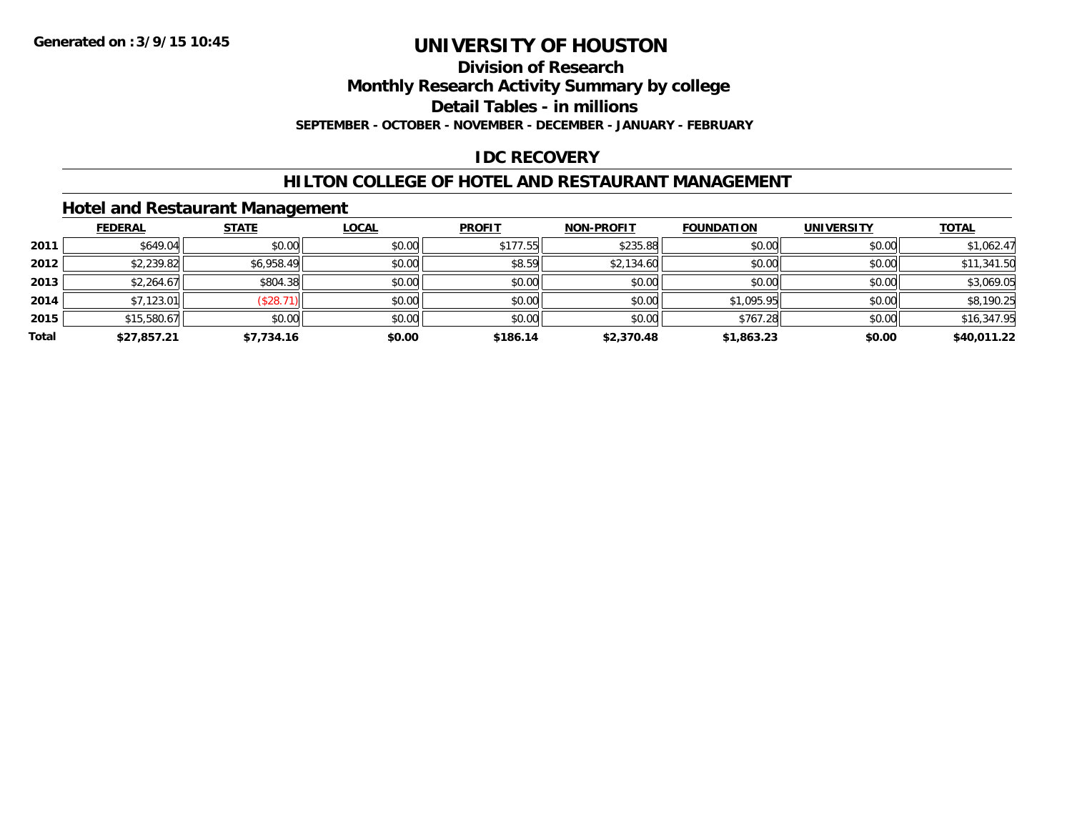# UNIVERSITY OF HOUSTON

## Division of Research

## Monthly Research Activity Summary by college

## Detail Tables - in millions

**SEPTEMBER - OCTOBER - NOVEMBER - DECEMBER - JANUARY - FEBRUARY**

**Generated on : 3/9/15 10:45**

## IDC RECOVERY

## HILTON COLLEGE OF HOTEL AND RESTAURANT MANAGEMENT

### Hotel and Restaurant Management

| | FEDERAL | STATE | LOCAL | PROFIT | NON-PROFIT | FOUNDATION | UNIVERSITY | TOTAL |
|---|---|---|---|---|---|---|---|---|
| 2011 | $649.04 | $0.00 | $0.00 | $177.55 | $235.88 | $0.00 | $0.00 | $1,062.47 |
| 2012 | $2,239.82 | $6,958.49 | $0.00 | $8.59 | $2,134.60 | $0.00 | $0.00 | $11,341.50 |
| 2013 | $2,264.67 | $804.38 | $0.00 | $0.00 | $0.00 | $0.00 | $0.00 | $3,069.05 |
| 2014 | $7,123.01 | ($28.71) | $0.00 | $0.00 | $0.00 | $1,095.95 | $0.00 | $8,190.25 |
| 2015 | $15,580.67 | $0.00 | $0.00 | $0.00 | $0.00 | $767.28 | $0.00 | $16,347.95 |
| **Total** | **$27,857.21** | **$7,734.16** | **$0.00** | **$186.14** | **$2,370.48** | **$1,863.23** | **$0.00** | **$40,011.22** |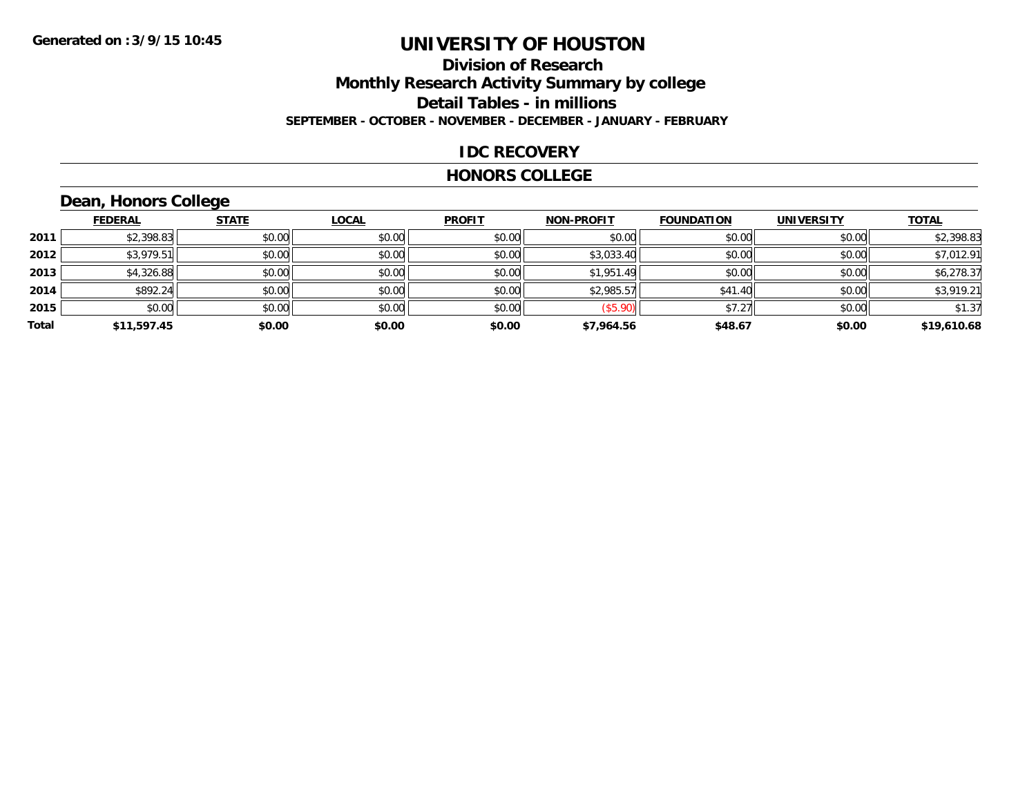Generated on :3/9/15 10:45

# UNIVERSITY OF HOUSTON

## Division of Research

## Monthly Research Activity Summary by college

## Detail Tables - in millions

**SEPTEMBER - OCTOBER - NOVEMBER - DECEMBER - JANUARY - FEBRUARY**

## IDC RECOVERY

## HONORS COLLEGE

### Dean, Honors College

| | FEDERAL | STATE | LOCAL | PROFIT | NON-PROFIT | FOUNDATION | UNIVERSITY | TOTAL |
|---|---|---|---|---|---|---|---|---|
| 2011 | $2,398.83 | $0.00 | $0.00 | $0.00 | $0.00 | $0.00 | $0.00 | $2,398.83 |
| 2012 | $3,979.51 | $0.00 | $0.00 | $0.00 | $3,033.40 | $0.00 | $0.00 | $7,012.91 |
| 2013 | $4,326.88 | $0.00 | $0.00 | $0.00 | $1,951.49 | $0.00 | $0.00 | $6,278.37 |
| 2014 | $892.24 | $0.00 | $0.00 | $0.00 | $2,985.57 | $41.40 | $0.00 | $3,919.21 |
| 2015 | $0.00 | $0.00 | $0.00 | $0.00 | ($5.90) | $7.27 | $0.00 | $1.37 |
| **Total** | **$11,597.45** | **$0.00** | **$0.00** | **$0.00** | **$7,964.56** | **$48.67** | **$0.00** | **$19,610.68** |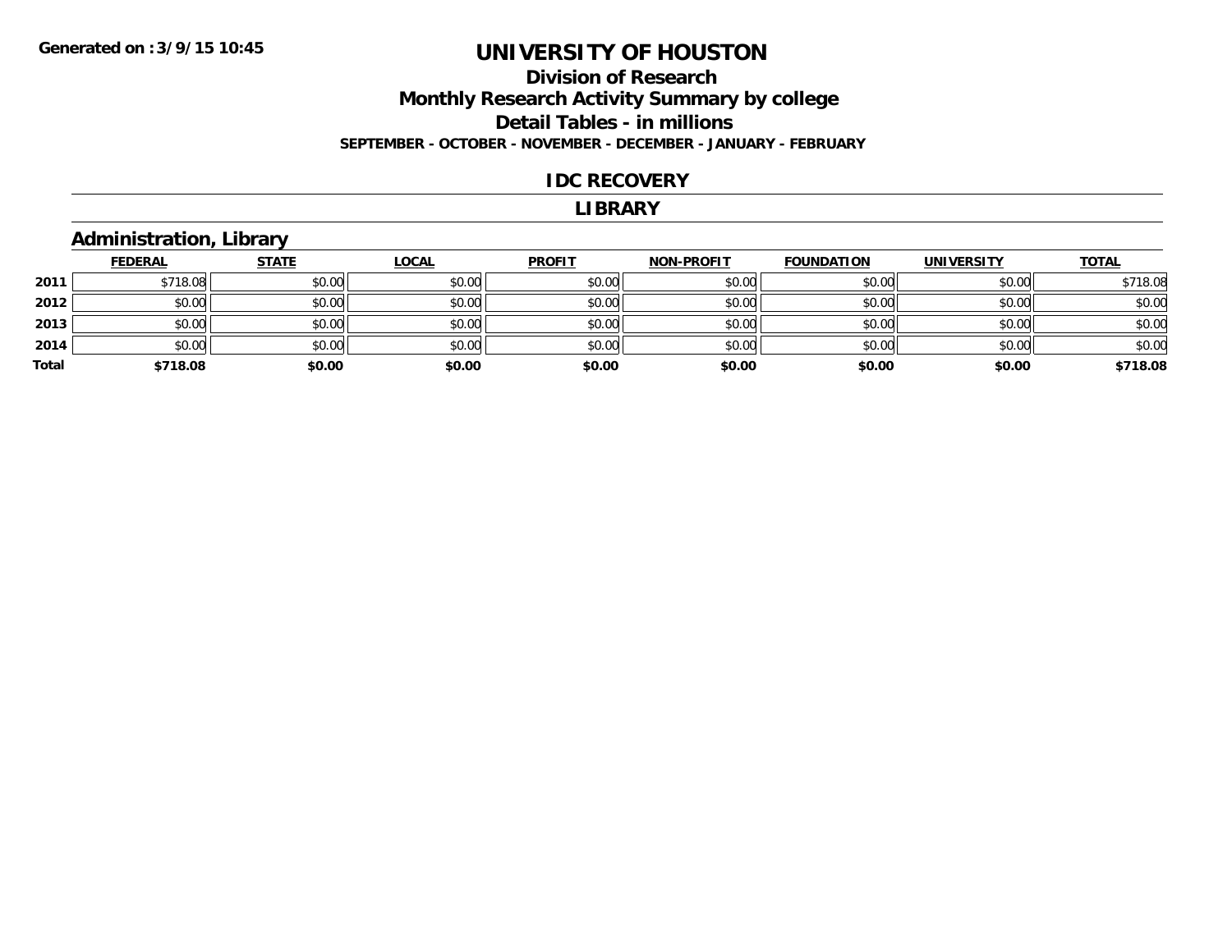# UNIVERSITY OF HOUSTON

## Division of Research
## Monthly Research Activity Summary by college
## Detail Tables - in millions

**SEPTEMBER - OCTOBER - NOVEMBER - DECEMBER - JANUARY - FEBRUARY**

### IDC RECOVERY

### LIBRARY

### Administration, Library

| | FEDERAL | STATE | LOCAL | PROFIT | NON-PROFIT | FOUNDATION | UNIVERSITY | TOTAL |
|---|---|---|---|---|---|---|---|---|
| 2011 | $718.08 | $0.00 | $0.00 | $0.00 | $0.00 | $0.00 | $0.00 | $718.08 |
| 2012 | $0.00 | $0.00 | $0.00 | $0.00 | $0.00 | $0.00 | $0.00 | $0.00 |
| 2013 | $0.00 | $0.00 | $0.00 | $0.00 | $0.00 | $0.00 | $0.00 | $0.00 |
| 2014 | $0.00 | $0.00 | $0.00 | $0.00 | $0.00 | $0.00 | $0.00 | $0.00 |
| **Total** | **$718.08** | **$0.00** | **$0.00** | **$0.00** | **$0.00** | **$0.00** | **$0.00** | **$718.08** |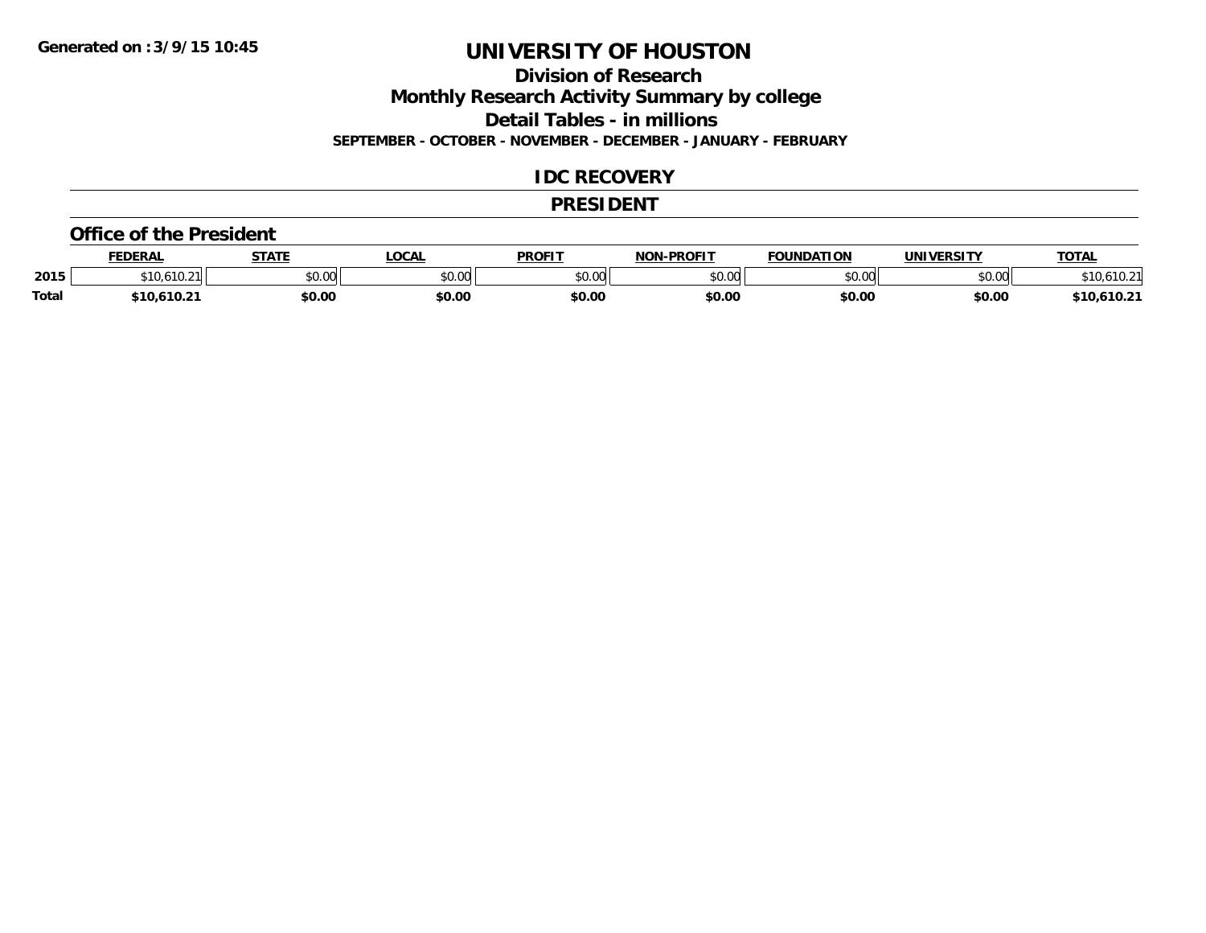**Generated on :3/9/15 10:45**

# UNIVERSITY OF HOUSTON

## Division of Research

## Monthly Research Activity Summary by college

## Detail Tables - in millions

**SEPTEMBER - OCTOBER - NOVEMBER - DECEMBER - JANUARY - FEBRUARY**

## IDC RECOVERY

## PRESIDENT

### Office of the President

| | FEDERAL | STATE | LOCAL | PROFIT | NON-PROFIT | FOUNDATION | UNIVERSITY | TOTAL |
|---|---|---|---|---|---|---|---|---|
| 2015 | $10,610.21 | $0.00 | $0.00 | $0.00 | $0.00 | $0.00 | $0.00 | $10,610.21 |
| **Total** | **$10,610.21** | **$0.00** | **$0.00** | **$0.00** | **$0.00** | **$0.00** | **$0.00** | **$10,610.21** |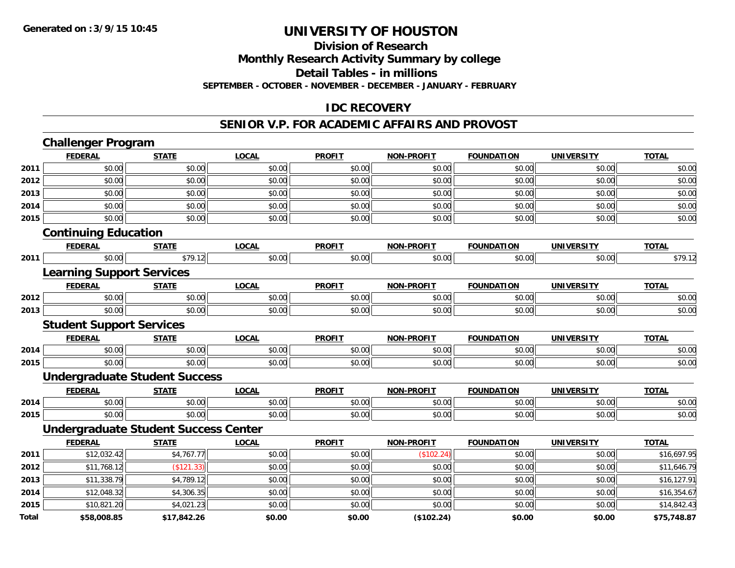**Generated on :3/9/15 10:45**

# UNIVERSITY OF HOUSTON

## Division of Research
## Monthly Research Activity Summary by college
## Detail Tables - in millions
### SEPTEMBER - OCTOBER - NOVEMBER - DECEMBER - JANUARY - FEBRUARY

## IDC RECOVERY

## SENIOR V.P. FOR ACADEMIC AFFAIRS AND PROVOST

### Challenger Program

| | FEDERAL | STATE | LOCAL | PROFIT | NON-PROFIT | FOUNDATION | UNIVERSITY | TOTAL |
|---|---|---|---|---|---|---|---|---|
| 2011 | $0.00 | $0.00 | $0.00 | $0.00 | $0.00 | $0.00 | $0.00 | $0.00 |
| 2012 | $0.00 | $0.00 | $0.00 | $0.00 | $0.00 | $0.00 | $0.00 | $0.00 |
| 2013 | $0.00 | $0.00 | $0.00 | $0.00 | $0.00 | $0.00 | $0.00 | $0.00 |
| 2014 | $0.00 | $0.00 | $0.00 | $0.00 | $0.00 | $0.00 | $0.00 | $0.00 |
| 2015 | $0.00 | $0.00 | $0.00 | $0.00 | $0.00 | $0.00 | $0.00 | $0.00 |

### Continuing Education

| | FEDERAL | STATE | LOCAL | PROFIT | NON-PROFIT | FOUNDATION | UNIVERSITY | TOTAL |
|---|---|---|---|---|---|---|---|---|
| 2011 | $0.00 | $79.12 | $0.00 | $0.00 | $0.00 | $0.00 | $0.00 | $79.12 |

### Learning Support Services

| | FEDERAL | STATE | LOCAL | PROFIT | NON-PROFIT | FOUNDATION | UNIVERSITY | TOTAL |
|---|---|---|---|---|---|---|---|---|
| 2012 | $0.00 | $0.00 | $0.00 | $0.00 | $0.00 | $0.00 | $0.00 | $0.00 |
| 2013 | $0.00 | $0.00 | $0.00 | $0.00 | $0.00 | $0.00 | $0.00 | $0.00 |

### Student Support Services

| | FEDERAL | STATE | LOCAL | PROFIT | NON-PROFIT | FOUNDATION | UNIVERSITY | TOTAL |
|---|---|---|---|---|---|---|---|---|
| 2014 | $0.00 | $0.00 | $0.00 | $0.00 | $0.00 | $0.00 | $0.00 | $0.00 |
| 2015 | $0.00 | $0.00 | $0.00 | $0.00 | $0.00 | $0.00 | $0.00 | $0.00 |

### Undergraduate Student Success

| | FEDERAL | STATE | LOCAL | PROFIT | NON-PROFIT | FOUNDATION | UNIVERSITY | TOTAL |
|---|---|---|---|---|---|---|---|---|
| 2014 | $0.00 | $0.00 | $0.00 | $0.00 | $0.00 | $0.00 | $0.00 | $0.00 |
| 2015 | $0.00 | $0.00 | $0.00 | $0.00 | $0.00 | $0.00 | $0.00 | $0.00 |

### Undergraduate Student Success Center

| | FEDERAL | STATE | LOCAL | PROFIT | NON-PROFIT | FOUNDATION | UNIVERSITY | TOTAL |
|---|---|---|---|---|---|---|---|---|
| 2011 | $12,032.42 | $4,767.77 | $0.00 | $0.00 | ($102.24) | $0.00 | $0.00 | $16,697.95 |
| 2012 | $11,768.12 | ($121.33) | $0.00 | $0.00 | $0.00 | $0.00 | $0.00 | $11,646.79 |
| 2013 | $11,338.79 | $4,789.12 | $0.00 | $0.00 | $0.00 | $0.00 | $0.00 | $16,127.91 |
| 2014 | $12,048.32 | $4,306.35 | $0.00 | $0.00 | $0.00 | $0.00 | $0.00 | $16,354.67 |
| 2015 | $10,821.20 | $4,021.23 | $0.00 | $0.00 | $0.00 | $0.00 | $0.00 | $14,842.43 |
| **Total** | **$58,008.85** | **$17,842.26** | **$0.00** | **$0.00** | **($102.24)** | **$0.00** | **$0.00** | **$75,748.87** |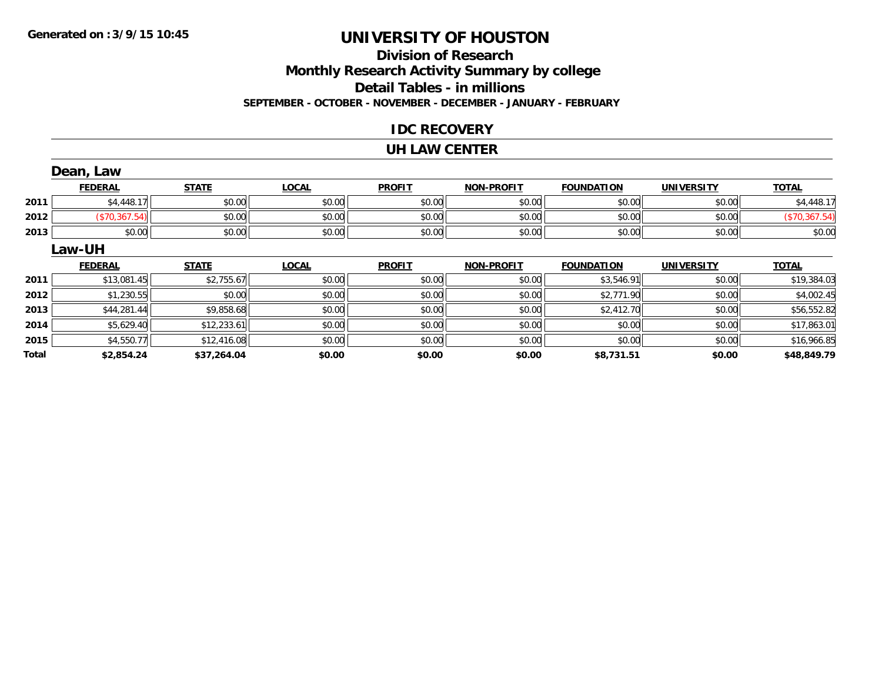Generated on :3/9/15 10:45

# UNIVERSITY OF HOUSTON

## Division of Research

## Monthly Research Activity Summary by college

## Detail Tables - in millions

### SEPTEMBER - OCTOBER - NOVEMBER - DECEMBER - JANUARY - FEBRUARY

### IDC RECOVERY

### UH LAW CENTER

### Dean, Law

| | FEDERAL | STATE | LOCAL | PROFIT | NON-PROFIT | FOUNDATION | UNIVERSITY | TOTAL |
|---|---|---|---|---|---|---|---|---|
| 2011 | $4,448.17 | $0.00 | $0.00 | $0.00 | $0.00 | $0.00 | $0.00 | $4,448.17 |
| 2012 | ($70,367.54) | $0.00 | $0.00 | $0.00 | $0.00 | $0.00 | $0.00 | ($70,367.54) |
| 2013 | $0.00 | $0.00 | $0.00 | $0.00 | $0.00 | $0.00 | $0.00 | $0.00 |

### Law-UH

| | FEDERAL | STATE | LOCAL | PROFIT | NON-PROFIT | FOUNDATION | UNIVERSITY | TOTAL |
|---|---|---|---|---|---|---|---|---|
| 2011 | $13,081.45 | $2,755.67 | $0.00 | $0.00 | $0.00 | $3,546.91 | $0.00 | $19,384.03 |
| 2012 | $1,230.55 | $0.00 | $0.00 | $0.00 | $0.00 | $2,771.90 | $0.00 | $4,002.45 |
| 2013 | $44,281.44 | $9,858.68 | $0.00 | $0.00 | $0.00 | $2,412.70 | $0.00 | $56,552.82 |
| 2014 | $5,629.40 | $12,233.61 | $0.00 | $0.00 | $0.00 | $0.00 | $0.00 | $17,863.01 |
| 2015 | $4,550.77 | $12,416.08 | $0.00 | $0.00 | $0.00 | $0.00 | $0.00 | $16,966.85 |
| **Total** | **$2,854.24** | **$37,264.04** | **$0.00** | **$0.00** | **$0.00** | **$8,731.51** | **$0.00** | **$48,849.79** |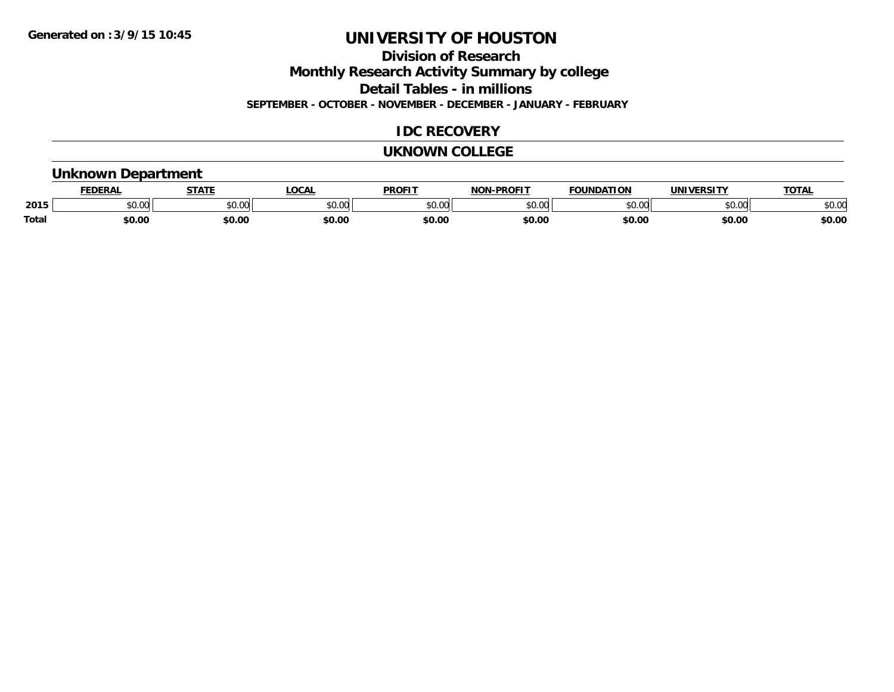# UNIVERSITY OF HOUSTON

## Division of Research

## Monthly Research Activity Summary by college

## Detail Tables - in millions

**SEPTEMBER - OCTOBER - NOVEMBER - DECEMBER - JANUARY - FEBRUARY**

## IDC RECOVERY

## UKNOWN COLLEGE

### Unknown Department

| | FEDERAL | STATE | LOCAL | PROFIT | NON-PROFIT | FOUNDATION | UNIVERSITY | TOTAL |
|---|---|---|---|---|---|---|---|---|
| 2015 | $0.00 | $0.00 | $0.00 | $0.00 | $0.00 | $0.00 | $0.00 | $0.00 |
| Total | $0.00 | $0.00 | $0.00 | $0.00 | $0.00 | $0.00 | $0.00 | $0.00 |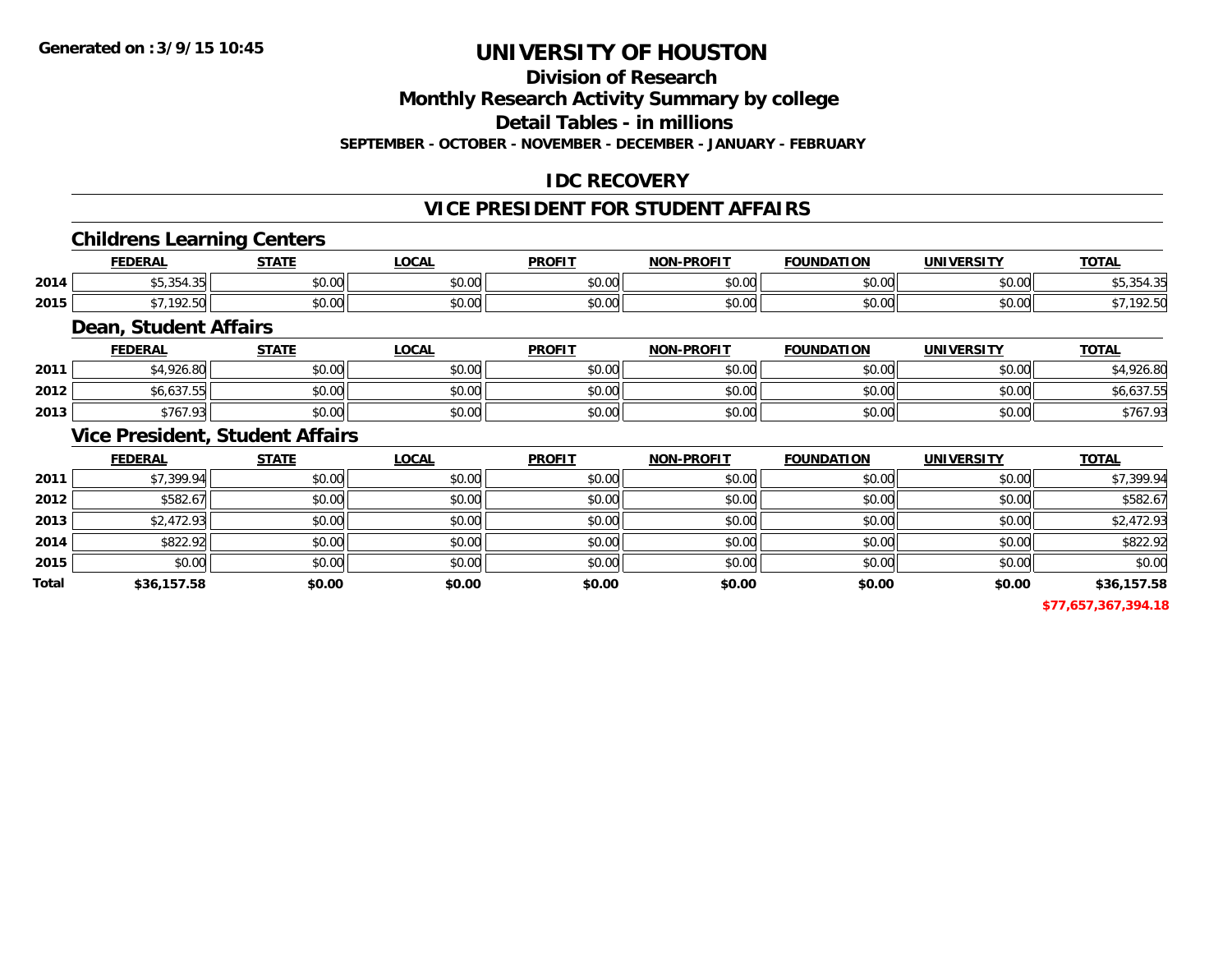**Generated on :3/9/15 10:45**

# UNIVERSITY OF HOUSTON

## Division of Research
## Monthly Research Activity Summary by college
## Detail Tables - in millions
### SEPTEMBER - OCTOBER - NOVEMBER - DECEMBER - JANUARY - FEBRUARY

## IDC RECOVERY

## VICE PRESIDENT FOR STUDENT AFFAIRS

### Childrens Learning Centers

| | FEDERAL | STATE | LOCAL | PROFIT | NON-PROFIT | FOUNDATION | UNIVERSITY | TOTAL |
|---|---|---|---|---|---|---|---|---|
| 2014 | $5,354.35 | $0.00 | $0.00 | $0.00 | $0.00 | $0.00 | $0.00 | $5,354.35 |
| 2015 | $7,192.50 | $0.00 | $0.00 | $0.00 | $0.00 | $0.00 | $0.00 | $7,192.50 |

### Dean, Student Affairs

| | FEDERAL | STATE | LOCAL | PROFIT | NON-PROFIT | FOUNDATION | UNIVERSITY | TOTAL |
|---|---|---|---|---|---|---|---|---|
| 2011 | $4,926.80 | $0.00 | $0.00 | $0.00 | $0.00 | $0.00 | $0.00 | $4,926.80 |
| 2012 | $6,637.55 | $0.00 | $0.00 | $0.00 | $0.00 | $0.00 | $0.00 | $6,637.55 |
| 2013 | $767.93 | $0.00 | $0.00 | $0.00 | $0.00 | $0.00 | $0.00 | $767.93 |

### Vice President, Student Affairs

| | FEDERAL | STATE | LOCAL | PROFIT | NON-PROFIT | FOUNDATION | UNIVERSITY | TOTAL |
|---|---|---|---|---|---|---|---|---|
| 2011 | $7,399.94 | $0.00 | $0.00 | $0.00 | $0.00 | $0.00 | $0.00 | $7,399.94 |
| 2012 | $582.67 | $0.00 | $0.00 | $0.00 | $0.00 | $0.00 | $0.00 | $582.67 |
| 2013 | $2,472.93 | $0.00 | $0.00 | $0.00 | $0.00 | $0.00 | $0.00 | $2,472.93 |
| 2014 | $822.92 | $0.00 | $0.00 | $0.00 | $0.00 | $0.00 | $0.00 | $822.92 |
| 2015 | $0.00 | $0.00 | $0.00 | $0.00 | $0.00 | $0.00 | $0.00 | $0.00 |
| **Total** | **$36,157.58** | **$0.00** | **$0.00** | **$0.00** | **$0.00** | **$0.00** | **$0.00** | **$36,157.58** |

**$77,657,367,394.18**